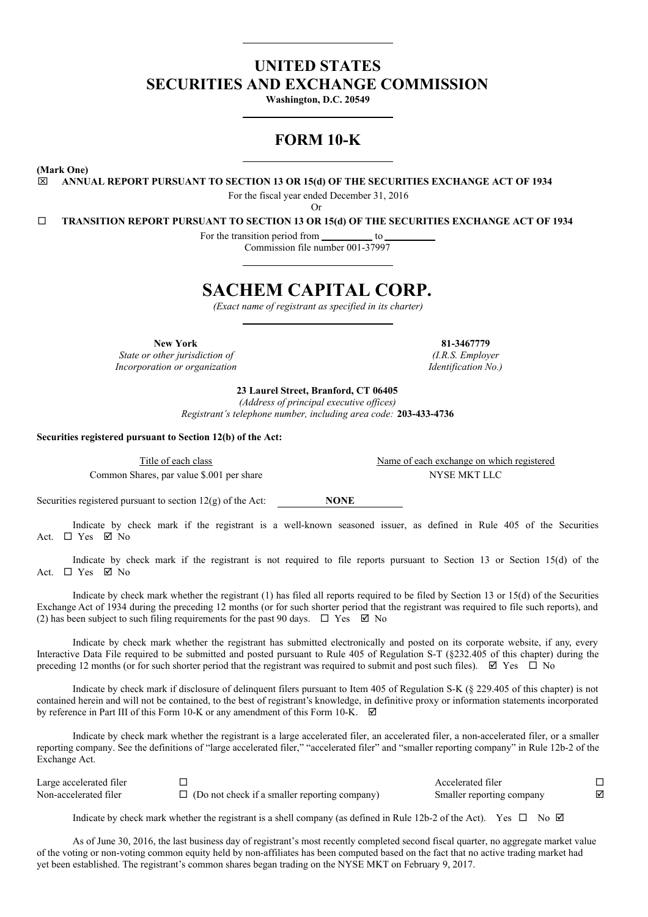# UNITED STATES
# SECURITIES AND EXCHANGE COMMISSION

**Washington, D.C. 20549**

## FORM 10-K

**(Mark One)**

☒ **ANNUAL REPORT PURSUANT TO SECTION 13 OR 15(d) OF THE SECURITIES EXCHANGE ACT OF 1934**

For the fiscal year ended December 31, 2016

Or

☐ **TRANSITION REPORT PURSUANT TO SECTION 13 OR 15(d) OF THE SECURITIES EXCHANGE ACT OF 1934**

For the transition period from __________ to __________

Commission file number 001-37997

# SACHEM CAPITAL CORP.

*(Exact name of registrant as specified in its charter)*

| **New York** | **81-3467779** |
|---|---|
| *State or other jurisdiction of Incorporation or organization* | *(I.R.S. Employer Identification No.)* |

**23 Laurel Street, Branford, CT 06405**

*(Address of principal executive offices)*

*Registrant's telephone number, including area code:* **203-433-4736**

**Securities registered pursuant to Section 12(b) of the Act:**

| Title of each class | Name of each exchange on which registered |
|---|---|
| Common Shares, par value $.001 per share | NYSE MKT LLC |

Securities registered pursuant to section 12(g) of the Act: **NONE**

Indicate by check mark if the registrant is a well-known seasoned issuer, as defined in Rule 405 of the Securities Act. ☐ Yes ☑ No

Indicate by check mark if the registrant is not required to file reports pursuant to Section 13 or Section 15(d) of the Act. ☐ Yes ☑ No

Indicate by check mark whether the registrant (1) has filed all reports required to be filed by Section 13 or 15(d) of the Securities Exchange Act of 1934 during the preceding 12 months (or for such shorter period that the registrant was required to file such reports), and (2) has been subject to such filing requirements for the past 90 days. ☐ Yes ☑ No

Indicate by check mark whether the registrant has submitted electronically and posted on its corporate website, if any, every Interactive Data File required to be submitted and posted pursuant to Rule 405 of Regulation S-T (§232.405 of this chapter) during the preceding 12 months (or for such shorter period that the registrant was required to submit and post such files). ☑ Yes ☐ No

Indicate by check mark if disclosure of delinquent filers pursuant to Item 405 of Regulation S-K (§ 229.405 of this chapter) is not contained herein and will not be contained, to the best of registrant's knowledge, in definitive proxy or information statements incorporated by reference in Part III of this Form 10-K or any amendment of this Form 10-K. ☑

Indicate by check mark whether the registrant is a large accelerated filer, an accelerated filer, a non-accelerated filer, or a smaller reporting company. See the definitions of "large accelerated filer," "accelerated filer" and "smaller reporting company" in Rule 12b-2 of the Exchange Act.

| | | | |
|---|---|---|---|
| Large accelerated filer | ☐ | Accelerated filer | ☐ |
| Non-accelerated filer | ☐ (Do not check if a smaller reporting company) | Smaller reporting company | ☑ |

Indicate by check mark whether the registrant is a shell company (as defined in Rule 12b-2 of the Act). Yes ☐ No ☑

As of June 30, 2016, the last business day of registrant's most recently completed second fiscal quarter, no aggregate market value of the voting or non-voting common equity held by non-affiliates has been computed based on the fact that no active trading market had yet been established. The registrant's common shares began trading on the NYSE MKT on February 9, 2017.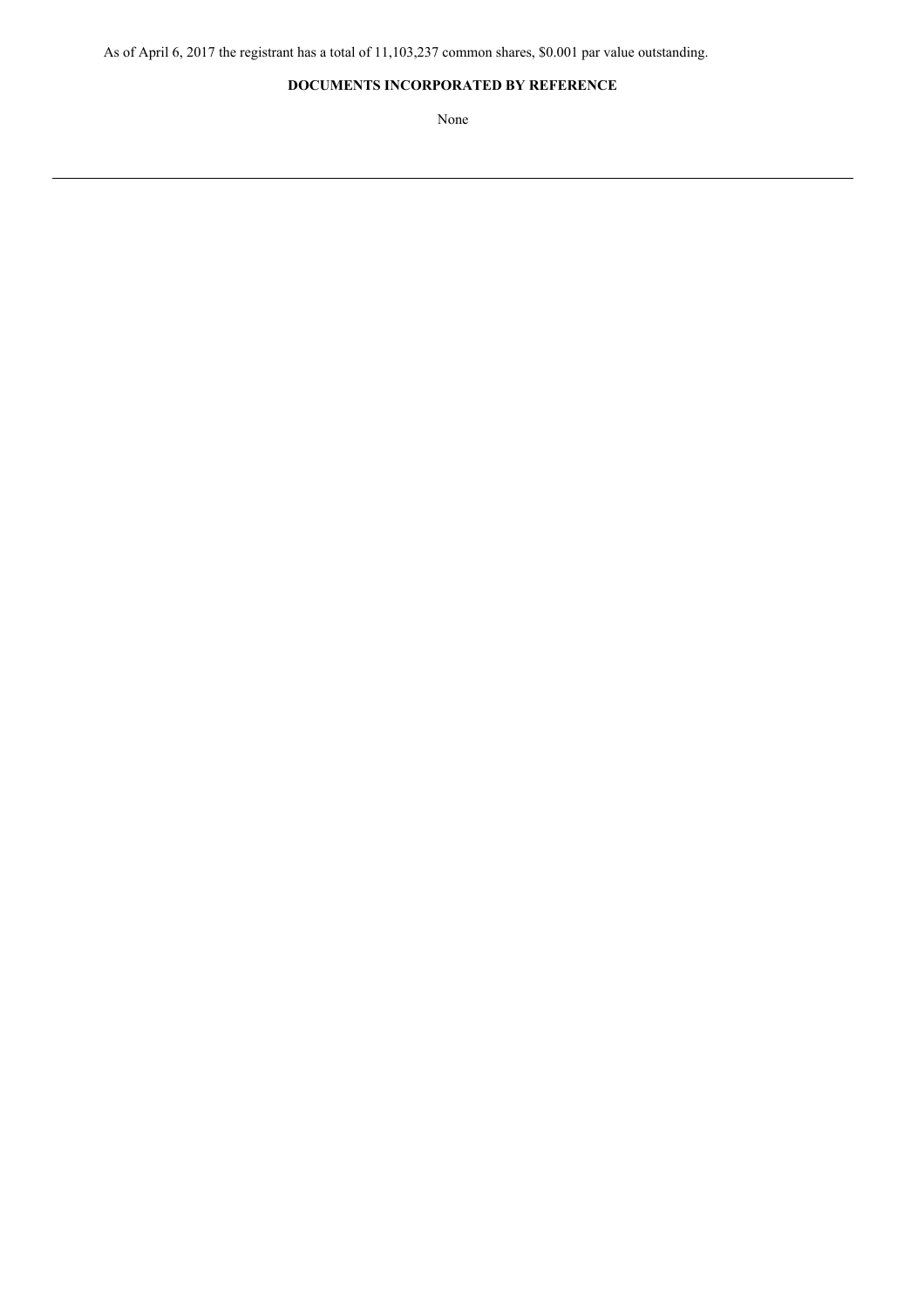As of April 6, 2017 the registrant has a total of 11,103,237 common shares, $0.001 par value outstanding.

**DOCUMENTS INCORPORATED BY REFERENCE**

None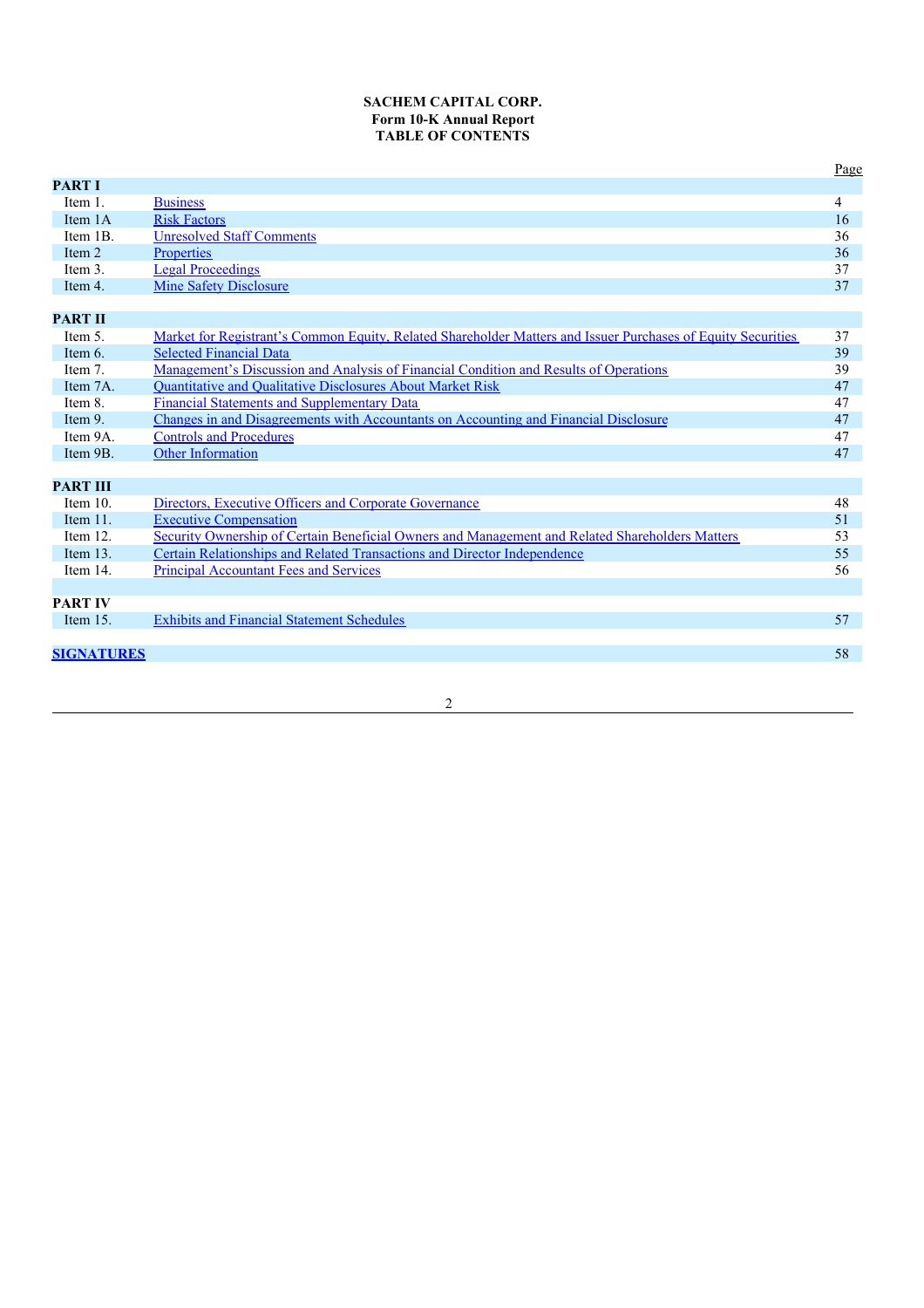**SACHEM CAPITAL CORP.**
**Form 10-K Annual Report**
**TABLE OF CONTENTS**

| | | Page |
|---|---|---|
| **PART I** | | |
| Item 1. | Business | 4 |
| Item 1A | Risk Factors | 16 |
| Item 1B. | Unresolved Staff Comments | 36 |
| Item 2 | Properties | 36 |
| Item 3. | Legal Proceedings | 37 |
| Item 4. | Mine Safety Disclosure | 37 |
| **PART II** | | |
| Item 5. | Market for Registrant's Common Equity, Related Shareholder Matters and Issuer Purchases of Equity Securities | 37 |
| Item 6. | Selected Financial Data | 39 |
| Item 7. | Management's Discussion and Analysis of Financial Condition and Results of Operations | 39 |
| Item 7A. | Quantitative and Qualitative Disclosures About Market Risk | 47 |
| Item 8. | Financial Statements and Supplementary Data | 47 |
| Item 9. | Changes in and Disagreements with Accountants on Accounting and Financial Disclosure | 47 |
| Item 9A. | Controls and Procedures | 47 |
| Item 9B. | Other Information | 47 |
| **PART III** | | |
| Item 10. | Directors, Executive Officers and Corporate Governance | 48 |
| Item 11. | Executive Compensation | 51 |
| Item 12. | Security Ownership of Certain Beneficial Owners and Management and Related Shareholders Matters | 53 |
| Item 13. | Certain Relationships and Related Transactions and Director Independence | 55 |
| Item 14. | Principal Accountant Fees and Services | 56 |
| **PART IV** | | |
| Item 15. | Exhibits and Financial Statement Schedules | 57 |
| **SIGNATURES** | | 58 |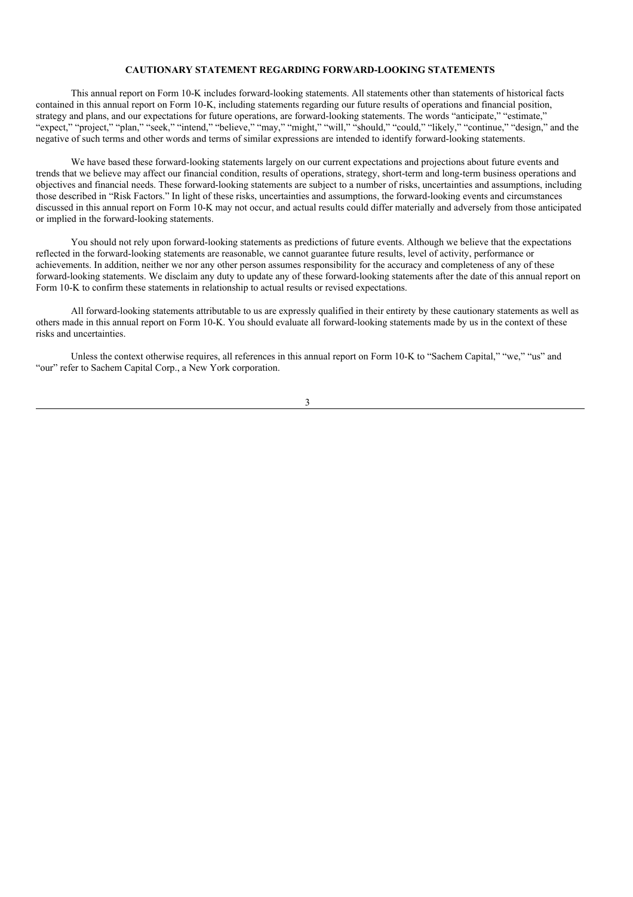**CAUTIONARY STATEMENT REGARDING FORWARD-LOOKING STATEMENTS**

This annual report on Form 10-K includes forward-looking statements. All statements other than statements of historical facts contained in this annual report on Form 10-K, including statements regarding our future results of operations and financial position, strategy and plans, and our expectations for future operations, are forward-looking statements. The words "anticipate," "estimate," "expect," "project," "plan," "seek," "intend," "believe," "may," "might," "will," "should," "could," "likely," "continue," "design," and the negative of such terms and other words and terms of similar expressions are intended to identify forward-looking statements.

We have based these forward-looking statements largely on our current expectations and projections about future events and trends that we believe may affect our financial condition, results of operations, strategy, short-term and long-term business operations and objectives and financial needs. These forward-looking statements are subject to a number of risks, uncertainties and assumptions, including those described in "Risk Factors." In light of these risks, uncertainties and assumptions, the forward-looking events and circumstances discussed in this annual report on Form 10-K may not occur, and actual results could differ materially and adversely from those anticipated or implied in the forward-looking statements.

You should not rely upon forward-looking statements as predictions of future events. Although we believe that the expectations reflected in the forward-looking statements are reasonable, we cannot guarantee future results, level of activity, performance or achievements. In addition, neither we nor any other person assumes responsibility for the accuracy and completeness of any of these forward-looking statements. We disclaim any duty to update any of these forward-looking statements after the date of this annual report on Form 10-K to confirm these statements in relationship to actual results or revised expectations.

All forward-looking statements attributable to us are expressly qualified in their entirety by these cautionary statements as well as others made in this annual report on Form 10-K. You should evaluate all forward-looking statements made by us in the context of these risks and uncertainties.

Unless the context otherwise requires, all references in this annual report on Form 10-K to "Sachem Capital," "we," "us" and "our" refer to Sachem Capital Corp., a New York corporation.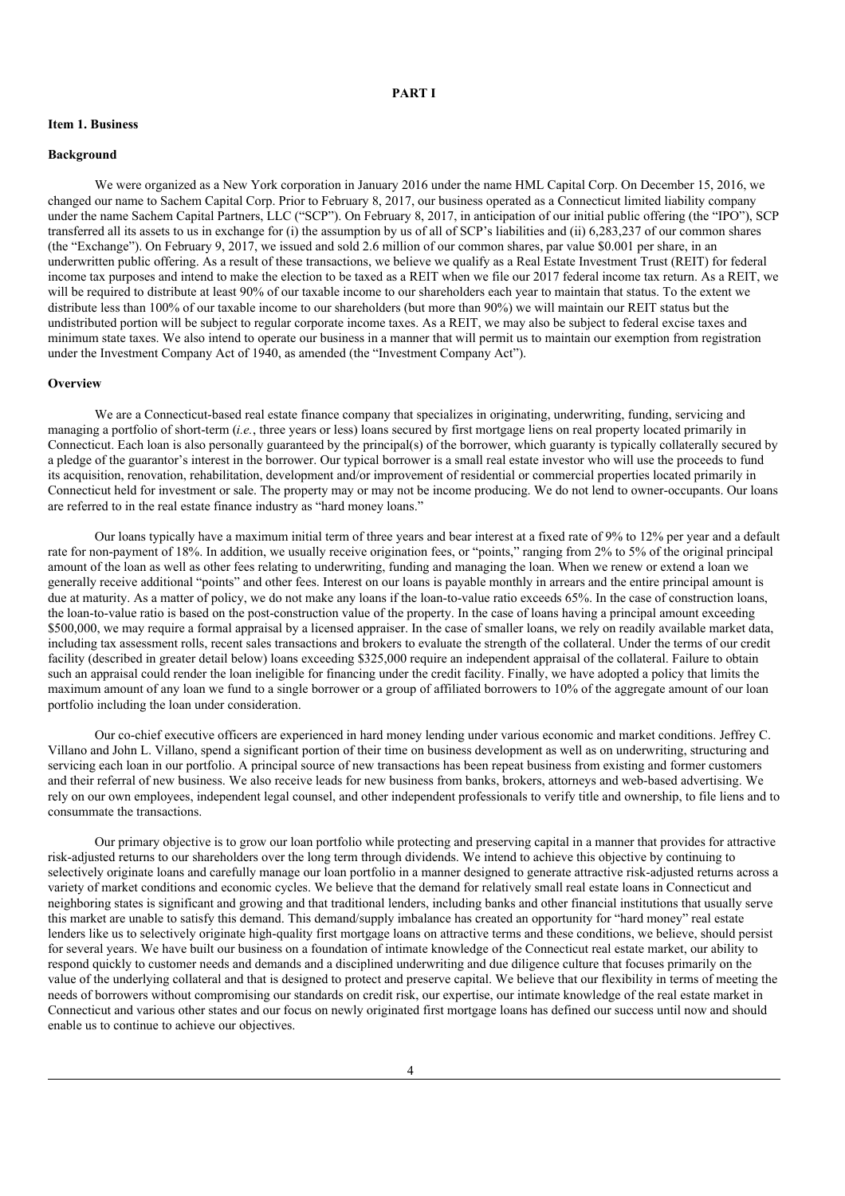# PART I

## Item 1. Business

### Background

We were organized as a New York corporation in January 2016 under the name HML Capital Corp. On December 15, 2016, we changed our name to Sachem Capital Corp. Prior to February 8, 2017, our business operated as a Connecticut limited liability company under the name Sachem Capital Partners, LLC ("SCP"). On February 8, 2017, in anticipation of our initial public offering (the "IPO"), SCP transferred all its assets to us in exchange for (i) the assumption by us of all of SCP's liabilities and (ii) 6,283,237 of our common shares (the "Exchange"). On February 9, 2017, we issued and sold 2.6 million of our common shares, par value $0.001 per share, in an underwritten public offering. As a result of these transactions, we believe we qualify as a Real Estate Investment Trust (REIT) for federal income tax purposes and intend to make the election to be taxed as a REIT when we file our 2017 federal income tax return. As a REIT, we will be required to distribute at least 90% of our taxable income to our shareholders each year to maintain that status. To the extent we distribute less than 100% of our taxable income to our shareholders (but more than 90%) we will maintain our REIT status but the undistributed portion will be subject to regular corporate income taxes. As a REIT, we may also be subject to federal excise taxes and minimum state taxes. We also intend to operate our business in a manner that will permit us to maintain our exemption from registration under the Investment Company Act of 1940, as amended (the "Investment Company Act").

### Overview

We are a Connecticut-based real estate finance company that specializes in originating, underwriting, funding, servicing and managing a portfolio of short-term (*i.e.*, three years or less) loans secured by first mortgage liens on real property located primarily in Connecticut. Each loan is also personally guaranteed by the principal(s) of the borrower, which guaranty is typically collaterally secured by a pledge of the guarantor's interest in the borrower. Our typical borrower is a small real estate investor who will use the proceeds to fund its acquisition, renovation, rehabilitation, development and/or improvement of residential or commercial properties located primarily in Connecticut held for investment or sale. The property may or may not be income producing. We do not lend to owner-occupants. Our loans are referred to in the real estate finance industry as "hard money loans."

Our loans typically have a maximum initial term of three years and bear interest at a fixed rate of 9% to 12% per year and a default rate for non-payment of 18%. In addition, we usually receive origination fees, or "points," ranging from 2% to 5% of the original principal amount of the loan as well as other fees relating to underwriting, funding and managing the loan. When we renew or extend a loan we generally receive additional "points" and other fees. Interest on our loans is payable monthly in arrears and the entire principal amount is due at maturity. As a matter of policy, we do not make any loans if the loan-to-value ratio exceeds 65%. In the case of construction loans, the loan-to-value ratio is based on the post-construction value of the property. In the case of loans having a principal amount exceeding $500,000, we may require a formal appraisal by a licensed appraiser. In the case of smaller loans, we rely on readily available market data, including tax assessment rolls, recent sales transactions and brokers to evaluate the strength of the collateral. Under the terms of our credit facility (described in greater detail below) loans exceeding $325,000 require an independent appraisal of the collateral. Failure to obtain such an appraisal could render the loan ineligible for financing under the credit facility. Finally, we have adopted a policy that limits the maximum amount of any loan we fund to a single borrower or a group of affiliated borrowers to 10% of the aggregate amount of our loan portfolio including the loan under consideration.

Our co-chief executive officers are experienced in hard money lending under various economic and market conditions. Jeffrey C. Villano and John L. Villano, spend a significant portion of their time on business development as well as on underwriting, structuring and servicing each loan in our portfolio. A principal source of new transactions has been repeat business from existing and former customers and their referral of new business. We also receive leads for new business from banks, brokers, attorneys and web-based advertising. We rely on our own employees, independent legal counsel, and other independent professionals to verify title and ownership, to file liens and to consummate the transactions.

Our primary objective is to grow our loan portfolio while protecting and preserving capital in a manner that provides for attractive risk-adjusted returns to our shareholders over the long term through dividends. We intend to achieve this objective by continuing to selectively originate loans and carefully manage our loan portfolio in a manner designed to generate attractive risk-adjusted returns across a variety of market conditions and economic cycles. We believe that the demand for relatively small real estate loans in Connecticut and neighboring states is significant and growing and that traditional lenders, including banks and other financial institutions that usually serve this market are unable to satisfy this demand. This demand/supply imbalance has created an opportunity for "hard money" real estate lenders like us to selectively originate high-quality first mortgage loans on attractive terms and these conditions, we believe, should persist for several years. We have built our business on a foundation of intimate knowledge of the Connecticut real estate market, our ability to respond quickly to customer needs and demands and a disciplined underwriting and due diligence culture that focuses primarily on the value of the underlying collateral and that is designed to protect and preserve capital. We believe that our flexibility in terms of meeting the needs of borrowers without compromising our standards on credit risk, our expertise, our intimate knowledge of the real estate market in Connecticut and various other states and our focus on newly originated first mortgage loans has defined our success until now and should enable us to continue to achieve our objectives.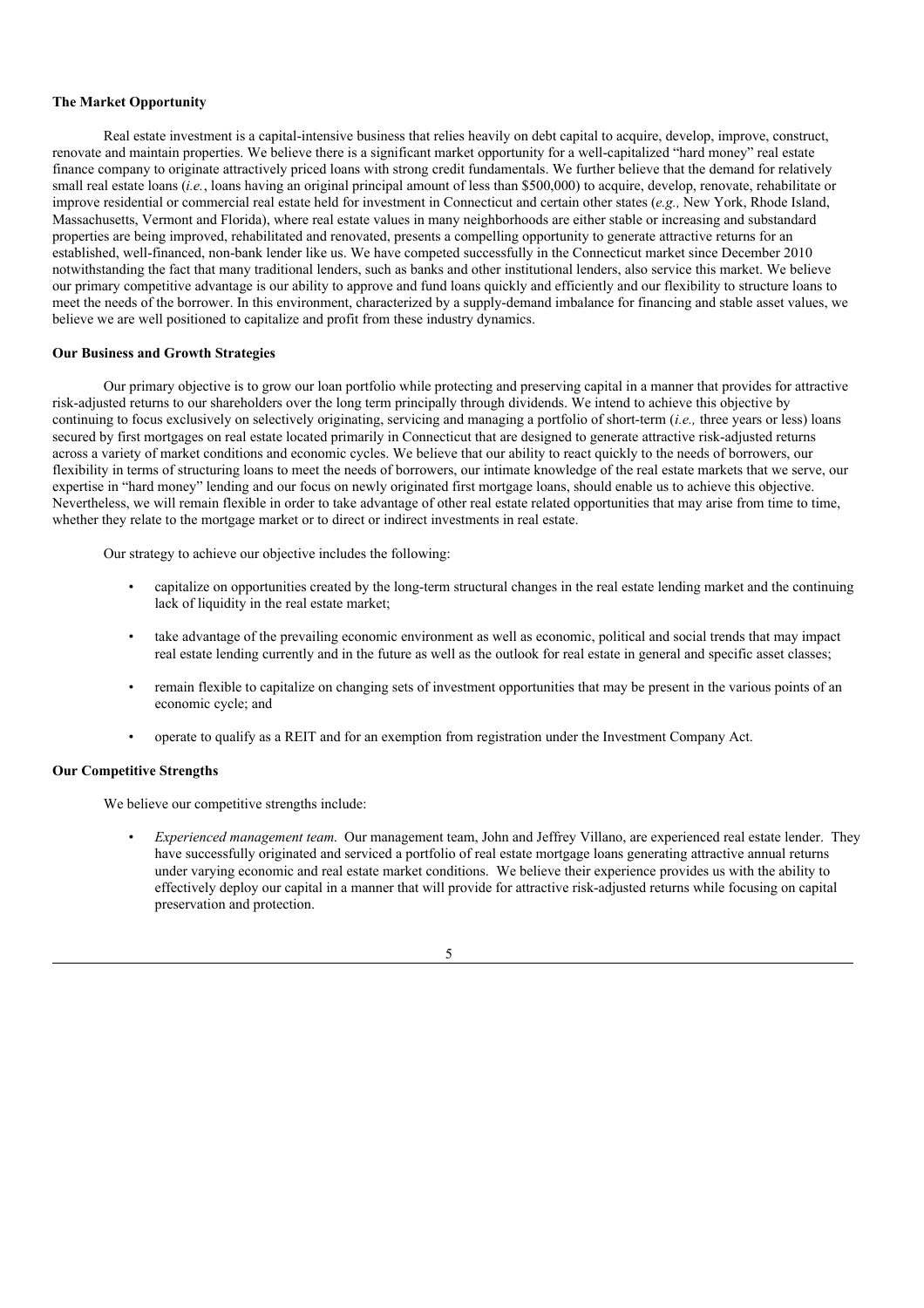**The Market Opportunity**

Real estate investment is a capital-intensive business that relies heavily on debt capital to acquire, develop, improve, construct, renovate and maintain properties. We believe there is a significant market opportunity for a well-capitalized "hard money" real estate finance company to originate attractively priced loans with strong credit fundamentals. We further believe that the demand for relatively small real estate loans (*i.e.*, loans having an original principal amount of less than $500,000) to acquire, develop, renovate, rehabilitate or improve residential or commercial real estate held for investment in Connecticut and certain other states (*e.g.,* New York, Rhode Island, Massachusetts, Vermont and Florida), where real estate values in many neighborhoods are either stable or increasing and substandard properties are being improved, rehabilitated and renovated, presents a compelling opportunity to generate attractive returns for an established, well-financed, non-bank lender like us. We have competed successfully in the Connecticut market since December 2010 notwithstanding the fact that many traditional lenders, such as banks and other institutional lenders, also service this market. We believe our primary competitive advantage is our ability to approve and fund loans quickly and efficiently and our flexibility to structure loans to meet the needs of the borrower. In this environment, characterized by a supply-demand imbalance for financing and stable asset values, we believe we are well positioned to capitalize and profit from these industry dynamics.

**Our Business and Growth Strategies**

Our primary objective is to grow our loan portfolio while protecting and preserving capital in a manner that provides for attractive risk-adjusted returns to our shareholders over the long term principally through dividends. We intend to achieve this objective by continuing to focus exclusively on selectively originating, servicing and managing a portfolio of short-term (*i.e.,* three years or less) loans secured by first mortgages on real estate located primarily in Connecticut that are designed to generate attractive risk-adjusted returns across a variety of market conditions and economic cycles. We believe that our ability to react quickly to the needs of borrowers, our flexibility in terms of structuring loans to meet the needs of borrowers, our intimate knowledge of the real estate markets that we serve, our expertise in "hard money" lending and our focus on newly originated first mortgage loans, should enable us to achieve this objective. Nevertheless, we will remain flexible in order to take advantage of other real estate related opportunities that may arise from time to time, whether they relate to the mortgage market or to direct or indirect investments in real estate.

Our strategy to achieve our objective includes the following:

- capitalize on opportunities created by the long-term structural changes in the real estate lending market and the continuing lack of liquidity in the real estate market;
- take advantage of the prevailing economic environment as well as economic, political and social trends that may impact real estate lending currently and in the future as well as the outlook for real estate in general and specific asset classes;
- remain flexible to capitalize on changing sets of investment opportunities that may be present in the various points of an economic cycle; and
- operate to qualify as a REIT and for an exemption from registration under the Investment Company Act.

**Our Competitive Strengths**

We believe our competitive strengths include:

- *Experienced management team.* Our management team, John and Jeffrey Villano, are experienced real estate lender. They have successfully originated and serviced a portfolio of real estate mortgage loans generating attractive annual returns under varying economic and real estate market conditions. We believe their experience provides us with the ability to effectively deploy our capital in a manner that will provide for attractive risk-adjusted returns while focusing on capital preservation and protection.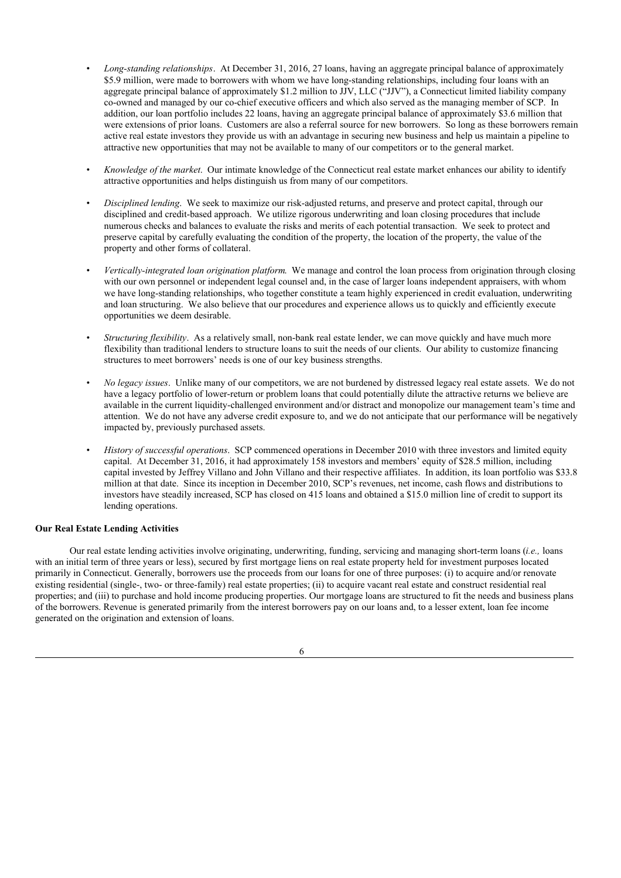- *Long-standing relationships*. At December 31, 2016, 27 loans, having an aggregate principal balance of approximately $5.9 million, were made to borrowers with whom we have long-standing relationships, including four loans with an aggregate principal balance of approximately $1.2 million to JJV, LLC ("JJV"), a Connecticut limited liability company co-owned and managed by our co-chief executive officers and which also served as the managing member of SCP. In addition, our loan portfolio includes 22 loans, having an aggregate principal balance of approximately $3.6 million that were extensions of prior loans. Customers are also a referral source for new borrowers. So long as these borrowers remain active real estate investors they provide us with an advantage in securing new business and help us maintain a pipeline to attractive new opportunities that may not be available to many of our competitors or to the general market.

- *Knowledge of the market*. Our intimate knowledge of the Connecticut real estate market enhances our ability to identify attractive opportunities and helps distinguish us from many of our competitors.

- *Disciplined lending*. We seek to maximize our risk-adjusted returns, and preserve and protect capital, through our disciplined and credit-based approach. We utilize rigorous underwriting and loan closing procedures that include numerous checks and balances to evaluate the risks and merits of each potential transaction. We seek to protect and preserve capital by carefully evaluating the condition of the property, the location of the property, the value of the property and other forms of collateral.

- *Vertically-integrated loan origination platform.* We manage and control the loan process from origination through closing with our own personnel or independent legal counsel and, in the case of larger loans independent appraisers, with whom we have long-standing relationships, who together constitute a team highly experienced in credit evaluation, underwriting and loan structuring. We also believe that our procedures and experience allows us to quickly and efficiently execute opportunities we deem desirable.

- *Structuring flexibility*. As a relatively small, non-bank real estate lender, we can move quickly and have much more flexibility than traditional lenders to structure loans to suit the needs of our clients. Our ability to customize financing structures to meet borrowers' needs is one of our key business strengths.

- *No legacy issues*. Unlike many of our competitors, we are not burdened by distressed legacy real estate assets. We do not have a legacy portfolio of lower-return or problem loans that could potentially dilute the attractive returns we believe are available in the current liquidity-challenged environment and/or distract and monopolize our management team's time and attention. We do not have any adverse credit exposure to, and we do not anticipate that our performance will be negatively impacted by, previously purchased assets.

- *History of successful operations*. SCP commenced operations in December 2010 with three investors and limited equity capital. At December 31, 2016, it had approximately 158 investors and members' equity of $28.5 million, including capital invested by Jeffrey Villano and John Villano and their respective affiliates. In addition, its loan portfolio was $33.8 million at that date. Since its inception in December 2010, SCP's revenues, net income, cash flows and distributions to investors have steadily increased, SCP has closed on 415 loans and obtained a $15.0 million line of credit to support its lending operations.

**Our Real Estate Lending Activities**

Our real estate lending activities involve originating, underwriting, funding, servicing and managing short-term loans (*i.e.,* loans with an initial term of three years or less), secured by first mortgage liens on real estate property held for investment purposes located primarily in Connecticut. Generally, borrowers use the proceeds from our loans for one of three purposes: (i) to acquire and/or renovate existing residential (single-, two- or three-family) real estate properties; (ii) to acquire vacant real estate and construct residential real properties; and (iii) to purchase and hold income producing properties. Our mortgage loans are structured to fit the needs and business plans of the borrowers. Revenue is generated primarily from the interest borrowers pay on our loans and, to a lesser extent, loan fee income generated on the origination and extension of loans.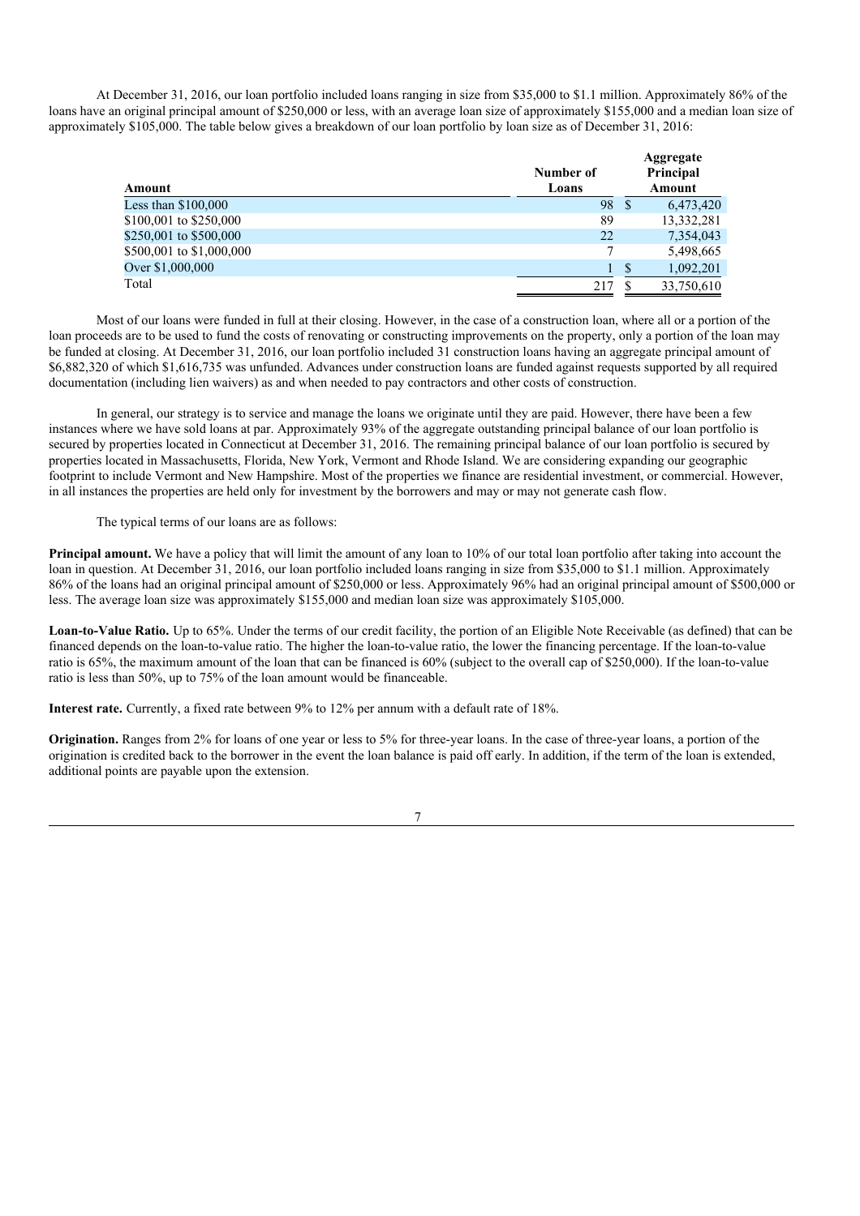At December 31, 2016, our loan portfolio included loans ranging in size from $35,000 to $1.1 million. Approximately 86% of the loans have an original principal amount of $250,000 or less, with an average loan size of approximately $155,000 and a median loan size of approximately $105,000. The table below gives a breakdown of our loan portfolio by loan size as of December 31, 2016:

| Amount | Number of Loans | Aggregate Principal Amount |
|---|---|---|
| Less than $100,000 | 98 | $ 6,473,420 |
| $100,001 to $250,000 | 89 | 13,332,281 |
| $250,001 to $500,000 | 22 | 7,354,043 |
| $500,001 to $1,000,000 | 7 | 5,498,665 |
| Over $1,000,000 | 1 | $ 1,092,201 |
| Total | 217 | $ 33,750,610 |

Most of our loans were funded in full at their closing. However, in the case of a construction loan, where all or a portion of the loan proceeds are to be used to fund the costs of renovating or constructing improvements on the property, only a portion of the loan may be funded at closing. At December 31, 2016, our loan portfolio included 31 construction loans having an aggregate principal amount of $6,882,320 of which $1,616,735 was unfunded. Advances under construction loans are funded against requests supported by all required documentation (including lien waivers) as and when needed to pay contractors and other costs of construction.

In general, our strategy is to service and manage the loans we originate until they are paid. However, there have been a few instances where we have sold loans at par. Approximately 93% of the aggregate outstanding principal balance of our loan portfolio is secured by properties located in Connecticut at December 31, 2016. The remaining principal balance of our loan portfolio is secured by properties located in Massachusetts, Florida, New York, Vermont and Rhode Island. We are considering expanding our geographic footprint to include Vermont and New Hampshire. Most of the properties we finance are residential investment, or commercial. However, in all instances the properties are held only for investment by the borrowers and may or may not generate cash flow.

The typical terms of our loans are as follows:

**Principal amount.** We have a policy that will limit the amount of any loan to 10% of our total loan portfolio after taking into account the loan in question. At December 31, 2016, our loan portfolio included loans ranging in size from $35,000 to $1.1 million. Approximately 86% of the loans had an original principal amount of $250,000 or less. Approximately 96% had an original principal amount of $500,000 or less. The average loan size was approximately $155,000 and median loan size was approximately $105,000.

**Loan-to-Value Ratio.** Up to 65%. Under the terms of our credit facility, the portion of an Eligible Note Receivable (as defined) that can be financed depends on the loan-to-value ratio. The higher the loan-to-value ratio, the lower the financing percentage. If the loan-to-value ratio is 65%, the maximum amount of the loan that can be financed is 60% (subject to the overall cap of $250,000). If the loan-to-value ratio is less than 50%, up to 75% of the loan amount would be financeable.

**Interest rate.** Currently, a fixed rate between 9% to 12% per annum with a default rate of 18%.

**Origination.** Ranges from 2% for loans of one year or less to 5% for three-year loans. In the case of three-year loans, a portion of the origination is credited back to the borrower in the event the loan balance is paid off early. In addition, if the term of the loan is extended, additional points are payable upon the extension.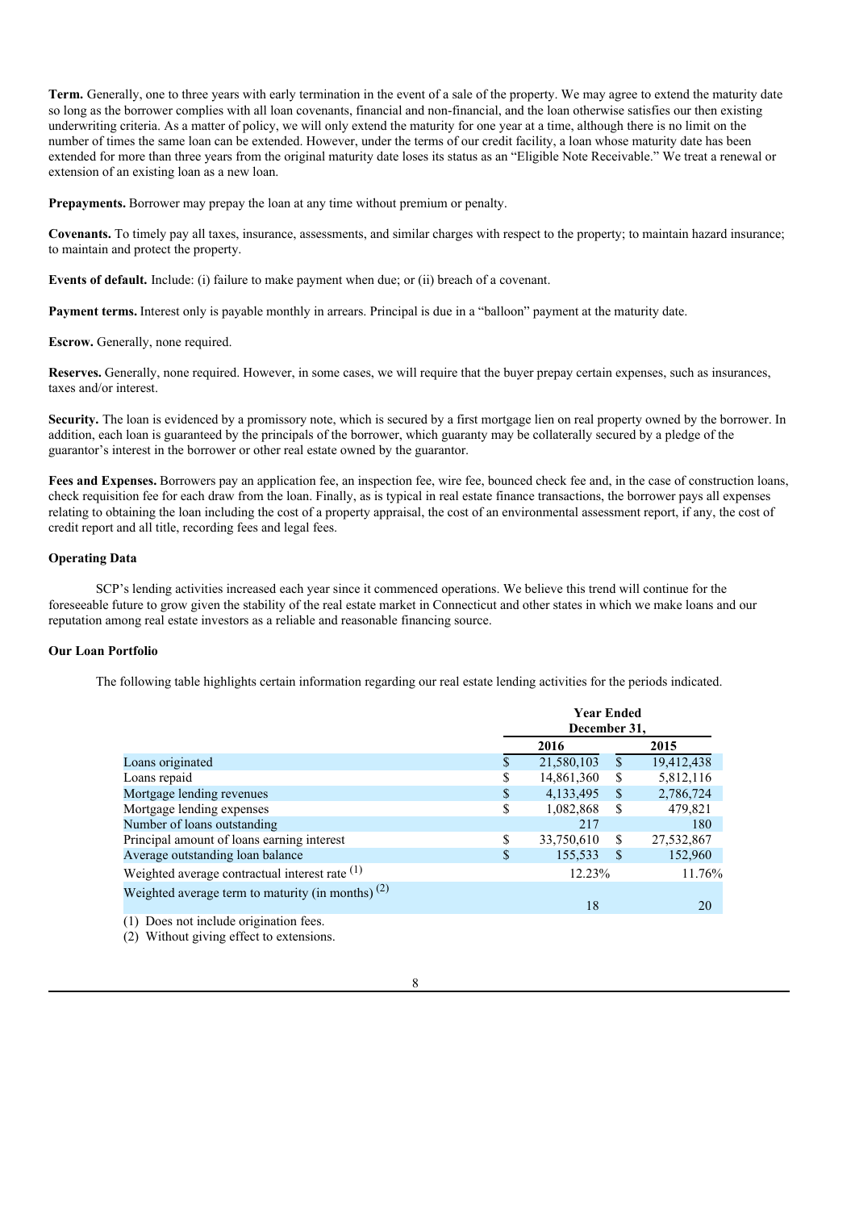**Term.** Generally, one to three years with early termination in the event of a sale of the property. We may agree to extend the maturity date so long as the borrower complies with all loan covenants, financial and non-financial, and the loan otherwise satisfies our then existing underwriting criteria. As a matter of policy, we will only extend the maturity for one year at a time, although there is no limit on the number of times the same loan can be extended. However, under the terms of our credit facility, a loan whose maturity date has been extended for more than three years from the original maturity date loses its status as an "Eligible Note Receivable." We treat a renewal or extension of an existing loan as a new loan.

**Prepayments.** Borrower may prepay the loan at any time without premium or penalty.

**Covenants.** To timely pay all taxes, insurance, assessments, and similar charges with respect to the property; to maintain hazard insurance; to maintain and protect the property.

**Events of default.** Include: (i) failure to make payment when due; or (ii) breach of a covenant.

**Payment terms.** Interest only is payable monthly in arrears. Principal is due in a "balloon" payment at the maturity date.

**Escrow.** Generally, none required.

**Reserves.** Generally, none required. However, in some cases, we will require that the buyer prepay certain expenses, such as insurances, taxes and/or interest.

**Security.** The loan is evidenced by a promissory note, which is secured by a first mortgage lien on real property owned by the borrower. In addition, each loan is guaranteed by the principals of the borrower, which guaranty may be collaterally secured by a pledge of the guarantor's interest in the borrower or other real estate owned by the guarantor.

**Fees and Expenses.** Borrowers pay an application fee, an inspection fee, wire fee, bounced check fee and, in the case of construction loans, check requisition fee for each draw from the loan. Finally, as is typical in real estate finance transactions, the borrower pays all expenses relating to obtaining the loan including the cost of a property appraisal, the cost of an environmental assessment report, if any, the cost of credit report and all title, recording fees and legal fees.

#### Operating Data

SCP's lending activities increased each year since it commenced operations. We believe this trend will continue for the foreseeable future to grow given the stability of the real estate market in Connecticut and other states in which we make loans and our reputation among real estate investors as a reliable and reasonable financing source.

#### Our Loan Portfolio

The following table highlights certain information regarding our real estate lending activities for the periods indicated.

| | Year Ended December 31, | |
|---|---|---|
| | 2016 | 2015 |
| Loans originated | $ 21,580,103 | $ 19,412,438 |
| Loans repaid | $ 14,861,360 | $ 5,812,116 |
| Mortgage lending revenues | $ 4,133,495 | $ 2,786,724 |
| Mortgage lending expenses | $ 1,082,868 | $ 479,821 |
| Number of loans outstanding | 217 | 180 |
| Principal amount of loans earning interest | $ 33,750,610 | $ 27,532,867 |
| Average outstanding loan balance | $ 155,533 | $ 152,960 |
| Weighted average contractual interest rate (1) | 12.23% | 11.76% |
| Weighted average term to maturity (in months) (2) | 18 | 20 |

(1) Does not include origination fees.

(2) Without giving effect to extensions.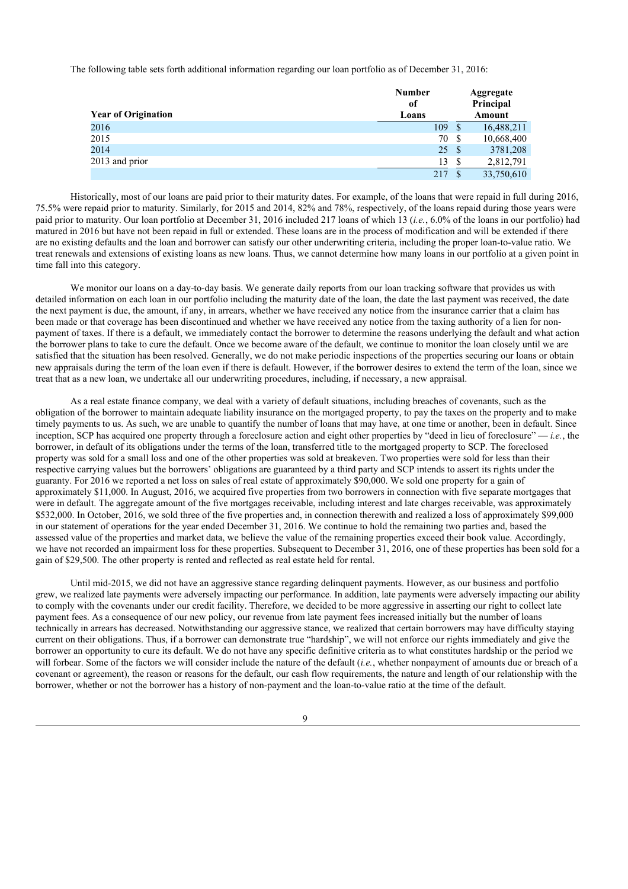The following table sets forth additional information regarding our loan portfolio as of December 31, 2016:

| Year of Origination | Number of Loans | | Aggregate Principal Amount |
|---|---|---|---|
| 2016 | 109 | $ | 16,488,211 |
| 2015 | 70 | $ | 10,668,400 |
| 2014 | 25 | $ | 3781,208 |
| 2013 and prior | 13 | $ | 2,812,791 |
| | 217 | $ | 33,750,610 |

Historically, most of our loans are paid prior to their maturity dates. For example, of the loans that were repaid in full during 2016, 75.5% were repaid prior to maturity. Similarly, for 2015 and 2014, 82% and 78%, respectively, of the loans repaid during those years were paid prior to maturity. Our loan portfolio at December 31, 2016 included 217 loans of which 13 (*i.e.*, 6.0% of the loans in our portfolio) had matured in 2016 but have not been repaid in full or extended. These loans are in the process of modification and will be extended if there are no existing defaults and the loan and borrower can satisfy our other underwriting criteria, including the proper loan-to-value ratio. We treat renewals and extensions of existing loans as new loans. Thus, we cannot determine how many loans in our portfolio at a given point in time fall into this category.

We monitor our loans on a day-to-day basis. We generate daily reports from our loan tracking software that provides us with detailed information on each loan in our portfolio including the maturity date of the loan, the date the last payment was received, the date the next payment is due, the amount, if any, in arrears, whether we have received any notice from the insurance carrier that a claim has been made or that coverage has been discontinued and whether we have received any notice from the taxing authority of a lien for non-payment of taxes. If there is a default, we immediately contact the borrower to determine the reasons underlying the default and what action the borrower plans to take to cure the default. Once we become aware of the default, we continue to monitor the loan closely until we are satisfied that the situation has been resolved. Generally, we do not make periodic inspections of the properties securing our loans or obtain new appraisals during the term of the loan even if there is default. However, if the borrower desires to extend the term of the loan, since we treat that as a new loan, we undertake all our underwriting procedures, including, if necessary, a new appraisal.

As a real estate finance company, we deal with a variety of default situations, including breaches of covenants, such as the obligation of the borrower to maintain adequate liability insurance on the mortgaged property, to pay the taxes on the property and to make timely payments to us. As such, we are unable to quantify the number of loans that may have, at one time or another, been in default. Since inception, SCP has acquired one property through a foreclosure action and eight other properties by "deed in lieu of foreclosure" — *i.e.*, the borrower, in default of its obligations under the terms of the loan, transferred title to the mortgaged property to SCP. The foreclosed property was sold for a small loss and one of the other properties was sold at breakeven. Two properties were sold for less than their respective carrying values but the borrowers' obligations are guaranteed by a third party and SCP intends to assert its rights under the guaranty. For 2016 we reported a net loss on sales of real estate of approximately $90,000. We sold one property for a gain of approximately $11,000. In August, 2016, we acquired five properties from two borrowers in connection with five separate mortgages that were in default. The aggregate amount of the five mortgages receivable, including interest and late charges receivable, was approximately $532,000. In October, 2016, we sold three of the five properties and, in connection therewith and realized a loss of approximately $99,000 in our statement of operations for the year ended December 31, 2016. We continue to hold the remaining two parties and, based the assessed value of the properties and market data, we believe the value of the remaining properties exceed their book value. Accordingly, we have not recorded an impairment loss for these properties. Subsequent to December 31, 2016, one of these properties has been sold for a gain of $29,500. The other property is rented and reflected as real estate held for rental.

Until mid-2015, we did not have an aggressive stance regarding delinquent payments. However, as our business and portfolio grew, we realized late payments were adversely impacting our performance. In addition, late payments were adversely impacting our ability to comply with the covenants under our credit facility. Therefore, we decided to be more aggressive in asserting our right to collect late payment fees. As a consequence of our new policy, our revenue from late payment fees increased initially but the number of loans technically in arrears has decreased. Notwithstanding our aggressive stance, we realized that certain borrowers may have difficulty staying current on their obligations. Thus, if a borrower can demonstrate true "hardship", we will not enforce our rights immediately and give the borrower an opportunity to cure its default. We do not have any specific definitive criteria as to what constitutes hardship or the period we will forbear. Some of the factors we will consider include the nature of the default (*i.e.*, whether nonpayment of amounts due or breach of a covenant or agreement), the reason or reasons for the default, our cash flow requirements, the nature and length of our relationship with the borrower, whether or not the borrower has a history of non-payment and the loan-to-value ratio at the time of the default.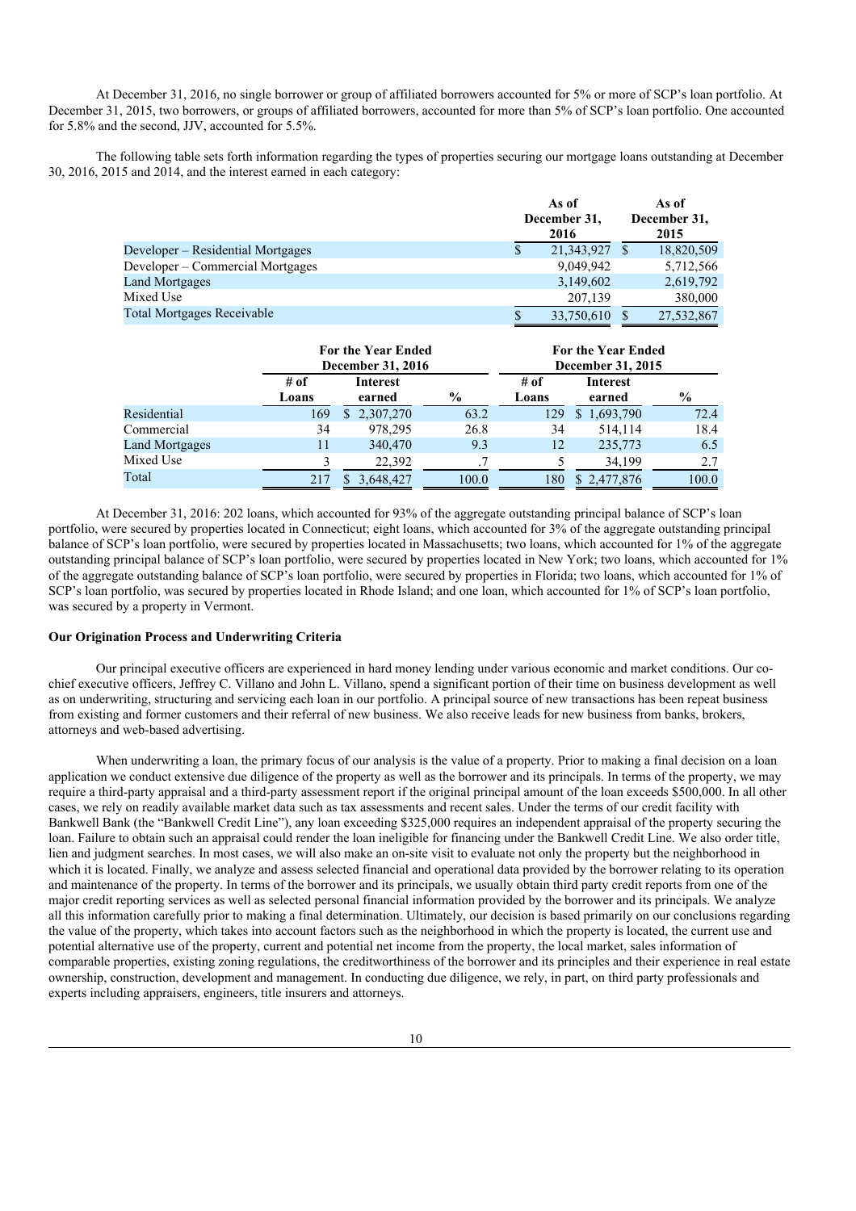At December 31, 2016, no single borrower or group of affiliated borrowers accounted for 5% or more of SCP's loan portfolio. At December 31, 2015, two borrowers, or groups of affiliated borrowers, accounted for more than 5% of SCP's loan portfolio. One accounted for 5.8% and the second, JJV, accounted for 5.5%.

The following table sets forth information regarding the types of properties securing our mortgage loans outstanding at December 30, 2016, 2015 and 2014, and the interest earned in each category:

| | As of December 31, 2016 | As of December 31, 2015 |
|---|---|---|
| Developer – Residential Mortgages | $ 21,343,927 | $ 18,820,509 |
| Developer – Commercial Mortgages | 9,049,942 | 5,712,566 |
| Land Mortgages | 3,149,602 | 2,619,792 |
| Mixed Use | 207,139 | 380,000 |
| Total Mortgages Receivable | $ 33,750,610 | $ 27,532,867 |

| | For the Year Ended December 31, 2016 | | | For the Year Ended December 31, 2015 | | |
|---|---|---|---|---|---|---|
| | # of Loans | Interest earned | % | # of Loans | Interest earned | % |
| Residential | 169 | $ 2,307,270 | 63.2 | 129 | $ 1,693,790 | 72.4 |
| Commercial | 34 | 978,295 | 26.8 | 34 | 514,114 | 18.4 |
| Land Mortgages | 11 | 340,470 | 9.3 | 12 | 235,773 | 6.5 |
| Mixed Use | 3 | 22,392 | .7 | 5 | 34,199 | 2.7 |
| Total | 217 | $ 3,648,427 | 100.0 | 180 | $ 2,477,876 | 100.0 |

At December 31, 2016: 202 loans, which accounted for 93% of the aggregate outstanding principal balance of SCP's loan portfolio, were secured by properties located in Connecticut; eight loans, which accounted for 3% of the aggregate outstanding principal balance of SCP's loan portfolio, were secured by properties located in Massachusetts; two loans, which accounted for 1% of the aggregate outstanding principal balance of SCP's loan portfolio, were secured by properties located in New York; two loans, which accounted for 1% of the aggregate outstanding balance of SCP's loan portfolio, were secured by properties in Florida; two loans, which accounted for 1% of SCP's loan portfolio, was secured by properties located in Rhode Island; and one loan, which accounted for 1% of SCP's loan portfolio, was secured by a property in Vermont.

**Our Origination Process and Underwriting Criteria**

Our principal executive officers are experienced in hard money lending under various economic and market conditions. Our co-chief executive officers, Jeffrey C. Villano and John L. Villano, spend a significant portion of their time on business development as well as on underwriting, structuring and servicing each loan in our portfolio. A principal source of new transactions has been repeat business from existing and former customers and their referral of new business. We also receive leads for new business from banks, brokers, attorneys and web-based advertising.

When underwriting a loan, the primary focus of our analysis is the value of a property. Prior to making a final decision on a loan application we conduct extensive due diligence of the property as well as the borrower and its principals. In terms of the property, we may require a third-party appraisal and a third-party assessment report if the original principal amount of the loan exceeds $500,000. In all other cases, we rely on readily available market data such as tax assessments and recent sales. Under the terms of our credit facility with Bankwell Bank (the "Bankwell Credit Line"), any loan exceeding $325,000 requires an independent appraisal of the property securing the loan. Failure to obtain such an appraisal could render the loan ineligible for financing under the Bankwell Credit Line. We also order title, lien and judgment searches. In most cases, we will also make an on-site visit to evaluate not only the property but the neighborhood in which it is located. Finally, we analyze and assess selected financial and operational data provided by the borrower relating to its operation and maintenance of the property. In terms of the borrower and its principals, we usually obtain third party credit reports from one of the major credit reporting services as well as selected personal financial information provided by the borrower and its principals. We analyze all this information carefully prior to making a final determination. Ultimately, our decision is based primarily on our conclusions regarding the value of the property, which takes into account factors such as the neighborhood in which the property is located, the current use and potential alternative use of the property, current and potential net income from the property, the local market, sales information of comparable properties, existing zoning regulations, the creditworthiness of the borrower and its principles and their experience in real estate ownership, construction, development and management. In conducting due diligence, we rely, in part, on third party professionals and experts including appraisers, engineers, title insurers and attorneys.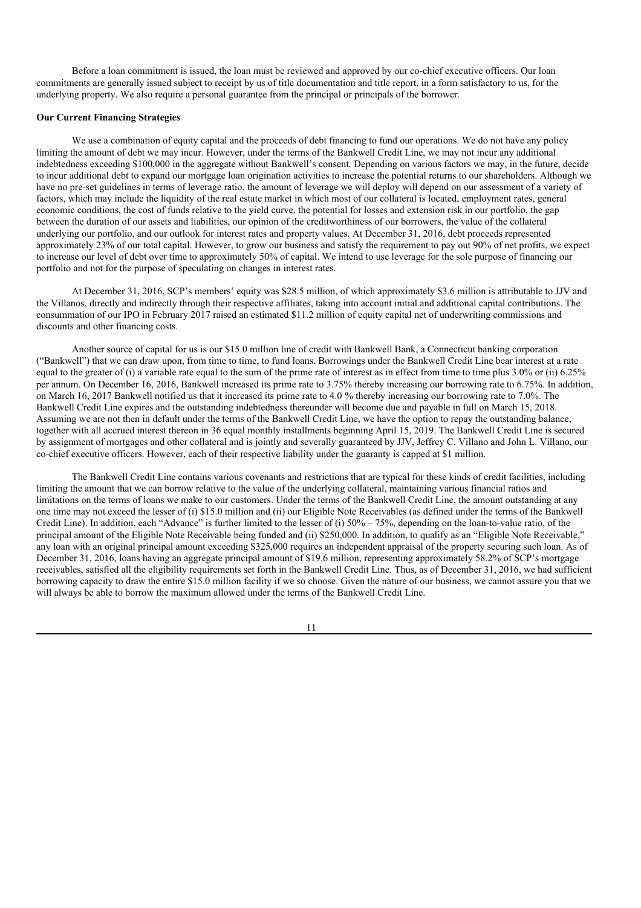Before a loan commitment is issued, the loan must be reviewed and approved by our co-chief executive officers. Our loan commitments are generally issued subject to receipt by us of title documentation and title report, in a form satisfactory to us, for the underlying property. We also require a personal guarantee from the principal or principals of the borrower.

**Our Current Financing Strategies**

We use a combination of equity capital and the proceeds of debt financing to fund our operations. We do not have any policy limiting the amount of debt we may incur. However, under the terms of the Bankwell Credit Line, we may not incur any additional indebtedness exceeding $100,000 in the aggregate without Bankwell's consent. Depending on various factors we may, in the future, decide to incur additional debt to expand our mortgage loan origination activities to increase the potential returns to our shareholders. Although we have no pre-set guidelines in terms of leverage ratio, the amount of leverage we will deploy will depend on our assessment of a variety of factors, which may include the liquidity of the real estate market in which most of our collateral is located, employment rates, general economic conditions, the cost of funds relative to the yield curve, the potential for losses and extension risk in our portfolio, the gap between the duration of our assets and liabilities, our opinion of the creditworthiness of our borrowers, the value of the collateral underlying our portfolio, and our outlook for interest rates and property values. At December 31, 2016, debt proceeds represented approximately 23% of our total capital. However, to grow our business and satisfy the requirement to pay out 90% of net profits, we expect to increase our level of debt over time to approximately 50% of capital. We intend to use leverage for the sole purpose of financing our portfolio and not for the purpose of speculating on changes in interest rates.

At December 31, 2016, SCP's members' equity was $28.5 million, of which approximately $3.6 million is attributable to JJV and the Villanos, directly and indirectly through their respective affiliates, taking into account initial and additional capital contributions. The consummation of our IPO in February 2017 raised an estimated $11.2 million of equity capital net of underwriting commissions and discounts and other financing costs.

Another source of capital for us is our $15.0 million line of credit with Bankwell Bank, a Connecticut banking corporation ("Bankwell") that we can draw upon, from time to time, to fund loans. Borrowings under the Bankwell Credit Line bear interest at a rate equal to the greater of (i) a variable rate equal to the sum of the prime rate of interest as in effect from time to time plus 3.0% or (ii) 6.25% per annum. On December 16, 2016, Bankwell increased its prime rate to 3.75% thereby increasing our borrowing rate to 6.75%. In addition, on March 16, 2017 Bankwell notified us that it increased its prime rate to 4.0 % thereby increasing our borrowing rate to 7.0%. The Bankwell Credit Line expires and the outstanding indebtedness thereunder will become due and payable in full on March 15, 2018. Assuming we are not then in default under the terms of the Bankwell Credit Line, we have the option to repay the outstanding balance, together with all accrued interest thereon in 36 equal monthly installments beginning April 15, 2019. The Bankwell Credit Line is secured by assignment of mortgages and other collateral and is jointly and severally guaranteed by JJV, Jeffrey C. Villano and John L. Villano, our co-chief executive officers. However, each of their respective liability under the guaranty is capped at $1 million.

The Bankwell Credit Line contains various covenants and restrictions that are typical for these kinds of credit facilities, including limiting the amount that we can borrow relative to the value of the underlying collateral, maintaining various financial ratios and limitations on the terms of loans we make to our customers. Under the terms of the Bankwell Credit Line, the amount outstanding at any one time may not exceed the lesser of (i) $15.0 million and (ii) our Eligible Note Receivables (as defined under the terms of the Bankwell Credit Line). In addition, each "Advance" is further limited to the lesser of (i) 50% – 75%, depending on the loan-to-value ratio, of the principal amount of the Eligible Note Receivable being funded and (ii) $250,000. In addition, to qualify as an "Eligible Note Receivable," any loan with an original principal amount exceeding $325,000 requires an independent appraisal of the property securing such loan. As of December 31, 2016, loans having an aggregate principal amount of $19.6 million, representing approximately 58.2% of SCP's mortgage receivables, satisfied all the eligibility requirements set forth in the Bankwell Credit Line. Thus, as of December 31, 2016, we had sufficient borrowing capacity to draw the entire $15.0 million facility if we so choose. Given the nature of our business, we cannot assure you that we will always be able to borrow the maximum allowed under the terms of the Bankwell Credit Line.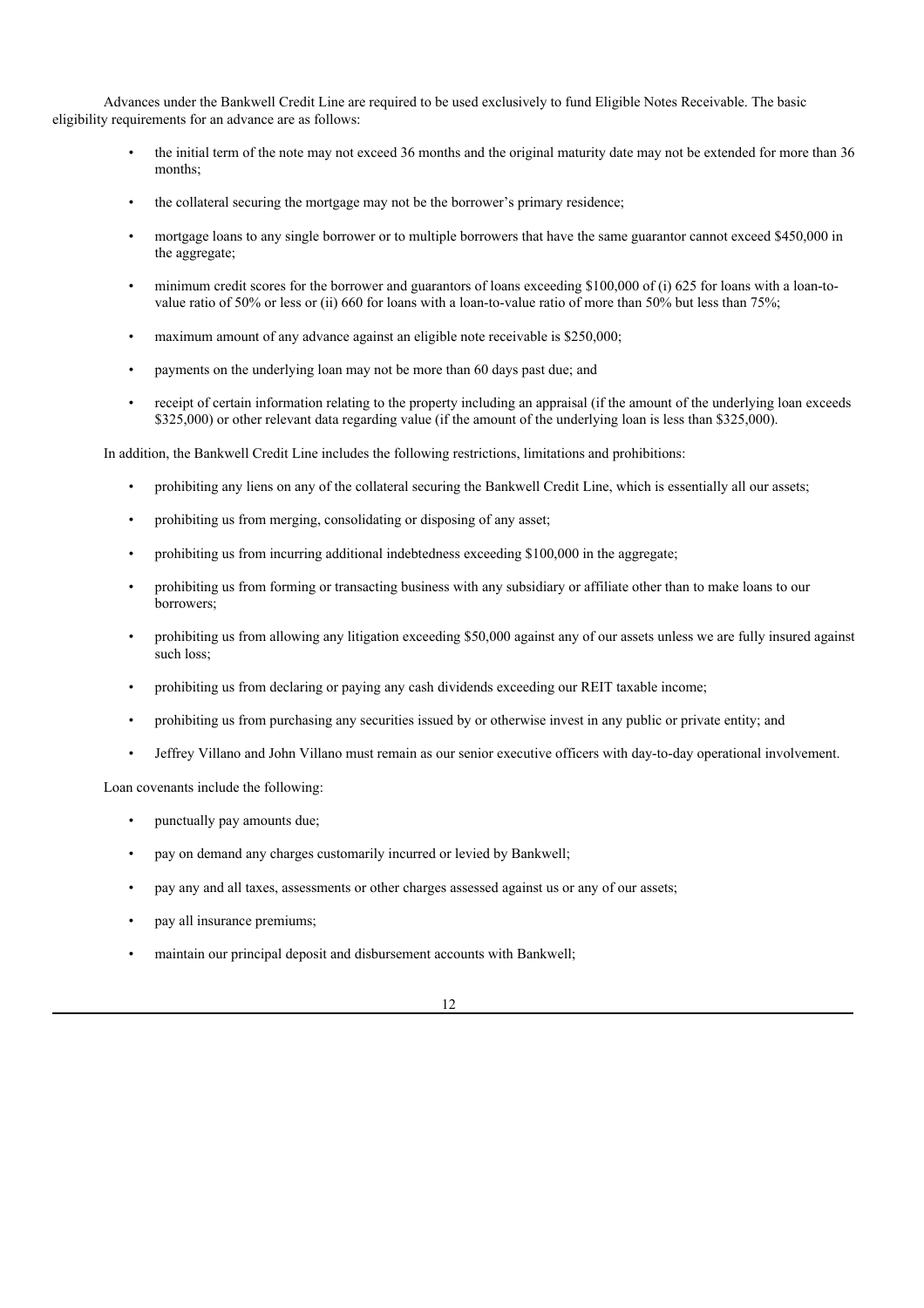Advances under the Bankwell Credit Line are required to be used exclusively to fund Eligible Notes Receivable. The basic eligibility requirements for an advance are as follows:

- the initial term of the note may not exceed 36 months and the original maturity date may not be extended for more than 36 months;
- the collateral securing the mortgage may not be the borrower's primary residence;
- mortgage loans to any single borrower or to multiple borrowers that have the same guarantor cannot exceed $450,000 in the aggregate;
- minimum credit scores for the borrower and guarantors of loans exceeding $100,000 of (i) 625 for loans with a loan-to-value ratio of 50% or less or (ii) 660 for loans with a loan-to-value ratio of more than 50% but less than 75%;
- maximum amount of any advance against an eligible note receivable is $250,000;
- payments on the underlying loan may not be more than 60 days past due; and
- receipt of certain information relating to the property including an appraisal (if the amount of the underlying loan exceeds $325,000) or other relevant data regarding value (if the amount of the underlying loan is less than $325,000).

In addition, the Bankwell Credit Line includes the following restrictions, limitations and prohibitions:

- prohibiting any liens on any of the collateral securing the Bankwell Credit Line, which is essentially all our assets;
- prohibiting us from merging, consolidating or disposing of any asset;
- prohibiting us from incurring additional indebtedness exceeding $100,000 in the aggregate;
- prohibiting us from forming or transacting business with any subsidiary or affiliate other than to make loans to our borrowers;
- prohibiting us from allowing any litigation exceeding $50,000 against any of our assets unless we are fully insured against such loss;
- prohibiting us from declaring or paying any cash dividends exceeding our REIT taxable income;
- prohibiting us from purchasing any securities issued by or otherwise invest in any public or private entity; and
- Jeffrey Villano and John Villano must remain as our senior executive officers with day-to-day operational involvement.

Loan covenants include the following:

- punctually pay amounts due;
- pay on demand any charges customarily incurred or levied by Bankwell;
- pay any and all taxes, assessments or other charges assessed against us or any of our assets;
- pay all insurance premiums;
- maintain our principal deposit and disbursement accounts with Bankwell;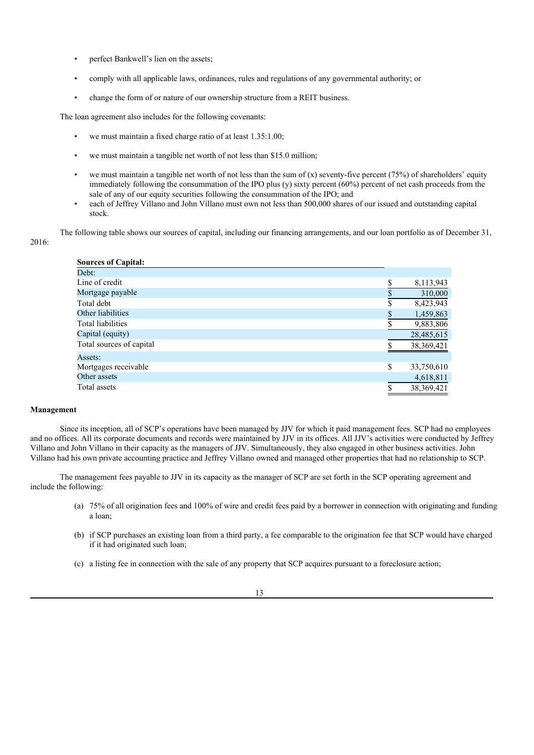- perfect Bankwell's lien on the assets;
- comply with all applicable laws, ordinances, rules and regulations of any governmental authority; or
- change the form of or nature of our ownership structure from a REIT business.

The loan agreement also includes for the following covenants:

- we must maintain a fixed charge ratio of at least 1.35:1.00;
- we must maintain a tangible net worth of not less than $15.0 million;
- we must maintain a tangible net worth of not less than the sum of (x) seventy-five percent (75%) of shareholders' equity immediately following the consummation of the IPO plus (y) sixty percent (60%) percent of net cash proceeds from the sale of any of our equity securities following the consummation of the IPO; and
- each of Jeffrey Villano and John Villano must own not less than 500,000 shares of our issued and outstanding capital stock.

The following table shows our sources of capital, including our financing arrangements, and our loan portfolio as of December 31, 2016:

| **Sources of Capital:** | |
|---|---|
| Debt: | |
| Line of credit | $ 8,113,943 |
| Mortgage payable | $ 310,000 |
| Total debt | $ 8,423,943 |
| Other liabilities | $ 1,459,863 |
| Total liabilities | $ 9,883,806 |
| Capital (equity) | 28,485,615 |
| Total sources of capital | $ 38,369,421 |
| Assets: | |
| Mortgages receivable | $ 33,750,610 |
| Other assets | 4,618,811 |
| Total assets | $ 38,369,421 |

**Management**

Since its inception, all of SCP's operations have been managed by JJV for which it paid management fees. SCP had no employees and no offices. All its corporate documents and records were maintained by JJV in its offices. All JJV's activities were conducted by Jeffrey Villano and John Villano in their capacity as the managers of JJV. Simultaneously, they also engaged in other business activities. John Villano had his own private accounting practice and Jeffrey Villano owned and managed other properties that had no relationship to SCP.

The management fees payable to JJV in its capacity as the manager of SCP are set forth in the SCP operating agreement and include the following:

(a) 75% of all origination fees and 100% of wire and credit fees paid by a borrower in connection with originating and funding a loan;

(b) if SCP purchases an existing loan from a third party, a fee comparable to the origination fee that SCP would have charged if it had originated such loan;

(c) a listing fee in connection with the sale of any property that SCP acquires pursuant to a foreclosure action;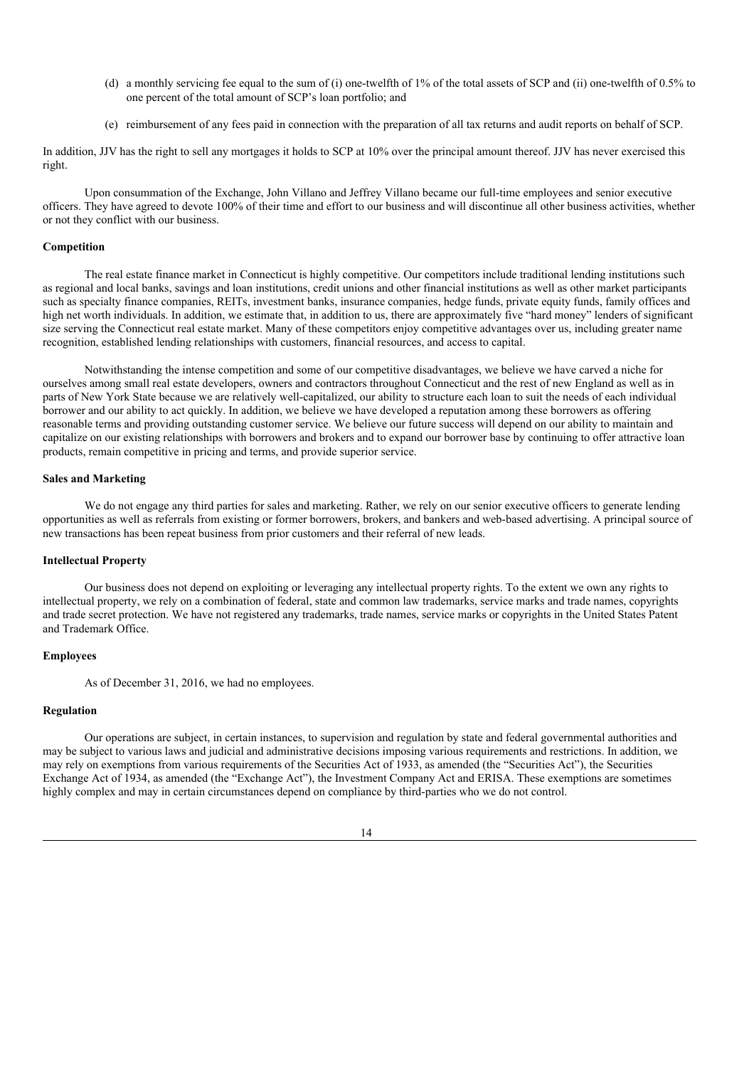(d) a monthly servicing fee equal to the sum of (i) one-twelfth of 1% of the total assets of SCP and (ii) one-twelfth of 0.5% to one percent of the total amount of SCP's loan portfolio; and

(e) reimbursement of any fees paid in connection with the preparation of all tax returns and audit reports on behalf of SCP.

In addition, JJV has the right to sell any mortgages it holds to SCP at 10% over the principal amount thereof. JJV has never exercised this right.

Upon consummation of the Exchange, John Villano and Jeffrey Villano became our full-time employees and senior executive officers. They have agreed to devote 100% of their time and effort to our business and will discontinue all other business activities, whether or not they conflict with our business.

### Competition

The real estate finance market in Connecticut is highly competitive. Our competitors include traditional lending institutions such as regional and local banks, savings and loan institutions, credit unions and other financial institutions as well as other market participants such as specialty finance companies, REITs, investment banks, insurance companies, hedge funds, private equity funds, family offices and high net worth individuals. In addition, we estimate that, in addition to us, there are approximately five "hard money" lenders of significant size serving the Connecticut real estate market. Many of these competitors enjoy competitive advantages over us, including greater name recognition, established lending relationships with customers, financial resources, and access to capital.

Notwithstanding the intense competition and some of our competitive disadvantages, we believe we have carved a niche for ourselves among small real estate developers, owners and contractors throughout Connecticut and the rest of new England as well as in parts of New York State because we are relatively well-capitalized, our ability to structure each loan to suit the needs of each individual borrower and our ability to act quickly. In addition, we believe we have developed a reputation among these borrowers as offering reasonable terms and providing outstanding customer service. We believe our future success will depend on our ability to maintain and capitalize on our existing relationships with borrowers and brokers and to expand our borrower base by continuing to offer attractive loan products, remain competitive in pricing and terms, and provide superior service.

### Sales and Marketing

We do not engage any third parties for sales and marketing. Rather, we rely on our senior executive officers to generate lending opportunities as well as referrals from existing or former borrowers, brokers, and bankers and web-based advertising. A principal source of new transactions has been repeat business from prior customers and their referral of new leads.

### Intellectual Property

Our business does not depend on exploiting or leveraging any intellectual property rights. To the extent we own any rights to intellectual property, we rely on a combination of federal, state and common law trademarks, service marks and trade names, copyrights and trade secret protection. We have not registered any trademarks, trade names, service marks or copyrights in the United States Patent and Trademark Office.

### Employees

As of December 31, 2016, we had no employees.

### Regulation

Our operations are subject, in certain instances, to supervision and regulation by state and federal governmental authorities and may be subject to various laws and judicial and administrative decisions imposing various requirements and restrictions. In addition, we may rely on exemptions from various requirements of the Securities Act of 1933, as amended (the "Securities Act"), the Securities Exchange Act of 1934, as amended (the "Exchange Act"), the Investment Company Act and ERISA. These exemptions are sometimes highly complex and may in certain circumstances depend on compliance by third-parties who we do not control.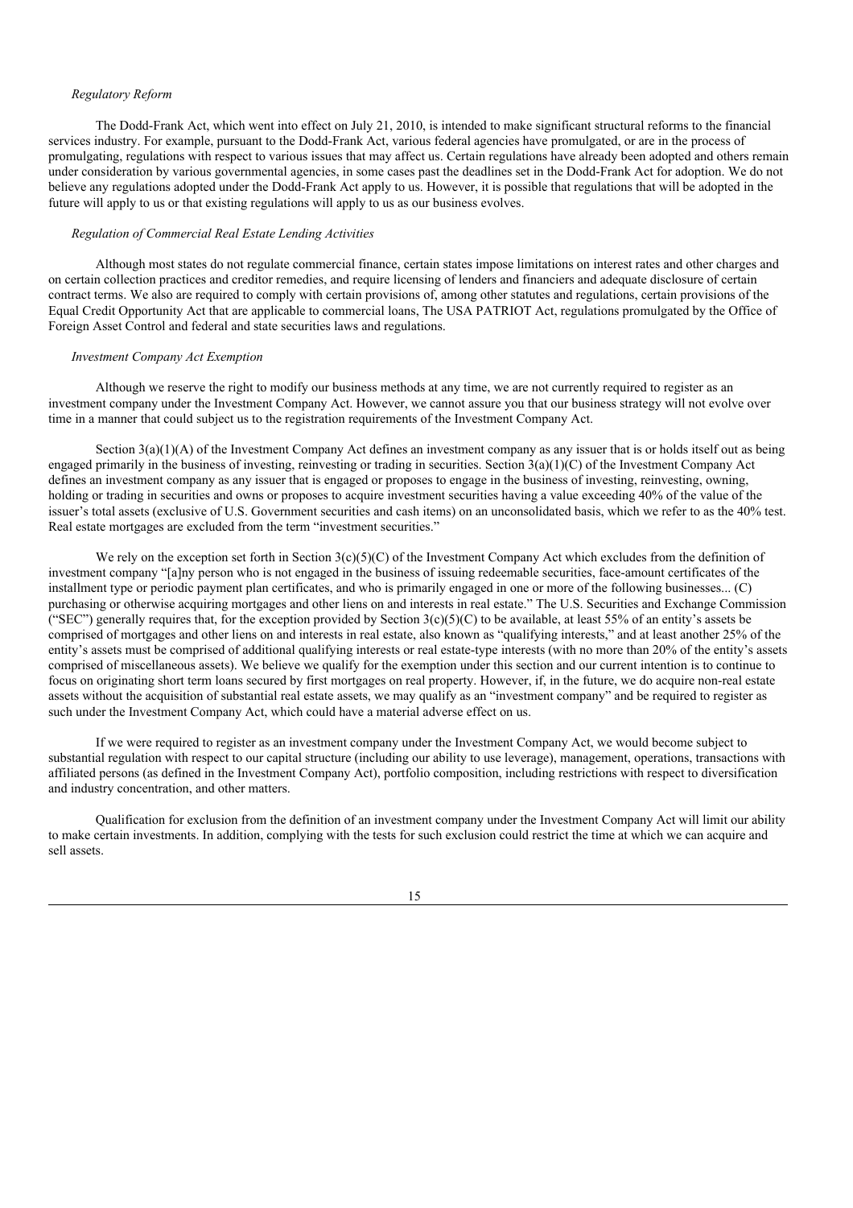*Regulatory Reform*

The Dodd-Frank Act, which went into effect on July 21, 2010, is intended to make significant structural reforms to the financial services industry. For example, pursuant to the Dodd-Frank Act, various federal agencies have promulgated, or are in the process of promulgating, regulations with respect to various issues that may affect us. Certain regulations have already been adopted and others remain under consideration by various governmental agencies, in some cases past the deadlines set in the Dodd-Frank Act for adoption. We do not believe any regulations adopted under the Dodd-Frank Act apply to us. However, it is possible that regulations that will be adopted in the future will apply to us or that existing regulations will apply to us as our business evolves.

*Regulation of Commercial Real Estate Lending Activities*

Although most states do not regulate commercial finance, certain states impose limitations on interest rates and other charges and on certain collection practices and creditor remedies, and require licensing of lenders and financiers and adequate disclosure of certain contract terms. We also are required to comply with certain provisions of, among other statutes and regulations, certain provisions of the Equal Credit Opportunity Act that are applicable to commercial loans, The USA PATRIOT Act, regulations promulgated by the Office of Foreign Asset Control and federal and state securities laws and regulations.

*Investment Company Act Exemption*

Although we reserve the right to modify our business methods at any time, we are not currently required to register as an investment company under the Investment Company Act. However, we cannot assure you that our business strategy will not evolve over time in a manner that could subject us to the registration requirements of the Investment Company Act.

Section 3(a)(1)(A) of the Investment Company Act defines an investment company as any issuer that is or holds itself out as being engaged primarily in the business of investing, reinvesting or trading in securities. Section 3(a)(1)(C) of the Investment Company Act defines an investment company as any issuer that is engaged or proposes to engage in the business of investing, reinvesting, owning, holding or trading in securities and owns or proposes to acquire investment securities having a value exceeding 40% of the value of the issuer's total assets (exclusive of U.S. Government securities and cash items) on an unconsolidated basis, which we refer to as the 40% test. Real estate mortgages are excluded from the term "investment securities."

We rely on the exception set forth in Section 3(c)(5)(C) of the Investment Company Act which excludes from the definition of investment company "[a]ny person who is not engaged in the business of issuing redeemable securities, face-amount certificates of the installment type or periodic payment plan certificates, and who is primarily engaged in one or more of the following businesses... (C) purchasing or otherwise acquiring mortgages and other liens on and interests in real estate." The U.S. Securities and Exchange Commission ("SEC") generally requires that, for the exception provided by Section 3(c)(5)(C) to be available, at least 55% of an entity's assets be comprised of mortgages and other liens on and interests in real estate, also known as "qualifying interests," and at least another 25% of the entity's assets must be comprised of additional qualifying interests or real estate-type interests (with no more than 20% of the entity's assets comprised of miscellaneous assets). We believe we qualify for the exemption under this section and our current intention is to continue to focus on originating short term loans secured by first mortgages on real property. However, if, in the future, we do acquire non-real estate assets without the acquisition of substantial real estate assets, we may qualify as an "investment company" and be required to register as such under the Investment Company Act, which could have a material adverse effect on us.

If we were required to register as an investment company under the Investment Company Act, we would become subject to substantial regulation with respect to our capital structure (including our ability to use leverage), management, operations, transactions with affiliated persons (as defined in the Investment Company Act), portfolio composition, including restrictions with respect to diversification and industry concentration, and other matters.

Qualification for exclusion from the definition of an investment company under the Investment Company Act will limit our ability to make certain investments. In addition, complying with the tests for such exclusion could restrict the time at which we can acquire and sell assets.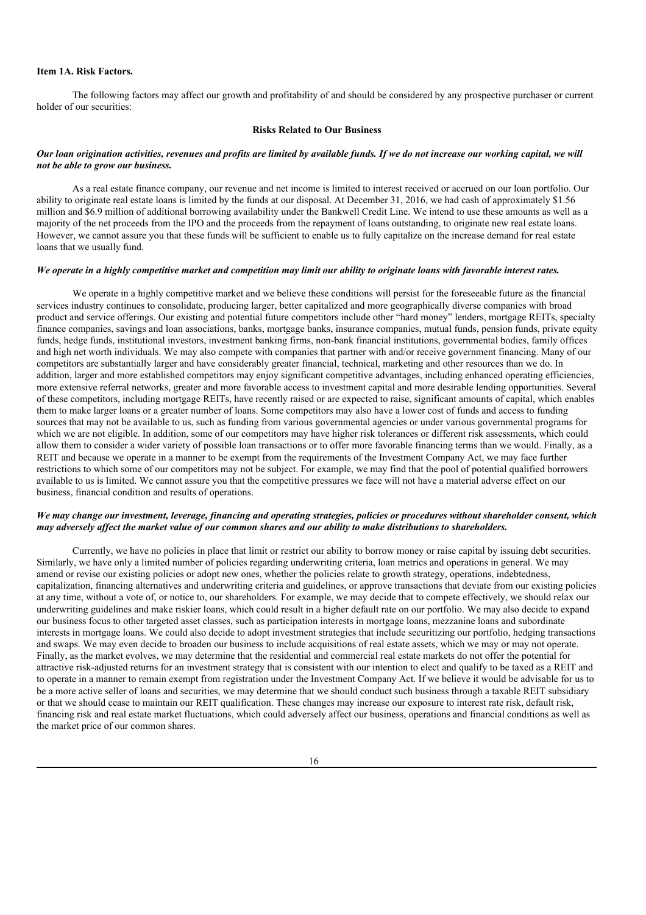## Item 1A. Risk Factors.

The following factors may affect our growth and profitability of and should be considered by any prospective purchaser or current holder of our securities:

### Risks Related to Our Business

***Our loan origination activities, revenues and profits are limited by available funds. If we do not increase our working capital, we will not be able to grow our business.***

As a real estate finance company, our revenue and net income is limited to interest received or accrued on our loan portfolio. Our ability to originate real estate loans is limited by the funds at our disposal. At December 31, 2016, we had cash of approximately $1.56 million and $6.9 million of additional borrowing availability under the Bankwell Credit Line. We intend to use these amounts as well as a majority of the net proceeds from the IPO and the proceeds from the repayment of loans outstanding, to originate new real estate loans. However, we cannot assure you that these funds will be sufficient to enable us to fully capitalize on the increase demand for real estate loans that we usually fund.

***We operate in a highly competitive market and competition may limit our ability to originate loans with favorable interest rates.***

We operate in a highly competitive market and we believe these conditions will persist for the foreseeable future as the financial services industry continues to consolidate, producing larger, better capitalized and more geographically diverse companies with broad product and service offerings. Our existing and potential future competitors include other "hard money" lenders, mortgage REITs, specialty finance companies, savings and loan associations, banks, mortgage banks, insurance companies, mutual funds, pension funds, private equity funds, hedge funds, institutional investors, investment banking firms, non-bank financial institutions, governmental bodies, family offices and high net worth individuals. We may also compete with companies that partner with and/or receive government financing. Many of our competitors are substantially larger and have considerably greater financial, technical, marketing and other resources than we do. In addition, larger and more established competitors may enjoy significant competitive advantages, including enhanced operating efficiencies, more extensive referral networks, greater and more favorable access to investment capital and more desirable lending opportunities. Several of these competitors, including mortgage REITs, have recently raised or are expected to raise, significant amounts of capital, which enables them to make larger loans or a greater number of loans. Some competitors may also have a lower cost of funds and access to funding sources that may not be available to us, such as funding from various governmental agencies or under various governmental programs for which we are not eligible. In addition, some of our competitors may have higher risk tolerances or different risk assessments, which could allow them to consider a wider variety of possible loan transactions or to offer more favorable financing terms than we would. Finally, as a REIT and because we operate in a manner to be exempt from the requirements of the Investment Company Act, we may face further restrictions to which some of our competitors may not be subject. For example, we may find that the pool of potential qualified borrowers available to us is limited. We cannot assure you that the competitive pressures we face will not have a material adverse effect on our business, financial condition and results of operations.

***We may change our investment, leverage, financing and operating strategies, policies or procedures without shareholder consent, which may adversely affect the market value of our common shares and our ability to make distributions to shareholders.***

Currently, we have no policies in place that limit or restrict our ability to borrow money or raise capital by issuing debt securities. Similarly, we have only a limited number of policies regarding underwriting criteria, loan metrics and operations in general. We may amend or revise our existing policies or adopt new ones, whether the policies relate to growth strategy, operations, indebtedness, capitalization, financing alternatives and underwriting criteria and guidelines, or approve transactions that deviate from our existing policies at any time, without a vote of, or notice to, our shareholders. For example, we may decide that to compete effectively, we should relax our underwriting guidelines and make riskier loans, which could result in a higher default rate on our portfolio. We may also decide to expand our business focus to other targeted asset classes, such as participation interests in mortgage loans, mezzanine loans and subordinate interests in mortgage loans. We could also decide to adopt investment strategies that include securitizing our portfolio, hedging transactions and swaps. We may even decide to broaden our business to include acquisitions of real estate assets, which we may or may not operate. Finally, as the market evolves, we may determine that the residential and commercial real estate markets do not offer the potential for attractive risk-adjusted returns for an investment strategy that is consistent with our intention to elect and qualify to be taxed as a REIT and to operate in a manner to remain exempt from registration under the Investment Company Act. If we believe it would be advisable for us to be a more active seller of loans and securities, we may determine that we should conduct such business through a taxable REIT subsidiary or that we should cease to maintain our REIT qualification. These changes may increase our exposure to interest rate risk, default risk, financing risk and real estate market fluctuations, which could adversely affect our business, operations and financial conditions as well as the market price of our common shares.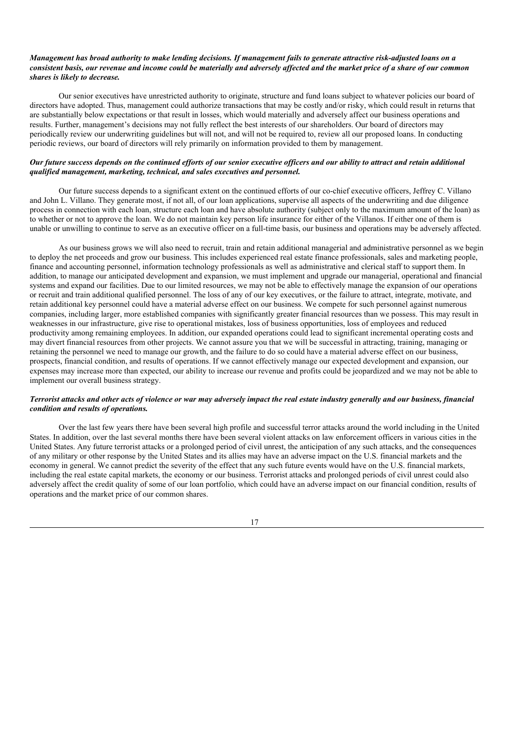***Management has broad authority to make lending decisions. If management fails to generate attractive risk-adjusted loans on a consistent basis, our revenue and income could be materially and adversely affected and the market price of a share of our common shares is likely to decrease.***

Our senior executives have unrestricted authority to originate, structure and fund loans subject to whatever policies our board of directors have adopted. Thus, management could authorize transactions that may be costly and/or risky, which could result in returns that are substantially below expectations or that result in losses, which would materially and adversely affect our business operations and results. Further, management's decisions may not fully reflect the best interests of our shareholders. Our board of directors may periodically review our underwriting guidelines but will not, and will not be required to, review all our proposed loans. In conducting periodic reviews, our board of directors will rely primarily on information provided to them by management.

***Our future success depends on the continued efforts of our senior executive officers and our ability to attract and retain additional qualified management, marketing, technical, and sales executives and personnel.***

Our future success depends to a significant extent on the continued efforts of our co-chief executive officers, Jeffrey C. Villano and John L. Villano. They generate most, if not all, of our loan applications, supervise all aspects of the underwriting and due diligence process in connection with each loan, structure each loan and have absolute authority (subject only to the maximum amount of the loan) as to whether or not to approve the loan. We do not maintain key person life insurance for either of the Villanos. If either one of them is unable or unwilling to continue to serve as an executive officer on a full-time basis, our business and operations may be adversely affected.

As our business grows we will also need to recruit, train and retain additional managerial and administrative personnel as we begin to deploy the net proceeds and grow our business. This includes experienced real estate finance professionals, sales and marketing people, finance and accounting personnel, information technology professionals as well as administrative and clerical staff to support them. In addition, to manage our anticipated development and expansion, we must implement and upgrade our managerial, operational and financial systems and expand our facilities. Due to our limited resources, we may not be able to effectively manage the expansion of our operations or recruit and train additional qualified personnel. The loss of any of our key executives, or the failure to attract, integrate, motivate, and retain additional key personnel could have a material adverse effect on our business. We compete for such personnel against numerous companies, including larger, more established companies with significantly greater financial resources than we possess. This may result in weaknesses in our infrastructure, give rise to operational mistakes, loss of business opportunities, loss of employees and reduced productivity among remaining employees. In addition, our expanded operations could lead to significant incremental operating costs and may divert financial resources from other projects. We cannot assure you that we will be successful in attracting, training, managing or retaining the personnel we need to manage our growth, and the failure to do so could have a material adverse effect on our business, prospects, financial condition, and results of operations. If we cannot effectively manage our expected development and expansion, our expenses may increase more than expected, our ability to increase our revenue and profits could be jeopardized and we may not be able to implement our overall business strategy.

***Terrorist attacks and other acts of violence or war may adversely impact the real estate industry generally and our business, financial condition and results of operations.***

Over the last few years there have been several high profile and successful terror attacks around the world including in the United States. In addition, over the last several months there have been several violent attacks on law enforcement officers in various cities in the United States. Any future terrorist attacks or a prolonged period of civil unrest, the anticipation of any such attacks, and the consequences of any military or other response by the United States and its allies may have an adverse impact on the U.S. financial markets and the economy in general. We cannot predict the severity of the effect that any such future events would have on the U.S. financial markets, including the real estate capital markets, the economy or our business. Terrorist attacks and prolonged periods of civil unrest could also adversely affect the credit quality of some of our loan portfolio, which could have an adverse impact on our financial condition, results of operations and the market price of our common shares.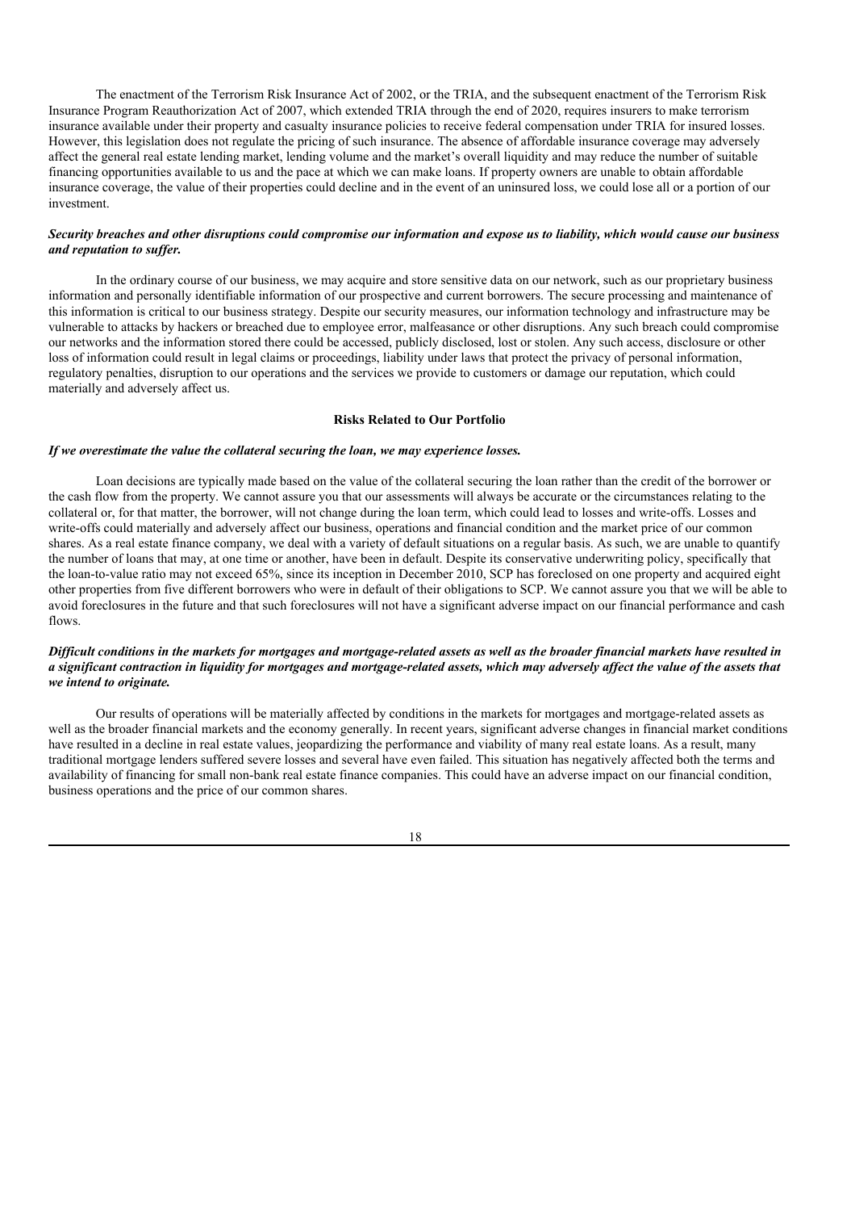The enactment of the Terrorism Risk Insurance Act of 2002, or the TRIA, and the subsequent enactment of the Terrorism Risk Insurance Program Reauthorization Act of 2007, which extended TRIA through the end of 2020, requires insurers to make terrorism insurance available under their property and casualty insurance policies to receive federal compensation under TRIA for insured losses. However, this legislation does not regulate the pricing of such insurance. The absence of affordable insurance coverage may adversely affect the general real estate lending market, lending volume and the market's overall liquidity and may reduce the number of suitable financing opportunities available to us and the pace at which we can make loans. If property owners are unable to obtain affordable insurance coverage, the value of their properties could decline and in the event of an uninsured loss, we could lose all or a portion of our investment.

***Security breaches and other disruptions could compromise our information and expose us to liability, which would cause our business and reputation to suffer.***

In the ordinary course of our business, we may acquire and store sensitive data on our network, such as our proprietary business information and personally identifiable information of our prospective and current borrowers. The secure processing and maintenance of this information is critical to our business strategy. Despite our security measures, our information technology and infrastructure may be vulnerable to attacks by hackers or breached due to employee error, malfeasance or other disruptions. Any such breach could compromise our networks and the information stored there could be accessed, publicly disclosed, lost or stolen. Any such access, disclosure or other loss of information could result in legal claims or proceedings, liability under laws that protect the privacy of personal information, regulatory penalties, disruption to our operations and the services we provide to customers or damage our reputation, which could materially and adversely affect us.

## Risks Related to Our Portfolio

***If we overestimate the value the collateral securing the loan, we may experience losses.***

Loan decisions are typically made based on the value of the collateral securing the loan rather than the credit of the borrower or the cash flow from the property. We cannot assure you that our assessments will always be accurate or the circumstances relating to the collateral or, for that matter, the borrower, will not change during the loan term, which could lead to losses and write-offs. Losses and write-offs could materially and adversely affect our business, operations and financial condition and the market price of our common shares. As a real estate finance company, we deal with a variety of default situations on a regular basis. As such, we are unable to quantify the number of loans that may, at one time or another, have been in default. Despite its conservative underwriting policy, specifically that the loan-to-value ratio may not exceed 65%, since its inception in December 2010, SCP has foreclosed on one property and acquired eight other properties from five different borrowers who were in default of their obligations to SCP. We cannot assure you that we will be able to avoid foreclosures in the future and that such foreclosures will not have a significant adverse impact on our financial performance and cash flows.

***Difficult conditions in the markets for mortgages and mortgage-related assets as well as the broader financial markets have resulted in a significant contraction in liquidity for mortgages and mortgage-related assets, which may adversely affect the value of the assets that we intend to originate.***

Our results of operations will be materially affected by conditions in the markets for mortgages and mortgage-related assets as well as the broader financial markets and the economy generally. In recent years, significant adverse changes in financial market conditions have resulted in a decline in real estate values, jeopardizing the performance and viability of many real estate loans. As a result, many traditional mortgage lenders suffered severe losses and several have even failed. This situation has negatively affected both the terms and availability of financing for small non-bank real estate finance companies. This could have an adverse impact on our financial condition, business operations and the price of our common shares.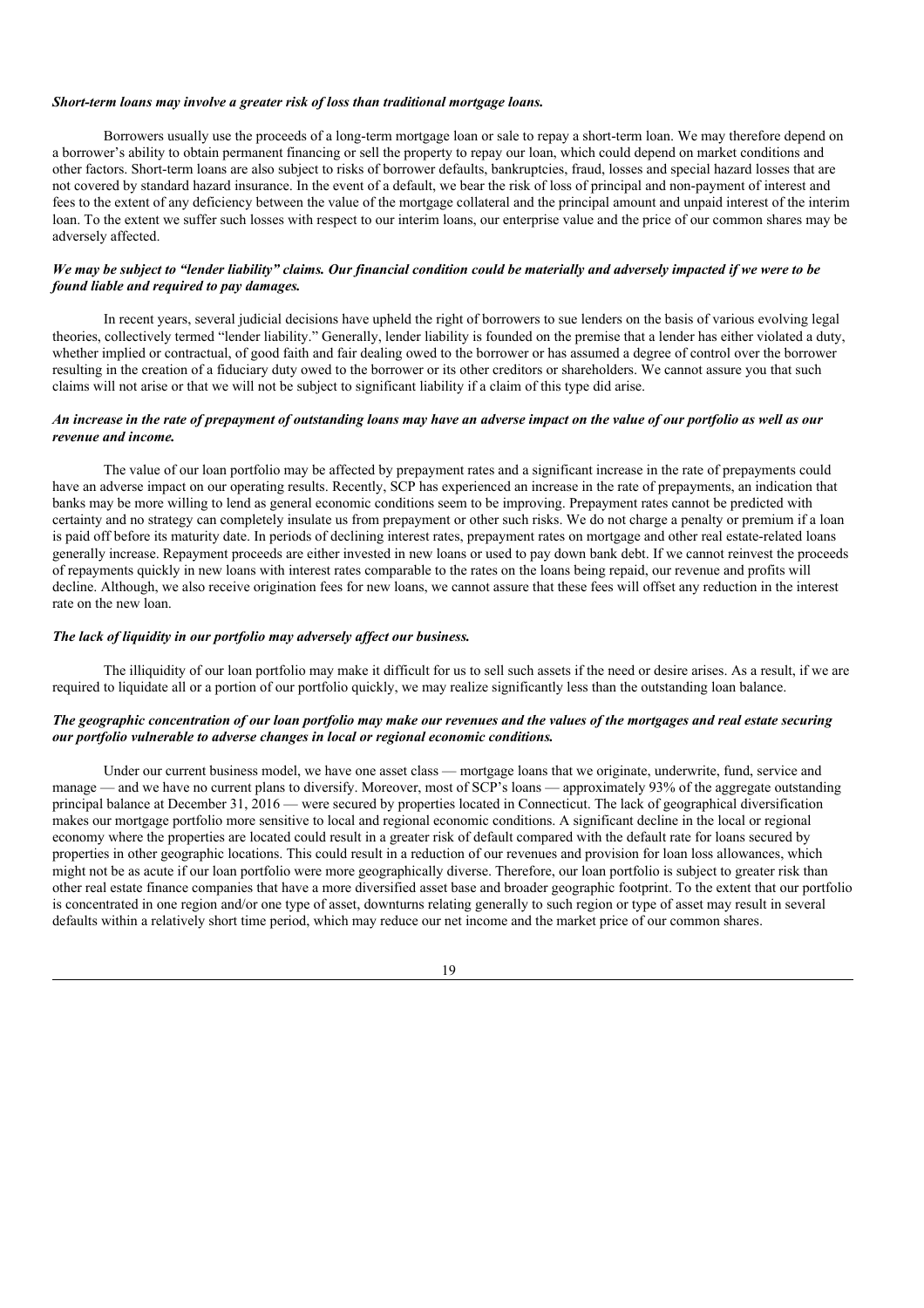***Short-term loans may involve a greater risk of loss than traditional mortgage loans.***

Borrowers usually use the proceeds of a long-term mortgage loan or sale to repay a short-term loan. We may therefore depend on a borrower's ability to obtain permanent financing or sell the property to repay our loan, which could depend on market conditions and other factors. Short-term loans are also subject to risks of borrower defaults, bankruptcies, fraud, losses and special hazard losses that are not covered by standard hazard insurance. In the event of a default, we bear the risk of loss of principal and non-payment of interest and fees to the extent of any deficiency between the value of the mortgage collateral and the principal amount and unpaid interest of the interim loan. To the extent we suffer such losses with respect to our interim loans, our enterprise value and the price of our common shares may be adversely affected.

***We may be subject to "lender liability" claims. Our financial condition could be materially and adversely impacted if we were to be found liable and required to pay damages.***

In recent years, several judicial decisions have upheld the right of borrowers to sue lenders on the basis of various evolving legal theories, collectively termed "lender liability." Generally, lender liability is founded on the premise that a lender has either violated a duty, whether implied or contractual, of good faith and fair dealing owed to the borrower or has assumed a degree of control over the borrower resulting in the creation of a fiduciary duty owed to the borrower or its other creditors or shareholders. We cannot assure you that such claims will not arise or that we will not be subject to significant liability if a claim of this type did arise.

***An increase in the rate of prepayment of outstanding loans may have an adverse impact on the value of our portfolio as well as our revenue and income.***

The value of our loan portfolio may be affected by prepayment rates and a significant increase in the rate of prepayments could have an adverse impact on our operating results. Recently, SCP has experienced an increase in the rate of prepayments, an indication that banks may be more willing to lend as general economic conditions seem to be improving. Prepayment rates cannot be predicted with certainty and no strategy can completely insulate us from prepayment or other such risks. We do not charge a penalty or premium if a loan is paid off before its maturity date. In periods of declining interest rates, prepayment rates on mortgage and other real estate-related loans generally increase. Repayment proceeds are either invested in new loans or used to pay down bank debt. If we cannot reinvest the proceeds of repayments quickly in new loans with interest rates comparable to the rates on the loans being repaid, our revenue and profits will decline. Although, we also receive origination fees for new loans, we cannot assure that these fees will offset any reduction in the interest rate on the new loan.

***The lack of liquidity in our portfolio may adversely affect our business.***

The illiquidity of our loan portfolio may make it difficult for us to sell such assets if the need or desire arises. As a result, if we are required to liquidate all or a portion of our portfolio quickly, we may realize significantly less than the outstanding loan balance.

***The geographic concentration of our loan portfolio may make our revenues and the values of the mortgages and real estate securing our portfolio vulnerable to adverse changes in local or regional economic conditions.***

Under our current business model, we have one asset class — mortgage loans that we originate, underwrite, fund, service and manage — and we have no current plans to diversify. Moreover, most of SCP's loans — approximately 93% of the aggregate outstanding principal balance at December 31, 2016 — were secured by properties located in Connecticut. The lack of geographical diversification makes our mortgage portfolio more sensitive to local and regional economic conditions. A significant decline in the local or regional economy where the properties are located could result in a greater risk of default compared with the default rate for loans secured by properties in other geographic locations. This could result in a reduction of our revenues and provision for loan loss allowances, which might not be as acute if our loan portfolio were more geographically diverse. Therefore, our loan portfolio is subject to greater risk than other real estate finance companies that have a more diversified asset base and broader geographic footprint. To the extent that our portfolio is concentrated in one region and/or one type of asset, downturns relating generally to such region or type of asset may result in several defaults within a relatively short time period, which may reduce our net income and the market price of our common shares.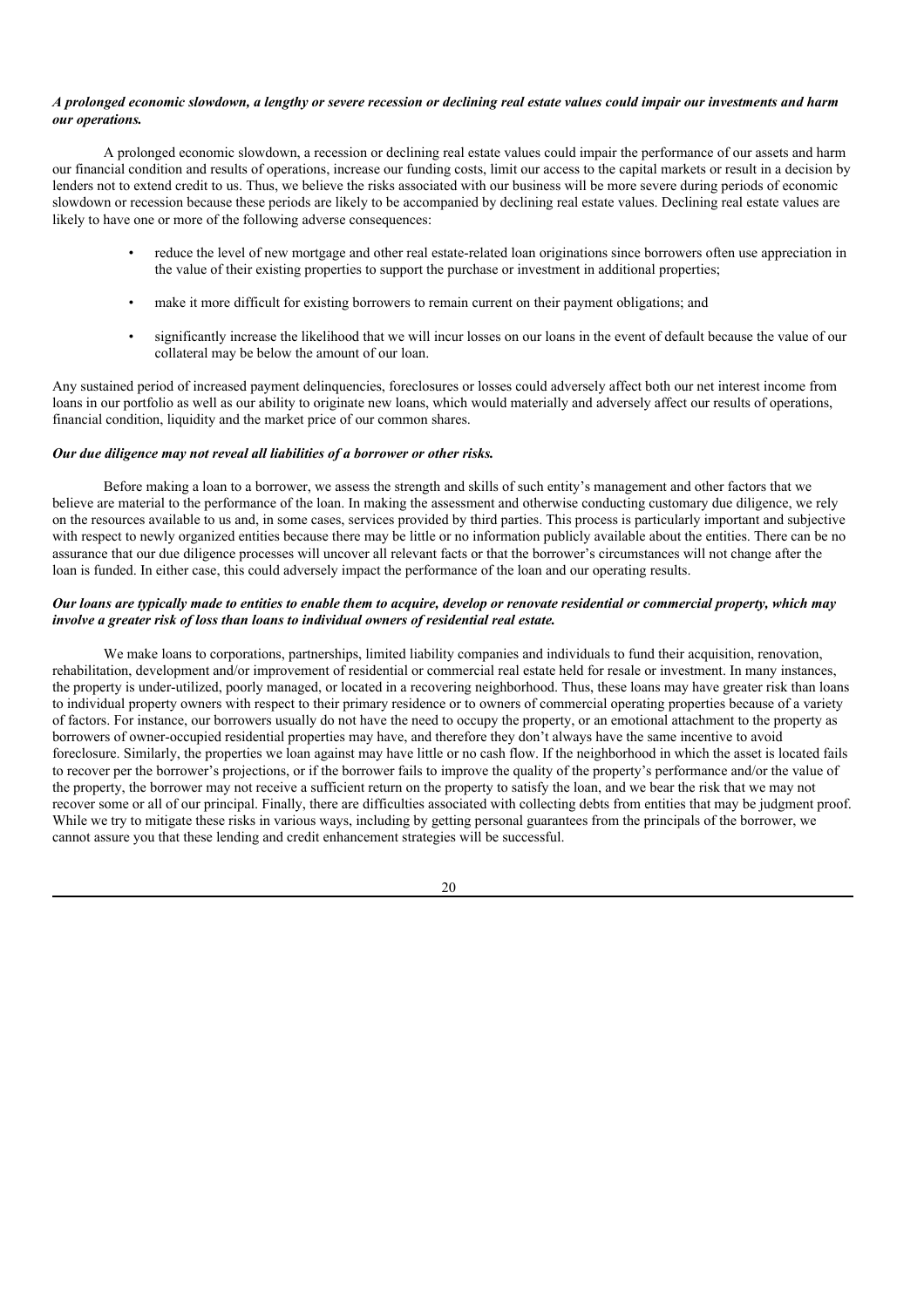***A prolonged economic slowdown, a lengthy or severe recession or declining real estate values could impair our investments and harm our operations.***

A prolonged economic slowdown, a recession or declining real estate values could impair the performance of our assets and harm our financial condition and results of operations, increase our funding costs, limit our access to the capital markets or result in a decision by lenders not to extend credit to us. Thus, we believe the risks associated with our business will be more severe during periods of economic slowdown or recession because these periods are likely to be accompanied by declining real estate values. Declining real estate values are likely to have one or more of the following adverse consequences:

- reduce the level of new mortgage and other real estate-related loan originations since borrowers often use appreciation in the value of their existing properties to support the purchase or investment in additional properties;
- make it more difficult for existing borrowers to remain current on their payment obligations; and
- significantly increase the likelihood that we will incur losses on our loans in the event of default because the value of our collateral may be below the amount of our loan.

Any sustained period of increased payment delinquencies, foreclosures or losses could adversely affect both our net interest income from loans in our portfolio as well as our ability to originate new loans, which would materially and adversely affect our results of operations, financial condition, liquidity and the market price of our common shares.

***Our due diligence may not reveal all liabilities of a borrower or other risks.***

Before making a loan to a borrower, we assess the strength and skills of such entity's management and other factors that we believe are material to the performance of the loan. In making the assessment and otherwise conducting customary due diligence, we rely on the resources available to us and, in some cases, services provided by third parties. This process is particularly important and subjective with respect to newly organized entities because there may be little or no information publicly available about the entities. There can be no assurance that our due diligence processes will uncover all relevant facts or that the borrower's circumstances will not change after the loan is funded. In either case, this could adversely impact the performance of the loan and our operating results.

***Our loans are typically made to entities to enable them to acquire, develop or renovate residential or commercial property, which may involve a greater risk of loss than loans to individual owners of residential real estate.***

We make loans to corporations, partnerships, limited liability companies and individuals to fund their acquisition, renovation, rehabilitation, development and/or improvement of residential or commercial real estate held for resale or investment. In many instances, the property is under-utilized, poorly managed, or located in a recovering neighborhood. Thus, these loans may have greater risk than loans to individual property owners with respect to their primary residence or to owners of commercial operating properties because of a variety of factors. For instance, our borrowers usually do not have the need to occupy the property, or an emotional attachment to the property as borrowers of owner-occupied residential properties may have, and therefore they don't always have the same incentive to avoid foreclosure. Similarly, the properties we loan against may have little or no cash flow. If the neighborhood in which the asset is located fails to recover per the borrower's projections, or if the borrower fails to improve the quality of the property's performance and/or the value of the property, the borrower may not receive a sufficient return on the property to satisfy the loan, and we bear the risk that we may not recover some or all of our principal. Finally, there are difficulties associated with collecting debts from entities that may be judgment proof. While we try to mitigate these risks in various ways, including by getting personal guarantees from the principals of the borrower, we cannot assure you that these lending and credit enhancement strategies will be successful.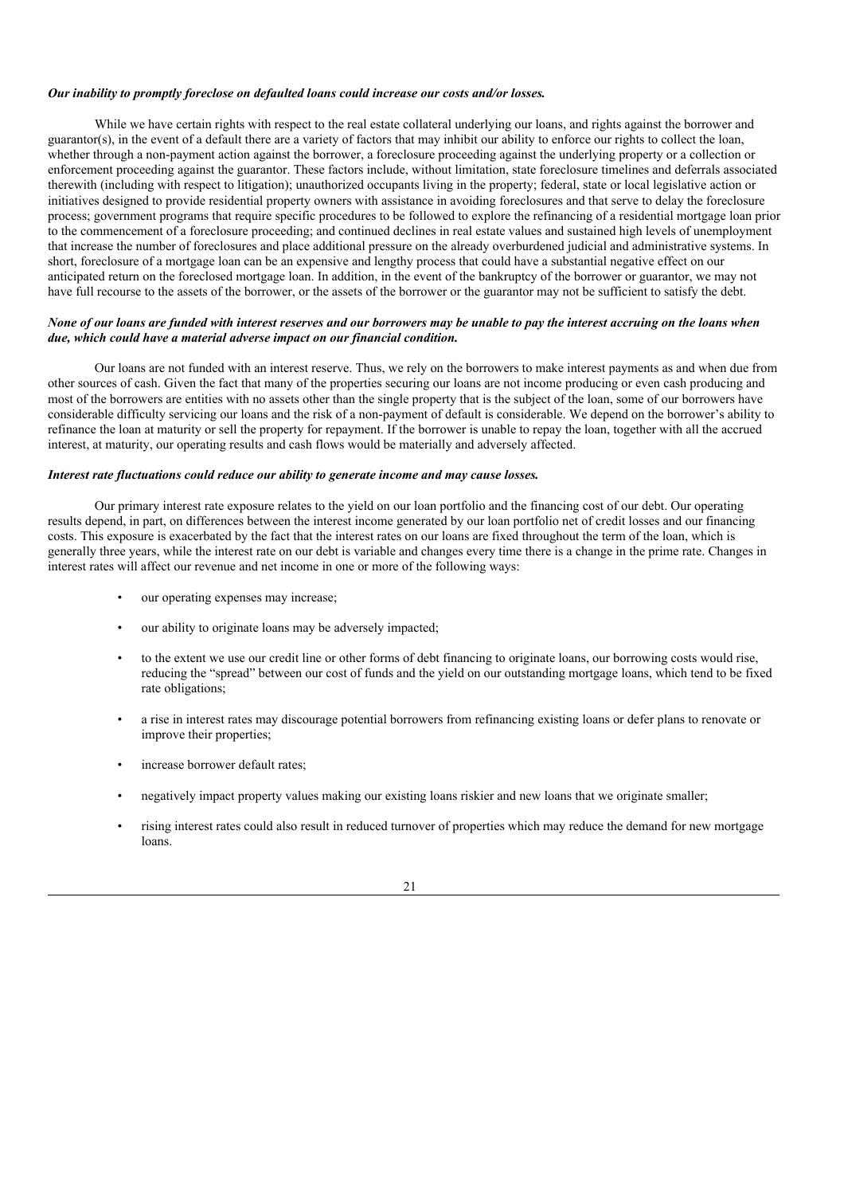***Our inability to promptly foreclose on defaulted loans could increase our costs and/or losses.***

While we have certain rights with respect to the real estate collateral underlying our loans, and rights against the borrower and guarantor(s), in the event of a default there are a variety of factors that may inhibit our ability to enforce our rights to collect the loan, whether through a non-payment action against the borrower, a foreclosure proceeding against the underlying property or a collection or enforcement proceeding against the guarantor. These factors include, without limitation, state foreclosure timelines and deferrals associated therewith (including with respect to litigation); unauthorized occupants living in the property; federal, state or local legislative action or initiatives designed to provide residential property owners with assistance in avoiding foreclosures and that serve to delay the foreclosure process; government programs that require specific procedures to be followed to explore the refinancing of a residential mortgage loan prior to the commencement of a foreclosure proceeding; and continued declines in real estate values and sustained high levels of unemployment that increase the number of foreclosures and place additional pressure on the already overburdened judicial and administrative systems. In short, foreclosure of a mortgage loan can be an expensive and lengthy process that could have a substantial negative effect on our anticipated return on the foreclosed mortgage loan. In addition, in the event of the bankruptcy of the borrower or guarantor, we may not have full recourse to the assets of the borrower, or the assets of the borrower or the guarantor may not be sufficient to satisfy the debt.

***None of our loans are funded with interest reserves and our borrowers may be unable to pay the interest accruing on the loans when due, which could have a material adverse impact on our financial condition.***

Our loans are not funded with an interest reserve. Thus, we rely on the borrowers to make interest payments as and when due from other sources of cash. Given the fact that many of the properties securing our loans are not income producing or even cash producing and most of the borrowers are entities with no assets other than the single property that is the subject of the loan, some of our borrowers have considerable difficulty servicing our loans and the risk of a non-payment of default is considerable. We depend on the borrower's ability to refinance the loan at maturity or sell the property for repayment. If the borrower is unable to repay the loan, together with all the accrued interest, at maturity, our operating results and cash flows would be materially and adversely affected.

***Interest rate fluctuations could reduce our ability to generate income and may cause losses.***

Our primary interest rate exposure relates to the yield on our loan portfolio and the financing cost of our debt. Our operating results depend, in part, on differences between the interest income generated by our loan portfolio net of credit losses and our financing costs. This exposure is exacerbated by the fact that the interest rates on our loans are fixed throughout the term of the loan, which is generally three years, while the interest rate on our debt is variable and changes every time there is a change in the prime rate. Changes in interest rates will affect our revenue and net income in one or more of the following ways:

- our operating expenses may increase;
- our ability to originate loans may be adversely impacted;
- to the extent we use our credit line or other forms of debt financing to originate loans, our borrowing costs would rise, reducing the "spread" between our cost of funds and the yield on our outstanding mortgage loans, which tend to be fixed rate obligations;
- a rise in interest rates may discourage potential borrowers from refinancing existing loans or defer plans to renovate or improve their properties;
- increase borrower default rates;
- negatively impact property values making our existing loans riskier and new loans that we originate smaller;
- rising interest rates could also result in reduced turnover of properties which may reduce the demand for new mortgage loans.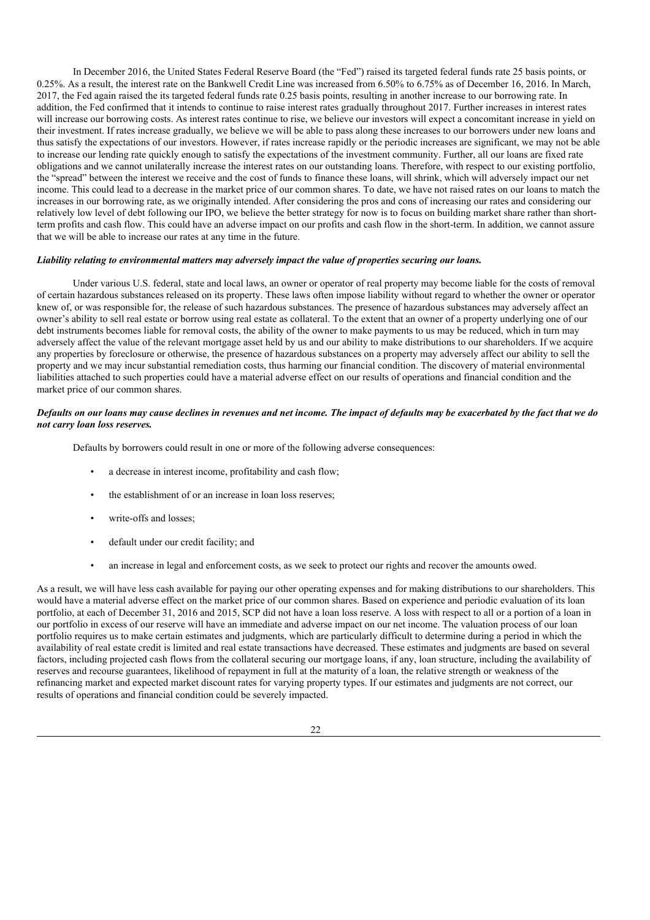In December 2016, the United States Federal Reserve Board (the "Fed") raised its targeted federal funds rate 25 basis points, or 0.25%. As a result, the interest rate on the Bankwell Credit Line was increased from 6.50% to 6.75% as of December 16, 2016. In March, 2017, the Fed again raised the its targeted federal funds rate 0.25 basis points, resulting in another increase to our borrowing rate. In addition, the Fed confirmed that it intends to continue to raise interest rates gradually throughout 2017. Further increases in interest rates will increase our borrowing costs. As interest rates continue to rise, we believe our investors will expect a concomitant increase in yield on their investment. If rates increase gradually, we believe we will be able to pass along these increases to our borrowers under new loans and thus satisfy the expectations of our investors. However, if rates increase rapidly or the periodic increases are significant, we may not be able to increase our lending rate quickly enough to satisfy the expectations of the investment community. Further, all our loans are fixed rate obligations and we cannot unilaterally increase the interest rates on our outstanding loans. Therefore, with respect to our existing portfolio, the "spread" between the interest we receive and the cost of funds to finance these loans, will shrink, which will adversely impact our net income. This could lead to a decrease in the market price of our common shares. To date, we have not raised rates on our loans to match the increases in our borrowing rate, as we originally intended. After considering the pros and cons of increasing our rates and considering our relatively low level of debt following our IPO, we believe the better strategy for now is to focus on building market share rather than short-term profits and cash flow. This could have an adverse impact on our profits and cash flow in the short-term. In addition, we cannot assure that we will be able to increase our rates at any time in the future.

***Liability relating to environmental matters may adversely impact the value of properties securing our loans.***

Under various U.S. federal, state and local laws, an owner or operator of real property may become liable for the costs of removal of certain hazardous substances released on its property. These laws often impose liability without regard to whether the owner or operator knew of, or was responsible for, the release of such hazardous substances. The presence of hazardous substances may adversely affect an owner's ability to sell real estate or borrow using real estate as collateral. To the extent that an owner of a property underlying one of our debt instruments becomes liable for removal costs, the ability of the owner to make payments to us may be reduced, which in turn may adversely affect the value of the relevant mortgage asset held by us and our ability to make distributions to our shareholders. If we acquire any properties by foreclosure or otherwise, the presence of hazardous substances on a property may adversely affect our ability to sell the property and we may incur substantial remediation costs, thus harming our financial condition. The discovery of material environmental liabilities attached to such properties could have a material adverse effect on our results of operations and financial condition and the market price of our common shares.

***Defaults on our loans may cause declines in revenues and net income. The impact of defaults may be exacerbated by the fact that we do not carry loan loss reserves.***

Defaults by borrowers could result in one or more of the following adverse consequences:

- a decrease in interest income, profitability and cash flow;
- the establishment of or an increase in loan loss reserves;
- write-offs and losses;
- default under our credit facility; and
- an increase in legal and enforcement costs, as we seek to protect our rights and recover the amounts owed.

As a result, we will have less cash available for paying our other operating expenses and for making distributions to our shareholders. This would have a material adverse effect on the market price of our common shares. Based on experience and periodic evaluation of its loan portfolio, at each of December 31, 2016 and 2015, SCP did not have a loan loss reserve. A loss with respect to all or a portion of a loan in our portfolio in excess of our reserve will have an immediate and adverse impact on our net income. The valuation process of our loan portfolio requires us to make certain estimates and judgments, which are particularly difficult to determine during a period in which the availability of real estate credit is limited and real estate transactions have decreased. These estimates and judgments are based on several factors, including projected cash flows from the collateral securing our mortgage loans, if any, loan structure, including the availability of reserves and recourse guarantees, likelihood of repayment in full at the maturity of a loan, the relative strength or weakness of the refinancing market and expected market discount rates for varying property types. If our estimates and judgments are not correct, our results of operations and financial condition could be severely impacted.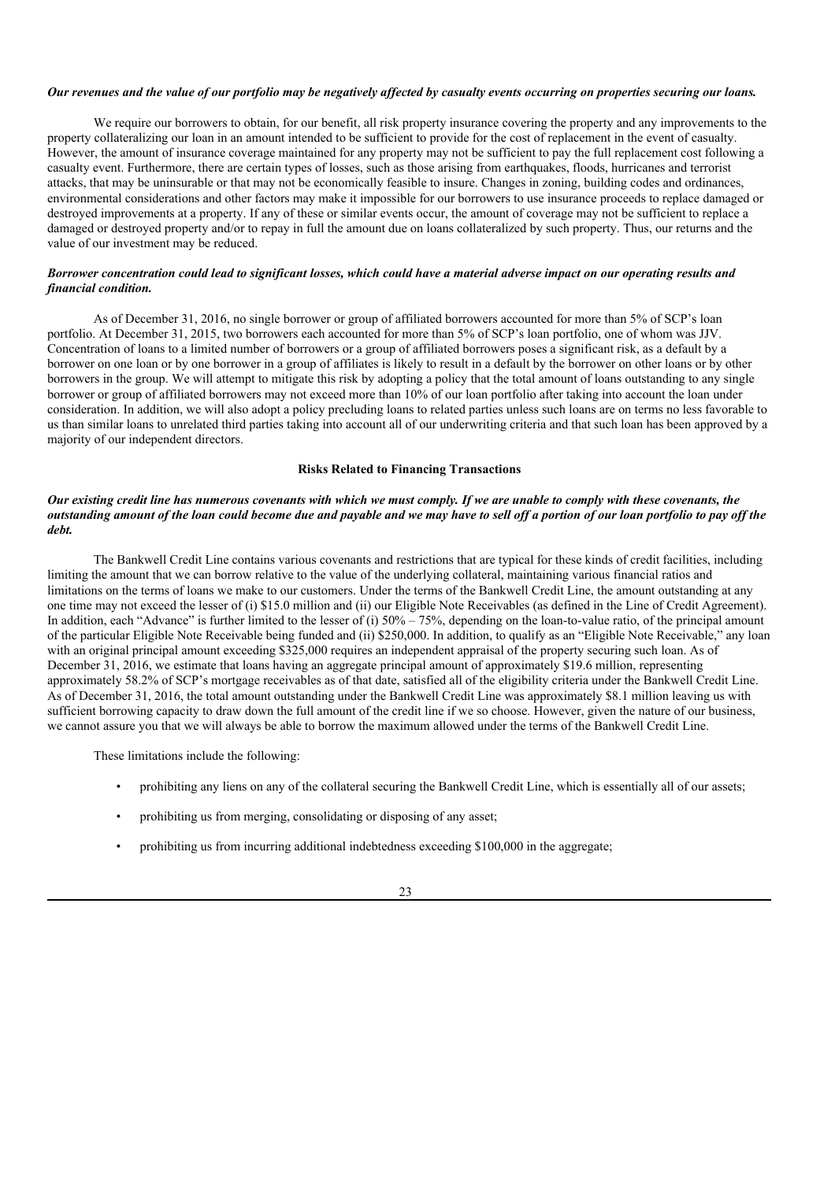***Our revenues and the value of our portfolio may be negatively affected by casualty events occurring on properties securing our loans.***

We require our borrowers to obtain, for our benefit, all risk property insurance covering the property and any improvements to the property collateralizing our loan in an amount intended to be sufficient to provide for the cost of replacement in the event of casualty. However, the amount of insurance coverage maintained for any property may not be sufficient to pay the full replacement cost following a casualty event. Furthermore, there are certain types of losses, such as those arising from earthquakes, floods, hurricanes and terrorist attacks, that may be uninsurable or that may not be economically feasible to insure. Changes in zoning, building codes and ordinances, environmental considerations and other factors may make it impossible for our borrowers to use insurance proceeds to replace damaged or destroyed improvements at a property. If any of these or similar events occur, the amount of coverage may not be sufficient to replace a damaged or destroyed property and/or to repay in full the amount due on loans collateralized by such property. Thus, our returns and the value of our investment may be reduced.

***Borrower concentration could lead to significant losses, which could have a material adverse impact on our operating results and financial condition.***

As of December 31, 2016, no single borrower or group of affiliated borrowers accounted for more than 5% of SCP's loan portfolio. At December 31, 2015, two borrowers each accounted for more than 5% of SCP's loan portfolio, one of whom was JJV. Concentration of loans to a limited number of borrowers or a group of affiliated borrowers poses a significant risk, as a default by a borrower on one loan or by one borrower in a group of affiliates is likely to result in a default by the borrower on other loans or by other borrowers in the group. We will attempt to mitigate this risk by adopting a policy that the total amount of loans outstanding to any single borrower or group of affiliated borrowers may not exceed more than 10% of our loan portfolio after taking into account the loan under consideration. In addition, we will also adopt a policy precluding loans to related parties unless such loans are on terms no less favorable to us than similar loans to unrelated third parties taking into account all of our underwriting criteria and that such loan has been approved by a majority of our independent directors.

**Risks Related to Financing Transactions**

***Our existing credit line has numerous covenants with which we must comply. If we are unable to comply with these covenants, the outstanding amount of the loan could become due and payable and we may have to sell off a portion of our loan portfolio to pay off the debt.***

The Bankwell Credit Line contains various covenants and restrictions that are typical for these kinds of credit facilities, including limiting the amount that we can borrow relative to the value of the underlying collateral, maintaining various financial ratios and limitations on the terms of loans we make to our customers. Under the terms of the Bankwell Credit Line, the amount outstanding at any one time may not exceed the lesser of (i) \$15.0 million and (ii) our Eligible Note Receivables (as defined in the Line of Credit Agreement). In addition, each "Advance" is further limited to the lesser of (i) 50% – 75%, depending on the loan-to-value ratio, of the principal amount of the particular Eligible Note Receivable being funded and (ii) \$250,000. In addition, to qualify as an "Eligible Note Receivable," any loan with an original principal amount exceeding \$325,000 requires an independent appraisal of the property securing such loan. As of December 31, 2016, we estimate that loans having an aggregate principal amount of approximately \$19.6 million, representing approximately 58.2% of SCP's mortgage receivables as of that date, satisfied all of the eligibility criteria under the Bankwell Credit Line. As of December 31, 2016, the total amount outstanding under the Bankwell Credit Line was approximately \$8.1 million leaving us with sufficient borrowing capacity to draw down the full amount of the credit line if we so choose. However, given the nature of our business, we cannot assure you that we will always be able to borrow the maximum allowed under the terms of the Bankwell Credit Line.

These limitations include the following:

- prohibiting any liens on any of the collateral securing the Bankwell Credit Line, which is essentially all of our assets;
- prohibiting us from merging, consolidating or disposing of any asset;
- prohibiting us from incurring additional indebtedness exceeding \$100,000 in the aggregate;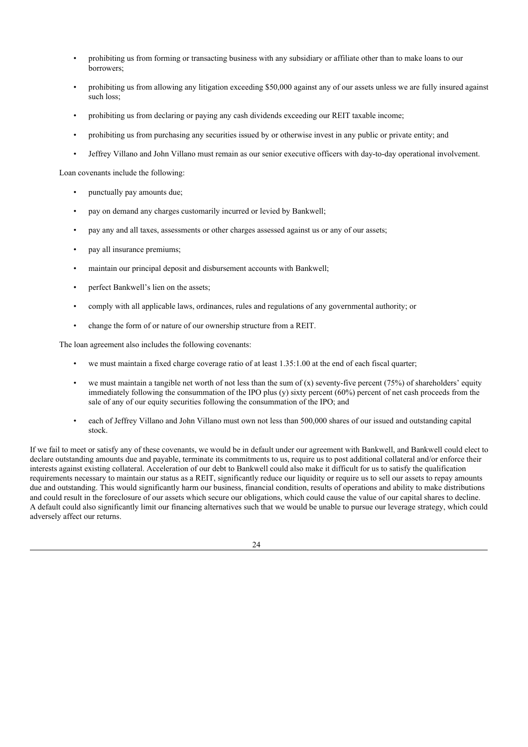- prohibiting us from forming or transacting business with any subsidiary or affiliate other than to make loans to our borrowers;
- prohibiting us from allowing any litigation exceeding $50,000 against any of our assets unless we are fully insured against such loss;
- prohibiting us from declaring or paying any cash dividends exceeding our REIT taxable income;
- prohibiting us from purchasing any securities issued by or otherwise invest in any public or private entity; and
- Jeffrey Villano and John Villano must remain as our senior executive officers with day-to-day operational involvement.

Loan covenants include the following:

- punctually pay amounts due;
- pay on demand any charges customarily incurred or levied by Bankwell;
- pay any and all taxes, assessments or other charges assessed against us or any of our assets;
- pay all insurance premiums;
- maintain our principal deposit and disbursement accounts with Bankwell;
- perfect Bankwell's lien on the assets;
- comply with all applicable laws, ordinances, rules and regulations of any governmental authority; or
- change the form of or nature of our ownership structure from a REIT.

The loan agreement also includes the following covenants:

- we must maintain a fixed charge coverage ratio of at least 1.35:1.00 at the end of each fiscal quarter;
- we must maintain a tangible net worth of not less than the sum of (x) seventy-five percent (75%) of shareholders' equity immediately following the consummation of the IPO plus (y) sixty percent (60%) percent of net cash proceeds from the sale of any of our equity securities following the consummation of the IPO; and
- each of Jeffrey Villano and John Villano must own not less than 500,000 shares of our issued and outstanding capital stock.

If we fail to meet or satisfy any of these covenants, we would be in default under our agreement with Bankwell, and Bankwell could elect to declare outstanding amounts due and payable, terminate its commitments to us, require us to post additional collateral and/or enforce their interests against existing collateral. Acceleration of our debt to Bankwell could also make it difficult for us to satisfy the qualification requirements necessary to maintain our status as a REIT, significantly reduce our liquidity or require us to sell our assets to repay amounts due and outstanding. This would significantly harm our business, financial condition, results of operations and ability to make distributions and could result in the foreclosure of our assets which secure our obligations, which could cause the value of our capital shares to decline. A default could also significantly limit our financing alternatives such that we would be unable to pursue our leverage strategy, which could adversely affect our returns.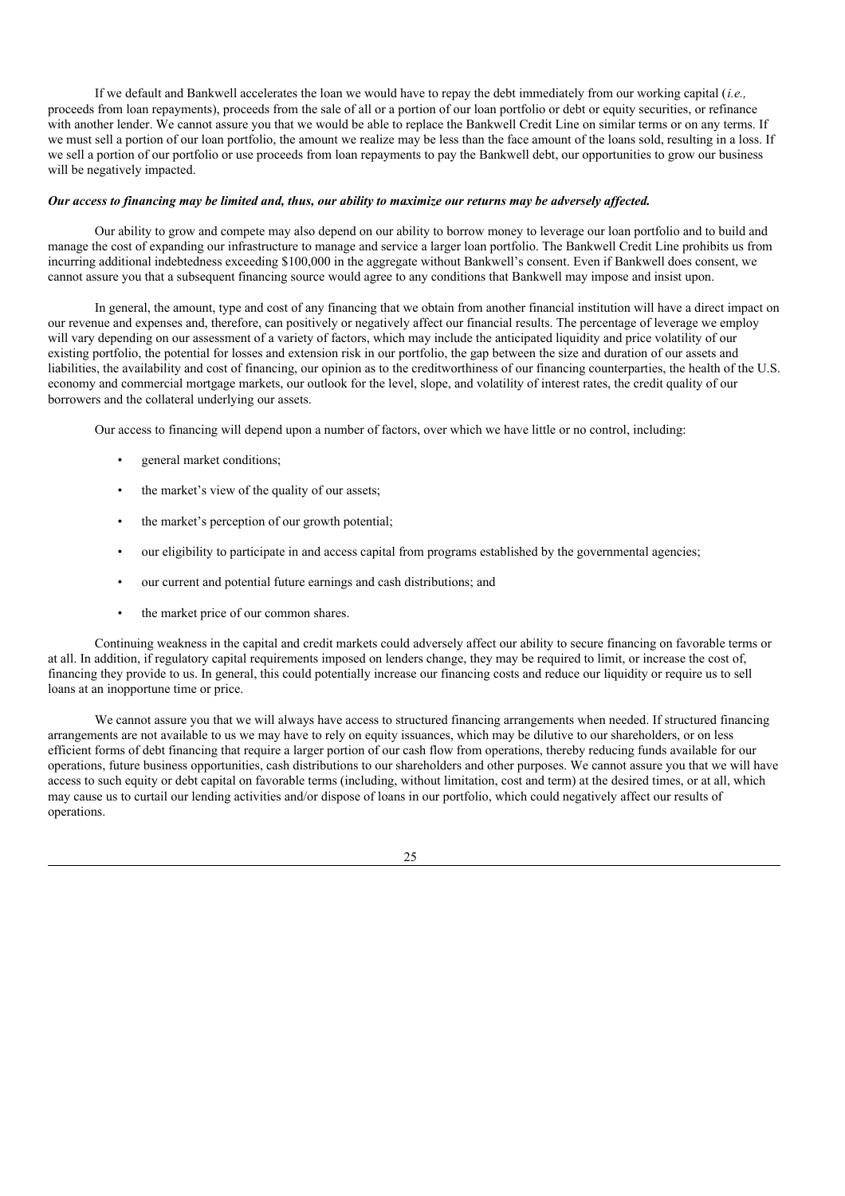If we default and Bankwell accelerates the loan we would have to repay the debt immediately from our working capital (*i.e.,* proceeds from loan repayments), proceeds from the sale of all or a portion of our loan portfolio or debt or equity securities, or refinance with another lender. We cannot assure you that we would be able to replace the Bankwell Credit Line on similar terms or on any terms. If we must sell a portion of our loan portfolio, the amount we realize may be less than the face amount of the loans sold, resulting in a loss. If we sell a portion of our portfolio or use proceeds from loan repayments to pay the Bankwell debt, our opportunities to grow our business will be negatively impacted.

***Our access to financing may be limited and, thus, our ability to maximize our returns may be adversely affected.***

Our ability to grow and compete may also depend on our ability to borrow money to leverage our loan portfolio and to build and manage the cost of expanding our infrastructure to manage and service a larger loan portfolio. The Bankwell Credit Line prohibits us from incurring additional indebtedness exceeding $100,000 in the aggregate without Bankwell's consent. Even if Bankwell does consent, we cannot assure you that a subsequent financing source would agree to any conditions that Bankwell may impose and insist upon.

In general, the amount, type and cost of any financing that we obtain from another financial institution will have a direct impact on our revenue and expenses and, therefore, can positively or negatively affect our financial results. The percentage of leverage we employ will vary depending on our assessment of a variety of factors, which may include the anticipated liquidity and price volatility of our existing portfolio, the potential for losses and extension risk in our portfolio, the gap between the size and duration of our assets and liabilities, the availability and cost of financing, our opinion as to the creditworthiness of our financing counterparties, the health of the U.S. economy and commercial mortgage markets, our outlook for the level, slope, and volatility of interest rates, the credit quality of our borrowers and the collateral underlying our assets.

Our access to financing will depend upon a number of factors, over which we have little or no control, including:

- general market conditions;
- the market's view of the quality of our assets;
- the market's perception of our growth potential;
- our eligibility to participate in and access capital from programs established by the governmental agencies;
- our current and potential future earnings and cash distributions; and
- the market price of our common shares.

Continuing weakness in the capital and credit markets could adversely affect our ability to secure financing on favorable terms or at all. In addition, if regulatory capital requirements imposed on lenders change, they may be required to limit, or increase the cost of, financing they provide to us. In general, this could potentially increase our financing costs and reduce our liquidity or require us to sell loans at an inopportune time or price.

We cannot assure you that we will always have access to structured financing arrangements when needed. If structured financing arrangements are not available to us we may have to rely on equity issuances, which may be dilutive to our shareholders, or on less efficient forms of debt financing that require a larger portion of our cash flow from operations, thereby reducing funds available for our operations, future business opportunities, cash distributions to our shareholders and other purposes. We cannot assure you that we will have access to such equity or debt capital on favorable terms (including, without limitation, cost and term) at the desired times, or at all, which may cause us to curtail our lending activities and/or dispose of loans in our portfolio, which could negatively affect our results of operations.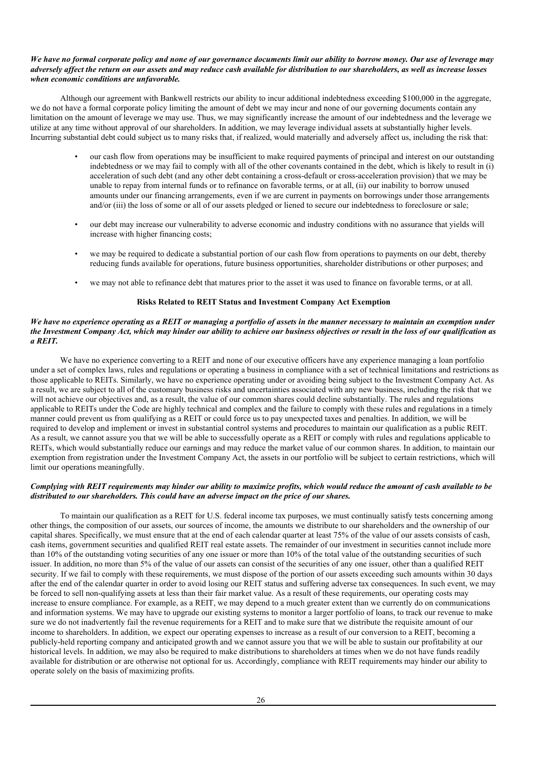***We have no formal corporate policy and none of our governance documents limit our ability to borrow money. Our use of leverage may adversely affect the return on our assets and may reduce cash available for distribution to our shareholders, as well as increase losses when economic conditions are unfavorable.***

Although our agreement with Bankwell restricts our ability to incur additional indebtedness exceeding $100,000 in the aggregate, we do not have a formal corporate policy limiting the amount of debt we may incur and none of our governing documents contain any limitation on the amount of leverage we may use. Thus, we may significantly increase the amount of our indebtedness and the leverage we utilize at any time without approval of our shareholders. In addition, we may leverage individual assets at substantially higher levels. Incurring substantial debt could subject us to many risks that, if realized, would materially and adversely affect us, including the risk that:

- our cash flow from operations may be insufficient to make required payments of principal and interest on our outstanding indebtedness or we may fail to comply with all of the other covenants contained in the debt, which is likely to result in (i) acceleration of such debt (and any other debt containing a cross-default or cross-acceleration provision) that we may be unable to repay from internal funds or to refinance on favorable terms, or at all, (ii) our inability to borrow unused amounts under our financing arrangements, even if we are current in payments on borrowings under those arrangements and/or (iii) the loss of some or all of our assets pledged or liened to secure our indebtedness to foreclosure or sale;
- our debt may increase our vulnerability to adverse economic and industry conditions with no assurance that yields will increase with higher financing costs;
- we may be required to dedicate a substantial portion of our cash flow from operations to payments on our debt, thereby reducing funds available for operations, future business opportunities, shareholder distributions or other purposes; and
- we may not able to refinance debt that matures prior to the asset it was used to finance on favorable terms, or at all.

**Risks Related to REIT Status and Investment Company Act Exemption**

***We have no experience operating as a REIT or managing a portfolio of assets in the manner necessary to maintain an exemption under the Investment Company Act, which may hinder our ability to achieve our business objectives or result in the loss of our qualification as a REIT.***

We have no experience converting to a REIT and none of our executive officers have any experience managing a loan portfolio under a set of complex laws, rules and regulations or operating a business in compliance with a set of technical limitations and restrictions as those applicable to REITs. Similarly, we have no experience operating under or avoiding being subject to the Investment Company Act. As a result, we are subject to all of the customary business risks and uncertainties associated with any new business, including the risk that we will not achieve our objectives and, as a result, the value of our common shares could decline substantially. The rules and regulations applicable to REITs under the Code are highly technical and complex and the failure to comply with these rules and regulations in a timely manner could prevent us from qualifying as a REIT or could force us to pay unexpected taxes and penalties. In addition, we will be required to develop and implement or invest in substantial control systems and procedures to maintain our qualification as a public REIT. As a result, we cannot assure you that we will be able to successfully operate as a REIT or comply with rules and regulations applicable to REITs, which would substantially reduce our earnings and may reduce the market value of our common shares. In addition, to maintain our exemption from registration under the Investment Company Act, the assets in our portfolio will be subject to certain restrictions, which will limit our operations meaningfully.

***Complying with REIT requirements may hinder our ability to maximize profits, which would reduce the amount of cash available to be distributed to our shareholders. This could have an adverse impact on the price of our shares.***

To maintain our qualification as a REIT for U.S. federal income tax purposes, we must continually satisfy tests concerning among other things, the composition of our assets, our sources of income, the amounts we distribute to our shareholders and the ownership of our capital shares. Specifically, we must ensure that at the end of each calendar quarter at least 75% of the value of our assets consists of cash, cash items, government securities and qualified REIT real estate assets. The remainder of our investment in securities cannot include more than 10% of the outstanding voting securities of any one issuer or more than 10% of the total value of the outstanding securities of such issuer. In addition, no more than 5% of the value of our assets can consist of the securities of any one issuer, other than a qualified REIT security. If we fail to comply with these requirements, we must dispose of the portion of our assets exceeding such amounts within 30 days after the end of the calendar quarter in order to avoid losing our REIT status and suffering adverse tax consequences. In such event, we may be forced to sell non-qualifying assets at less than their fair market value. As a result of these requirements, our operating costs may increase to ensure compliance. For example, as a REIT, we may depend to a much greater extent than we currently do on communications and information systems. We may have to upgrade our existing systems to monitor a larger portfolio of loans, to track our revenue to make sure we do not inadvertently fail the revenue requirements for a REIT and to make sure that we distribute the requisite amount of our income to shareholders. In addition, we expect our operating expenses to increase as a result of our conversion to a REIT, becoming a publicly-held reporting company and anticipated growth and we cannot assure you that we will be able to sustain our profitability at our historical levels. In addition, we may also be required to make distributions to shareholders at times when we do not have funds readily available for distribution or are otherwise not optional for us. Accordingly, compliance with REIT requirements may hinder our ability to operate solely on the basis of maximizing profits.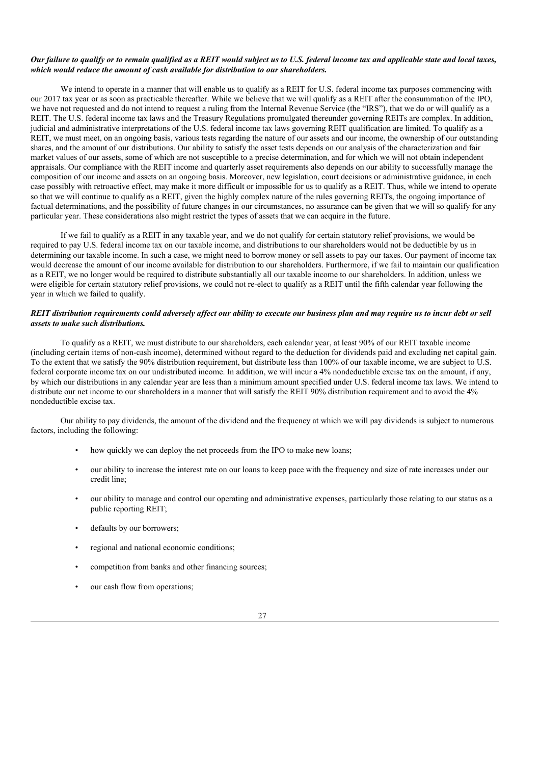***Our failure to qualify or to remain qualified as a REIT would subject us to U.S. federal income tax and applicable state and local taxes, which would reduce the amount of cash available for distribution to our shareholders.***

We intend to operate in a manner that will enable us to qualify as a REIT for U.S. federal income tax purposes commencing with our 2017 tax year or as soon as practicable thereafter. While we believe that we will qualify as a REIT after the consummation of the IPO, we have not requested and do not intend to request a ruling from the Internal Revenue Service (the "IRS"), that we do or will qualify as a REIT. The U.S. federal income tax laws and the Treasury Regulations promulgated thereunder governing REITs are complex. In addition, judicial and administrative interpretations of the U.S. federal income tax laws governing REIT qualification are limited. To qualify as a REIT, we must meet, on an ongoing basis, various tests regarding the nature of our assets and our income, the ownership of our outstanding shares, and the amount of our distributions. Our ability to satisfy the asset tests depends on our analysis of the characterization and fair market values of our assets, some of which are not susceptible to a precise determination, and for which we will not obtain independent appraisals. Our compliance with the REIT income and quarterly asset requirements also depends on our ability to successfully manage the composition of our income and assets on an ongoing basis. Moreover, new legislation, court decisions or administrative guidance, in each case possibly with retroactive effect, may make it more difficult or impossible for us to qualify as a REIT. Thus, while we intend to operate so that we will continue to qualify as a REIT, given the highly complex nature of the rules governing REITs, the ongoing importance of factual determinations, and the possibility of future changes in our circumstances, no assurance can be given that we will so qualify for any particular year. These considerations also might restrict the types of assets that we can acquire in the future.

If we fail to qualify as a REIT in any taxable year, and we do not qualify for certain statutory relief provisions, we would be required to pay U.S. federal income tax on our taxable income, and distributions to our shareholders would not be deductible by us in determining our taxable income. In such a case, we might need to borrow money or sell assets to pay our taxes. Our payment of income tax would decrease the amount of our income available for distribution to our shareholders. Furthermore, if we fail to maintain our qualification as a REIT, we no longer would be required to distribute substantially all our taxable income to our shareholders. In addition, unless we were eligible for certain statutory relief provisions, we could not re-elect to qualify as a REIT until the fifth calendar year following the year in which we failed to qualify.

***REIT distribution requirements could adversely affect our ability to execute our business plan and may require us to incur debt or sell assets to make such distributions.***

To qualify as a REIT, we must distribute to our shareholders, each calendar year, at least 90% of our REIT taxable income (including certain items of non-cash income), determined without regard to the deduction for dividends paid and excluding net capital gain. To the extent that we satisfy the 90% distribution requirement, but distribute less than 100% of our taxable income, we are subject to U.S. federal corporate income tax on our undistributed income. In addition, we will incur a 4% nondeductible excise tax on the amount, if any, by which our distributions in any calendar year are less than a minimum amount specified under U.S. federal income tax laws. We intend to distribute our net income to our shareholders in a manner that will satisfy the REIT 90% distribution requirement and to avoid the 4% nondeductible excise tax.

Our ability to pay dividends, the amount of the dividend and the frequency at which we will pay dividends is subject to numerous factors, including the following:

- how quickly we can deploy the net proceeds from the IPO to make new loans;
- our ability to increase the interest rate on our loans to keep pace with the frequency and size of rate increases under our credit line;
- our ability to manage and control our operating and administrative expenses, particularly those relating to our status as a public reporting REIT;
- defaults by our borrowers;
- regional and national economic conditions;
- competition from banks and other financing sources;
- our cash flow from operations;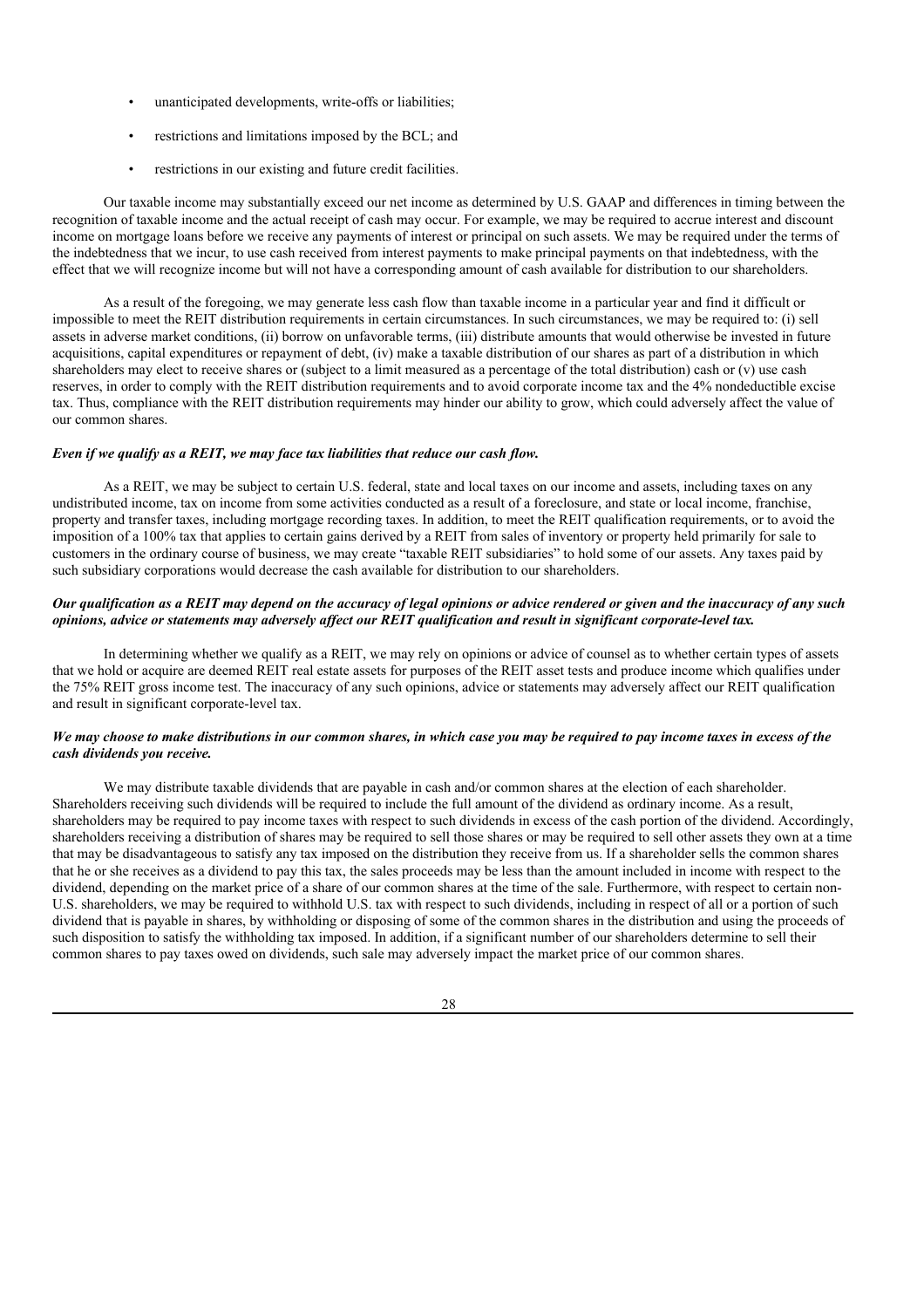- unanticipated developments, write-offs or liabilities;
- restrictions and limitations imposed by the BCL; and
- restrictions in our existing and future credit facilities.

Our taxable income may substantially exceed our net income as determined by U.S. GAAP and differences in timing between the recognition of taxable income and the actual receipt of cash may occur. For example, we may be required to accrue interest and discount income on mortgage loans before we receive any payments of interest or principal on such assets. We may be required under the terms of the indebtedness that we incur, to use cash received from interest payments to make principal payments on that indebtedness, with the effect that we will recognize income but will not have a corresponding amount of cash available for distribution to our shareholders.

As a result of the foregoing, we may generate less cash flow than taxable income in a particular year and find it difficult or impossible to meet the REIT distribution requirements in certain circumstances. In such circumstances, we may be required to: (i) sell assets in adverse market conditions, (ii) borrow on unfavorable terms, (iii) distribute amounts that would otherwise be invested in future acquisitions, capital expenditures or repayment of debt, (iv) make a taxable distribution of our shares as part of a distribution in which shareholders may elect to receive shares or (subject to a limit measured as a percentage of the total distribution) cash or (v) use cash reserves, in order to comply with the REIT distribution requirements and to avoid corporate income tax and the 4% nondeductible excise tax. Thus, compliance with the REIT distribution requirements may hinder our ability to grow, which could adversely affect the value of our common shares.

***Even if we qualify as a REIT, we may face tax liabilities that reduce our cash flow.***

As a REIT, we may be subject to certain U.S. federal, state and local taxes on our income and assets, including taxes on any undistributed income, tax on income from some activities conducted as a result of a foreclosure, and state or local income, franchise, property and transfer taxes, including mortgage recording taxes. In addition, to meet the REIT qualification requirements, or to avoid the imposition of a 100% tax that applies to certain gains derived by a REIT from sales of inventory or property held primarily for sale to customers in the ordinary course of business, we may create "taxable REIT subsidiaries" to hold some of our assets. Any taxes paid by such subsidiary corporations would decrease the cash available for distribution to our shareholders.

***Our qualification as a REIT may depend on the accuracy of legal opinions or advice rendered or given and the inaccuracy of any such opinions, advice or statements may adversely affect our REIT qualification and result in significant corporate-level tax.***

In determining whether we qualify as a REIT, we may rely on opinions or advice of counsel as to whether certain types of assets that we hold or acquire are deemed REIT real estate assets for purposes of the REIT asset tests and produce income which qualifies under the 75% REIT gross income test. The inaccuracy of any such opinions, advice or statements may adversely affect our REIT qualification and result in significant corporate-level tax.

***We may choose to make distributions in our common shares, in which case you may be required to pay income taxes in excess of the cash dividends you receive.***

We may distribute taxable dividends that are payable in cash and/or common shares at the election of each shareholder. Shareholders receiving such dividends will be required to include the full amount of the dividend as ordinary income. As a result, shareholders may be required to pay income taxes with respect to such dividends in excess of the cash portion of the dividend. Accordingly, shareholders receiving a distribution of shares may be required to sell those shares or may be required to sell other assets they own at a time that may be disadvantageous to satisfy any tax imposed on the distribution they receive from us. If a shareholder sells the common shares that he or she receives as a dividend to pay this tax, the sales proceeds may be less than the amount included in income with respect to the dividend, depending on the market price of a share of our common shares at the time of the sale. Furthermore, with respect to certain non-U.S. shareholders, we may be required to withhold U.S. tax with respect to such dividends, including in respect of all or a portion of such dividend that is payable in shares, by withholding or disposing of some of the common shares in the distribution and using the proceeds of such disposition to satisfy the withholding tax imposed. In addition, if a significant number of our shareholders determine to sell their common shares to pay taxes owed on dividends, such sale may adversely impact the market price of our common shares.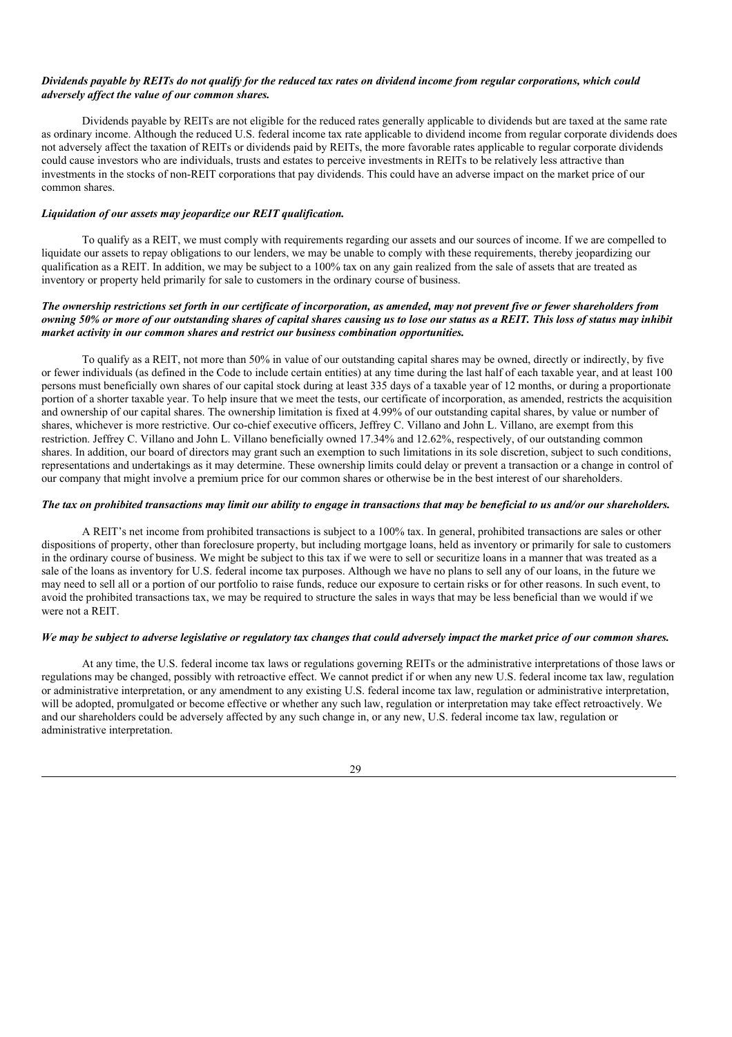***Dividends payable by REITs do not qualify for the reduced tax rates on dividend income from regular corporations, which could adversely affect the value of our common shares.***

Dividends payable by REITs are not eligible for the reduced rates generally applicable to dividends but are taxed at the same rate as ordinary income. Although the reduced U.S. federal income tax rate applicable to dividend income from regular corporate dividends does not adversely affect the taxation of REITs or dividends paid by REITs, the more favorable rates applicable to regular corporate dividends could cause investors who are individuals, trusts and estates to perceive investments in REITs to be relatively less attractive than investments in the stocks of non-REIT corporations that pay dividends. This could have an adverse impact on the market price of our common shares.

***Liquidation of our assets may jeopardize our REIT qualification.***

To qualify as a REIT, we must comply with requirements regarding our assets and our sources of income. If we are compelled to liquidate our assets to repay obligations to our lenders, we may be unable to comply with these requirements, thereby jeopardizing our qualification as a REIT. In addition, we may be subject to a 100% tax on any gain realized from the sale of assets that are treated as inventory or property held primarily for sale to customers in the ordinary course of business.

***The ownership restrictions set forth in our certificate of incorporation, as amended, may not prevent five or fewer shareholders from owning 50% or more of our outstanding shares of capital shares causing us to lose our status as a REIT. This loss of status may inhibit market activity in our common shares and restrict our business combination opportunities.***

To qualify as a REIT, not more than 50% in value of our outstanding capital shares may be owned, directly or indirectly, by five or fewer individuals (as defined in the Code to include certain entities) at any time during the last half of each taxable year, and at least 100 persons must beneficially own shares of our capital stock during at least 335 days of a taxable year of 12 months, or during a proportionate portion of a shorter taxable year. To help insure that we meet the tests, our certificate of incorporation, as amended, restricts the acquisition and ownership of our capital shares. The ownership limitation is fixed at 4.99% of our outstanding capital shares, by value or number of shares, whichever is more restrictive. Our co-chief executive officers, Jeffrey C. Villano and John L. Villano, are exempt from this restriction. Jeffrey C. Villano and John L. Villano beneficially owned 17.34% and 12.62%, respectively, of our outstanding common shares. In addition, our board of directors may grant such an exemption to such limitations in its sole discretion, subject to such conditions, representations and undertakings as it may determine. These ownership limits could delay or prevent a transaction or a change in control of our company that might involve a premium price for our common shares or otherwise be in the best interest of our shareholders.

***The tax on prohibited transactions may limit our ability to engage in transactions that may be beneficial to us and/or our shareholders.***

A REIT's net income from prohibited transactions is subject to a 100% tax. In general, prohibited transactions are sales or other dispositions of property, other than foreclosure property, but including mortgage loans, held as inventory or primarily for sale to customers in the ordinary course of business. We might be subject to this tax if we were to sell or securitize loans in a manner that was treated as a sale of the loans as inventory for U.S. federal income tax purposes. Although we have no plans to sell any of our loans, in the future we may need to sell all or a portion of our portfolio to raise funds, reduce our exposure to certain risks or for other reasons. In such event, to avoid the prohibited transactions tax, we may be required to structure the sales in ways that may be less beneficial than we would if we were not a REIT.

***We may be subject to adverse legislative or regulatory tax changes that could adversely impact the market price of our common shares.***

At any time, the U.S. federal income tax laws or regulations governing REITs or the administrative interpretations of those laws or regulations may be changed, possibly with retroactive effect. We cannot predict if or when any new U.S. federal income tax law, regulation or administrative interpretation, or any amendment to any existing U.S. federal income tax law, regulation or administrative interpretation, will be adopted, promulgated or become effective or whether any such law, regulation or interpretation may take effect retroactively. We and our shareholders could be adversely affected by any such change in, or any new, U.S. federal income tax law, regulation or administrative interpretation.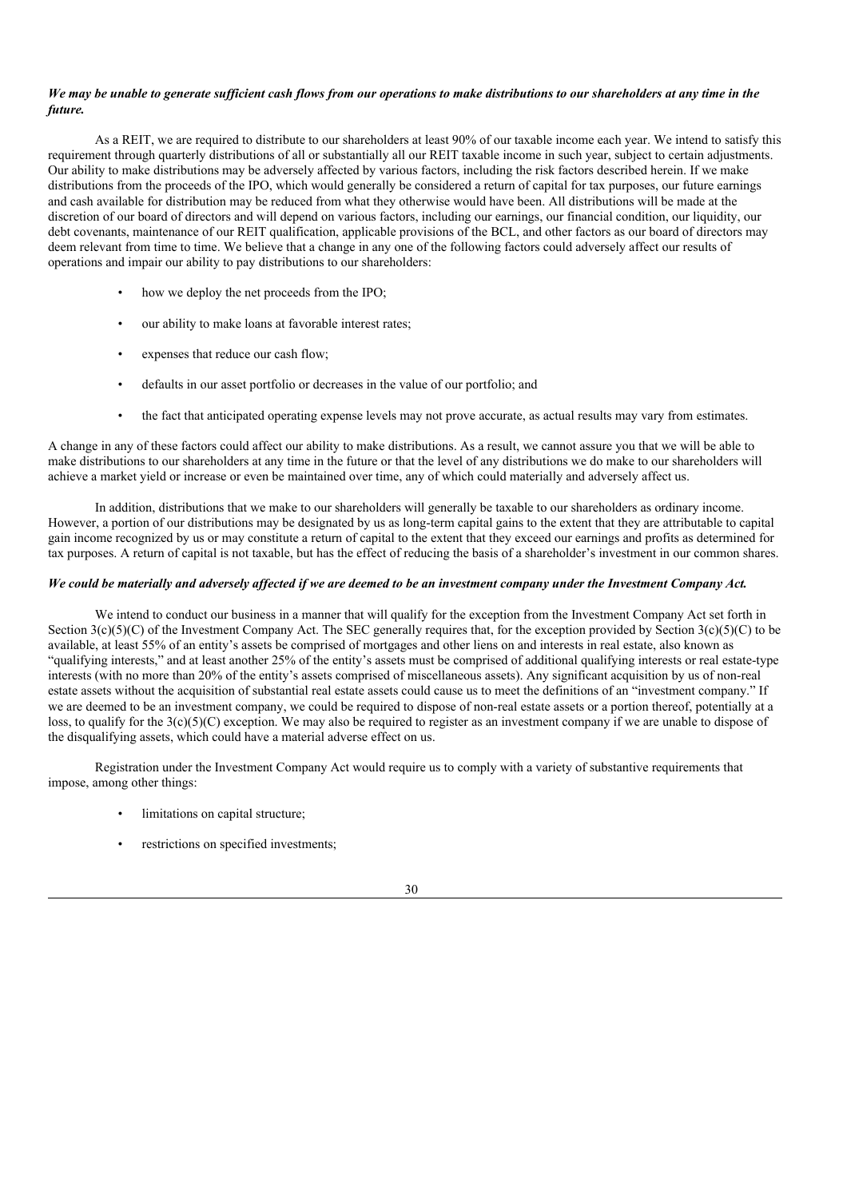***We may be unable to generate sufficient cash flows from our operations to make distributions to our shareholders at any time in the future.***

As a REIT, we are required to distribute to our shareholders at least 90% of our taxable income each year. We intend to satisfy this requirement through quarterly distributions of all or substantially all our REIT taxable income in such year, subject to certain adjustments. Our ability to make distributions may be adversely affected by various factors, including the risk factors described herein. If we make distributions from the proceeds of the IPO, which would generally be considered a return of capital for tax purposes, our future earnings and cash available for distribution may be reduced from what they otherwise would have been. All distributions will be made at the discretion of our board of directors and will depend on various factors, including our earnings, our financial condition, our liquidity, our debt covenants, maintenance of our REIT qualification, applicable provisions of the BCL, and other factors as our board of directors may deem relevant from time to time. We believe that a change in any one of the following factors could adversely affect our results of operations and impair our ability to pay distributions to our shareholders:

- how we deploy the net proceeds from the IPO;
- our ability to make loans at favorable interest rates;
- expenses that reduce our cash flow;
- defaults in our asset portfolio or decreases in the value of our portfolio; and
- the fact that anticipated operating expense levels may not prove accurate, as actual results may vary from estimates.

A change in any of these factors could affect our ability to make distributions. As a result, we cannot assure you that we will be able to make distributions to our shareholders at any time in the future or that the level of any distributions we do make to our shareholders will achieve a market yield or increase or even be maintained over time, any of which could materially and adversely affect us.

In addition, distributions that we make to our shareholders will generally be taxable to our shareholders as ordinary income. However, a portion of our distributions may be designated by us as long-term capital gains to the extent that they are attributable to capital gain income recognized by us or may constitute a return of capital to the extent that they exceed our earnings and profits as determined for tax purposes. A return of capital is not taxable, but has the effect of reducing the basis of a shareholder's investment in our common shares.

***We could be materially and adversely affected if we are deemed to be an investment company under the Investment Company Act.***

We intend to conduct our business in a manner that will qualify for the exception from the Investment Company Act set forth in Section 3(c)(5)(C) of the Investment Company Act. The SEC generally requires that, for the exception provided by Section 3(c)(5)(C) to be available, at least 55% of an entity's assets be comprised of mortgages and other liens on and interests in real estate, also known as "qualifying interests," and at least another 25% of the entity's assets must be comprised of additional qualifying interests or real estate-type interests (with no more than 20% of the entity's assets comprised of miscellaneous assets). Any significant acquisition by us of non-real estate assets without the acquisition of substantial real estate assets could cause us to meet the definitions of an "investment company." If we are deemed to be an investment company, we could be required to dispose of non-real estate assets or a portion thereof, potentially at a loss, to qualify for the 3(c)(5)(C) exception. We may also be required to register as an investment company if we are unable to dispose of the disqualifying assets, which could have a material adverse effect on us.

Registration under the Investment Company Act would require us to comply with a variety of substantive requirements that impose, among other things:

- limitations on capital structure;
- restrictions on specified investments;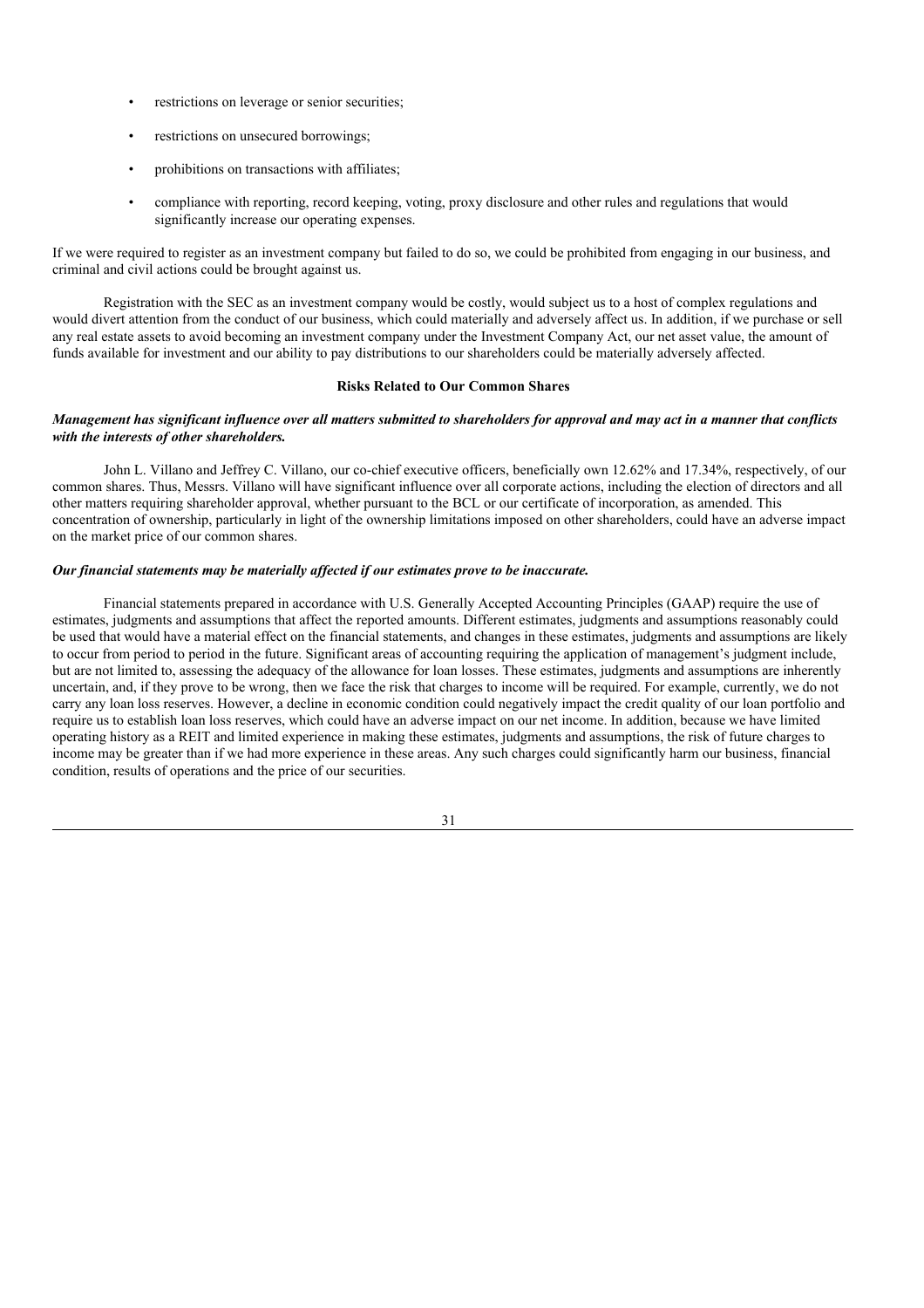- restrictions on leverage or senior securities;
- restrictions on unsecured borrowings;
- prohibitions on transactions with affiliates;
- compliance with reporting, record keeping, voting, proxy disclosure and other rules and regulations that would significantly increase our operating expenses.

If we were required to register as an investment company but failed to do so, we could be prohibited from engaging in our business, and criminal and civil actions could be brought against us.

Registration with the SEC as an investment company would be costly, would subject us to a host of complex regulations and would divert attention from the conduct of our business, which could materially and adversely affect us. In addition, if we purchase or sell any real estate assets to avoid becoming an investment company under the Investment Company Act, our net asset value, the amount of funds available for investment and our ability to pay distributions to our shareholders could be materially adversely affected.

**Risks Related to Our Common Shares**

***Management has significant influence over all matters submitted to shareholders for approval and may act in a manner that conflicts with the interests of other shareholders.***

John L. Villano and Jeffrey C. Villano, our co-chief executive officers, beneficially own 12.62% and 17.34%, respectively, of our common shares. Thus, Messrs. Villano will have significant influence over all corporate actions, including the election of directors and all other matters requiring shareholder approval, whether pursuant to the BCL or our certificate of incorporation, as amended. This concentration of ownership, particularly in light of the ownership limitations imposed on other shareholders, could have an adverse impact on the market price of our common shares.

***Our financial statements may be materially affected if our estimates prove to be inaccurate.***

Financial statements prepared in accordance with U.S. Generally Accepted Accounting Principles (GAAP) require the use of estimates, judgments and assumptions that affect the reported amounts. Different estimates, judgments and assumptions reasonably could be used that would have a material effect on the financial statements, and changes in these estimates, judgments and assumptions are likely to occur from period to period in the future. Significant areas of accounting requiring the application of management's judgment include, but are not limited to, assessing the adequacy of the allowance for loan losses. These estimates, judgments and assumptions are inherently uncertain, and, if they prove to be wrong, then we face the risk that charges to income will be required. For example, currently, we do not carry any loan loss reserves. However, a decline in economic condition could negatively impact the credit quality of our loan portfolio and require us to establish loan loss reserves, which could have an adverse impact on our net income. In addition, because we have limited operating history as a REIT and limited experience in making these estimates, judgments and assumptions, the risk of future charges to income may be greater than if we had more experience in these areas. Any such charges could significantly harm our business, financial condition, results of operations and the price of our securities.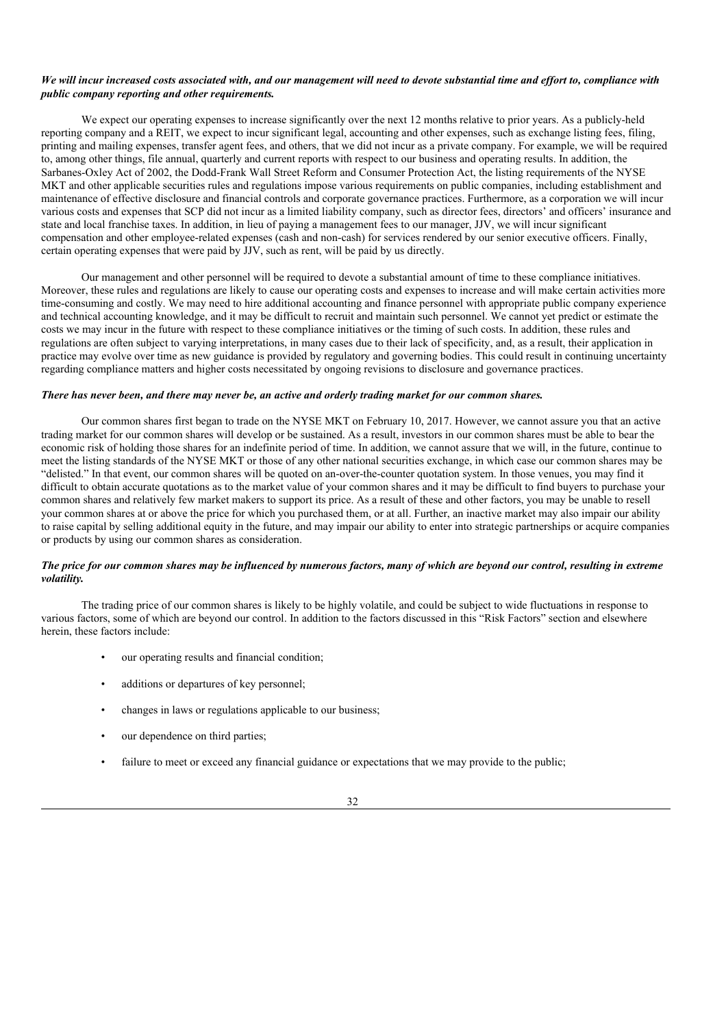***We will incur increased costs associated with, and our management will need to devote substantial time and effort to, compliance with public company reporting and other requirements.***

We expect our operating expenses to increase significantly over the next 12 months relative to prior years. As a publicly-held reporting company and a REIT, we expect to incur significant legal, accounting and other expenses, such as exchange listing fees, filing, printing and mailing expenses, transfer agent fees, and others, that we did not incur as a private company. For example, we will be required to, among other things, file annual, quarterly and current reports with respect to our business and operating results. In addition, the Sarbanes-Oxley Act of 2002, the Dodd-Frank Wall Street Reform and Consumer Protection Act, the listing requirements of the NYSE MKT and other applicable securities rules and regulations impose various requirements on public companies, including establishment and maintenance of effective disclosure and financial controls and corporate governance practices. Furthermore, as a corporation we will incur various costs and expenses that SCP did not incur as a limited liability company, such as director fees, directors' and officers' insurance and state and local franchise taxes. In addition, in lieu of paying a management fees to our manager, JJV, we will incur significant compensation and other employee-related expenses (cash and non-cash) for services rendered by our senior executive officers. Finally, certain operating expenses that were paid by JJV, such as rent, will be paid by us directly.

Our management and other personnel will be required to devote a substantial amount of time to these compliance initiatives. Moreover, these rules and regulations are likely to cause our operating costs and expenses to increase and will make certain activities more time-consuming and costly. We may need to hire additional accounting and finance personnel with appropriate public company experience and technical accounting knowledge, and it may be difficult to recruit and maintain such personnel. We cannot yet predict or estimate the costs we may incur in the future with respect to these compliance initiatives or the timing of such costs. In addition, these rules and regulations are often subject to varying interpretations, in many cases due to their lack of specificity, and, as a result, their application in practice may evolve over time as new guidance is provided by regulatory and governing bodies. This could result in continuing uncertainty regarding compliance matters and higher costs necessitated by ongoing revisions to disclosure and governance practices.

***There has never been, and there may never be, an active and orderly trading market for our common shares.***

Our common shares first began to trade on the NYSE MKT on February 10, 2017. However, we cannot assure you that an active trading market for our common shares will develop or be sustained. As a result, investors in our common shares must be able to bear the economic risk of holding those shares for an indefinite period of time. In addition, we cannot assure that we will, in the future, continue to meet the listing standards of the NYSE MKT or those of any other national securities exchange, in which case our common shares may be "delisted." In that event, our common shares will be quoted on an-over-the-counter quotation system. In those venues, you may find it difficult to obtain accurate quotations as to the market value of your common shares and it may be difficult to find buyers to purchase your common shares and relatively few market makers to support its price. As a result of these and other factors, you may be unable to resell your common shares at or above the price for which you purchased them, or at all. Further, an inactive market may also impair our ability to raise capital by selling additional equity in the future, and may impair our ability to enter into strategic partnerships or acquire companies or products by using our common shares as consideration.

***The price for our common shares may be influenced by numerous factors, many of which are beyond our control, resulting in extreme volatility.***

The trading price of our common shares is likely to be highly volatile, and could be subject to wide fluctuations in response to various factors, some of which are beyond our control. In addition to the factors discussed in this "Risk Factors" section and elsewhere herein, these factors include:

- our operating results and financial condition;
- additions or departures of key personnel;
- changes in laws or regulations applicable to our business;
- our dependence on third parties;
- failure to meet or exceed any financial guidance or expectations that we may provide to the public;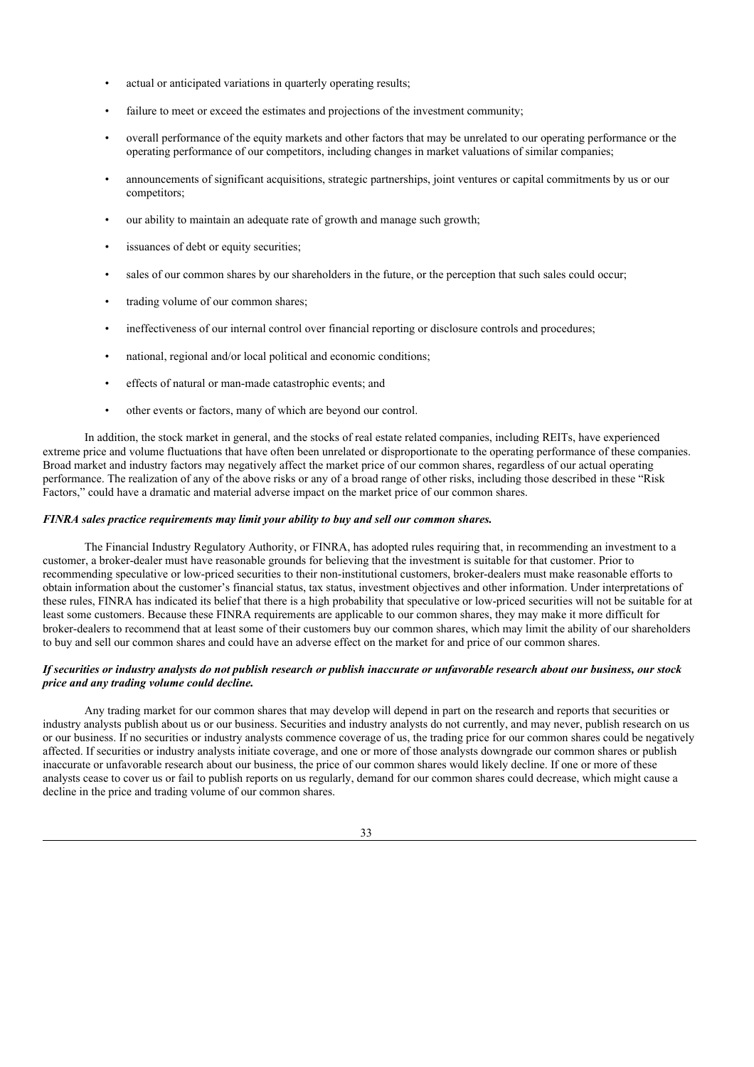- actual or anticipated variations in quarterly operating results;
- failure to meet or exceed the estimates and projections of the investment community;
- overall performance of the equity markets and other factors that may be unrelated to our operating performance or the operating performance of our competitors, including changes in market valuations of similar companies;
- announcements of significant acquisitions, strategic partnerships, joint ventures or capital commitments by us or our competitors;
- our ability to maintain an adequate rate of growth and manage such growth;
- issuances of debt or equity securities;
- sales of our common shares by our shareholders in the future, or the perception that such sales could occur;
- trading volume of our common shares;
- ineffectiveness of our internal control over financial reporting or disclosure controls and procedures;
- national, regional and/or local political and economic conditions;
- effects of natural or man-made catastrophic events; and
- other events or factors, many of which are beyond our control.

In addition, the stock market in general, and the stocks of real estate related companies, including REITs, have experienced extreme price and volume fluctuations that have often been unrelated or disproportionate to the operating performance of these companies. Broad market and industry factors may negatively affect the market price of our common shares, regardless of our actual operating performance. The realization of any of the above risks or any of a broad range of other risks, including those described in these "Risk Factors," could have a dramatic and material adverse impact on the market price of our common shares.

***FINRA sales practice requirements may limit your ability to buy and sell our common shares.***

The Financial Industry Regulatory Authority, or FINRA, has adopted rules requiring that, in recommending an investment to a customer, a broker-dealer must have reasonable grounds for believing that the investment is suitable for that customer. Prior to recommending speculative or low-priced securities to their non-institutional customers, broker-dealers must make reasonable efforts to obtain information about the customer's financial status, tax status, investment objectives and other information. Under interpretations of these rules, FINRA has indicated its belief that there is a high probability that speculative or low-priced securities will not be suitable for at least some customers. Because these FINRA requirements are applicable to our common shares, they may make it more difficult for broker-dealers to recommend that at least some of their customers buy our common shares, which may limit the ability of our shareholders to buy and sell our common shares and could have an adverse effect on the market for and price of our common shares.

***If securities or industry analysts do not publish research or publish inaccurate or unfavorable research about our business, our stock price and any trading volume could decline.***

Any trading market for our common shares that may develop will depend in part on the research and reports that securities or industry analysts publish about us or our business. Securities and industry analysts do not currently, and may never, publish research on us or our business. If no securities or industry analysts commence coverage of us, the trading price for our common shares could be negatively affected. If securities or industry analysts initiate coverage, and one or more of those analysts downgrade our common shares or publish inaccurate or unfavorable research about our business, the price of our common shares would likely decline. If one or more of these analysts cease to cover us or fail to publish reports on us regularly, demand for our common shares could decrease, which might cause a decline in the price and trading volume of our common shares.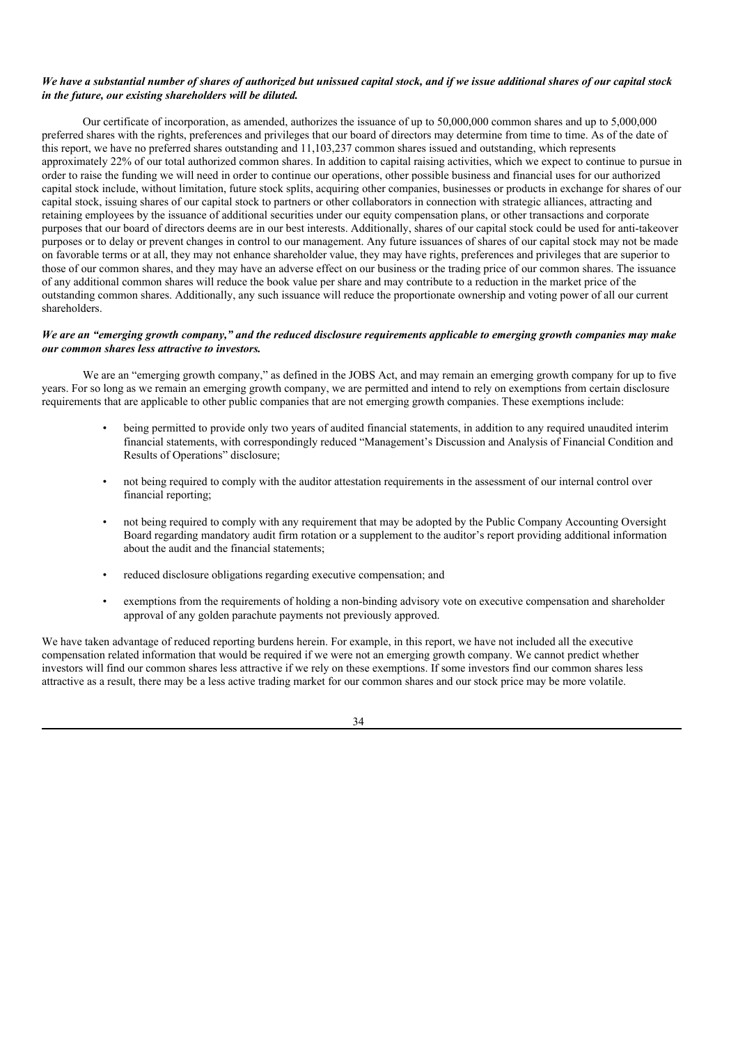***We have a substantial number of shares of authorized but unissued capital stock, and if we issue additional shares of our capital stock in the future, our existing shareholders will be diluted.***

Our certificate of incorporation, as amended, authorizes the issuance of up to 50,000,000 common shares and up to 5,000,000 preferred shares with the rights, preferences and privileges that our board of directors may determine from time to time. As of the date of this report, we have no preferred shares outstanding and 11,103,237 common shares issued and outstanding, which represents approximately 22% of our total authorized common shares. In addition to capital raising activities, which we expect to continue to pursue in order to raise the funding we will need in order to continue our operations, other possible business and financial uses for our authorized capital stock include, without limitation, future stock splits, acquiring other companies, businesses or products in exchange for shares of our capital stock, issuing shares of our capital stock to partners or other collaborators in connection with strategic alliances, attracting and retaining employees by the issuance of additional securities under our equity compensation plans, or other transactions and corporate purposes that our board of directors deems are in our best interests. Additionally, shares of our capital stock could be used for anti-takeover purposes or to delay or prevent changes in control to our management. Any future issuances of shares of our capital stock may not be made on favorable terms or at all, they may not enhance shareholder value, they may have rights, preferences and privileges that are superior to those of our common shares, and they may have an adverse effect on our business or the trading price of our common shares. The issuance of any additional common shares will reduce the book value per share and may contribute to a reduction in the market price of the outstanding common shares. Additionally, any such issuance will reduce the proportionate ownership and voting power of all our current shareholders.

***We are an "emerging growth company," and the reduced disclosure requirements applicable to emerging growth companies may make our common shares less attractive to investors.***

We are an "emerging growth company," as defined in the JOBS Act, and may remain an emerging growth company for up to five years. For so long as we remain an emerging growth company, we are permitted and intend to rely on exemptions from certain disclosure requirements that are applicable to other public companies that are not emerging growth companies. These exemptions include:

- being permitted to provide only two years of audited financial statements, in addition to any required unaudited interim financial statements, with correspondingly reduced "Management's Discussion and Analysis of Financial Condition and Results of Operations" disclosure;
- not being required to comply with the auditor attestation requirements in the assessment of our internal control over financial reporting;
- not being required to comply with any requirement that may be adopted by the Public Company Accounting Oversight Board regarding mandatory audit firm rotation or a supplement to the auditor's report providing additional information about the audit and the financial statements;
- reduced disclosure obligations regarding executive compensation; and
- exemptions from the requirements of holding a non-binding advisory vote on executive compensation and shareholder approval of any golden parachute payments not previously approved.

We have taken advantage of reduced reporting burdens herein. For example, in this report, we have not included all the executive compensation related information that would be required if we were not an emerging growth company. We cannot predict whether investors will find our common shares less attractive if we rely on these exemptions. If some investors find our common shares less attractive as a result, there may be a less active trading market for our common shares and our stock price may be more volatile.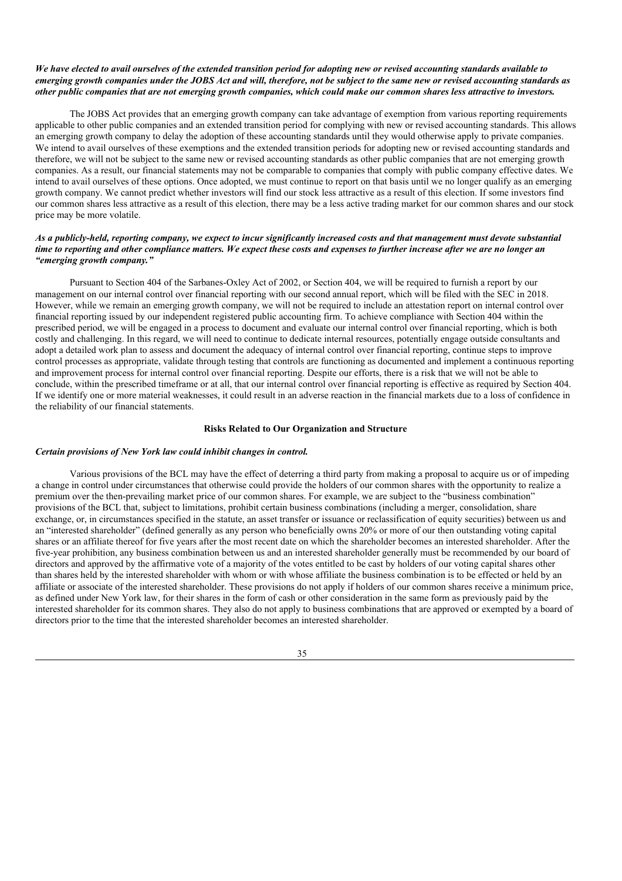***We have elected to avail ourselves of the extended transition period for adopting new or revised accounting standards available to emerging growth companies under the JOBS Act and will, therefore, not be subject to the same new or revised accounting standards as other public companies that are not emerging growth companies, which could make our common shares less attractive to investors.***

The JOBS Act provides that an emerging growth company can take advantage of exemption from various reporting requirements applicable to other public companies and an extended transition period for complying with new or revised accounting standards. This allows an emerging growth company to delay the adoption of these accounting standards until they would otherwise apply to private companies. We intend to avail ourselves of these exemptions and the extended transition periods for adopting new or revised accounting standards and therefore, we will not be subject to the same new or revised accounting standards as other public companies that are not emerging growth companies. As a result, our financial statements may not be comparable to companies that comply with public company effective dates. We intend to avail ourselves of these options. Once adopted, we must continue to report on that basis until we no longer qualify as an emerging growth company. We cannot predict whether investors will find our stock less attractive as a result of this election. If some investors find our common shares less attractive as a result of this election, there may be a less active trading market for our common shares and our stock price may be more volatile.

***As a publicly-held, reporting company, we expect to incur significantly increased costs and that management must devote substantial time to reporting and other compliance matters. We expect these costs and expenses to further increase after we are no longer an "emerging growth company."***

Pursuant to Section 404 of the Sarbanes-Oxley Act of 2002, or Section 404, we will be required to furnish a report by our management on our internal control over financial reporting with our second annual report, which will be filed with the SEC in 2018. However, while we remain an emerging growth company, we will not be required to include an attestation report on internal control over financial reporting issued by our independent registered public accounting firm. To achieve compliance with Section 404 within the prescribed period, we will be engaged in a process to document and evaluate our internal control over financial reporting, which is both costly and challenging. In this regard, we will need to continue to dedicate internal resources, potentially engage outside consultants and adopt a detailed work plan to assess and document the adequacy of internal control over financial reporting, continue steps to improve control processes as appropriate, validate through testing that controls are functioning as documented and implement a continuous reporting and improvement process for internal control over financial reporting. Despite our efforts, there is a risk that we will not be able to conclude, within the prescribed timeframe or at all, that our internal control over financial reporting is effective as required by Section 404. If we identify one or more material weaknesses, it could result in an adverse reaction in the financial markets due to a loss of confidence in the reliability of our financial statements.

**Risks Related to Our Organization and Structure**

***Certain provisions of New York law could inhibit changes in control.***

Various provisions of the BCL may have the effect of deterring a third party from making a proposal to acquire us or of impeding a change in control under circumstances that otherwise could provide the holders of our common shares with the opportunity to realize a premium over the then-prevailing market price of our common shares. For example, we are subject to the "business combination" provisions of the BCL that, subject to limitations, prohibit certain business combinations (including a merger, consolidation, share exchange, or, in circumstances specified in the statute, an asset transfer or issuance or reclassification of equity securities) between us and an "interested shareholder" (defined generally as any person who beneficially owns 20% or more of our then outstanding voting capital shares or an affiliate thereof for five years after the most recent date on which the shareholder becomes an interested shareholder. After the five-year prohibition, any business combination between us and an interested shareholder generally must be recommended by our board of directors and approved by the affirmative vote of a majority of the votes entitled to be cast by holders of our voting capital shares other than shares held by the interested shareholder with whom or with whose affiliate the business combination is to be effected or held by an affiliate or associate of the interested shareholder. These provisions do not apply if holders of our common shares receive a minimum price, as defined under New York law, for their shares in the form of cash or other consideration in the same form as previously paid by the interested shareholder for its common shares. They also do not apply to business combinations that are approved or exempted by a board of directors prior to the time that the interested shareholder becomes an interested shareholder.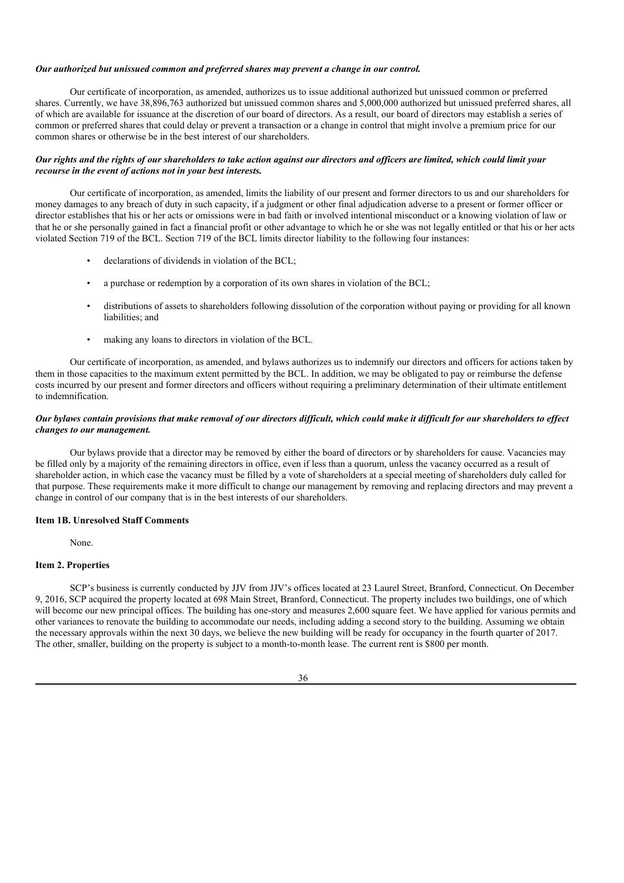***Our authorized but unissued common and preferred shares may prevent a change in our control.***

Our certificate of incorporation, as amended, authorizes us to issue additional authorized but unissued common or preferred shares. Currently, we have 38,896,763 authorized but unissued common shares and 5,000,000 authorized but unissued preferred shares, all of which are available for issuance at the discretion of our board of directors. As a result, our board of directors may establish a series of common or preferred shares that could delay or prevent a transaction or a change in control that might involve a premium price for our common shares or otherwise be in the best interest of our shareholders.

***Our rights and the rights of our shareholders to take action against our directors and officers are limited, which could limit your recourse in the event of actions not in your best interests.***

Our certificate of incorporation, as amended, limits the liability of our present and former directors to us and our shareholders for money damages to any breach of duty in such capacity, if a judgment or other final adjudication adverse to a present or former officer or director establishes that his or her acts or omissions were in bad faith or involved intentional misconduct or a knowing violation of law or that he or she personally gained in fact a financial profit or other advantage to which he or she was not legally entitled or that his or her acts violated Section 719 of the BCL. Section 719 of the BCL limits director liability to the following four instances:

- declarations of dividends in violation of the BCL;
- a purchase or redemption by a corporation of its own shares in violation of the BCL;
- distributions of assets to shareholders following dissolution of the corporation without paying or providing for all known liabilities; and
- making any loans to directors in violation of the BCL.

Our certificate of incorporation, as amended, and bylaws authorizes us to indemnify our directors and officers for actions taken by them in those capacities to the maximum extent permitted by the BCL. In addition, we may be obligated to pay or reimburse the defense costs incurred by our present and former directors and officers without requiring a preliminary determination of their ultimate entitlement to indemnification.

***Our bylaws contain provisions that make removal of our directors difficult, which could make it difficult for our shareholders to effect changes to our management.***

Our bylaws provide that a director may be removed by either the board of directors or by shareholders for cause. Vacancies may be filled only by a majority of the remaining directors in office, even if less than a quorum, unless the vacancy occurred as a result of shareholder action, in which case the vacancy must be filled by a vote of shareholders at a special meeting of shareholders duly called for that purpose. These requirements make it more difficult to change our management by removing and replacing directors and may prevent a change in control of our company that is in the best interests of our shareholders.

### Item 1B. Unresolved Staff Comments

None.

### Item 2. Properties

SCP's business is currently conducted by JJV from JJV's offices located at 23 Laurel Street, Branford, Connecticut. On December 9, 2016, SCP acquired the property located at 698 Main Street, Branford, Connecticut. The property includes two buildings, one of which will become our new principal offices. The building has one-story and measures 2,600 square feet. We have applied for various permits and other variances to renovate the building to accommodate our needs, including adding a second story to the building. Assuming we obtain the necessary approvals within the next 30 days, we believe the new building will be ready for occupancy in the fourth quarter of 2017. The other, smaller, building on the property is subject to a month-to-month lease. The current rent is $800 per month.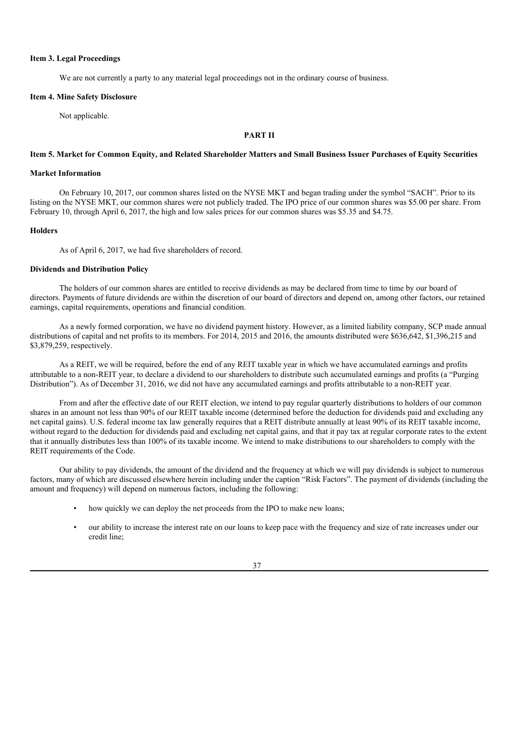**Item 3. Legal Proceedings**

We are not currently a party to any material legal proceedings not in the ordinary course of business.

**Item 4. Mine Safety Disclosure**

Not applicable.

## PART II

**Item 5. Market for Common Equity, and Related Shareholder Matters and Small Business Issuer Purchases of Equity Securities**

**Market Information**

On February 10, 2017, our common shares listed on the NYSE MKT and began trading under the symbol "SACH". Prior to its listing on the NYSE MKT, our common shares were not publicly traded. The IPO price of our common shares was $5.00 per share. From February 10, through April 6, 2017, the high and low sales prices for our common shares was $5.35 and $4.75.

**Holders**

As of April 6, 2017, we had five shareholders of record.

**Dividends and Distribution Policy**

The holders of our common shares are entitled to receive dividends as may be declared from time to time by our board of directors. Payments of future dividends are within the discretion of our board of directors and depend on, among other factors, our retained earnings, capital requirements, operations and financial condition.

As a newly formed corporation, we have no dividend payment history. However, as a limited liability company, SCP made annual distributions of capital and net profits to its members. For 2014, 2015 and 2016, the amounts distributed were $636,642, $1,396,215 and $3,879,259, respectively.

As a REIT, we will be required, before the end of any REIT taxable year in which we have accumulated earnings and profits attributable to a non-REIT year, to declare a dividend to our shareholders to distribute such accumulated earnings and profits (a "Purging Distribution"). As of December 31, 2016, we did not have any accumulated earnings and profits attributable to a non-REIT year.

From and after the effective date of our REIT election, we intend to pay regular quarterly distributions to holders of our common shares in an amount not less than 90% of our REIT taxable income (determined before the deduction for dividends paid and excluding any net capital gains). U.S. federal income tax law generally requires that a REIT distribute annually at least 90% of its REIT taxable income, without regard to the deduction for dividends paid and excluding net capital gains, and that it pay tax at regular corporate rates to the extent that it annually distributes less than 100% of its taxable income. We intend to make distributions to our shareholders to comply with the REIT requirements of the Code.

Our ability to pay dividends, the amount of the dividend and the frequency at which we will pay dividends is subject to numerous factors, many of which are discussed elsewhere herein including under the caption "Risk Factors". The payment of dividends (including the amount and frequency) will depend on numerous factors, including the following:

- how quickly we can deploy the net proceeds from the IPO to make new loans;
- our ability to increase the interest rate on our loans to keep pace with the frequency and size of rate increases under our credit line;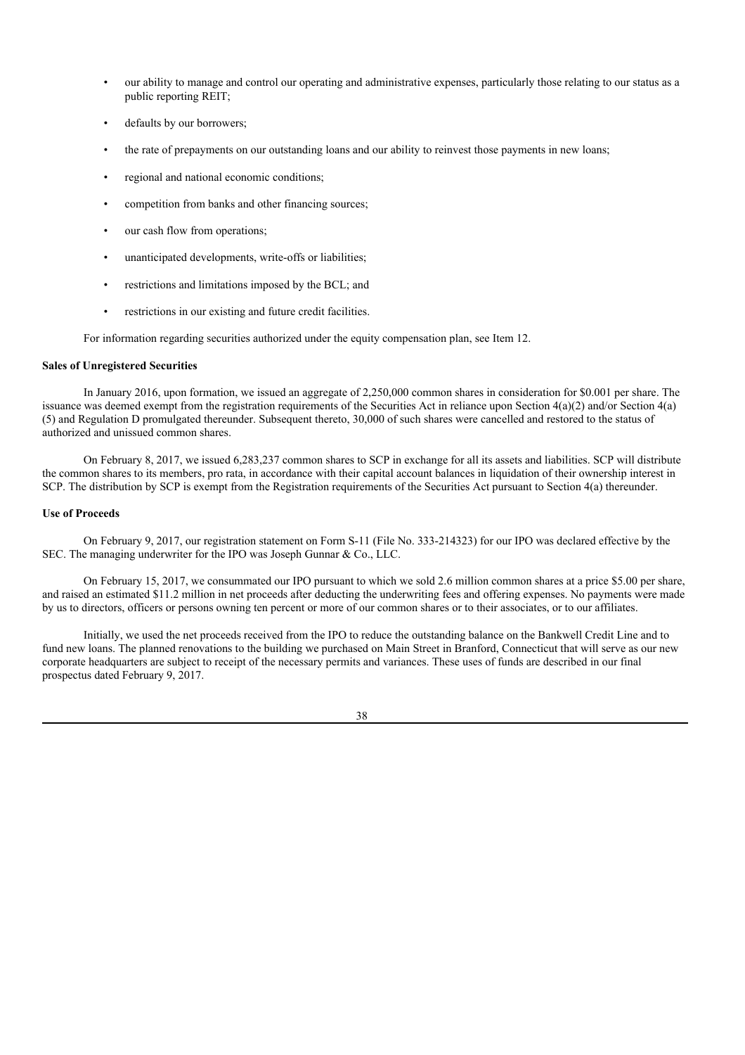- our ability to manage and control our operating and administrative expenses, particularly those relating to our status as a public reporting REIT;
- defaults by our borrowers;
- the rate of prepayments on our outstanding loans and our ability to reinvest those payments in new loans;
- regional and national economic conditions;
- competition from banks and other financing sources;
- our cash flow from operations;
- unanticipated developments, write-offs or liabilities;
- restrictions and limitations imposed by the BCL; and
- restrictions in our existing and future credit facilities.

For information regarding securities authorized under the equity compensation plan, see Item 12.

**Sales of Unregistered Securities**

In January 2016, upon formation, we issued an aggregate of 2,250,000 common shares in consideration for $0.001 per share. The issuance was deemed exempt from the registration requirements of the Securities Act in reliance upon Section 4(a)(2) and/or Section 4(a)(5) and Regulation D promulgated thereunder. Subsequent thereto, 30,000 of such shares were cancelled and restored to the status of authorized and unissued common shares.

On February 8, 2017, we issued 6,283,237 common shares to SCP in exchange for all its assets and liabilities. SCP will distribute the common shares to its members, pro rata, in accordance with their capital account balances in liquidation of their ownership interest in SCP. The distribution by SCP is exempt from the Registration requirements of the Securities Act pursuant to Section 4(a) thereunder.

**Use of Proceeds**

On February 9, 2017, our registration statement on Form S-11 (File No. 333-214323) for our IPO was declared effective by the SEC. The managing underwriter for the IPO was Joseph Gunnar & Co., LLC.

On February 15, 2017, we consummated our IPO pursuant to which we sold 2.6 million common shares at a price $5.00 per share, and raised an estimated $11.2 million in net proceeds after deducting the underwriting fees and offering expenses. No payments were made by us to directors, officers or persons owning ten percent or more of our common shares or to their associates, or to our affiliates.

Initially, we used the net proceeds received from the IPO to reduce the outstanding balance on the Bankwell Credit Line and to fund new loans. The planned renovations to the building we purchased on Main Street in Branford, Connecticut that will serve as our new corporate headquarters are subject to receipt of the necessary permits and variances. These uses of funds are described in our final prospectus dated February 9, 2017.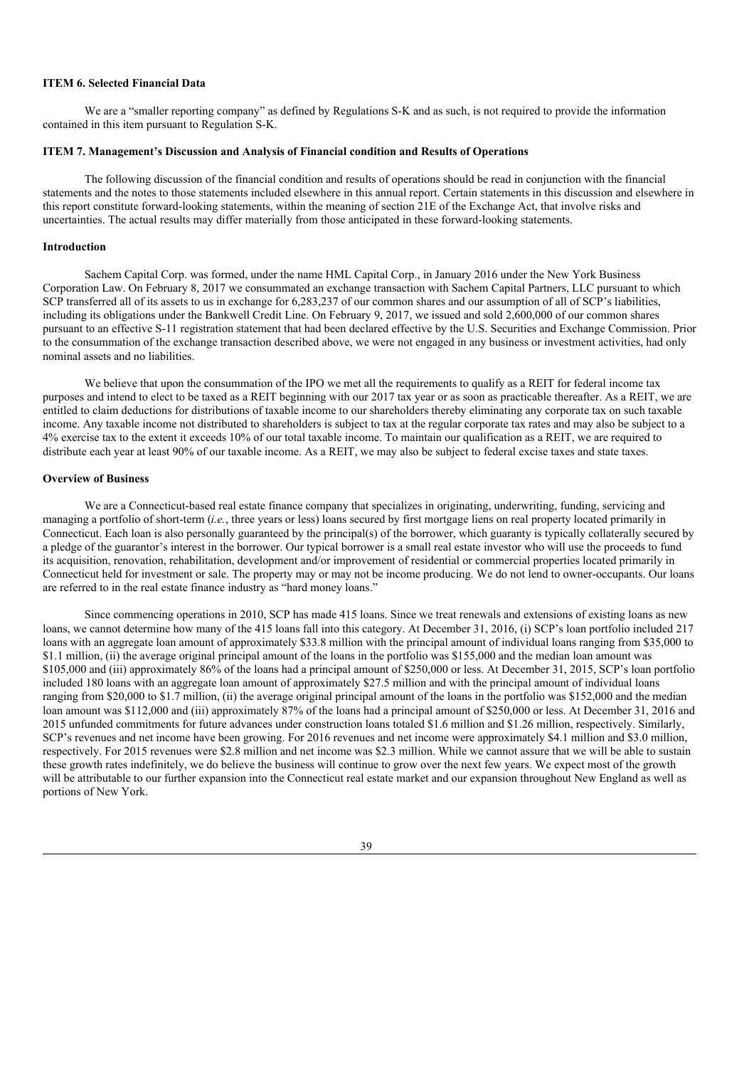**ITEM 6. Selected Financial Data**

We are a "smaller reporting company" as defined by Regulations S-K and as such, is not required to provide the information contained in this item pursuant to Regulation S-K.

**ITEM 7. Management's Discussion and Analysis of Financial condition and Results of Operations**

The following discussion of the financial condition and results of operations should be read in conjunction with the financial statements and the notes to those statements included elsewhere in this annual report. Certain statements in this discussion and elsewhere in this report constitute forward-looking statements, within the meaning of section 21E of the Exchange Act, that involve risks and uncertainties. The actual results may differ materially from those anticipated in these forward-looking statements.

**Introduction**

Sachem Capital Corp. was formed, under the name HML Capital Corp., in January 2016 under the New York Business Corporation Law. On February 8, 2017 we consummated an exchange transaction with Sachem Capital Partners, LLC pursuant to which SCP transferred all of its assets to us in exchange for 6,283,237 of our common shares and our assumption of all of SCP's liabilities, including its obligations under the Bankwell Credit Line. On February 9, 2017, we issued and sold 2,600,000 of our common shares pursuant to an effective S-11 registration statement that had been declared effective by the U.S. Securities and Exchange Commission. Prior to the consummation of the exchange transaction described above, we were not engaged in any business or investment activities, had only nominal assets and no liabilities.

We believe that upon the consummation of the IPO we met all the requirements to qualify as a REIT for federal income tax purposes and intend to elect to be taxed as a REIT beginning with our 2017 tax year or as soon as practicable thereafter. As a REIT, we are entitled to claim deductions for distributions of taxable income to our shareholders thereby eliminating any corporate tax on such taxable income. Any taxable income not distributed to shareholders is subject to tax at the regular corporate tax rates and may also be subject to a 4% exercise tax to the extent it exceeds 10% of our total taxable income. To maintain our qualification as a REIT, we are required to distribute each year at least 90% of our taxable income. As a REIT, we may also be subject to federal excise taxes and state taxes.

**Overview of Business**

We are a Connecticut-based real estate finance company that specializes in originating, underwriting, funding, servicing and managing a portfolio of short-term (*i.e.*, three years or less) loans secured by first mortgage liens on real property located primarily in Connecticut. Each loan is also personally guaranteed by the principal(s) of the borrower, which guaranty is typically collaterally secured by a pledge of the guarantor's interest in the borrower. Our typical borrower is a small real estate investor who will use the proceeds to fund its acquisition, renovation, rehabilitation, development and/or improvement of residential or commercial properties located primarily in Connecticut held for investment or sale. The property may or may not be income producing. We do not lend to owner-occupants. Our loans are referred to in the real estate finance industry as "hard money loans."

Since commencing operations in 2010, SCP has made 415 loans. Since we treat renewals and extensions of existing loans as new loans, we cannot determine how many of the 415 loans fall into this category. At December 31, 2016, (i) SCP's loan portfolio included 217 loans with an aggregate loan amount of approximately $33.8 million with the principal amount of individual loans ranging from $35,000 to $1.1 million, (ii) the average original principal amount of the loans in the portfolio was $155,000 and the median loan amount was $105,000 and (iii) approximately 86% of the loans had a principal amount of $250,000 or less. At December 31, 2015, SCP's loan portfolio included 180 loans with an aggregate loan amount of approximately $27.5 million and with the principal amount of individual loans ranging from $20,000 to $1.7 million, (ii) the average original principal amount of the loans in the portfolio was $152,000 and the median loan amount was $112,000 and (iii) approximately 87% of the loans had a principal amount of $250,000 or less. At December 31, 2016 and 2015 unfunded commitments for future advances under construction loans totaled $1.6 million and $1.26 million, respectively. Similarly, SCP's revenues and net income have been growing. For 2016 revenues and net income were approximately $4.1 million and $3.0 million, respectively. For 2015 revenues were $2.8 million and net income was $2.3 million. While we cannot assure that we will be able to sustain these growth rates indefinitely, we do believe the business will continue to grow over the next few years. We expect most of the growth will be attributable to our further expansion into the Connecticut real estate market and our expansion throughout New England as well as portions of New York.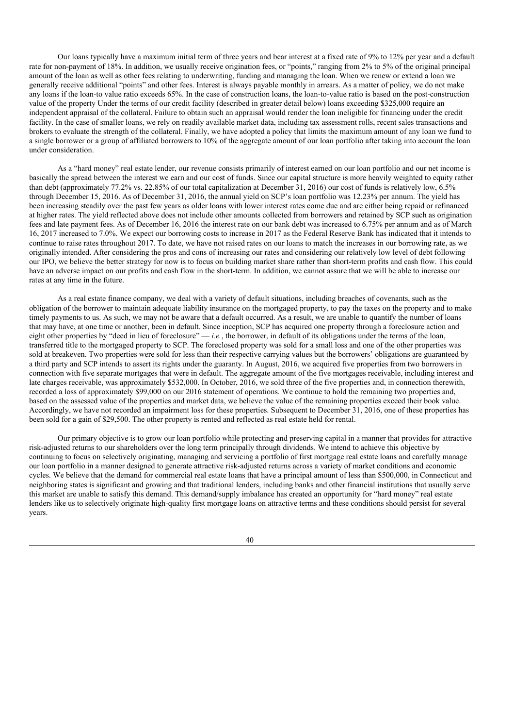Our loans typically have a maximum initial term of three years and bear interest at a fixed rate of 9% to 12% per year and a default rate for non-payment of 18%. In addition, we usually receive origination fees, or "points," ranging from 2% to 5% of the original principal amount of the loan as well as other fees relating to underwriting, funding and managing the loan. When we renew or extend a loan we generally receive additional "points" and other fees. Interest is always payable monthly in arrears. As a matter of policy, we do not make any loans if the loan-to value ratio exceeds 65%. In the case of construction loans, the loan-to-value ratio is based on the post-construction value of the property Under the terms of our credit facility (described in greater detail below) loans exceeding $325,000 require an independent appraisal of the collateral. Failure to obtain such an appraisal would render the loan ineligible for financing under the credit facility. In the case of smaller loans, we rely on readily available market data, including tax assessment rolls, recent sales transactions and brokers to evaluate the strength of the collateral. Finally, we have adopted a policy that limits the maximum amount of any loan we fund to a single borrower or a group of affiliated borrowers to 10% of the aggregate amount of our loan portfolio after taking into account the loan under consideration.

As a "hard money" real estate lender, our revenue consists primarily of interest earned on our loan portfolio and our net income is basically the spread between the interest we earn and our cost of funds. Since our capital structure is more heavily weighted to equity rather than debt (approximately 77.2% vs. 22.85% of our total capitalization at December 31, 2016) our cost of funds is relatively low, 6.5% through December 15, 2016. As of December 31, 2016, the annual yield on SCP's loan portfolio was 12.23% per annum. The yield has been increasing steadily over the past few years as older loans with lower interest rates come due and are either being repaid or refinanced at higher rates. The yield reflected above does not include other amounts collected from borrowers and retained by SCP such as origination fees and late payment fees. As of December 16, 2016 the interest rate on our bank debt was increased to 6.75% per annum and as of March 16, 2017 increased to 7.0%. We expect our borrowing costs to increase in 2017 as the Federal Reserve Bank has indicated that it intends to continue to raise rates throughout 2017. To date, we have not raised rates on our loans to match the increases in our borrowing rate, as we originally intended. After considering the pros and cons of increasing our rates and considering our relatively low level of debt following our IPO, we believe the better strategy for now is to focus on building market share rather than short-term profits and cash flow. This could have an adverse impact on our profits and cash flow in the short-term. In addition, we cannot assure that we will be able to increase our rates at any time in the future.

As a real estate finance company, we deal with a variety of default situations, including breaches of covenants, such as the obligation of the borrower to maintain adequate liability insurance on the mortgaged property, to pay the taxes on the property and to make timely payments to us. As such, we may not be aware that a default occurred. As a result, we are unable to quantify the number of loans that may have, at one time or another, been in default. Since inception, SCP has acquired one property through a foreclosure action and eight other properties by "deed in lieu of foreclosure" — *i.e.*, the borrower, in default of its obligations under the terms of the loan, transferred title to the mortgaged property to SCP. The foreclosed property was sold for a small loss and one of the other properties was sold at breakeven. Two properties were sold for less than their respective carrying values but the borrowers' obligations are guaranteed by a third party and SCP intends to assert its rights under the guaranty. In August, 2016, we acquired five properties from two borrowers in connection with five separate mortgages that were in default. The aggregate amount of the five mortgages receivable, including interest and late charges receivable, was approximately $532,000. In October, 2016, we sold three of the five properties and, in connection therewith, recorded a loss of approximately $99,000 on our 2016 statement of operations. We continue to hold the remaining two properties and, based on the assessed value of the properties and market data, we believe the value of the remaining properties exceed their book value. Accordingly, we have not recorded an impairment loss for these properties. Subsequent to December 31, 2016, one of these properties has been sold for a gain of $29,500. The other property is rented and reflected as real estate held for rental.

Our primary objective is to grow our loan portfolio while protecting and preserving capital in a manner that provides for attractive risk-adjusted returns to our shareholders over the long term principally through dividends. We intend to achieve this objective by continuing to focus on selectively originating, managing and servicing a portfolio of first mortgage real estate loans and carefully manage our loan portfolio in a manner designed to generate attractive risk-adjusted returns across a variety of market conditions and economic cycles. We believe that the demand for commercial real estate loans that have a principal amount of less than $500,000, in Connecticut and neighboring states is significant and growing and that traditional lenders, including banks and other financial institutions that usually serve this market are unable to satisfy this demand. This demand/supply imbalance has created an opportunity for "hard money" real estate lenders like us to selectively originate high-quality first mortgage loans on attractive terms and these conditions should persist for several years.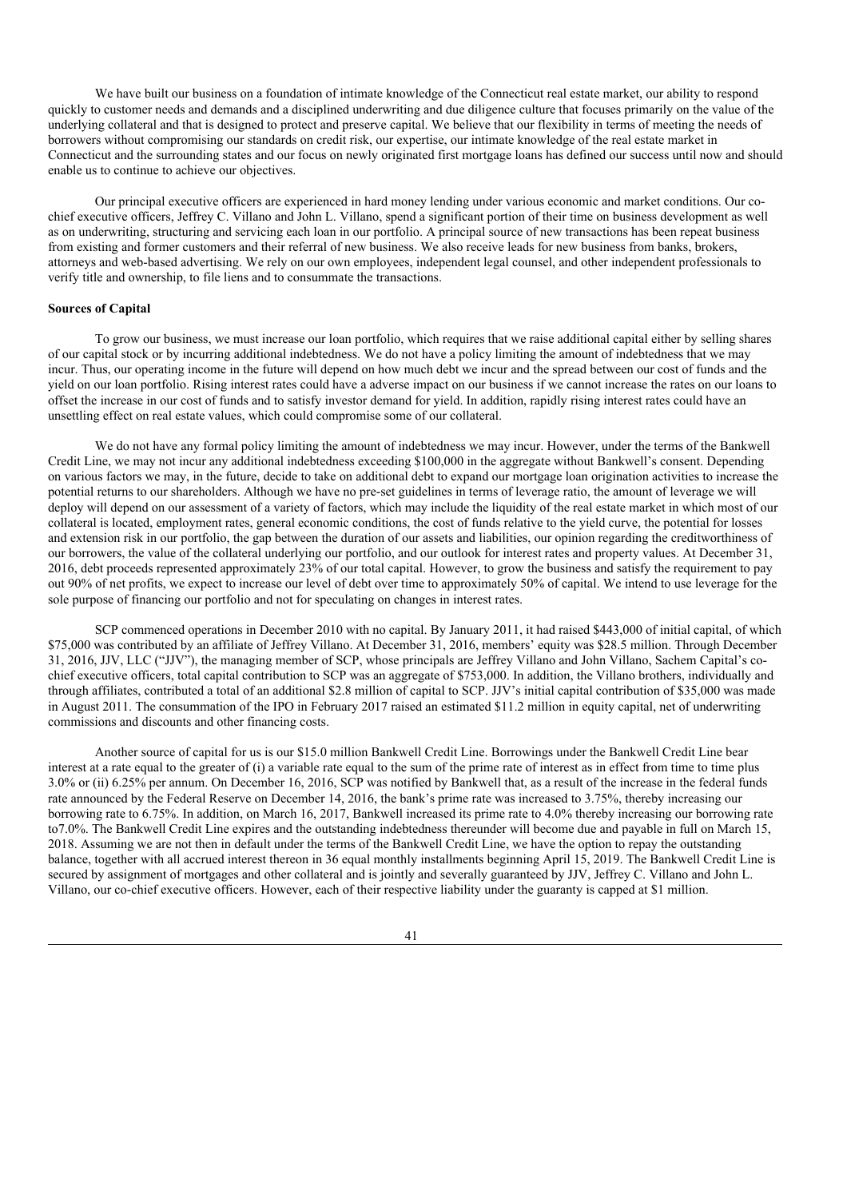We have built our business on a foundation of intimate knowledge of the Connecticut real estate market, our ability to respond quickly to customer needs and demands and a disciplined underwriting and due diligence culture that focuses primarily on the value of the underlying collateral and that is designed to protect and preserve capital. We believe that our flexibility in terms of meeting the needs of borrowers without compromising our standards on credit risk, our expertise, our intimate knowledge of the real estate market in Connecticut and the surrounding states and our focus on newly originated first mortgage loans has defined our success until now and should enable us to continue to achieve our objectives.

Our principal executive officers are experienced in hard money lending under various economic and market conditions. Our co-chief executive officers, Jeffrey C. Villano and John L. Villano, spend a significant portion of their time on business development as well as on underwriting, structuring and servicing each loan in our portfolio. A principal source of new transactions has been repeat business from existing and former customers and their referral of new business. We also receive leads for new business from banks, brokers, attorneys and web-based advertising. We rely on our own employees, independent legal counsel, and other independent professionals to verify title and ownership, to file liens and to consummate the transactions.

**Sources of Capital**

To grow our business, we must increase our loan portfolio, which requires that we raise additional capital either by selling shares of our capital stock or by incurring additional indebtedness. We do not have a policy limiting the amount of indebtedness that we may incur. Thus, our operating income in the future will depend on how much debt we incur and the spread between our cost of funds and the yield on our loan portfolio. Rising interest rates could have a adverse impact on our business if we cannot increase the rates on our loans to offset the increase in our cost of funds and to satisfy investor demand for yield. In addition, rapidly rising interest rates could have an unsettling effect on real estate values, which could compromise some of our collateral.

We do not have any formal policy limiting the amount of indebtedness we may incur. However, under the terms of the Bankwell Credit Line, we may not incur any additional indebtedness exceeding $100,000 in the aggregate without Bankwell's consent. Depending on various factors we may, in the future, decide to take on additional debt to expand our mortgage loan origination activities to increase the potential returns to our shareholders. Although we have no pre-set guidelines in terms of leverage ratio, the amount of leverage we will deploy will depend on our assessment of a variety of factors, which may include the liquidity of the real estate market in which most of our collateral is located, employment rates, general economic conditions, the cost of funds relative to the yield curve, the potential for losses and extension risk in our portfolio, the gap between the duration of our assets and liabilities, our opinion regarding the creditworthiness of our borrowers, the value of the collateral underlying our portfolio, and our outlook for interest rates and property values. At December 31, 2016, debt proceeds represented approximately 23% of our total capital. However, to grow the business and satisfy the requirement to pay out 90% of net profits, we expect to increase our level of debt over time to approximately 50% of capital. We intend to use leverage for the sole purpose of financing our portfolio and not for speculating on changes in interest rates.

SCP commenced operations in December 2010 with no capital. By January 2011, it had raised $443,000 of initial capital, of which $75,000 was contributed by an affiliate of Jeffrey Villano. At December 31, 2016, members' equity was $28.5 million. Through December 31, 2016, JJV, LLC ("JJV"), the managing member of SCP, whose principals are Jeffrey Villano and John Villano, Sachem Capital's co-chief executive officers, total capital contribution to SCP was an aggregate of $753,000. In addition, the Villano brothers, individually and through affiliates, contributed a total of an additional $2.8 million of capital to SCP. JJV's initial capital contribution of $35,000 was made in August 2011. The consummation of the IPO in February 2017 raised an estimated $11.2 million in equity capital, net of underwriting commissions and discounts and other financing costs.

Another source of capital for us is our $15.0 million Bankwell Credit Line. Borrowings under the Bankwell Credit Line bear interest at a rate equal to the greater of (i) a variable rate equal to the sum of the prime rate of interest as in effect from time to time plus 3.0% or (ii) 6.25% per annum. On December 16, 2016, SCP was notified by Bankwell that, as a result of the increase in the federal funds rate announced by the Federal Reserve on December 14, 2016, the bank's prime rate was increased to 3.75%, thereby increasing our borrowing rate to 6.75%. In addition, on March 16, 2017, Bankwell increased its prime rate to 4.0% thereby increasing our borrowing rate to7.0%. The Bankwell Credit Line expires and the outstanding indebtedness thereunder will become due and payable in full on March 15, 2018. Assuming we are not then in default under the terms of the Bankwell Credit Line, we have the option to repay the outstanding balance, together with all accrued interest thereon in 36 equal monthly installments beginning April 15, 2019. The Bankwell Credit Line is secured by assignment of mortgages and other collateral and is jointly and severally guaranteed by JJV, Jeffrey C. Villano and John L. Villano, our co-chief executive officers. However, each of their respective liability under the guaranty is capped at $1 million.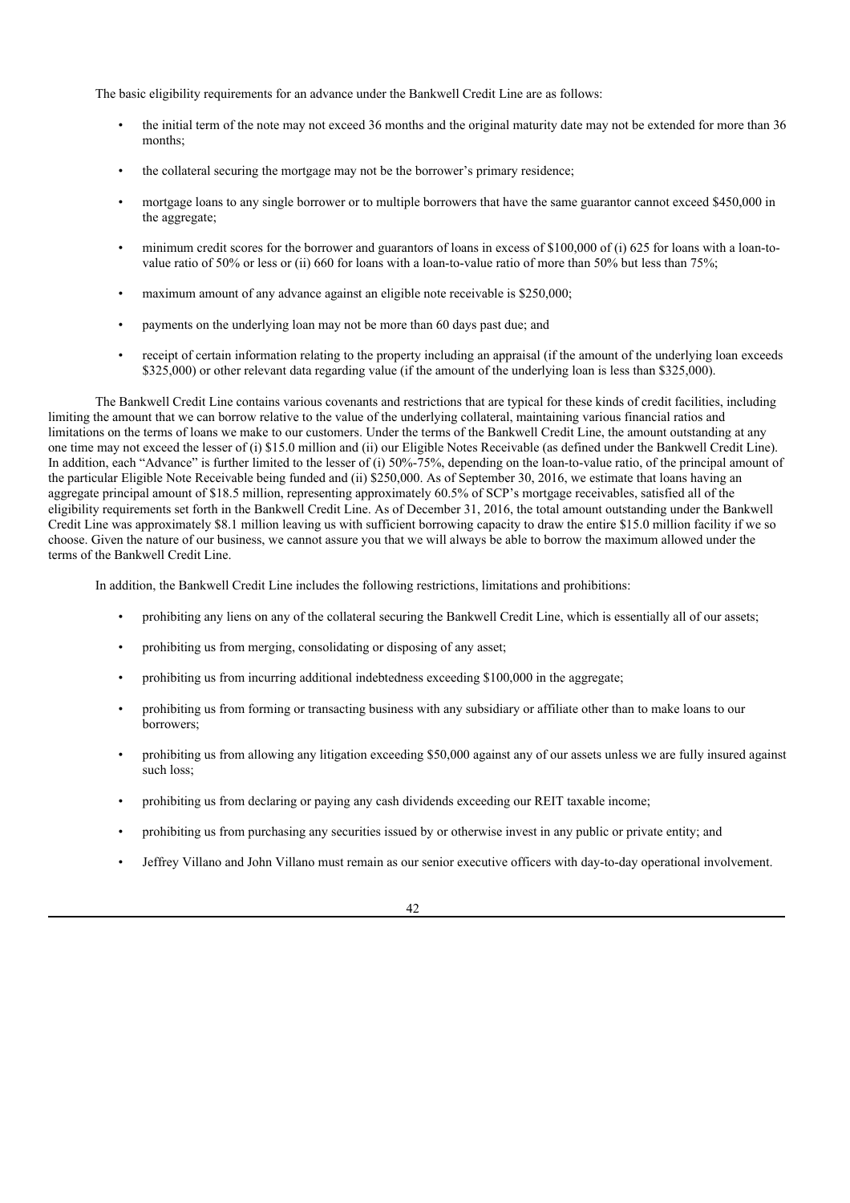The basic eligibility requirements for an advance under the Bankwell Credit Line are as follows:

- the initial term of the note may not exceed 36 months and the original maturity date may not be extended for more than 36 months;
- the collateral securing the mortgage may not be the borrower's primary residence;
- mortgage loans to any single borrower or to multiple borrowers that have the same guarantor cannot exceed \$450,000 in the aggregate;
- minimum credit scores for the borrower and guarantors of loans in excess of \$100,000 of (i) 625 for loans with a loan-to-value ratio of 50% or less or (ii) 660 for loans with a loan-to-value ratio of more than 50% but less than 75%;
- maximum amount of any advance against an eligible note receivable is \$250,000;
- payments on the underlying loan may not be more than 60 days past due; and
- receipt of certain information relating to the property including an appraisal (if the amount of the underlying loan exceeds \$325,000) or other relevant data regarding value (if the amount of the underlying loan is less than \$325,000).

The Bankwell Credit Line contains various covenants and restrictions that are typical for these kinds of credit facilities, including limiting the amount that we can borrow relative to the value of the underlying collateral, maintaining various financial ratios and limitations on the terms of loans we make to our customers. Under the terms of the Bankwell Credit Line, the amount outstanding at any one time may not exceed the lesser of (i) \$15.0 million and (ii) our Eligible Notes Receivable (as defined under the Bankwell Credit Line). In addition, each "Advance" is further limited to the lesser of (i) 50%-75%, depending on the loan-to-value ratio, of the principal amount of the particular Eligible Note Receivable being funded and (ii) \$250,000. As of September 30, 2016, we estimate that loans having an aggregate principal amount of \$18.5 million, representing approximately 60.5% of SCP's mortgage receivables, satisfied all of the eligibility requirements set forth in the Bankwell Credit Line. As of December 31, 2016, the total amount outstanding under the Bankwell Credit Line was approximately \$8.1 million leaving us with sufficient borrowing capacity to draw the entire \$15.0 million facility if we so choose. Given the nature of our business, we cannot assure you that we will always be able to borrow the maximum allowed under the terms of the Bankwell Credit Line.

In addition, the Bankwell Credit Line includes the following restrictions, limitations and prohibitions:

- prohibiting any liens on any of the collateral securing the Bankwell Credit Line, which is essentially all of our assets;
- prohibiting us from merging, consolidating or disposing of any asset;
- prohibiting us from incurring additional indebtedness exceeding \$100,000 in the aggregate;
- prohibiting us from forming or transacting business with any subsidiary or affiliate other than to make loans to our borrowers;
- prohibiting us from allowing any litigation exceeding \$50,000 against any of our assets unless we are fully insured against such loss;
- prohibiting us from declaring or paying any cash dividends exceeding our REIT taxable income;
- prohibiting us from purchasing any securities issued by or otherwise invest in any public or private entity; and
- Jeffrey Villano and John Villano must remain as our senior executive officers with day-to-day operational involvement.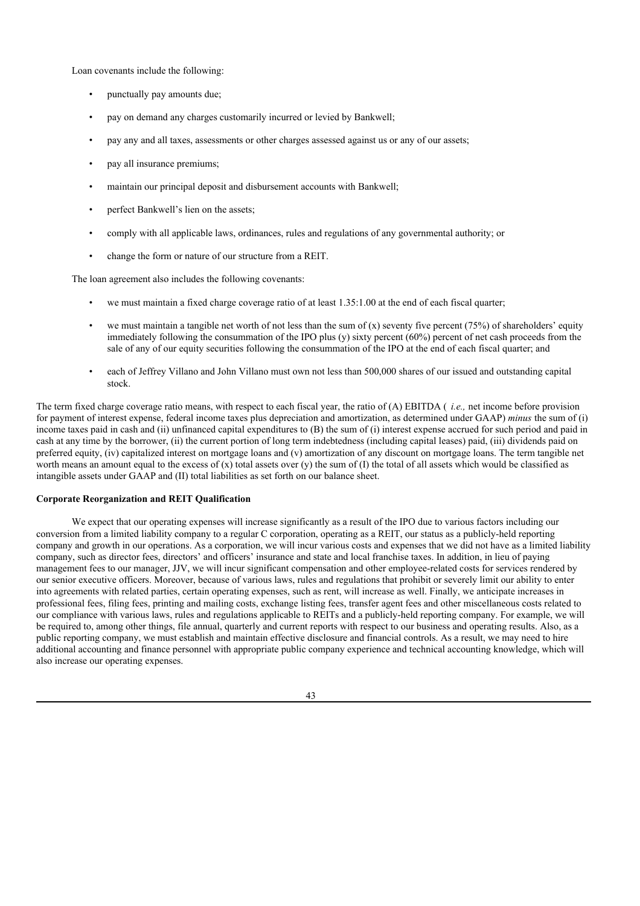Loan covenants include the following:

- punctually pay amounts due;
- pay on demand any charges customarily incurred or levied by Bankwell;
- pay any and all taxes, assessments or other charges assessed against us or any of our assets;
- pay all insurance premiums;
- maintain our principal deposit and disbursement accounts with Bankwell;
- perfect Bankwell's lien on the assets;
- comply with all applicable laws, ordinances, rules and regulations of any governmental authority; or
- change the form or nature of our structure from a REIT.

The loan agreement also includes the following covenants:

- we must maintain a fixed charge coverage ratio of at least 1.35:1.00 at the end of each fiscal quarter;
- we must maintain a tangible net worth of not less than the sum of (x) seventy five percent (75%) of shareholders' equity immediately following the consummation of the IPO plus (y) sixty percent (60%) percent of net cash proceeds from the sale of any of our equity securities following the consummation of the IPO at the end of each fiscal quarter; and
- each of Jeffrey Villano and John Villano must own not less than 500,000 shares of our issued and outstanding capital stock.

The term fixed charge coverage ratio means, with respect to each fiscal year, the ratio of (A) EBITDA ( *i.e.,* net income before provision for payment of interest expense, federal income taxes plus depreciation and amortization, as determined under GAAP) *minus* the sum of (i) income taxes paid in cash and (ii) unfinanced capital expenditures to (B) the sum of (i) interest expense accrued for such period and paid in cash at any time by the borrower, (ii) the current portion of long term indebtedness (including capital leases) paid, (iii) dividends paid on preferred equity, (iv) capitalized interest on mortgage loans and (v) amortization of any discount on mortgage loans. The term tangible net worth means an amount equal to the excess of (x) total assets over (y) the sum of (I) the total of all assets which would be classified as intangible assets under GAAP and (II) total liabilities as set forth on our balance sheet.

**Corporate Reorganization and REIT Qualification**

We expect that our operating expenses will increase significantly as a result of the IPO due to various factors including our conversion from a limited liability company to a regular C corporation, operating as a REIT, our status as a publicly-held reporting company and growth in our operations. As a corporation, we will incur various costs and expenses that we did not have as a limited liability company, such as director fees, directors' and officers' insurance and state and local franchise taxes. In addition, in lieu of paying management fees to our manager, JJV, we will incur significant compensation and other employee-related costs for services rendered by our senior executive officers. Moreover, because of various laws, rules and regulations that prohibit or severely limit our ability to enter into agreements with related parties, certain operating expenses, such as rent, will increase as well. Finally, we anticipate increases in professional fees, filing fees, printing and mailing costs, exchange listing fees, transfer agent fees and other miscellaneous costs related to our compliance with various laws, rules and regulations applicable to REITs and a publicly-held reporting company. For example, we will be required to, among other things, file annual, quarterly and current reports with respect to our business and operating results. Also, as a public reporting company, we must establish and maintain effective disclosure and financial controls. As a result, we may need to hire additional accounting and finance personnel with appropriate public company experience and technical accounting knowledge, which will also increase our operating expenses.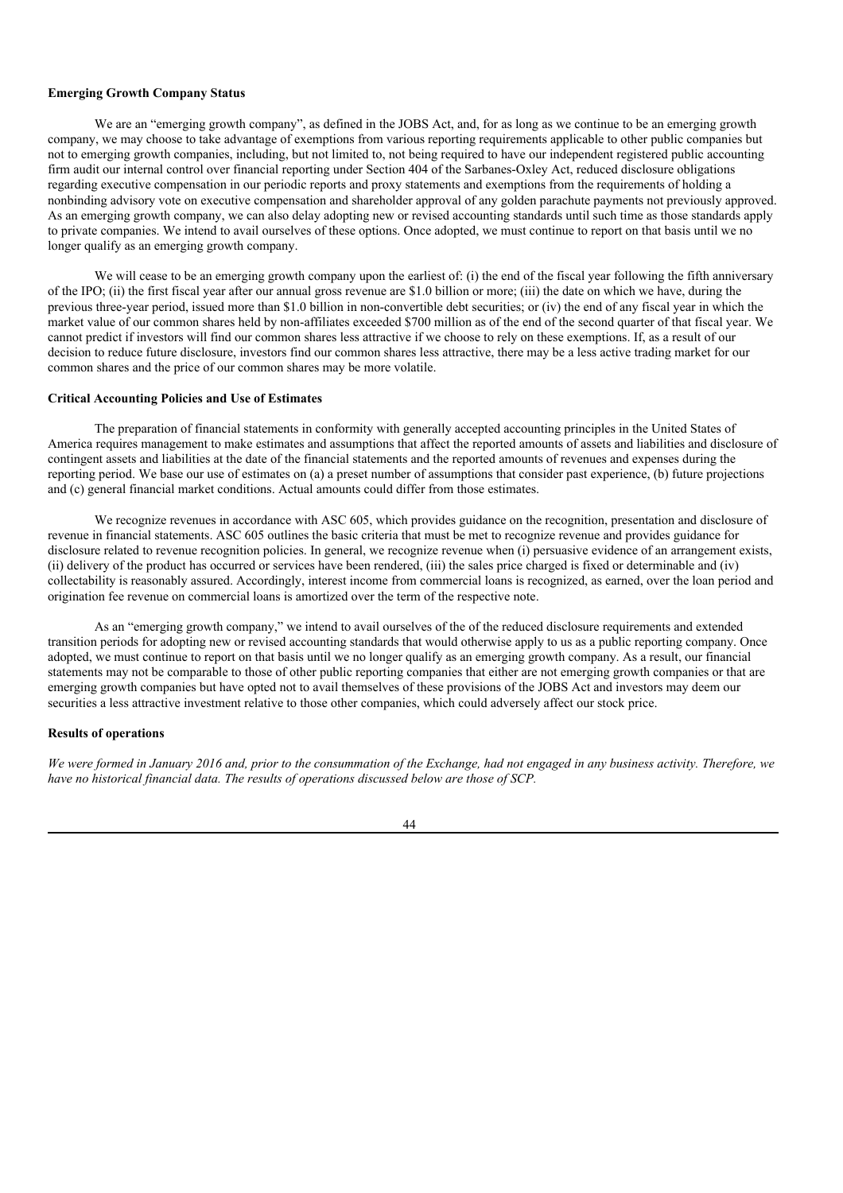**Emerging Growth Company Status**

We are an "emerging growth company", as defined in the JOBS Act, and, for as long as we continue to be an emerging growth company, we may choose to take advantage of exemptions from various reporting requirements applicable to other public companies but not to emerging growth companies, including, but not limited to, not being required to have our independent registered public accounting firm audit our internal control over financial reporting under Section 404 of the Sarbanes-Oxley Act, reduced disclosure obligations regarding executive compensation in our periodic reports and proxy statements and exemptions from the requirements of holding a nonbinding advisory vote on executive compensation and shareholder approval of any golden parachute payments not previously approved. As an emerging growth company, we can also delay adopting new or revised accounting standards until such time as those standards apply to private companies. We intend to avail ourselves of these options. Once adopted, we must continue to report on that basis until we no longer qualify as an emerging growth company.

We will cease to be an emerging growth company upon the earliest of: (i) the end of the fiscal year following the fifth anniversary of the IPO; (ii) the first fiscal year after our annual gross revenue are $1.0 billion or more; (iii) the date on which we have, during the previous three-year period, issued more than $1.0 billion in non-convertible debt securities; or (iv) the end of any fiscal year in which the market value of our common shares held by non-affiliates exceeded $700 million as of the end of the second quarter of that fiscal year. We cannot predict if investors will find our common shares less attractive if we choose to rely on these exemptions. If, as a result of our decision to reduce future disclosure, investors find our common shares less attractive, there may be a less active trading market for our common shares and the price of our common shares may be more volatile.

**Critical Accounting Policies and Use of Estimates**

The preparation of financial statements in conformity with generally accepted accounting principles in the United States of America requires management to make estimates and assumptions that affect the reported amounts of assets and liabilities and disclosure of contingent assets and liabilities at the date of the financial statements and the reported amounts of revenues and expenses during the reporting period. We base our use of estimates on (a) a preset number of assumptions that consider past experience, (b) future projections and (c) general financial market conditions. Actual amounts could differ from those estimates.

We recognize revenues in accordance with ASC 605, which provides guidance on the recognition, presentation and disclosure of revenue in financial statements. ASC 605 outlines the basic criteria that must be met to recognize revenue and provides guidance for disclosure related to revenue recognition policies. In general, we recognize revenue when (i) persuasive evidence of an arrangement exists, (ii) delivery of the product has occurred or services have been rendered, (iii) the sales price charged is fixed or determinable and (iv) collectability is reasonably assured. Accordingly, interest income from commercial loans is recognized, as earned, over the loan period and origination fee revenue on commercial loans is amortized over the term of the respective note.

As an "emerging growth company," we intend to avail ourselves of the of the reduced disclosure requirements and extended transition periods for adopting new or revised accounting standards that would otherwise apply to us as a public reporting company. Once adopted, we must continue to report on that basis until we no longer qualify as an emerging growth company. As a result, our financial statements may not be comparable to those of other public reporting companies that either are not emerging growth companies or that are emerging growth companies but have opted not to avail themselves of these provisions of the JOBS Act and investors may deem our securities a less attractive investment relative to those other companies, which could adversely affect our stock price.

**Results of operations**

*We were formed in January 2016 and, prior to the consummation of the Exchange, had not engaged in any business activity. Therefore, we have no historical financial data. The results of operations discussed below are those of SCP.*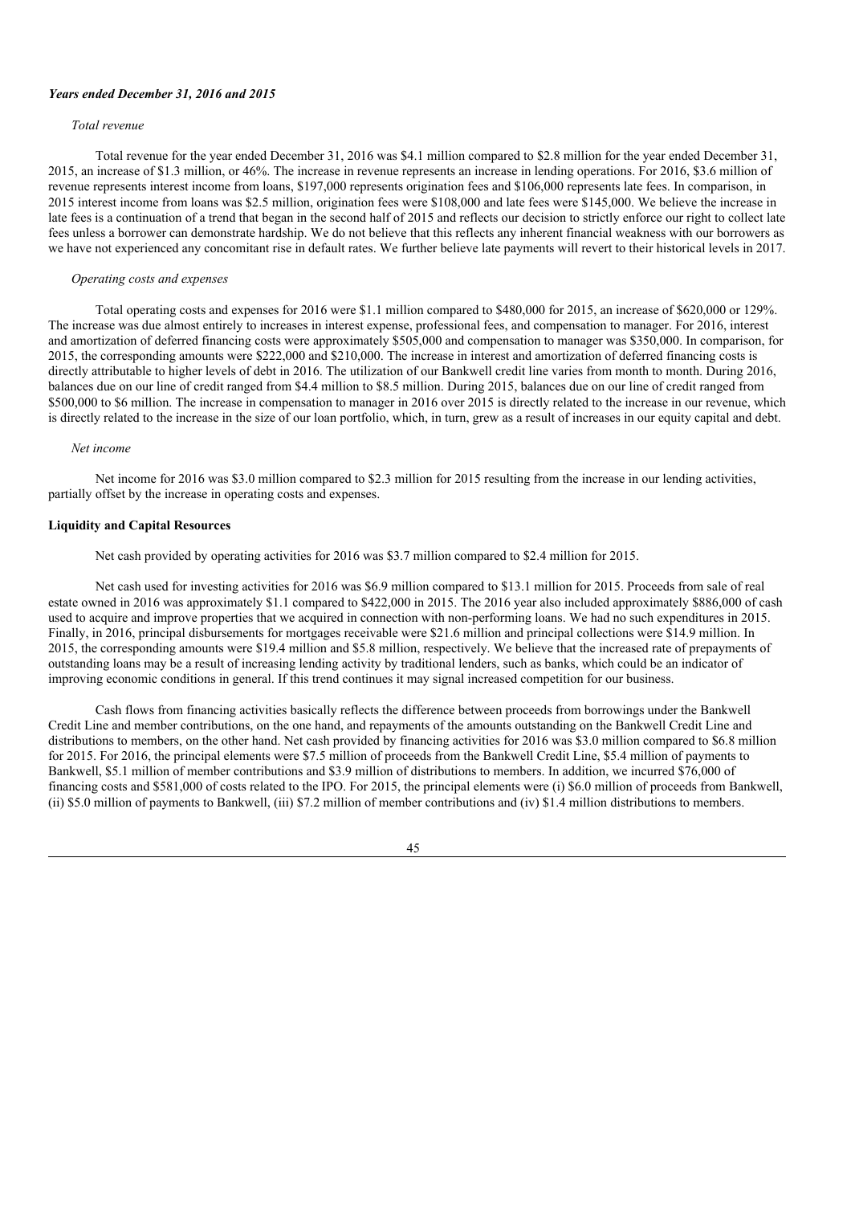### *Years ended December 31, 2016 and 2015*

*Total revenue*

Total revenue for the year ended December 31, 2016 was $4.1 million compared to $2.8 million for the year ended December 31, 2015, an increase of $1.3 million, or 46%. The increase in revenue represents an increase in lending operations. For 2016, $3.6 million of revenue represents interest income from loans, $197,000 represents origination fees and $106,000 represents late fees. In comparison, in 2015 interest income from loans was $2.5 million, origination fees were $108,000 and late fees were $145,000. We believe the increase in late fees is a continuation of a trend that began in the second half of 2015 and reflects our decision to strictly enforce our right to collect late fees unless a borrower can demonstrate hardship. We do not believe that this reflects any inherent financial weakness with our borrowers as we have not experienced any concomitant rise in default rates. We further believe late payments will revert to their historical levels in 2017.

*Operating costs and expenses*

Total operating costs and expenses for 2016 were $1.1 million compared to $480,000 for 2015, an increase of $620,000 or 129%. The increase was due almost entirely to increases in interest expense, professional fees, and compensation to manager. For 2016, interest and amortization of deferred financing costs were approximately $505,000 and compensation to manager was $350,000. In comparison, for 2015, the corresponding amounts were $222,000 and $210,000. The increase in interest and amortization of deferred financing costs is directly attributable to higher levels of debt in 2016. The utilization of our Bankwell credit line varies from month to month. During 2016, balances due on our line of credit ranged from $4.4 million to $8.5 million. During 2015, balances due on our line of credit ranged from $500,000 to $6 million. The increase in compensation to manager in 2016 over 2015 is directly related to the increase in our revenue, which is directly related to the increase in the size of our loan portfolio, which, in turn, grew as a result of increases in our equity capital and debt.

*Net income*

Net income for 2016 was $3.0 million compared to $2.3 million for 2015 resulting from the increase in our lending activities, partially offset by the increase in operating costs and expenses.

### **Liquidity and Capital Resources**

Net cash provided by operating activities for 2016 was $3.7 million compared to $2.4 million for 2015.

Net cash used for investing activities for 2016 was $6.9 million compared to $13.1 million for 2015. Proceeds from sale of real estate owned in 2016 was approximately $1.1 compared to $422,000 in 2015. The 2016 year also included approximately $886,000 of cash used to acquire and improve properties that we acquired in connection with non-performing loans. We had no such expenditures in 2015. Finally, in 2016, principal disbursements for mortgages receivable were $21.6 million and principal collections were $14.9 million. In 2015, the corresponding amounts were $19.4 million and $5.8 million, respectively. We believe that the increased rate of prepayments of outstanding loans may be a result of increasing lending activity by traditional lenders, such as banks, which could be an indicator of improving economic conditions in general. If this trend continues it may signal increased competition for our business.

Cash flows from financing activities basically reflects the difference between proceeds from borrowings under the Bankwell Credit Line and member contributions, on the one hand, and repayments of the amounts outstanding on the Bankwell Credit Line and distributions to members, on the other hand. Net cash provided by financing activities for 2016 was $3.0 million compared to $6.8 million for 2015. For 2016, the principal elements were $7.5 million of proceeds from the Bankwell Credit Line, $5.4 million of payments to Bankwell, $5.1 million of member contributions and $3.9 million of distributions to members. In addition, we incurred $76,000 of financing costs and $581,000 of costs related to the IPO. For 2015, the principal elements were (i) $6.0 million of proceeds from Bankwell, (ii) $5.0 million of payments to Bankwell, (iii) $7.2 million of member contributions and (iv) $1.4 million distributions to members.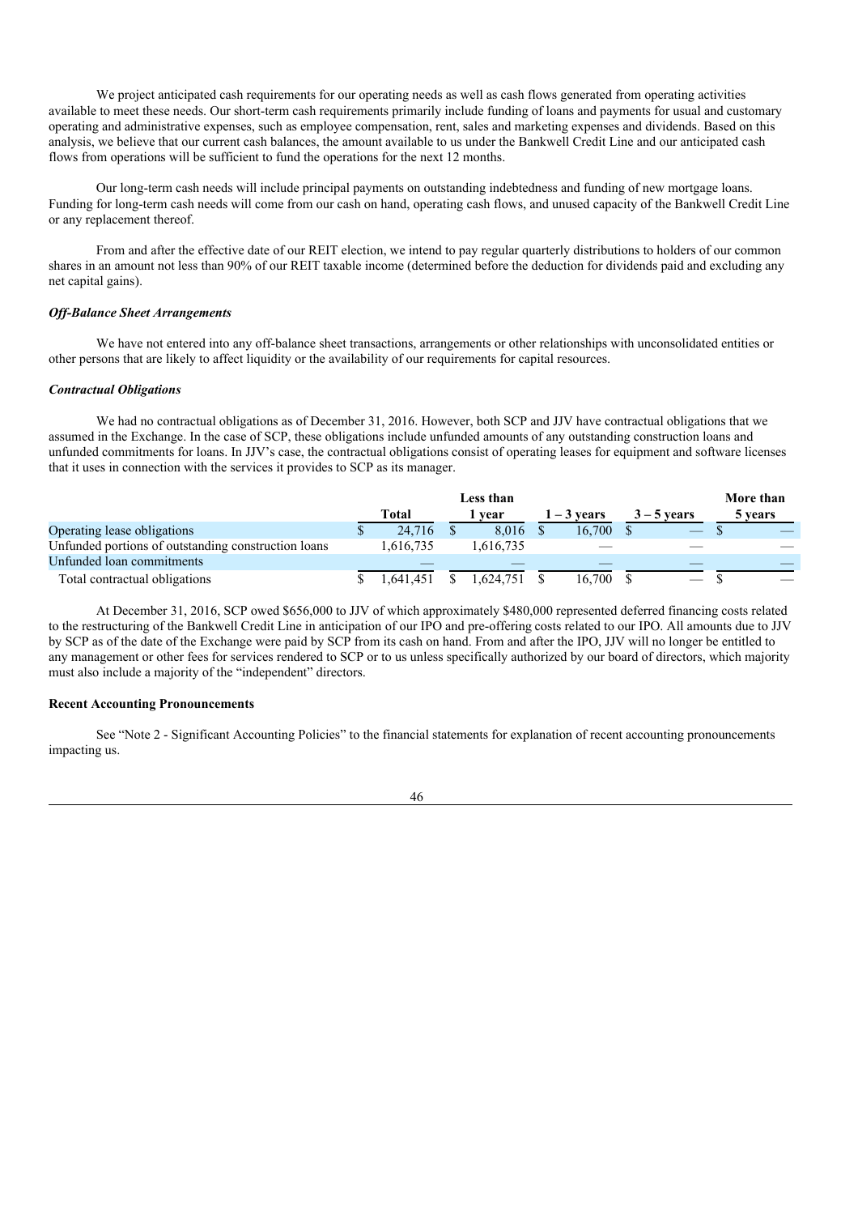We project anticipated cash requirements for our operating needs as well as cash flows generated from operating activities available to meet these needs. Our short-term cash requirements primarily include funding of loans and payments for usual and customary operating and administrative expenses, such as employee compensation, rent, sales and marketing expenses and dividends. Based on this analysis, we believe that our current cash balances, the amount available to us under the Bankwell Credit Line and our anticipated cash flows from operations will be sufficient to fund the operations for the next 12 months.

Our long-term cash needs will include principal payments on outstanding indebtedness and funding of new mortgage loans. Funding for long-term cash needs will come from our cash on hand, operating cash flows, and unused capacity of the Bankwell Credit Line or any replacement thereof.

From and after the effective date of our REIT election, we intend to pay regular quarterly distributions to holders of our common shares in an amount not less than 90% of our REIT taxable income (determined before the deduction for dividends paid and excluding any net capital gains).

***Off-Balance Sheet Arrangements***

We have not entered into any off-balance sheet transactions, arrangements or other relationships with unconsolidated entities or other persons that are likely to affect liquidity or the availability of our requirements for capital resources.

***Contractual Obligations***

We had no contractual obligations as of December 31, 2016. However, both SCP and JJV have contractual obligations that we assumed in the Exchange. In the case of SCP, these obligations include unfunded amounts of any outstanding construction loans and unfunded commitments for loans. In JJV's case, the contractual obligations consist of operating leases for equipment and software licenses that it uses in connection with the services it provides to SCP as its manager.

| | Total | Less than 1 year | 1 – 3 years | 3 – 5 years | More than 5 years |
|---|---|---|---|---|---|
| Operating lease obligations | $ 24,716 | $ 8,016 | $ 16,700 | $ — | $ — |
| Unfunded portions of outstanding construction loans | 1,616,735 | 1,616,735 | — | — | — |
| Unfunded loan commitments | — | — | — | — | — |
| Total contractual obligations | $ 1,641,451 | $ 1,624,751 | $ 16,700 | $ — | $ — |

At December 31, 2016, SCP owed $656,000 to JJV of which approximately $480,000 represented deferred financing costs related to the restructuring of the Bankwell Credit Line in anticipation of our IPO and pre-offering costs related to our IPO. All amounts due to JJV by SCP as of the date of the Exchange were paid by SCP from its cash on hand. From and after the IPO, JJV will no longer be entitled to any management or other fees for services rendered to SCP or to us unless specifically authorized by our board of directors, which majority must also include a majority of the "independent" directors.

**Recent Accounting Pronouncements**

See "Note 2 - Significant Accounting Policies" to the financial statements for explanation of recent accounting pronouncements impacting us.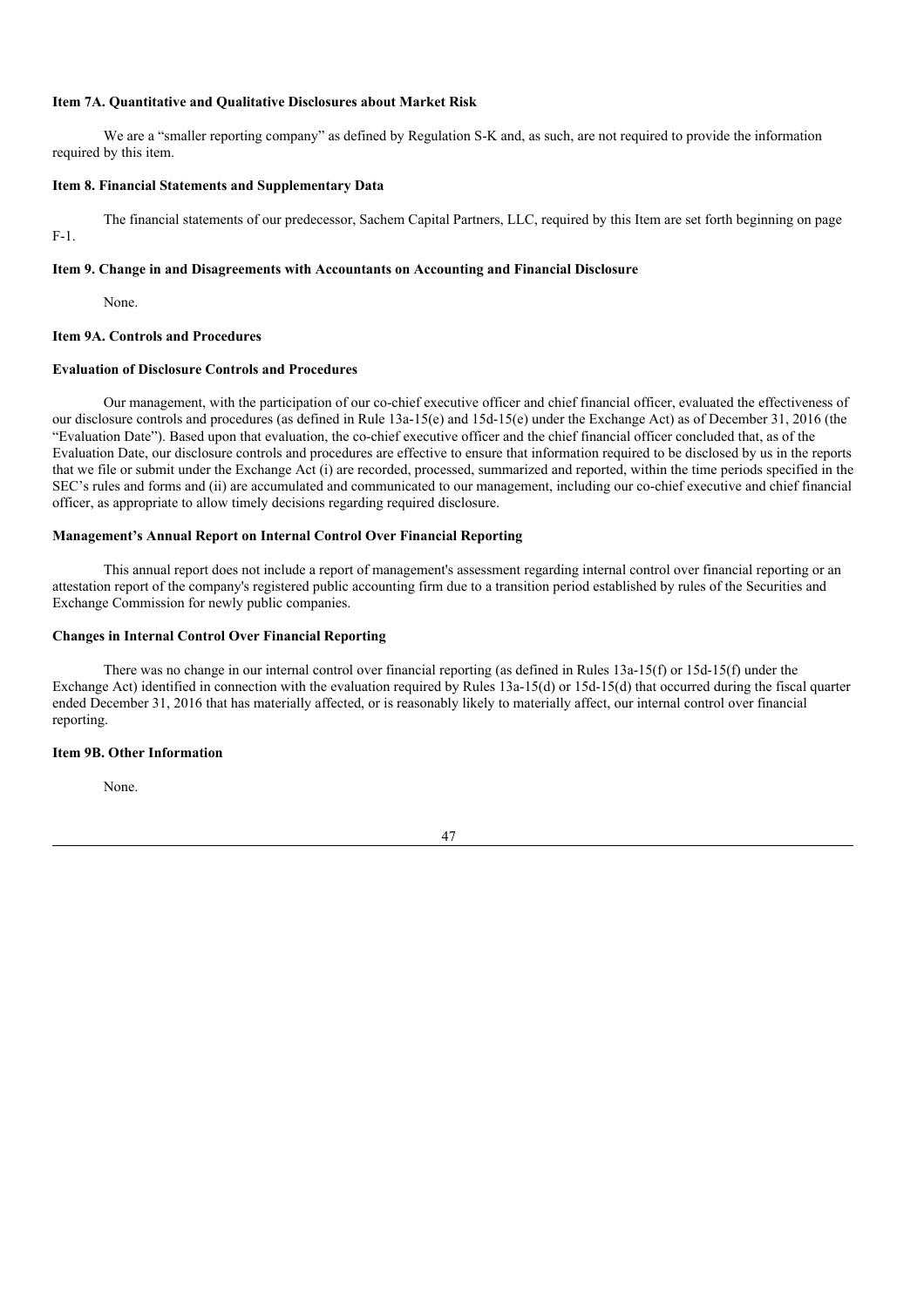### Item 7A. Quantitative and Qualitative Disclosures about Market Risk

We are a "smaller reporting company" as defined by Regulation S-K and, as such, are not required to provide the information required by this item.

### Item 8. Financial Statements and Supplementary Data

The financial statements of our predecessor, Sachem Capital Partners, LLC, required by this Item are set forth beginning on page F-1.

### Item 9. Change in and Disagreements with Accountants on Accounting and Financial Disclosure

None.

### Item 9A. Controls and Procedures

#### Evaluation of Disclosure Controls and Procedures

Our management, with the participation of our co-chief executive officer and chief financial officer, evaluated the effectiveness of our disclosure controls and procedures (as defined in Rule 13a-15(e) and 15d-15(e) under the Exchange Act) as of December 31, 2016 (the "Evaluation Date"). Based upon that evaluation, the co-chief executive officer and the chief financial officer concluded that, as of the Evaluation Date, our disclosure controls and procedures are effective to ensure that information required to be disclosed by us in the reports that we file or submit under the Exchange Act (i) are recorded, processed, summarized and reported, within the time periods specified in the SEC's rules and forms and (ii) are accumulated and communicated to our management, including our co-chief executive and chief financial officer, as appropriate to allow timely decisions regarding required disclosure.

#### Management's Annual Report on Internal Control Over Financial Reporting

This annual report does not include a report of management's assessment regarding internal control over financial reporting or an attestation report of the company's registered public accounting firm due to a transition period established by rules of the Securities and Exchange Commission for newly public companies.

#### Changes in Internal Control Over Financial Reporting

There was no change in our internal control over financial reporting (as defined in Rules 13a-15(f) or 15d-15(f) under the Exchange Act) identified in connection with the evaluation required by Rules 13a-15(d) or 15d-15(d) that occurred during the fiscal quarter ended December 31, 2016 that has materially affected, or is reasonably likely to materially affect, our internal control over financial reporting.

### Item 9B. Other Information

None.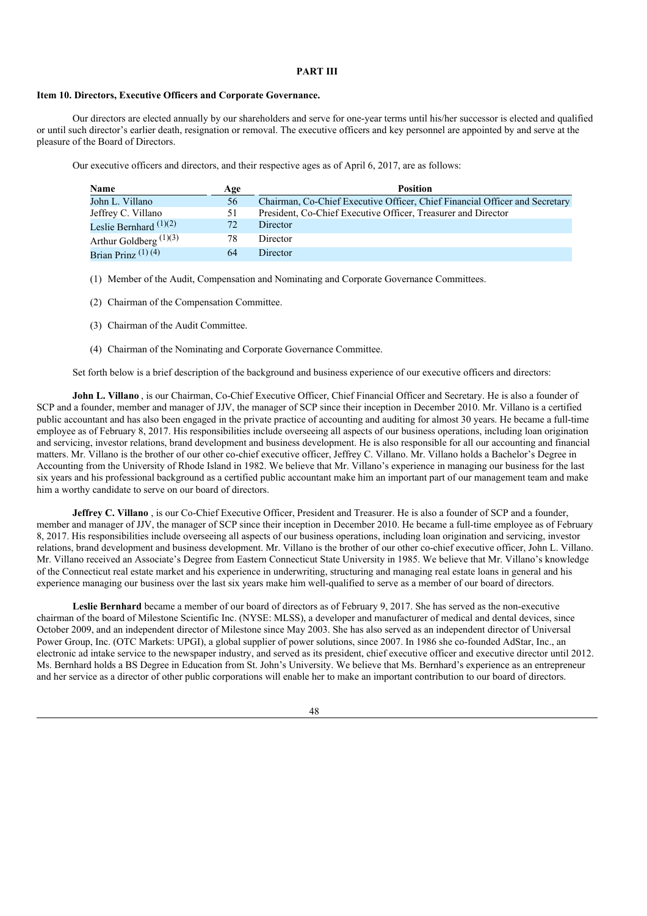## PART III

### Item 10. Directors, Executive Officers and Corporate Governance.

Our directors are elected annually by our shareholders and serve for one-year terms until his/her successor is elected and qualified or until such director's earlier death, resignation or removal. The executive officers and key personnel are appointed by and serve at the pleasure of the Board of Directors.

Our executive officers and directors, and their respective ages as of April 6, 2017, are as follows:

| Name | Age | Position |
|---|---|---|
| John L. Villano | 56 | Chairman, Co-Chief Executive Officer, Chief Financial Officer and Secretary |
| Jeffrey C. Villano | 51 | President, Co-Chief Executive Officer, Treasurer and Director |
| Leslie Bernhard (1)(2) | 72 | Director |
| Arthur Goldberg (1)(3) | 78 | Director |
| Brian Prinz (1) (4) | 64 | Director |

(1) Member of the Audit, Compensation and Nominating and Corporate Governance Committees.

(2) Chairman of the Compensation Committee.

(3) Chairman of the Audit Committee.

(4) Chairman of the Nominating and Corporate Governance Committee.

Set forth below is a brief description of the background and business experience of our executive officers and directors:

**John L. Villano** , is our Chairman, Co-Chief Executive Officer, Chief Financial Officer and Secretary. He is also a founder of SCP and a founder, member and manager of JJV, the manager of SCP since their inception in December 2010. Mr. Villano is a certified public accountant and has also been engaged in the private practice of accounting and auditing for almost 30 years. He became a full-time employee as of February 8, 2017. His responsibilities include overseeing all aspects of our business operations, including loan origination and servicing, investor relations, brand development and business development. He is also responsible for all our accounting and financial matters. Mr. Villano is the brother of our other co-chief executive officer, Jeffrey C. Villano. Mr. Villano holds a Bachelor's Degree in Accounting from the University of Rhode Island in 1982. We believe that Mr. Villano's experience in managing our business for the last six years and his professional background as a certified public accountant make him an important part of our management team and make him a worthy candidate to serve on our board of directors.

**Jeffrey C. Villano** , is our Co-Chief Executive Officer, President and Treasurer. He is also a founder of SCP and a founder, member and manager of JJV, the manager of SCP since their inception in December 2010. He became a full-time employee as of February 8, 2017. His responsibilities include overseeing all aspects of our business operations, including loan origination and servicing, investor relations, brand development and business development. Mr. Villano is the brother of our other co-chief executive officer, John L. Villano. Mr. Villano received an Associate's Degree from Eastern Connecticut State University in 1985. We believe that Mr. Villano's knowledge of the Connecticut real estate market and his experience in underwriting, structuring and managing real estate loans in general and his experience managing our business over the last six years make him well-qualified to serve as a member of our board of directors.

**Leslie Bernhard** became a member of our board of directors as of February 9, 2017. She has served as the non-executive chairman of the board of Milestone Scientific Inc. (NYSE: MLSS), a developer and manufacturer of medical and dental devices, since October 2009, and an independent director of Milestone since May 2003. She has also served as an independent director of Universal Power Group, Inc. (OTC Markets: UPGI), a global supplier of power solutions, since 2007. In 1986 she co-founded AdStar, Inc., an electronic ad intake service to the newspaper industry, and served as its president, chief executive officer and executive director until 2012. Ms. Bernhard holds a BS Degree in Education from St. John's University. We believe that Ms. Bernhard's experience as an entrepreneur and her service as a director of other public corporations will enable her to make an important contribution to our board of directors.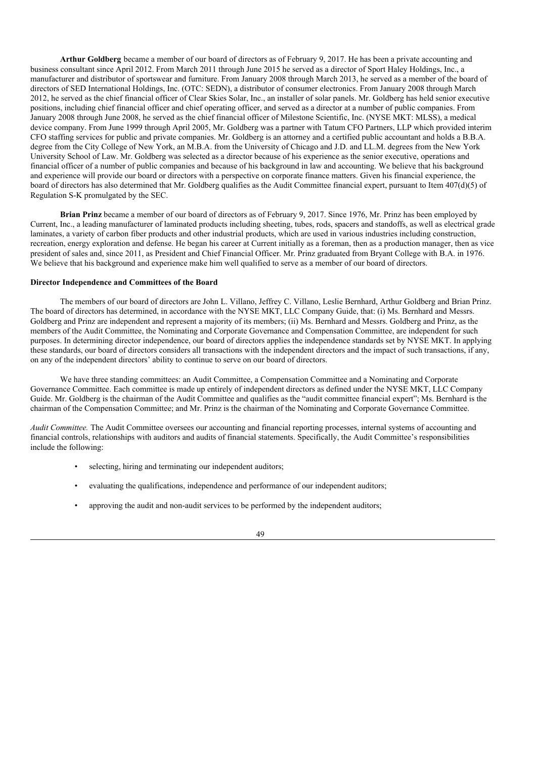**Arthur Goldberg** became a member of our board of directors as of February 9, 2017. He has been a private accounting and business consultant since April 2012. From March 2011 through June 2015 he served as a director of Sport Haley Holdings, Inc., a manufacturer and distributor of sportswear and furniture. From January 2008 through March 2013, he served as a member of the board of directors of SED International Holdings, Inc. (OTC: SEDN), a distributor of consumer electronics. From January 2008 through March 2012, he served as the chief financial officer of Clear Skies Solar, Inc., an installer of solar panels. Mr. Goldberg has held senior executive positions, including chief financial officer and chief operating officer, and served as a director at a number of public companies. From January 2008 through June 2008, he served as the chief financial officer of Milestone Scientific, Inc. (NYSE MKT: MLSS), a medical device company. From June 1999 through April 2005, Mr. Goldberg was a partner with Tatum CFO Partners, LLP which provided interim CFO staffing services for public and private companies. Mr. Goldberg is an attorney and a certified public accountant and holds a B.B.A. degree from the City College of New York, an M.B.A. from the University of Chicago and J.D. and LL.M. degrees from the New York University School of Law. Mr. Goldberg was selected as a director because of his experience as the senior executive, operations and financial officer of a number of public companies and because of his background in law and accounting. We believe that his background and experience will provide our board or directors with a perspective on corporate finance matters. Given his financial experience, the board of directors has also determined that Mr. Goldberg qualifies as the Audit Committee financial expert, pursuant to Item 407(d)(5) of Regulation S-K promulgated by the SEC.

**Brian Prinz** became a member of our board of directors as of February 9, 2017. Since 1976, Mr. Prinz has been employed by Current, Inc., a leading manufacturer of laminated products including sheeting, tubes, rods, spacers and standoffs, as well as electrical grade laminates, a variety of carbon fiber products and other industrial products, which are used in various industries including construction, recreation, energy exploration and defense. He began his career at Current initially as a foreman, then as a production manager, then as vice president of sales and, since 2011, as President and Chief Financial Officer. Mr. Prinz graduated from Bryant College with B.A. in 1976. We believe that his background and experience make him well qualified to serve as a member of our board of directors.

**Director Independence and Committees of the Board**

The members of our board of directors are John L. Villano, Jeffrey C. Villano, Leslie Bernhard, Arthur Goldberg and Brian Prinz. The board of directors has determined, in accordance with the NYSE MKT, LLC Company Guide, that: (i) Ms. Bernhard and Messrs. Goldberg and Prinz are independent and represent a majority of its members; (ii) Ms. Bernhard and Messrs. Goldberg and Prinz, as the members of the Audit Committee, the Nominating and Corporate Governance and Compensation Committee, are independent for such purposes. In determining director independence, our board of directors applies the independence standards set by NYSE MKT. In applying these standards, our board of directors considers all transactions with the independent directors and the impact of such transactions, if any, on any of the independent directors' ability to continue to serve on our board of directors.

We have three standing committees: an Audit Committee, a Compensation Committee and a Nominating and Corporate Governance Committee. Each committee is made up entirely of independent directors as defined under the NYSE MKT, LLC Company Guide. Mr. Goldberg is the chairman of the Audit Committee and qualifies as the "audit committee financial expert"; Ms. Bernhard is the chairman of the Compensation Committee; and Mr. Prinz is the chairman of the Nominating and Corporate Governance Committee.

*Audit Committee.* The Audit Committee oversees our accounting and financial reporting processes, internal systems of accounting and financial controls, relationships with auditors and audits of financial statements. Specifically, the Audit Committee's responsibilities include the following:

- selecting, hiring and terminating our independent auditors;
- evaluating the qualifications, independence and performance of our independent auditors;
- approving the audit and non-audit services to be performed by the independent auditors;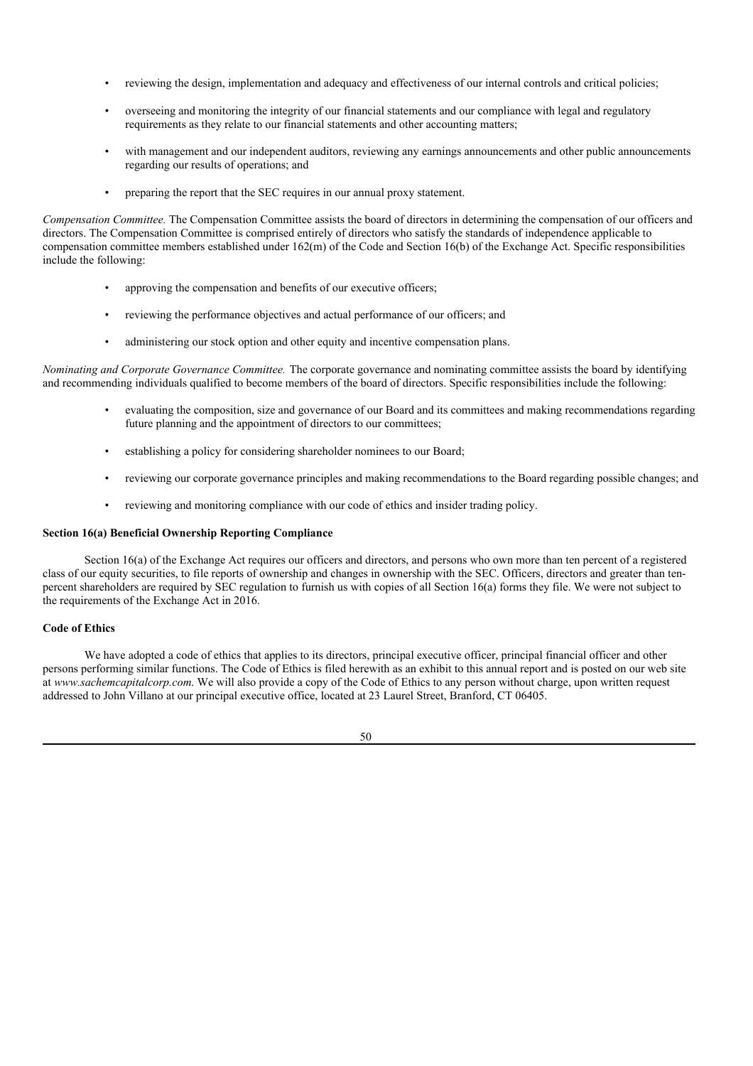- reviewing the design, implementation and adequacy and effectiveness of our internal controls and critical policies;
- overseeing and monitoring the integrity of our financial statements and our compliance with legal and regulatory requirements as they relate to our financial statements and other accounting matters;
- with management and our independent auditors, reviewing any earnings announcements and other public announcements regarding our results of operations; and
- preparing the report that the SEC requires in our annual proxy statement.

*Compensation Committee.* The Compensation Committee assists the board of directors in determining the compensation of our officers and directors. The Compensation Committee is comprised entirely of directors who satisfy the standards of independence applicable to compensation committee members established under 162(m) of the Code and Section 16(b) of the Exchange Act. Specific responsibilities include the following:

- approving the compensation and benefits of our executive officers;
- reviewing the performance objectives and actual performance of our officers; and
- administering our stock option and other equity and incentive compensation plans.

*Nominating and Corporate Governance Committee.* The corporate governance and nominating committee assists the board by identifying and recommending individuals qualified to become members of the board of directors. Specific responsibilities include the following:

- evaluating the composition, size and governance of our Board and its committees and making recommendations regarding future planning and the appointment of directors to our committees;
- establishing a policy for considering shareholder nominees to our Board;
- reviewing our corporate governance principles and making recommendations to the Board regarding possible changes; and
- reviewing and monitoring compliance with our code of ethics and insider trading policy.

**Section 16(a) Beneficial Ownership Reporting Compliance**

Section 16(a) of the Exchange Act requires our officers and directors, and persons who own more than ten percent of a registered class of our equity securities, to file reports of ownership and changes in ownership with the SEC. Officers, directors and greater than ten-percent shareholders are required by SEC regulation to furnish us with copies of all Section 16(a) forms they file. We were not subject to the requirements of the Exchange Act in 2016.

**Code of Ethics**

We have adopted a code of ethics that applies to its directors, principal executive officer, principal financial officer and other persons performing similar functions. The Code of Ethics is filed herewith as an exhibit to this annual report and is posted on our web site at *www.sachemcapitalcorp.com*. We will also provide a copy of the Code of Ethics to any person without charge, upon written request addressed to John Villano at our principal executive office, located at 23 Laurel Street, Branford, CT 06405.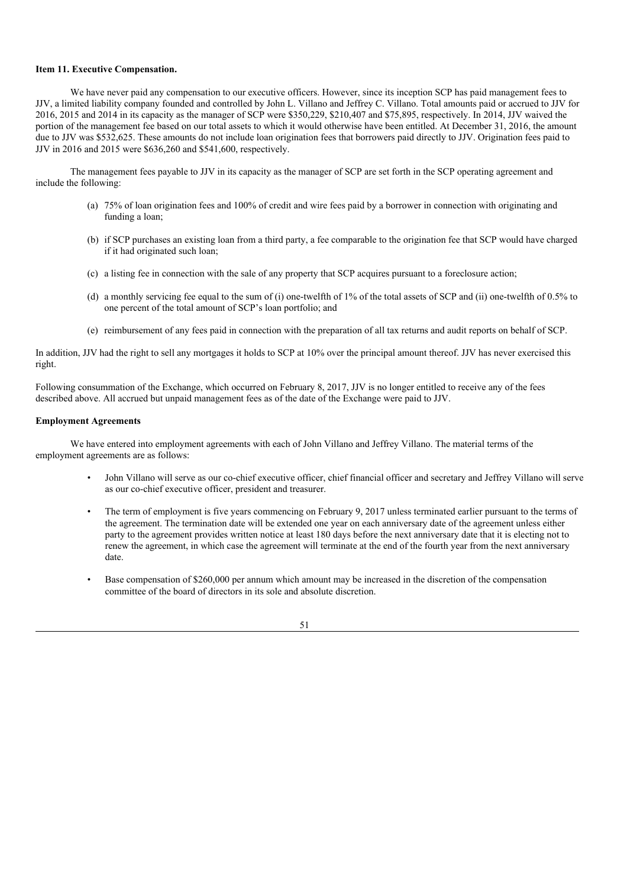### Item 11. Executive Compensation.

We have never paid any compensation to our executive officers. However, since its inception SCP has paid management fees to JJV, a limited liability company founded and controlled by John L. Villano and Jeffrey C. Villano. Total amounts paid or accrued to JJV for 2016, 2015 and 2014 in its capacity as the manager of SCP were $350,229, $210,407 and $75,895, respectively. In 2014, JJV waived the portion of the management fee based on our total assets to which it would otherwise have been entitled. At December 31, 2016, the amount due to JJV was $532,625. These amounts do not include loan origination fees that borrowers paid directly to JJV. Origination fees paid to JJV in 2016 and 2015 were $636,260 and $541,600, respectively.

The management fees payable to JJV in its capacity as the manager of SCP are set forth in the SCP operating agreement and include the following:

(a) 75% of loan origination fees and 100% of credit and wire fees paid by a borrower in connection with originating and funding a loan;

(b) if SCP purchases an existing loan from a third party, a fee comparable to the origination fee that SCP would have charged if it had originated such loan;

(c) a listing fee in connection with the sale of any property that SCP acquires pursuant to a foreclosure action;

(d) a monthly servicing fee equal to the sum of (i) one-twelfth of 1% of the total assets of SCP and (ii) one-twelfth of 0.5% to one percent of the total amount of SCP's loan portfolio; and

(e) reimbursement of any fees paid in connection with the preparation of all tax returns and audit reports on behalf of SCP.

In addition, JJV had the right to sell any mortgages it holds to SCP at 10% over the principal amount thereof. JJV has never exercised this right.

Following consummation of the Exchange, which occurred on February 8, 2017, JJV is no longer entitled to receive any of the fees described above. All accrued but unpaid management fees as of the date of the Exchange were paid to JJV.

#### Employment Agreements

We have entered into employment agreements with each of John Villano and Jeffrey Villano. The material terms of the employment agreements are as follows:

- John Villano will serve as our co-chief executive officer, chief financial officer and secretary and Jeffrey Villano will serve as our co-chief executive officer, president and treasurer.
- The term of employment is five years commencing on February 9, 2017 unless terminated earlier pursuant to the terms of the agreement. The termination date will be extended one year on each anniversary date of the agreement unless either party to the agreement provides written notice at least 180 days before the next anniversary date that it is electing not to renew the agreement, in which case the agreement will terminate at the end of the fourth year from the next anniversary date.
- Base compensation of $260,000 per annum which amount may be increased in the discretion of the compensation committee of the board of directors in its sole and absolute discretion.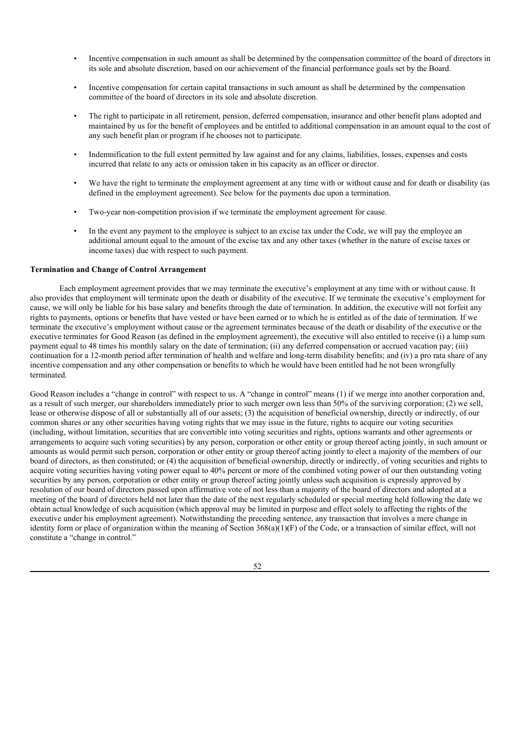- Incentive compensation in such amount as shall be determined by the compensation committee of the board of directors in its sole and absolute discretion, based on our achievement of the financial performance goals set by the Board.
- Incentive compensation for certain capital transactions in such amount as shall be determined by the compensation committee of the board of directors in its sole and absolute discretion.
- The right to participate in all retirement, pension, deferred compensation, insurance and other benefit plans adopted and maintained by us for the benefit of employees and be entitled to additional compensation in an amount equal to the cost of any such benefit plan or program if he chooses not to participate.
- Indemnification to the full extent permitted by law against and for any claims, liabilities, losses, expenses and costs incurred that relate to any acts or omission taken in his capacity as an officer or director.
- We have the right to terminate the employment agreement at any time with or without cause and for death or disability (as defined in the employment agreement). See below for the payments due upon a termination.
- Two-year non-competition provision if we terminate the employment agreement for cause.
- In the event any payment to the employee is subject to an excise tax under the Code, we will pay the employee an additional amount equal to the amount of the excise tax and any other taxes (whether in the nature of excise taxes or income taxes) due with respect to such payment.

**Termination and Change of Control Arrangement**

Each employment agreement provides that we may terminate the executive's employment at any time with or without cause. It also provides that employment will terminate upon the death or disability of the executive. If we terminate the executive's employment for cause, we will only be liable for his base salary and benefits through the date of termination. In addition, the executive will not forfeit any rights to payments, options or benefits that have vested or have been earned or to which he is entitled as of the date of termination. If we terminate the executive's employment without cause or the agreement terminates because of the death or disability of the executive or the executive terminates for Good Reason (as defined in the employment agreement), the executive will also entitled to receive (i) a lump sum payment equal to 48 times his monthly salary on the date of termination; (ii) any deferred compensation or accrued vacation pay; (iii) continuation for a 12-month period after termination of health and welfare and long-term disability benefits; and (iv) a pro rata share of any incentive compensation and any other compensation or benefits to which he would have been entitled had he not been wrongfully terminated.

Good Reason includes a "change in control" with respect to us. A "change in control" means (1) if we merge into another corporation and, as a result of such merger, our shareholders immediately prior to such merger own less than 50% of the surviving corporation; (2) we sell, lease or otherwise dispose of all or substantially all of our assets; (3) the acquisition of beneficial ownership, directly or indirectly, of our common shares or any other securities having voting rights that we may issue in the future, rights to acquire our voting securities (including, without limitation, securities that are convertible into voting securities and rights, options warrants and other agreements or arrangements to acquire such voting securities) by any person, corporation or other entity or group thereof acting jointly, in such amount or amounts as would permit such person, corporation or other entity or group thereof acting jointly to elect a majority of the members of our board of directors, as then constituted; or (4) the acquisition of beneficial ownership, directly or indirectly, of voting securities and rights to acquire voting securities having voting power equal to 40% percent or more of the combined voting power of our then outstanding voting securities by any person, corporation or other entity or group thereof acting jointly unless such acquisition is expressly approved by resolution of our board of directors passed upon affirmative vote of not less than a majority of the board of directors and adopted at a meeting of the board of directors held not later than the date of the next regularly scheduled or special meeting held following the date we obtain actual knowledge of such acquisition (which approval may be limited in purpose and effect solely to affecting the rights of the executive under his employment agreement). Notwithstanding the preceding sentence, any transaction that involves a mere change in identity form or place of organization within the meaning of Section 368(a)(1)(F) of the Code, or a transaction of similar effect, will not constitute a "change in control."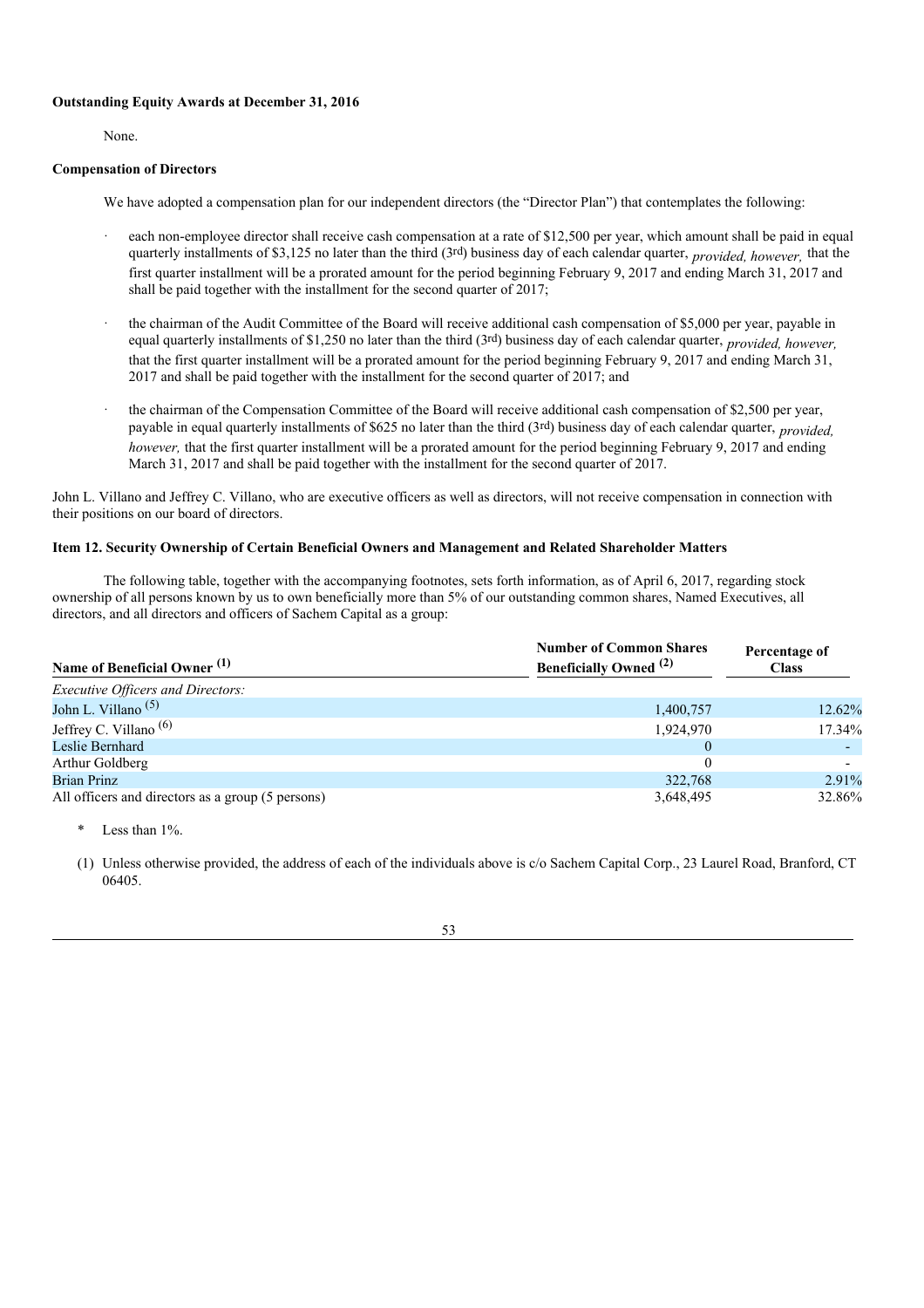**Outstanding Equity Awards at December 31, 2016**

None.

**Compensation of Directors**

We have adopted a compensation plan for our independent directors (the "Director Plan") that contemplates the following:

- each non-employee director shall receive cash compensation at a rate of $12,500 per year, which amount shall be paid in equal quarterly installments of $3,125 no later than the third (3rd) business day of each calendar quarter, *provided, however,* that the first quarter installment will be a prorated amount for the period beginning February 9, 2017 and ending March 31, 2017 and shall be paid together with the installment for the second quarter of 2017;

- the chairman of the Audit Committee of the Board will receive additional cash compensation of $5,000 per year, payable in equal quarterly installments of $1,250 no later than the third (3rd) business day of each calendar quarter, *provided, however,* that the first quarter installment will be a prorated amount for the period beginning February 9, 2017 and ending March 31, 2017 and shall be paid together with the installment for the second quarter of 2017; and

- the chairman of the Compensation Committee of the Board will receive additional cash compensation of $2,500 per year, payable in equal quarterly installments of $625 no later than the third (3rd) business day of each calendar quarter, *provided, however,* that the first quarter installment will be a prorated amount for the period beginning February 9, 2017 and ending March 31, 2017 and shall be paid together with the installment for the second quarter of 2017.

John L. Villano and Jeffrey C. Villano, who are executive officers as well as directors, will not receive compensation in connection with their positions on our board of directors.

**Item 12. Security Ownership of Certain Beneficial Owners and Management and Related Shareholder Matters**

The following table, together with the accompanying footnotes, sets forth information, as of April 6, 2017, regarding stock ownership of all persons known by us to own beneficially more than 5% of our outstanding common shares, Named Executives, all directors, and all directors and officers of Sachem Capital as a group:

| Name of Beneficial Owner (1) | Number of Common Shares Beneficially Owned (2) | Percentage of Class |
|---|---|---|
| *Executive Officers and Directors:* | | |
| John L. Villano (5) | 1,400,757 | 12.62% |
| Jeffrey C. Villano (6) | 1,924,970 | 17.34% |
| Leslie Bernhard | 0 | - |
| Arthur Goldberg | 0 | - |
| Brian Prinz | 322,768 | 2.91% |
| All officers and directors as a group (5 persons) | 3,648,495 | 32.86% |

\* Less than 1%.

(1) Unless otherwise provided, the address of each of the individuals above is c/o Sachem Capital Corp., 23 Laurel Road, Branford, CT 06405.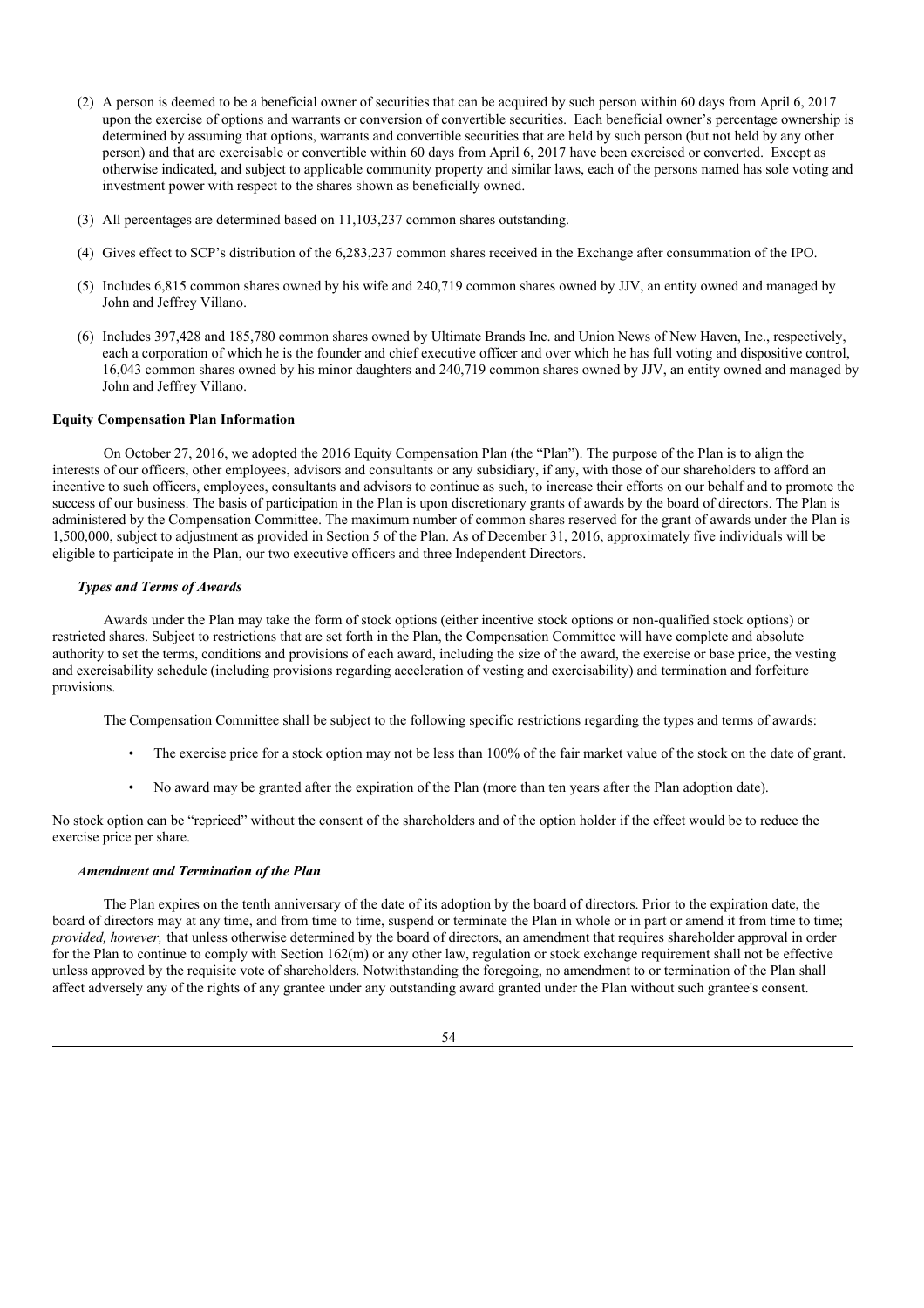(2) A person is deemed to be a beneficial owner of securities that can be acquired by such person within 60 days from April 6, 2017 upon the exercise of options and warrants or conversion of convertible securities. Each beneficial owner's percentage ownership is determined by assuming that options, warrants and convertible securities that are held by such person (but not held by any other person) and that are exercisable or convertible within 60 days from April 6, 2017 have been exercised or converted. Except as otherwise indicated, and subject to applicable community property and similar laws, each of the persons named has sole voting and investment power with respect to the shares shown as beneficially owned.

(3) All percentages are determined based on 11,103,237 common shares outstanding.

(4) Gives effect to SCP's distribution of the 6,283,237 common shares received in the Exchange after consummation of the IPO.

(5) Includes 6,815 common shares owned by his wife and 240,719 common shares owned by JJV, an entity owned and managed by John and Jeffrey Villano.

(6) Includes 397,428 and 185,780 common shares owned by Ultimate Brands Inc. and Union News of New Haven, Inc., respectively, each a corporation of which he is the founder and chief executive officer and over which he has full voting and dispositive control, 16,043 common shares owned by his minor daughters and 240,719 common shares owned by JJV, an entity owned and managed by John and Jeffrey Villano.

**Equity Compensation Plan Information**

On October 27, 2016, we adopted the 2016 Equity Compensation Plan (the "Plan"). The purpose of the Plan is to align the interests of our officers, other employees, advisors and consultants or any subsidiary, if any, with those of our shareholders to afford an incentive to such officers, employees, consultants and advisors to continue as such, to increase their efforts on our behalf and to promote the success of our business. The basis of participation in the Plan is upon discretionary grants of awards by the board of directors. The Plan is administered by the Compensation Committee. The maximum number of common shares reserved for the grant of awards under the Plan is 1,500,000, subject to adjustment as provided in Section 5 of the Plan. As of December 31, 2016, approximately five individuals will be eligible to participate in the Plan, our two executive officers and three Independent Directors.

***Types and Terms of Awards***

Awards under the Plan may take the form of stock options (either incentive stock options or non-qualified stock options) or restricted shares. Subject to restrictions that are set forth in the Plan, the Compensation Committee will have complete and absolute authority to set the terms, conditions and provisions of each award, including the size of the award, the exercise or base price, the vesting and exercisability schedule (including provisions regarding acceleration of vesting and exercisability) and termination and forfeiture provisions.

The Compensation Committee shall be subject to the following specific restrictions regarding the types and terms of awards:

- The exercise price for a stock option may not be less than 100% of the fair market value of the stock on the date of grant.
- No award may be granted after the expiration of the Plan (more than ten years after the Plan adoption date).

No stock option can be "repriced" without the consent of the shareholders and of the option holder if the effect would be to reduce the exercise price per share.

***Amendment and Termination of the Plan***

The Plan expires on the tenth anniversary of the date of its adoption by the board of directors. Prior to the expiration date, the board of directors may at any time, and from time to time, suspend or terminate the Plan in whole or in part or amend it from time to time; *provided, however,* that unless otherwise determined by the board of directors, an amendment that requires shareholder approval in order for the Plan to continue to comply with Section 162(m) or any other law, regulation or stock exchange requirement shall not be effective unless approved by the requisite vote of shareholders. Notwithstanding the foregoing, no amendment to or termination of the Plan shall affect adversely any of the rights of any grantee under any outstanding award granted under the Plan without such grantee's consent.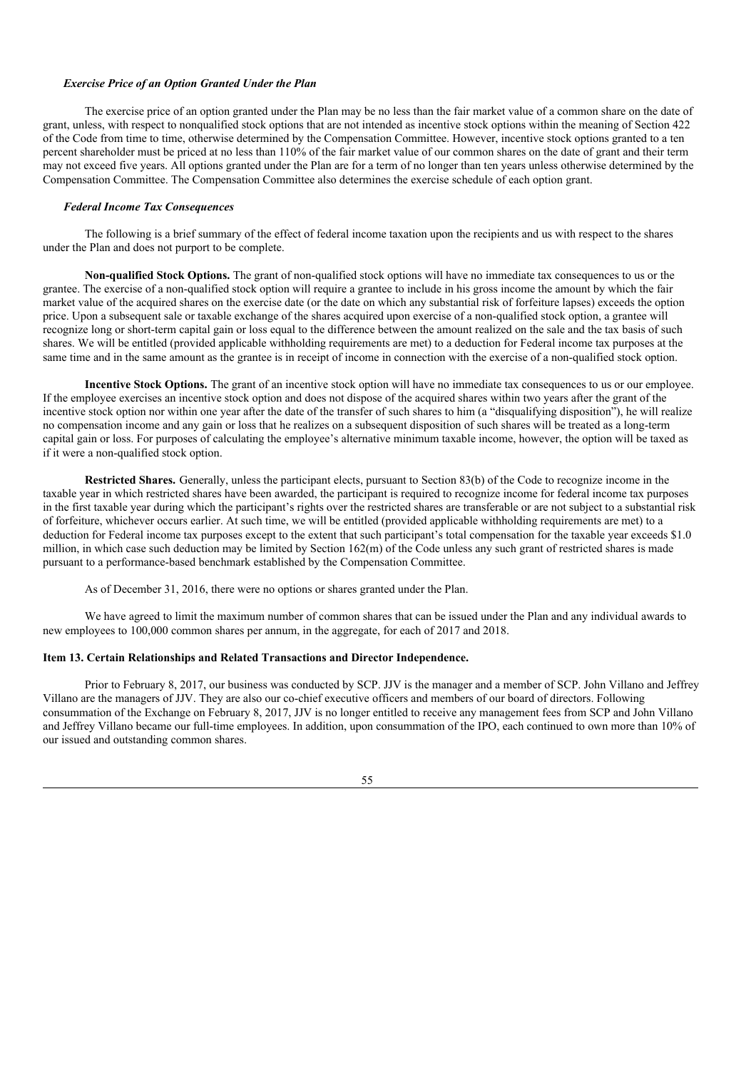### *Exercise Price of an Option Granted Under the Plan*

The exercise price of an option granted under the Plan may be no less than the fair market value of a common share on the date of grant, unless, with respect to nonqualified stock options that are not intended as incentive stock options within the meaning of Section 422 of the Code from time to time, otherwise determined by the Compensation Committee. However, incentive stock options granted to a ten percent shareholder must be priced at no less than 110% of the fair market value of our common shares on the date of grant and their term may not exceed five years. All options granted under the Plan are for a term of no longer than ten years unless otherwise determined by the Compensation Committee. The Compensation Committee also determines the exercise schedule of each option grant.

### *Federal Income Tax Consequences*

The following is a brief summary of the effect of federal income taxation upon the recipients and us with respect to the shares under the Plan and does not purport to be complete.

**Non-qualified Stock Options.** The grant of non-qualified stock options will have no immediate tax consequences to us or the grantee. The exercise of a non-qualified stock option will require a grantee to include in his gross income the amount by which the fair market value of the acquired shares on the exercise date (or the date on which any substantial risk of forfeiture lapses) exceeds the option price. Upon a subsequent sale or taxable exchange of the shares acquired upon exercise of a non-qualified stock option, a grantee will recognize long or short-term capital gain or loss equal to the difference between the amount realized on the sale and the tax basis of such shares. We will be entitled (provided applicable withholding requirements are met) to a deduction for Federal income tax purposes at the same time and in the same amount as the grantee is in receipt of income in connection with the exercise of a non-qualified stock option.

**Incentive Stock Options.** The grant of an incentive stock option will have no immediate tax consequences to us or our employee. If the employee exercises an incentive stock option and does not dispose of the acquired shares within two years after the grant of the incentive stock option nor within one year after the date of the transfer of such shares to him (a "disqualifying disposition"), he will realize no compensation income and any gain or loss that he realizes on a subsequent disposition of such shares will be treated as a long-term capital gain or loss. For purposes of calculating the employee's alternative minimum taxable income, however, the option will be taxed as if it were a non-qualified stock option.

**Restricted Shares.** Generally, unless the participant elects, pursuant to Section 83(b) of the Code to recognize income in the taxable year in which restricted shares have been awarded, the participant is required to recognize income for federal income tax purposes in the first taxable year during which the participant's rights over the restricted shares are transferable or are not subject to a substantial risk of forfeiture, whichever occurs earlier. At such time, we will be entitled (provided applicable withholding requirements are met) to a deduction for Federal income tax purposes except to the extent that such participant's total compensation for the taxable year exceeds $1.0 million, in which case such deduction may be limited by Section 162(m) of the Code unless any such grant of restricted shares is made pursuant to a performance-based benchmark established by the Compensation Committee.

As of December 31, 2016, there were no options or shares granted under the Plan.

We have agreed to limit the maximum number of common shares that can be issued under the Plan and any individual awards to new employees to 100,000 common shares per annum, in the aggregate, for each of 2017 and 2018.

## Item 13. Certain Relationships and Related Transactions and Director Independence.

Prior to February 8, 2017, our business was conducted by SCP. JJV is the manager and a member of SCP. John Villano and Jeffrey Villano are the managers of JJV. They are also our co-chief executive officers and members of our board of directors. Following consummation of the Exchange on February 8, 2017, JJV is no longer entitled to receive any management fees from SCP and John Villano and Jeffrey Villano became our full-time employees. In addition, upon consummation of the IPO, each continued to own more than 10% of our issued and outstanding common shares.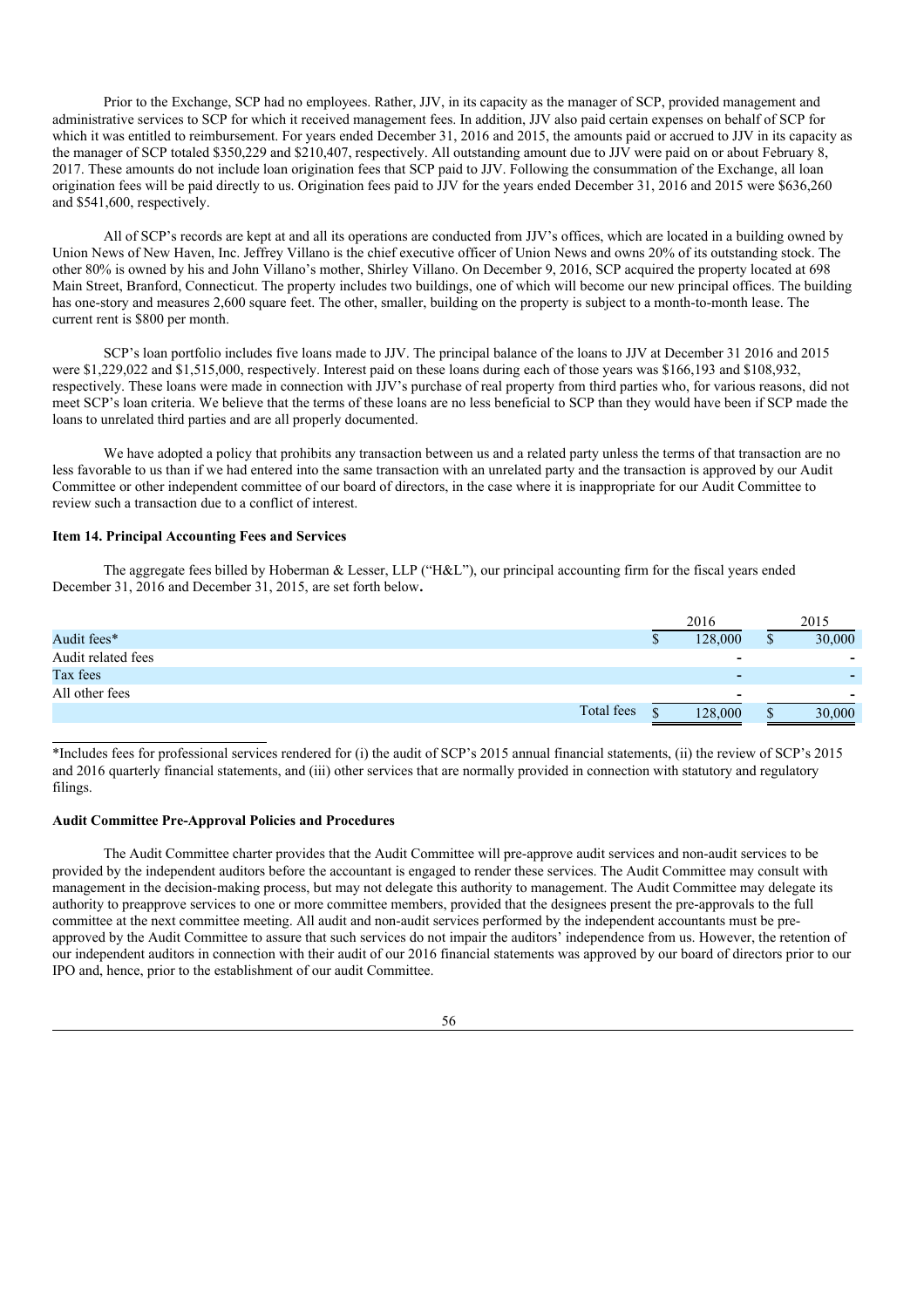Prior to the Exchange, SCP had no employees. Rather, JJV, in its capacity as the manager of SCP, provided management and administrative services to SCP for which it received management fees. In addition, JJV also paid certain expenses on behalf of SCP for which it was entitled to reimbursement. For years ended December 31, 2016 and 2015, the amounts paid or accrued to JJV in its capacity as the manager of SCP totaled \$350,229 and \$210,407, respectively. All outstanding amount due to JJV were paid on or about February 8, 2017. These amounts do not include loan origination fees that SCP paid to JJV. Following the consummation of the Exchange, all loan origination fees will be paid directly to us. Origination fees paid to JJV for the years ended December 31, 2016 and 2015 were \$636,260 and \$541,600, respectively.

All of SCP's records are kept at and all its operations are conducted from JJV's offices, which are located in a building owned by Union News of New Haven, Inc. Jeffrey Villano is the chief executive officer of Union News and owns 20% of its outstanding stock. The other 80% is owned by his and John Villano's mother, Shirley Villano. On December 9, 2016, SCP acquired the property located at 698 Main Street, Branford, Connecticut. The property includes two buildings, one of which will become our new principal offices. The building has one-story and measures 2,600 square feet. The other, smaller, building on the property is subject to a month-to-month lease. The current rent is \$800 per month.

SCP's loan portfolio includes five loans made to JJV. The principal balance of the loans to JJV at December 31 2016 and 2015 were \$1,229,022 and \$1,515,000, respectively. Interest paid on these loans during each of those years was \$166,193 and \$108,932, respectively. These loans were made in connection with JJV's purchase of real property from third parties who, for various reasons, did not meet SCP's loan criteria. We believe that the terms of these loans are no less beneficial to SCP than they would have been if SCP made the loans to unrelated third parties and are all properly documented.

We have adopted a policy that prohibits any transaction between us and a related party unless the terms of that transaction are no less favorable to us than if we had entered into the same transaction with an unrelated party and the transaction is approved by our Audit Committee or other independent committee of our board of directors, in the case where it is inappropriate for our Audit Committee to review such a transaction due to a conflict of interest.

**Item 14. Principal Accounting Fees and Services**

The aggregate fees billed by Hoberman & Lesser, LLP ("H&L"), our principal accounting firm for the fiscal years ended December 31, 2016 and December 31, 2015, are set forth below**.**

| | 2016 | 2015 |
|---|---|---|
| Audit fees* | $ 128,000 | $ 30,000 |
| Audit related fees | - | - |
| Tax fees | - | - |
| All other fees | - | - |
| Total fees | $ 128,000 | $ 30,000 |

*Includes fees for professional services rendered for (i) the audit of SCP's 2015 annual financial statements, (ii) the review of SCP's 2015 and 2016 quarterly financial statements, and (iii) other services that are normally provided in connection with statutory and regulatory filings.

**Audit Committee Pre-Approval Policies and Procedures**

The Audit Committee charter provides that the Audit Committee will pre-approve audit services and non-audit services to be provided by the independent auditors before the accountant is engaged to render these services. The Audit Committee may consult with management in the decision-making process, but may not delegate this authority to management. The Audit Committee may delegate its authority to preapprove services to one or more committee members, provided that the designees present the pre-approvals to the full committee at the next committee meeting. All audit and non-audit services performed by the independent accountants must be pre-approved by the Audit Committee to assure that such services do not impair the auditors' independence from us. However, the retention of our independent auditors in connection with their audit of our 2016 financial statements was approved by our board of directors prior to our IPO and, hence, prior to the establishment of our audit Committee.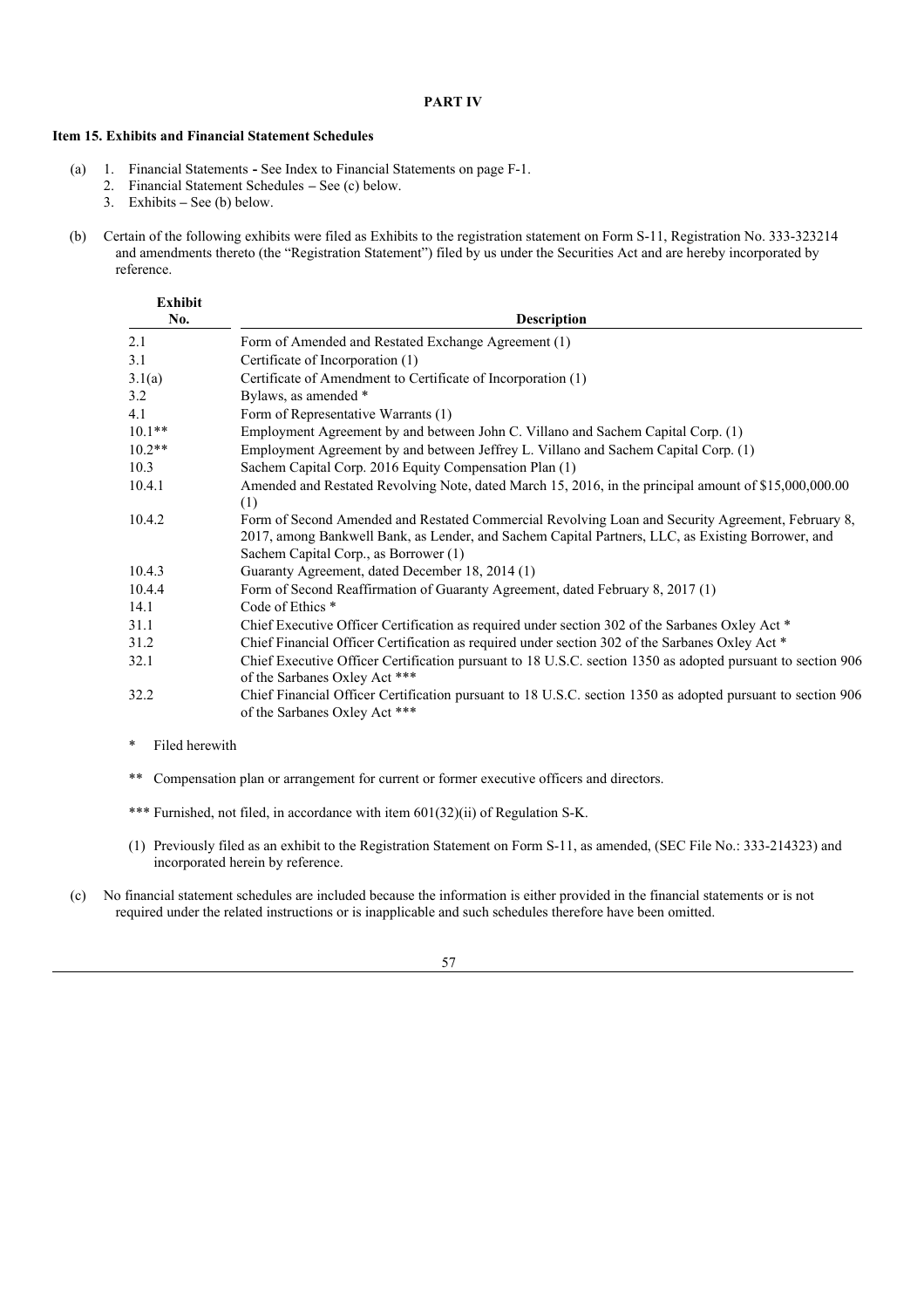**PART IV**

**Item 15. Exhibits and Financial Statement Schedules**

(a) 1. Financial Statements **-** See Index to Financial Statements on page F-1.
    2. Financial Statement Schedules **–** See (c) below.
    3. Exhibits **–** See (b) below.

(b) Certain of the following exhibits were filed as Exhibits to the registration statement on Form S-11, Registration No. 333-323214 and amendments thereto (the "Registration Statement") filed by us under the Securities Act and are hereby incorporated by reference.

| Exhibit No. | Description |
|---|---|
| 2.1 | Form of Amended and Restated Exchange Agreement (1) |
| 3.1 | Certificate of Incorporation (1) |
| 3.1(a) | Certificate of Amendment to Certificate of Incorporation (1) |
| 3.2 | Bylaws, as amended * |
| 4.1 | Form of Representative Warrants (1) |
| 10.1** | Employment Agreement by and between John C. Villano and Sachem Capital Corp. (1) |
| 10.2** | Employment Agreement by and between Jeffrey L. Villano and Sachem Capital Corp. (1) |
| 10.3 | Sachem Capital Corp. 2016 Equity Compensation Plan (1) |
| 10.4.1 | Amended and Restated Revolving Note, dated March 15, 2016, in the principal amount of $15,000,000.00 (1) |
| 10.4.2 | Form of Second Amended and Restated Commercial Revolving Loan and Security Agreement, February 8, 2017, among Bankwell Bank, as Lender, and Sachem Capital Partners, LLC, as Existing Borrower, and Sachem Capital Corp., as Borrower (1) |
| 10.4.3 | Guaranty Agreement, dated December 18, 2014 (1) |
| 10.4.4 | Form of Second Reaffirmation of Guaranty Agreement, dated February 8, 2017 (1) |
| 14.1 | Code of Ethics * |
| 31.1 | Chief Executive Officer Certification as required under section 302 of the Sarbanes Oxley Act * |
| 31.2 | Chief Financial Officer Certification as required under section 302 of the Sarbanes Oxley Act * |
| 32.1 | Chief Executive Officer Certification pursuant to 18 U.S.C. section 1350 as adopted pursuant to section 906 of the Sarbanes Oxley Act *** |
| 32.2 | Chief Financial Officer Certification pursuant to 18 U.S.C. section 1350 as adopted pursuant to section 906 of the Sarbanes Oxley Act *** |

\* Filed herewith

** Compensation plan or arrangement for current or former executive officers and directors.

*** Furnished, not filed, in accordance with item 601(32)(ii) of Regulation S-K.

(1) Previously filed as an exhibit to the Registration Statement on Form S-11, as amended, (SEC File No.: 333-214323) and incorporated herein by reference.

(c) No financial statement schedules are included because the information is either provided in the financial statements or is not required under the related instructions or is inapplicable and such schedules therefore have been omitted.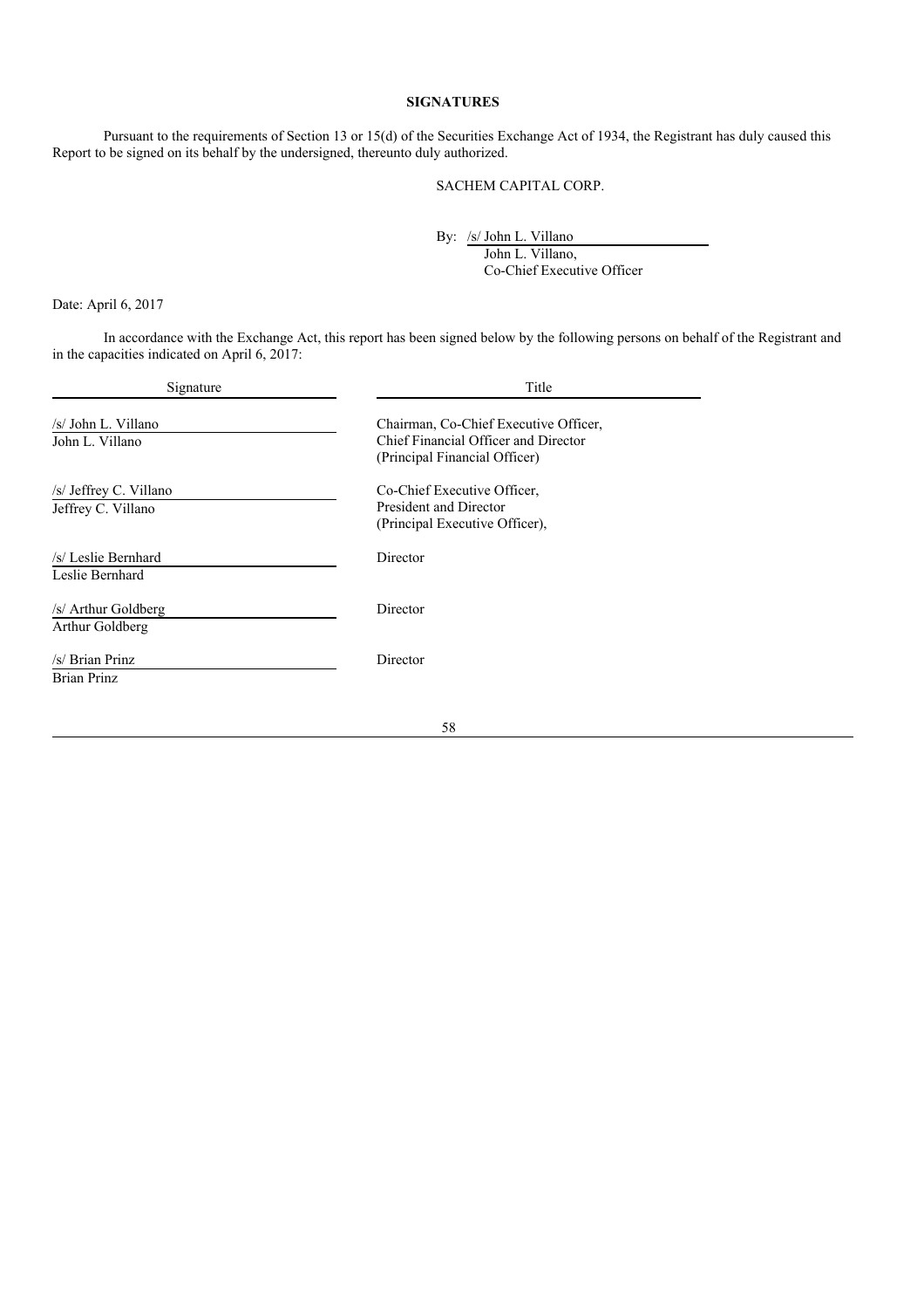**SIGNATURES**

Pursuant to the requirements of Section 13 or 15(d) of the Securities Exchange Act of 1934, the Registrant has duly caused this Report to be signed on its behalf by the undersigned, thereunto duly authorized.

SACHEM CAPITAL CORP.

By: /s/ John L. Villano
John L. Villano,
Co-Chief Executive Officer

Date: April 6, 2017

In accordance with the Exchange Act, this report has been signed below by the following persons on behalf of the Registrant and in the capacities indicated on April 6, 2017:

| Signature | Title |
|---|---|
| /s/ John L. Villano<br>John L. Villano | Chairman, Co-Chief Executive Officer, Chief Financial Officer and Director (Principal Financial Officer) |
| /s/ Jeffrey C. Villano<br>Jeffrey C. Villano | Co-Chief Executive Officer, President and Director (Principal Executive Officer), |
| /s/ Leslie Bernhard<br>Leslie Bernhard | Director |
| /s/ Arthur Goldberg<br>Arthur Goldberg | Director |
| /s/ Brian Prinz<br>Brian Prinz | Director |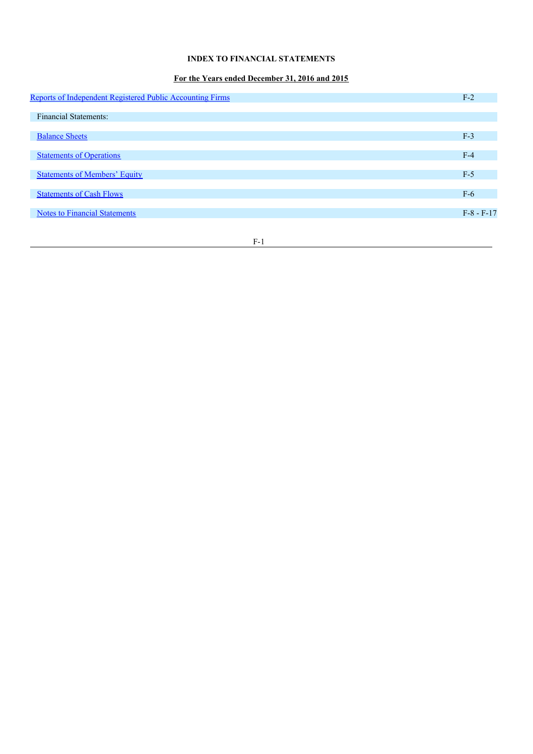**INDEX TO FINANCIAL STATEMENTS**

**For the Years ended December 31, 2016 and 2015**

| | |
|---|---|
| Reports of Independent Registered Public Accounting Firms | F-2 |
| Financial Statements: | |
| Balance Sheets | F-3 |
| Statements of Operations | F-4 |
| Statements of Members' Equity | F-5 |
| Statements of Cash Flows | F-6 |
| Notes to Financial Statements | F-8 - F-17 |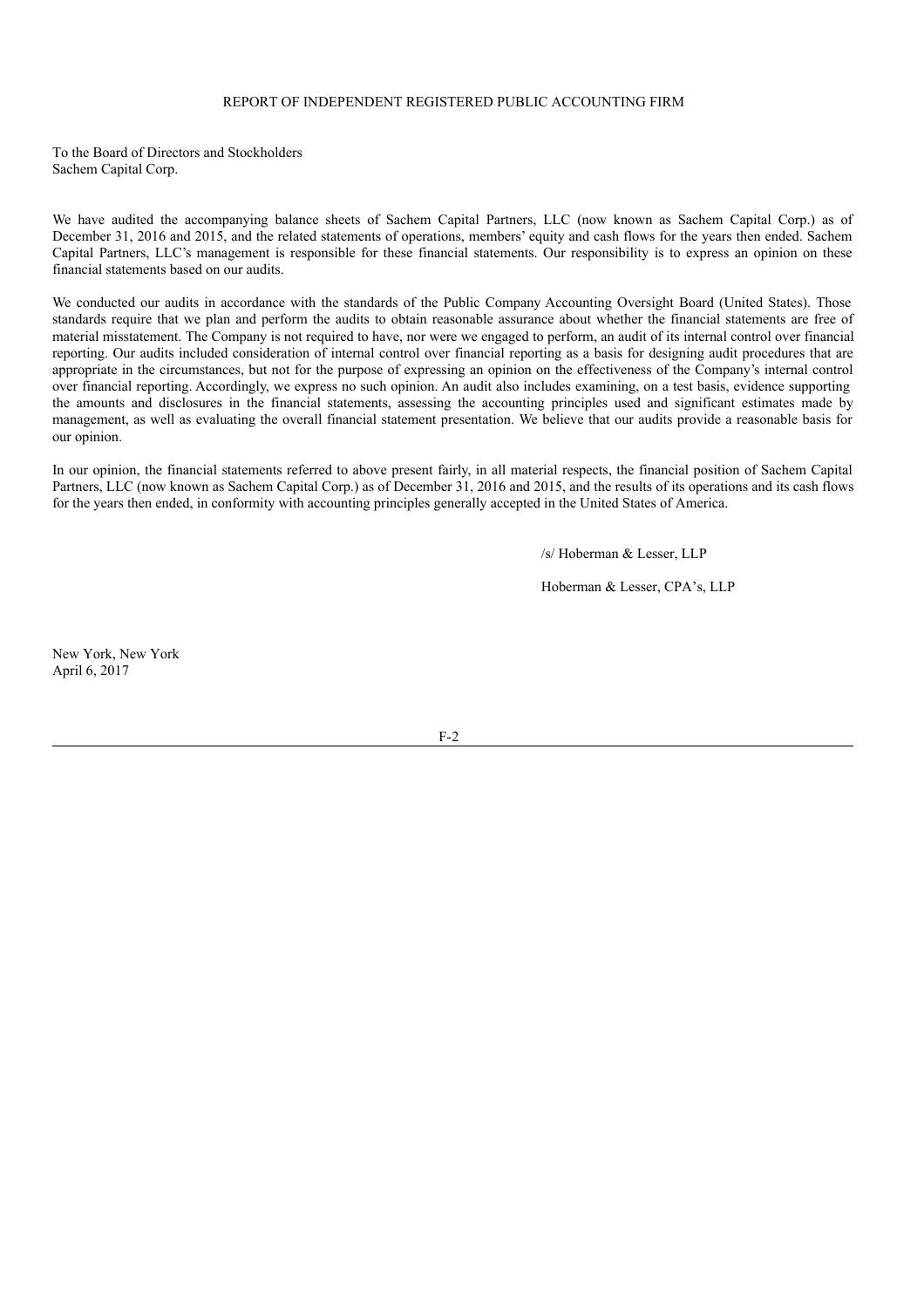## REPORT OF INDEPENDENT REGISTERED PUBLIC ACCOUNTING FIRM

To the Board of Directors and Stockholders
Sachem Capital Corp.

We have audited the accompanying balance sheets of Sachem Capital Partners, LLC (now known as Sachem Capital Corp.) as of December 31, 2016 and 2015, and the related statements of operations, members' equity and cash flows for the years then ended. Sachem Capital Partners, LLC's management is responsible for these financial statements. Our responsibility is to express an opinion on these financial statements based on our audits.

We conducted our audits in accordance with the standards of the Public Company Accounting Oversight Board (United States). Those standards require that we plan and perform the audits to obtain reasonable assurance about whether the financial statements are free of material misstatement. The Company is not required to have, nor were we engaged to perform, an audit of its internal control over financial reporting. Our audits included consideration of internal control over financial reporting as a basis for designing audit procedures that are appropriate in the circumstances, but not for the purpose of expressing an opinion on the effectiveness of the Company's internal control over financial reporting. Accordingly, we express no such opinion. An audit also includes examining, on a test basis, evidence supporting the amounts and disclosures in the financial statements, assessing the accounting principles used and significant estimates made by management, as well as evaluating the overall financial statement presentation. We believe that our audits provide a reasonable basis for our opinion.

In our opinion, the financial statements referred to above present fairly, in all material respects, the financial position of Sachem Capital Partners, LLC (now known as Sachem Capital Corp.) as of December 31, 2016 and 2015, and the results of its operations and its cash flows for the years then ended, in conformity with accounting principles generally accepted in the United States of America.

/s/ Hoberman & Lesser, LLP

Hoberman & Lesser, CPA's, LLP

New York, New York
April 6, 2017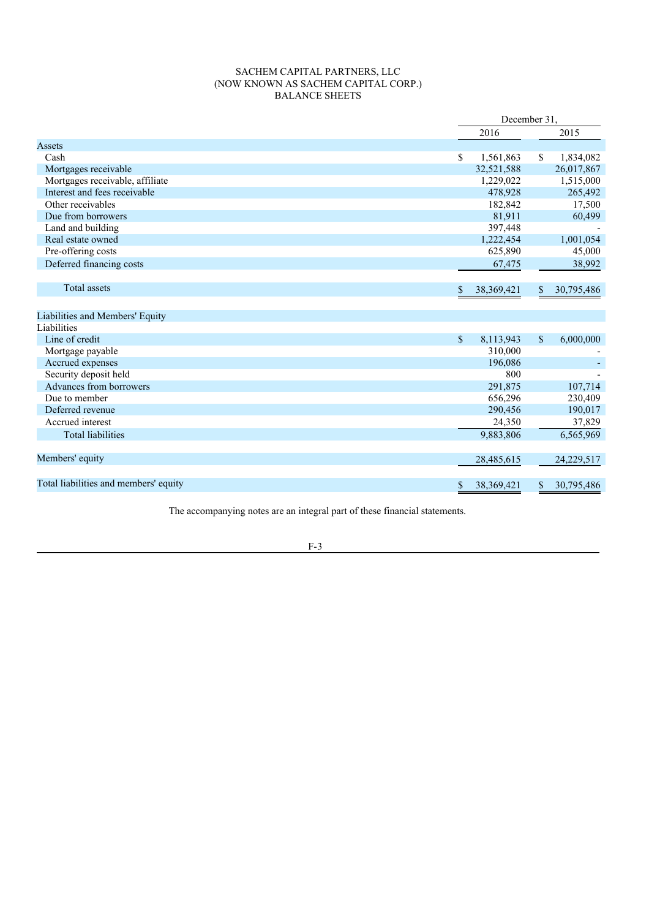# SACHEM CAPITAL PARTNERS, LLC
## (NOW KNOWN AS SACHEM CAPITAL CORP.)
## BALANCE SHEETS

| | December 31, 2016 | December 31, 2015 |
|---|---|---|
| **Assets** | | |
| Cash | $ 1,561,863 | $ 1,834,082 |
| Mortgages receivable | 32,521,588 | 26,017,867 |
| Mortgages receivable, affiliate | 1,229,022 | 1,515,000 |
| Interest and fees receivable | 478,928 | 265,492 |
| Other receivables | 182,842 | 17,500 |
| Due from borrowers | 81,911 | 60,499 |
| Land and building | 397,448 | - |
| Real estate owned | 1,222,454 | 1,001,054 |
| Pre-offering costs | 625,890 | 45,000 |
| Deferred financing costs | 67,475 | 38,992 |
| Total assets | $ 38,369,421 | $ 30,795,486 |
| **Liabilities and Members' Equity** | | |
| Liabilities | | |
| Line of credit | $ 8,113,943 | $ 6,000,000 |
| Mortgage payable | 310,000 | - |
| Accrued expenses | 196,086 | - |
| Security deposit held | 800 | - |
| Advances from borrowers | 291,875 | 107,714 |
| Due to member | 656,296 | 230,409 |
| Deferred revenue | 290,456 | 190,017 |
| Accrued interest | 24,350 | 37,829 |
| Total liabilities | 9,883,806 | 6,565,969 |
| Members' equity | 28,485,615 | 24,229,517 |
| Total liabilities and members' equity | $ 38,369,421 | $ 30,795,486 |

The accompanying notes are an integral part of these financial statements.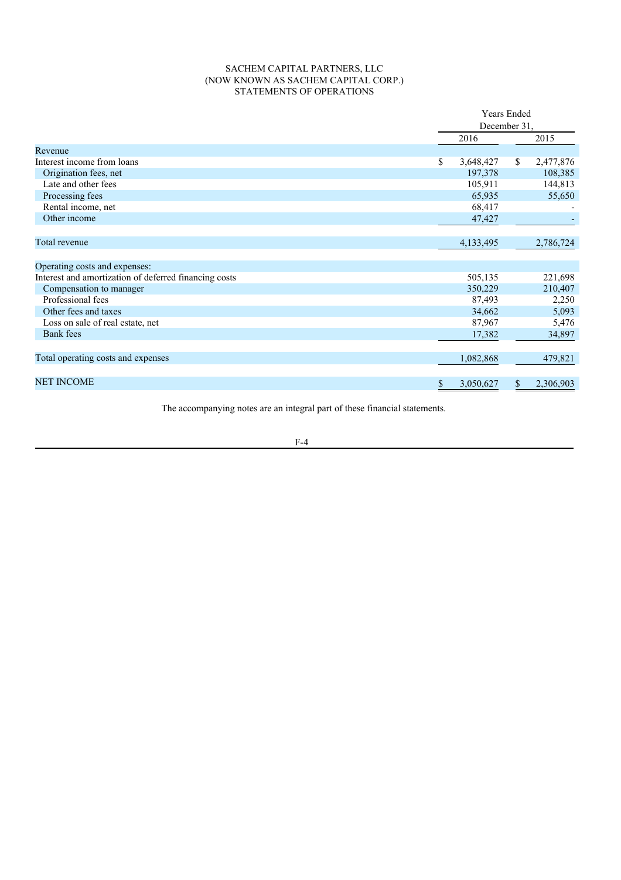SACHEM CAPITAL PARTNERS, LLC
(NOW KNOWN AS SACHEM CAPITAL CORP.)
STATEMENTS OF OPERATIONS

| | Years Ended December 31, | |
|---|---|---|
| | 2016 | 2015 |
| Revenue | | |
| Interest income from loans | $ 3,648,427 | $ 2,477,876 |
| Origination fees, net | 197,378 | 108,385 |
| Late and other fees | 105,911 | 144,813 |
| Processing fees | 65,935 | 55,650 |
| Rental income, net | 68,417 | - |
| Other income | 47,427 | - |
| Total revenue | 4,133,495 | 2,786,724 |
| Operating costs and expenses: | | |
| Interest and amortization of deferred financing costs | 505,135 | 221,698 |
| Compensation to manager | 350,229 | 210,407 |
| Professional fees | 87,493 | 2,250 |
| Other fees and taxes | 34,662 | 5,093 |
| Loss on sale of real estate, net | 87,967 | 5,476 |
| Bank fees | 17,382 | 34,897 |
| Total operating costs and expenses | 1,082,868 | 479,821 |
| NET INCOME | $ 3,050,627 | $ 2,306,903 |

The accompanying notes are an integral part of these financial statements.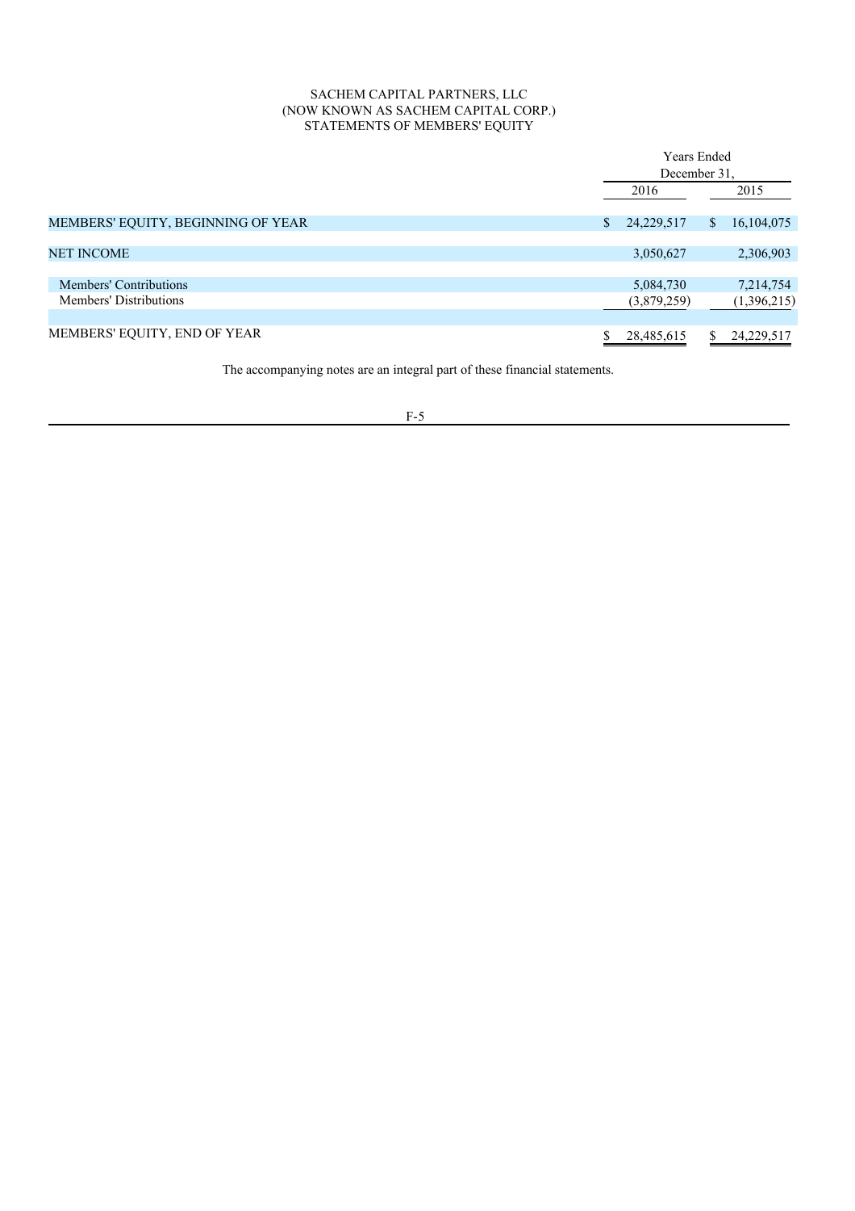SACHEM CAPITAL PARTNERS, LLC
(NOW KNOWN AS SACHEM CAPITAL CORP.)
STATEMENTS OF MEMBERS' EQUITY

| | Years Ended December 31, | |
|---|---|---|
| | 2016 | 2015 |
| MEMBERS' EQUITY, BEGINNING OF YEAR | $ 24,229,517 | $ 16,104,075 |
| NET INCOME | 3,050,627 | 2,306,903 |
| Members' Contributions | 5,084,730 | 7,214,754 |
| Members' Distributions | (3,879,259) | (1,396,215) |
| MEMBERS' EQUITY, END OF YEAR | $ 28,485,615 | $ 24,229,517 |

The accompanying notes are an integral part of these financial statements.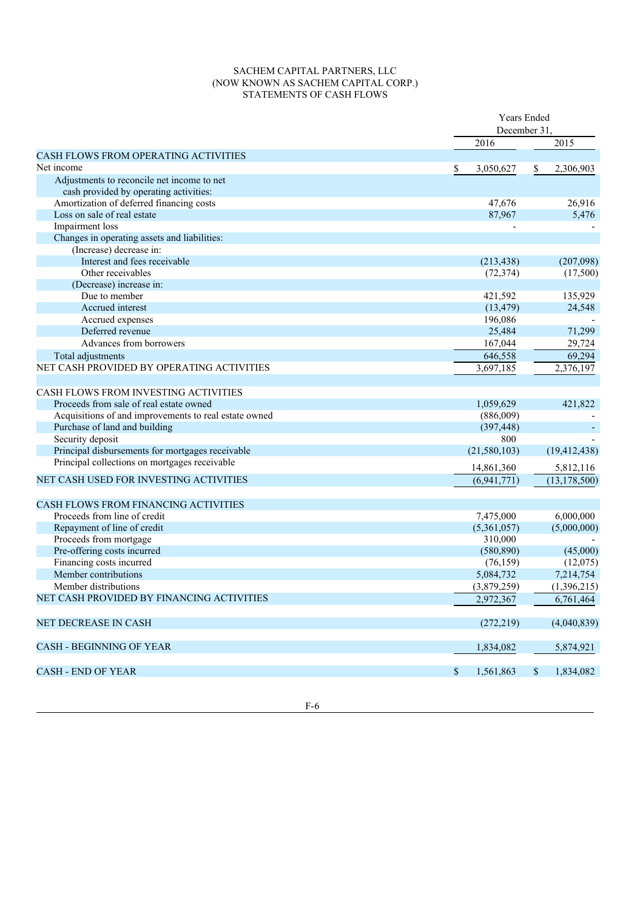SACHEM CAPITAL PARTNERS, LLC
(NOW KNOWN AS SACHEM CAPITAL CORP.)
STATEMENTS OF CASH FLOWS

| | Years Ended December 31, | |
|---|---|---|
| | 2016 | 2015 |
| CASH FLOWS FROM OPERATING ACTIVITIES | | |
| Net income | $ 3,050,627 | $ 2,306,903 |
| Adjustments to reconcile net income to net cash provided by operating activities: | | |
| Amortization of deferred financing costs | 47,676 | 26,916 |
| Loss on sale of real estate | 87,967 | 5,476 |
| Impairment loss | - | - |
| Changes in operating assets and liabilities: | | |
| (Increase) decrease in: | | |
| Interest and fees receivable | (213,438) | (207,098) |
| Other receivables | (72,374) | (17,500) |
| (Decrease) increase in: | | |
| Due to member | 421,592 | 135,929 |
| Accrued interest | (13,479) | 24,548 |
| Accrued expenses | 196,086 | - |
| Deferred revenue | 25,484 | 71,299 |
| Advances from borrowers | 167,044 | 29,724 |
| Total adjustments | 646,558 | 69,294 |
| NET CASH PROVIDED BY OPERATING ACTIVITIES | 3,697,185 | 2,376,197 |
| | | |
| CASH FLOWS FROM INVESTING ACTIVITIES | | |
| Proceeds from sale of real estate owned | 1,059,629 | 421,822 |
| Acquisitions of and improvements to real estate owned | (886,009) | - |
| Purchase of land and building | (397,448) | - |
| Security deposit | 800 | - |
| Principal disbursements for mortgages receivable | (21,580,103) | (19,412,438) |
| Principal collections on mortgages receivable | 14,861,360 | 5,812,116 |
| NET CASH USED FOR INVESTING ACTIVITIES | (6,941,771) | (13,178,500) |
| | | |
| CASH FLOWS FROM FINANCING ACTIVITIES | | |
| Proceeds from line of credit | 7,475,000 | 6,000,000 |
| Repayment of line of credit | (5,361,057) | (5,000,000) |
| Proceeds from mortgage | 310,000 | - |
| Pre-offering costs incurred | (580,890) | (45,000) |
| Financing costs incurred | (76,159) | (12,075) |
| Member contributions | 5,084,732 | 7,214,754 |
| Member distributions | (3,879,259) | (1,396,215) |
| NET CASH PROVIDED BY FINANCING ACTIVITIES | 2,972,367 | 6,761,464 |
| | | |
| NET DECREASE IN CASH | (272,219) | (4,040,839) |
| | | |
| CASH - BEGINNING OF YEAR | 1,834,082 | 5,874,921 |
| | | |
| CASH - END OF YEAR | $ 1,561,863 | $ 1,834,082 |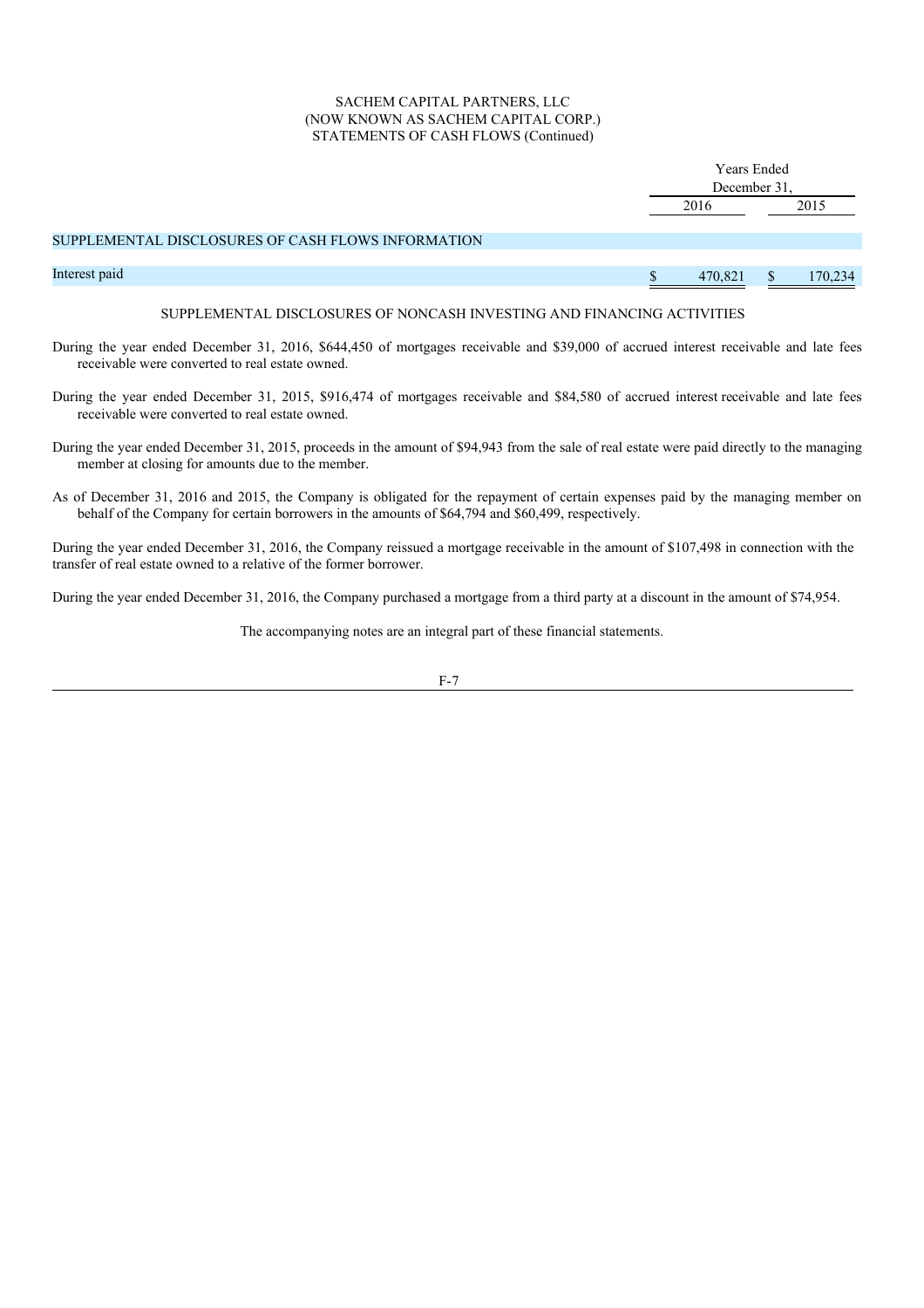SACHEM CAPITAL PARTNERS, LLC
(NOW KNOWN AS SACHEM CAPITAL CORP.)
STATEMENTS OF CASH FLOWS (Continued)

| | Years Ended December 31, | |
|---|---|---|
| | 2016 | 2015 |
| SUPPLEMENTAL DISCLOSURES OF CASH FLOWS INFORMATION | | |
| Interest paid | $ 470,821 | $ 170,234 |

SUPPLEMENTAL DISCLOSURES OF NONCASH INVESTING AND FINANCING ACTIVITIES

During the year ended December 31, 2016, $644,450 of mortgages receivable and $39,000 of accrued interest receivable and late fees receivable were converted to real estate owned.

During the year ended December 31, 2015, $916,474 of mortgages receivable and $84,580 of accrued interest receivable and late fees receivable were converted to real estate owned.

During the year ended December 31, 2015, proceeds in the amount of $94,943 from the sale of real estate were paid directly to the managing member at closing for amounts due to the member.

As of December 31, 2016 and 2015, the Company is obligated for the repayment of certain expenses paid by the managing member on behalf of the Company for certain borrowers in the amounts of $64,794 and $60,499, respectively.

During the year ended December 31, 2016, the Company reissued a mortgage receivable in the amount of $107,498 in connection with the transfer of real estate owned to a relative of the former borrower.

During the year ended December 31, 2016, the Company purchased a mortgage from a third party at a discount in the amount of $74,954.

The accompanying notes are an integral part of these financial statements.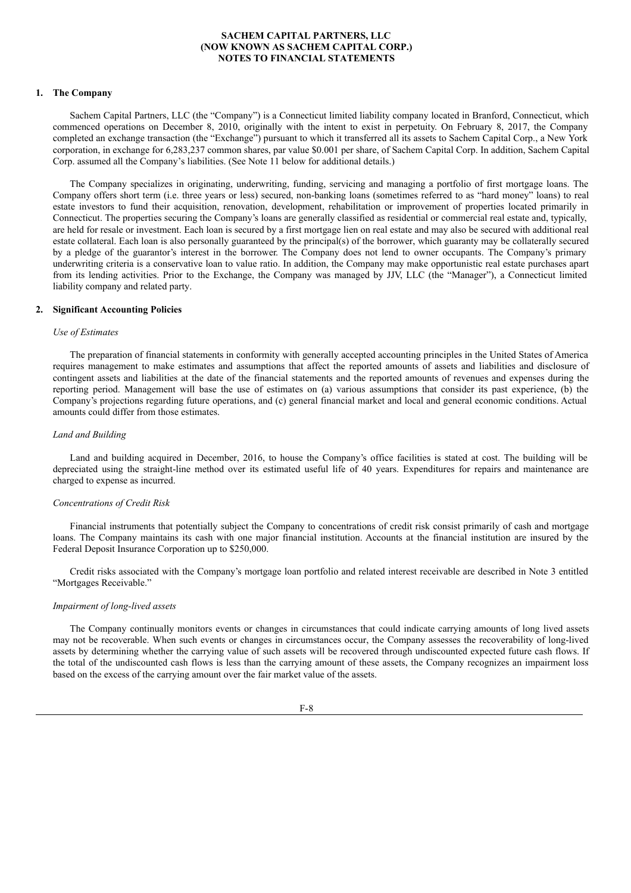**SACHEM CAPITAL PARTNERS, LLC**
**(NOW KNOWN AS SACHEM CAPITAL CORP.)**
**NOTES TO FINANCIAL STATEMENTS**

## 1. The Company

Sachem Capital Partners, LLC (the "Company") is a Connecticut limited liability company located in Branford, Connecticut, which commenced operations on December 8, 2010, originally with the intent to exist in perpetuity. On February 8, 2017, the Company completed an exchange transaction (the "Exchange") pursuant to which it transferred all its assets to Sachem Capital Corp., a New York corporation, in exchange for 6,283,237 common shares, par value $0.001 per share, of Sachem Capital Corp. In addition, Sachem Capital Corp. assumed all the Company's liabilities. (See Note 11 below for additional details.)

The Company specializes in originating, underwriting, funding, servicing and managing a portfolio of first mortgage loans. The Company offers short term (i.e. three years or less) secured, non-banking loans (sometimes referred to as "hard money" loans) to real estate investors to fund their acquisition, renovation, development, rehabilitation or improvement of properties located primarily in Connecticut. The properties securing the Company's loans are generally classified as residential or commercial real estate and, typically, are held for resale or investment. Each loan is secured by a first mortgage lien on real estate and may also be secured with additional real estate collateral. Each loan is also personally guaranteed by the principal(s) of the borrower, which guaranty may be collaterally secured by a pledge of the guarantor's interest in the borrower. The Company does not lend to owner occupants. The Company's primary underwriting criteria is a conservative loan to value ratio. In addition, the Company may make opportunistic real estate purchases apart from its lending activities. Prior to the Exchange, the Company was managed by JJV, LLC (the "Manager"), a Connecticut limited liability company and related party.

## 2. Significant Accounting Policies

*Use of Estimates*

The preparation of financial statements in conformity with generally accepted accounting principles in the United States of America requires management to make estimates and assumptions that affect the reported amounts of assets and liabilities and disclosure of contingent assets and liabilities at the date of the financial statements and the reported amounts of revenues and expenses during the reporting period. Management will base the use of estimates on (a) various assumptions that consider its past experience, (b) the Company's projections regarding future operations, and (c) general financial market and local and general economic conditions. Actual amounts could differ from those estimates.

*Land and Building*

Land and building acquired in December, 2016, to house the Company's office facilities is stated at cost. The building will be depreciated using the straight-line method over its estimated useful life of 40 years. Expenditures for repairs and maintenance are charged to expense as incurred.

*Concentrations of Credit Risk*

Financial instruments that potentially subject the Company to concentrations of credit risk consist primarily of cash and mortgage loans. The Company maintains its cash with one major financial institution. Accounts at the financial institution are insured by the Federal Deposit Insurance Corporation up to $250,000.

Credit risks associated with the Company's mortgage loan portfolio and related interest receivable are described in Note 3 entitled "Mortgages Receivable."

*Impairment of long-lived assets*

The Company continually monitors events or changes in circumstances that could indicate carrying amounts of long lived assets may not be recoverable. When such events or changes in circumstances occur, the Company assesses the recoverability of long-lived assets by determining whether the carrying value of such assets will be recovered through undiscounted expected future cash flows. If the total of the undiscounted cash flows is less than the carrying amount of these assets, the Company recognizes an impairment loss based on the excess of the carrying amount over the fair market value of the assets.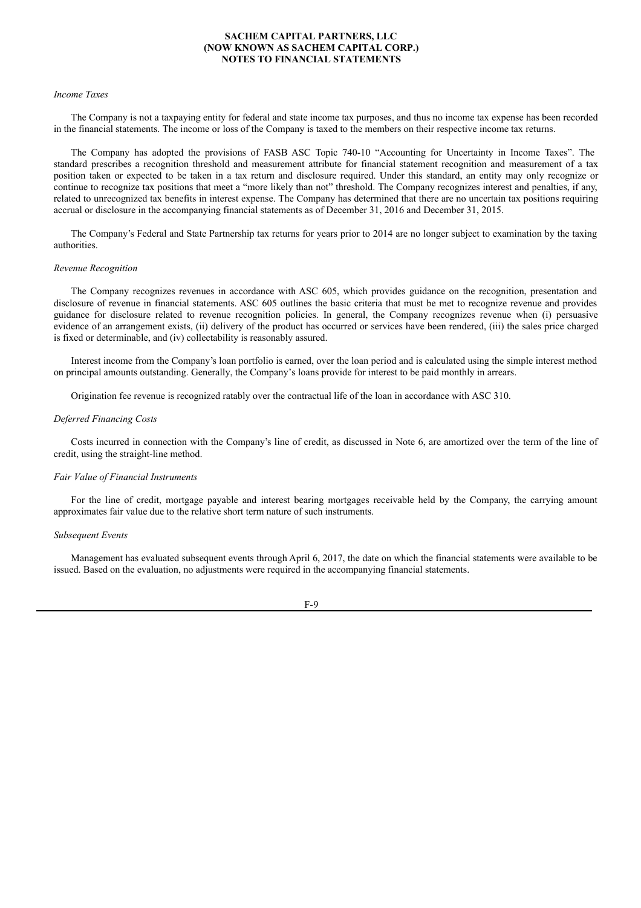*Income Taxes*

The Company is not a taxpaying entity for federal and state income tax purposes, and thus no income tax expense has been recorded in the financial statements. The income or loss of the Company is taxed to the members on their respective income tax returns.

The Company has adopted the provisions of FASB ASC Topic 740-10 "Accounting for Uncertainty in Income Taxes". The standard prescribes a recognition threshold and measurement attribute for financial statement recognition and measurement of a tax position taken or expected to be taken in a tax return and disclosure required. Under this standard, an entity may only recognize or continue to recognize tax positions that meet a "more likely than not" threshold. The Company recognizes interest and penalties, if any, related to unrecognized tax benefits in interest expense. The Company has determined that there are no uncertain tax positions requiring accrual or disclosure in the accompanying financial statements as of December 31, 2016 and December 31, 2015.

The Company's Federal and State Partnership tax returns for years prior to 2014 are no longer subject to examination by the taxing authorities.

*Revenue Recognition*

The Company recognizes revenues in accordance with ASC 605, which provides guidance on the recognition, presentation and disclosure of revenue in financial statements. ASC 605 outlines the basic criteria that must be met to recognize revenue and provides guidance for disclosure related to revenue recognition policies. In general, the Company recognizes revenue when (i) persuasive evidence of an arrangement exists, (ii) delivery of the product has occurred or services have been rendered, (iii) the sales price charged is fixed or determinable, and (iv) collectability is reasonably assured.

Interest income from the Company's loan portfolio is earned, over the loan period and is calculated using the simple interest method on principal amounts outstanding. Generally, the Company's loans provide for interest to be paid monthly in arrears.

Origination fee revenue is recognized ratably over the contractual life of the loan in accordance with ASC 310.

*Deferred Financing Costs*

Costs incurred in connection with the Company's line of credit, as discussed in Note 6, are amortized over the term of the line of credit, using the straight-line method.

*Fair Value of Financial Instruments*

For the line of credit, mortgage payable and interest bearing mortgages receivable held by the Company, the carrying amount approximates fair value due to the relative short term nature of such instruments.

*Subsequent Events*

Management has evaluated subsequent events through April 6, 2017, the date on which the financial statements were available to be issued. Based on the evaluation, no adjustments were required in the accompanying financial statements.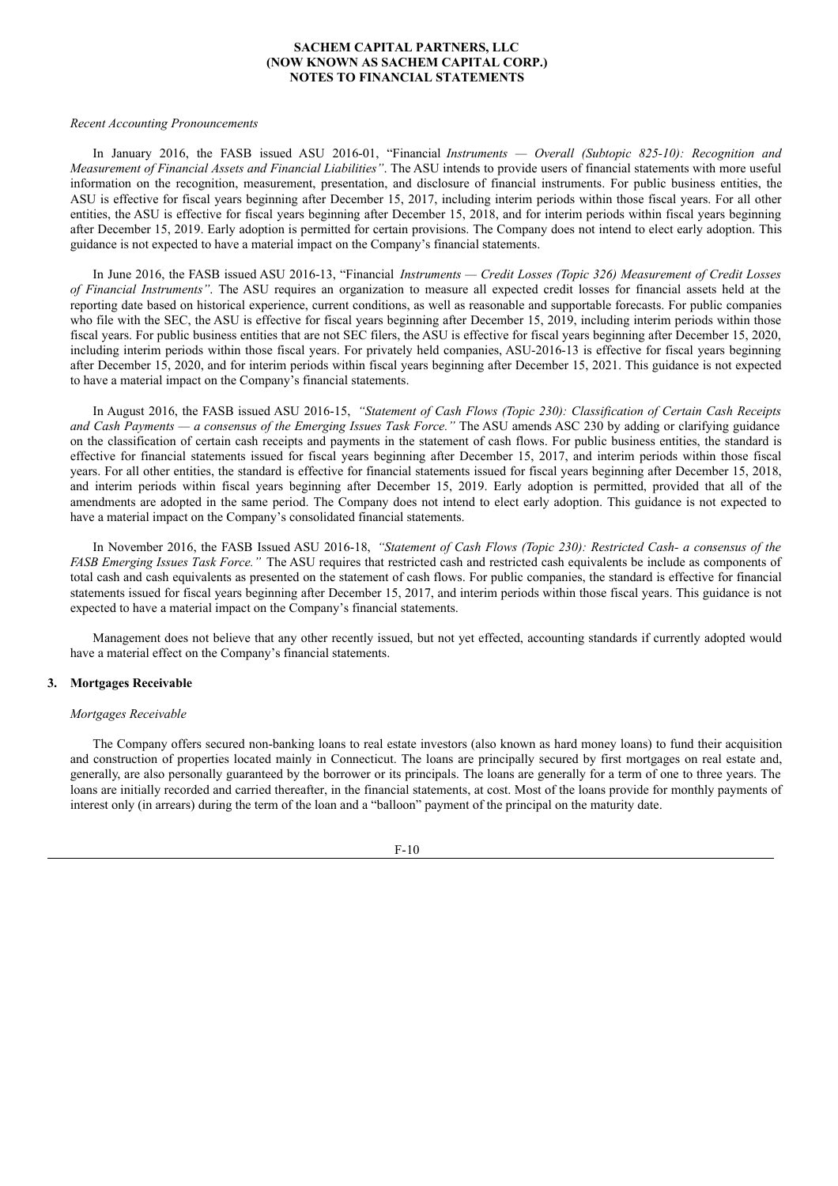*Recent Accounting Pronouncements*

In January 2016, the FASB issued ASU 2016-01, "Financial *Instruments — Overall (Subtopic 825-10): Recognition and Measurement of Financial Assets and Financial Liabilities"*. The ASU intends to provide users of financial statements with more useful information on the recognition, measurement, presentation, and disclosure of financial instruments. For public business entities, the ASU is effective for fiscal years beginning after December 15, 2017, including interim periods within those fiscal years. For all other entities, the ASU is effective for fiscal years beginning after December 15, 2018, and for interim periods within fiscal years beginning after December 15, 2019. Early adoption is permitted for certain provisions. The Company does not intend to elect early adoption. This guidance is not expected to have a material impact on the Company's financial statements.

In June 2016, the FASB issued ASU 2016-13, "Financial *Instruments — Credit Losses (Topic 326) Measurement of Credit Losses of Financial Instruments"*. The ASU requires an organization to measure all expected credit losses for financial assets held at the reporting date based on historical experience, current conditions, as well as reasonable and supportable forecasts. For public companies who file with the SEC, the ASU is effective for fiscal years beginning after December 15, 2019, including interim periods within those fiscal years. For public business entities that are not SEC filers, the ASU is effective for fiscal years beginning after December 15, 2020, including interim periods within those fiscal years. For privately held companies, ASU-2016-13 is effective for fiscal years beginning after December 15, 2020, and for interim periods within fiscal years beginning after December 15, 2021. This guidance is not expected to have a material impact on the Company's financial statements.

In August 2016, the FASB issued ASU 2016-15, *"Statement of Cash Flows (Topic 230): Classification of Certain Cash Receipts and Cash Payments — a consensus of the Emerging Issues Task Force."* The ASU amends ASC 230 by adding or clarifying guidance on the classification of certain cash receipts and payments in the statement of cash flows. For public business entities, the standard is effective for financial statements issued for fiscal years beginning after December 15, 2017, and interim periods within those fiscal years. For all other entities, the standard is effective for financial statements issued for fiscal years beginning after December 15, 2018, and interim periods within fiscal years beginning after December 15, 2019. Early adoption is permitted, provided that all of the amendments are adopted in the same period. The Company does not intend to elect early adoption. This guidance is not expected to have a material impact on the Company's consolidated financial statements.

In November 2016, the FASB Issued ASU 2016-18, *"Statement of Cash Flows (Topic 230): Restricted Cash- a consensus of the FASB Emerging Issues Task Force."* The ASU requires that restricted cash and restricted cash equivalents be include as components of total cash and cash equivalents as presented on the statement of cash flows. For public companies, the standard is effective for financial statements issued for fiscal years beginning after December 15, 2017, and interim periods within those fiscal years. This guidance is not expected to have a material impact on the Company's financial statements.

Management does not believe that any other recently issued, but not yet effected, accounting standards if currently adopted would have a material effect on the Company's financial statements.

## 3. Mortgages Receivable

*Mortgages Receivable*

The Company offers secured non-banking loans to real estate investors (also known as hard money loans) to fund their acquisition and construction of properties located mainly in Connecticut. The loans are principally secured by first mortgages on real estate and, generally, are also personally guaranteed by the borrower or its principals. The loans are generally for a term of one to three years. The loans are initially recorded and carried thereafter, in the financial statements, at cost. Most of the loans provide for monthly payments of interest only (in arrears) during the term of the loan and a "balloon" payment of the principal on the maturity date.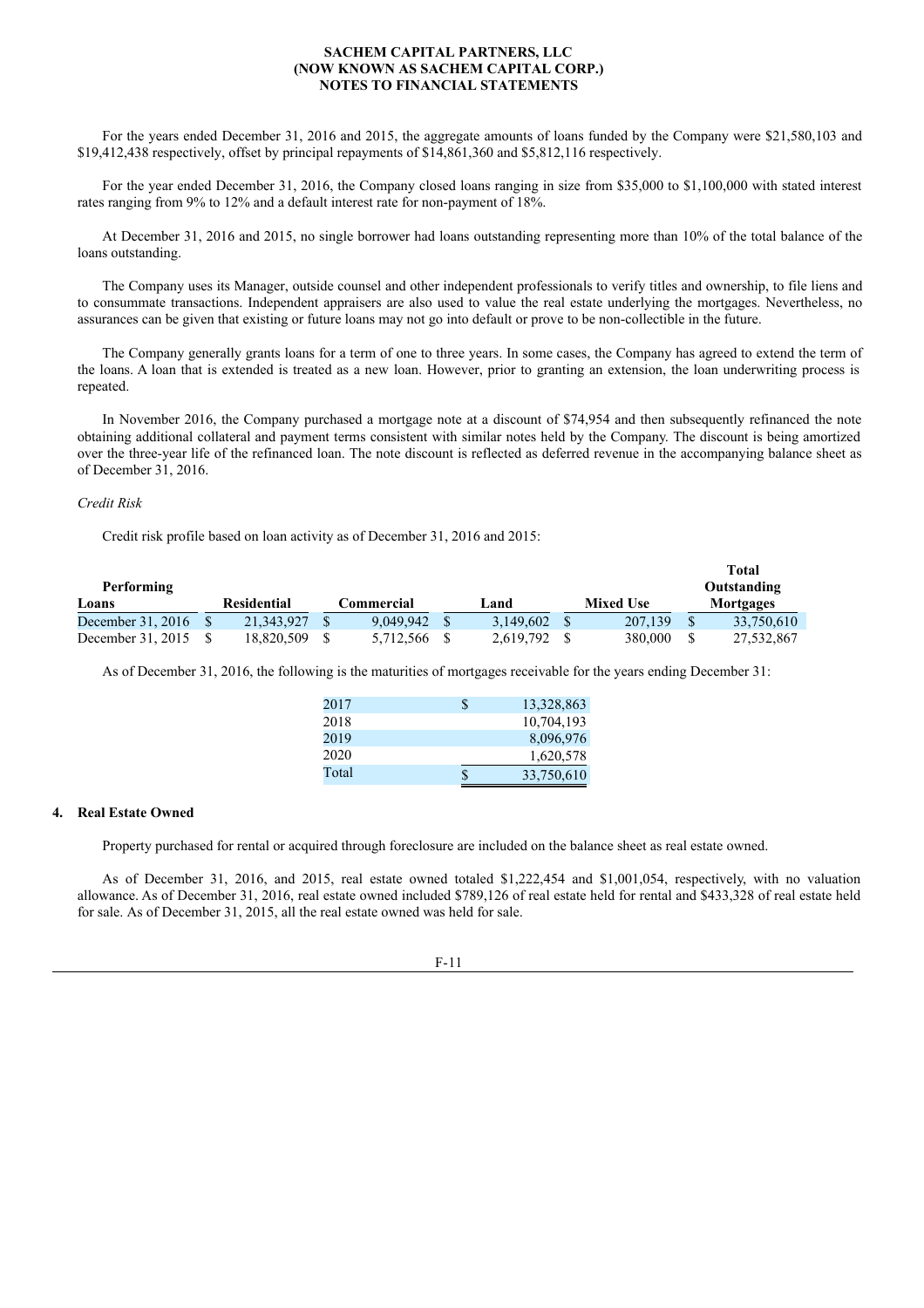**SACHEM CAPITAL PARTNERS, LLC**
**(NOW KNOWN AS SACHEM CAPITAL CORP.)**
**NOTES TO FINANCIAL STATEMENTS**

For the years ended December 31, 2016 and 2015, the aggregate amounts of loans funded by the Company were \$21,580,103 and \$19,412,438 respectively, offset by principal repayments of \$14,861,360 and \$5,812,116 respectively.

For the year ended December 31, 2016, the Company closed loans ranging in size from \$35,000 to \$1,100,000 with stated interest rates ranging from 9% to 12% and a default interest rate for non-payment of 18%.

At December 31, 2016 and 2015, no single borrower had loans outstanding representing more than 10% of the total balance of the loans outstanding.

The Company uses its Manager, outside counsel and other independent professionals to verify titles and ownership, to file liens and to consummate transactions. Independent appraisers are also used to value the real estate underlying the mortgages. Nevertheless, no assurances can be given that existing or future loans may not go into default or prove to be non-collectible in the future.

The Company generally grants loans for a term of one to three years. In some cases, the Company has agreed to extend the term of the loans. A loan that is extended is treated as a new loan. However, prior to granting an extension, the loan underwriting process is repeated.

In November 2016, the Company purchased a mortgage note at a discount of \$74,954 and then subsequently refinanced the note obtaining additional collateral and payment terms consistent with similar notes held by the Company. The discount is being amortized over the three-year life of the refinanced loan. The note discount is reflected as deferred revenue in the accompanying balance sheet as of December 31, 2016.

*Credit Risk*

Credit risk profile based on loan activity as of December 31, 2016 and 2015:

| Performing Loans | Residential | Commercial | Land | Mixed Use | Total Outstanding Mortgages |
|---|---|---|---|---|---|
| December 31, 2016 | \$ 21,343,927 | \$ 9,049,942 | \$ 3,149,602 | \$ 207,139 | \$ 33,750,610 |
| December 31, 2015 | \$ 18,820,509 | \$ 5,712,566 | \$ 2,619,792 | \$ 380,000 | \$ 27,532,867 |

As of December 31, 2016, the following is the maturities of mortgages receivable for the years ending December 31:

| | |
|---|---|
| 2017 | \$ 13,328,863 |
| 2018 | 10,704,193 |
| 2019 | 8,096,976 |
| 2020 | 1,620,578 |
| Total | \$ 33,750,610 |

## 4. Real Estate Owned

Property purchased for rental or acquired through foreclosure are included on the balance sheet as real estate owned.

As of December 31, 2016, and 2015, real estate owned totaled \$1,222,454 and \$1,001,054, respectively, with no valuation allowance. As of December 31, 2016, real estate owned included \$789,126 of real estate held for rental and \$433,328 of real estate held for sale. As of December 31, 2015, all the real estate owned was held for sale.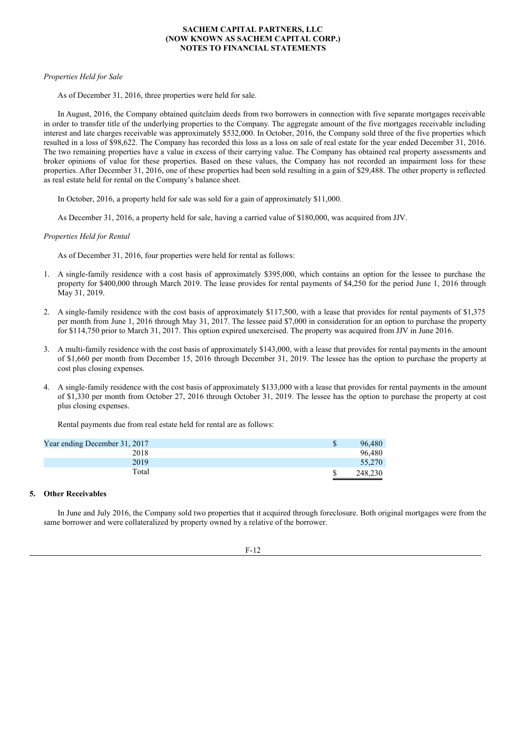*Properties Held for Sale*

As of December 31, 2016, three properties were held for sale.

In August, 2016, the Company obtained quitclaim deeds from two borrowers in connection with five separate mortgages receivable in order to transfer title of the underlying properties to the Company. The aggregate amount of the five mortgages receivable including interest and late charges receivable was approximately $532,000. In October, 2016, the Company sold three of the five properties which resulted in a loss of $98,622. The Company has recorded this loss as a loss on sale of real estate for the year ended December 31, 2016. The two remaining properties have a value in excess of their carrying value. The Company has obtained real property assessments and broker opinions of value for these properties. Based on these values, the Company has not recorded an impairment loss for these properties. After December 31, 2016, one of these properties had been sold resulting in a gain of $29,488. The other property is reflected as real estate held for rental on the Company's balance sheet.

In October, 2016, a property held for sale was sold for a gain of approximately $11,000.

As December 31, 2016, a property held for sale, having a carried value of $180,000, was acquired from JJV.

*Properties Held for Rental*

As of December 31, 2016, four properties were held for rental as follows:

1. A single-family residence with a cost basis of approximately $395,000, which contains an option for the lessee to purchase the property for $400,000 through March 2019. The lease provides for rental payments of $4,250 for the period June 1, 2016 through May 31, 2019.
2. A single-family residence with the cost basis of approximately $117,500, with a lease that provides for rental payments of $1,375 per month from June 1, 2016 through May 31, 2017. The lessee paid $7,000 in consideration for an option to purchase the property for $114,750 prior to March 31, 2017. This option expired unexercised. The property was acquired from JJV in June 2016.
3. A multi-family residence with the cost basis of approximately $143,000, with a lease that provides for rental payments in the amount of $1,660 per month from December 15, 2016 through December 31, 2019. The lessee has the option to purchase the property at cost plus closing expenses.
4. A single-family residence with the cost basis of approximately $133,000 with a lease that provides for rental payments in the amount of $1,330 per month from October 27, 2016 through October 31, 2019. The lessee has the option to purchase the property at cost plus closing expenses.

Rental payments due from real estate held for rental are as follows:

| | | |
|---|---|---|
| Year ending December 31, 2017 | $ | 96,480 |
| 2018 | | 96,480 |
| 2019 | | 55,270 |
| Total | $ | 248,230 |

## 5. Other Receivables

In June and July 2016, the Company sold two properties that it acquired through foreclosure. Both original mortgages were from the same borrower and were collateralized by property owned by a relative of the borrower.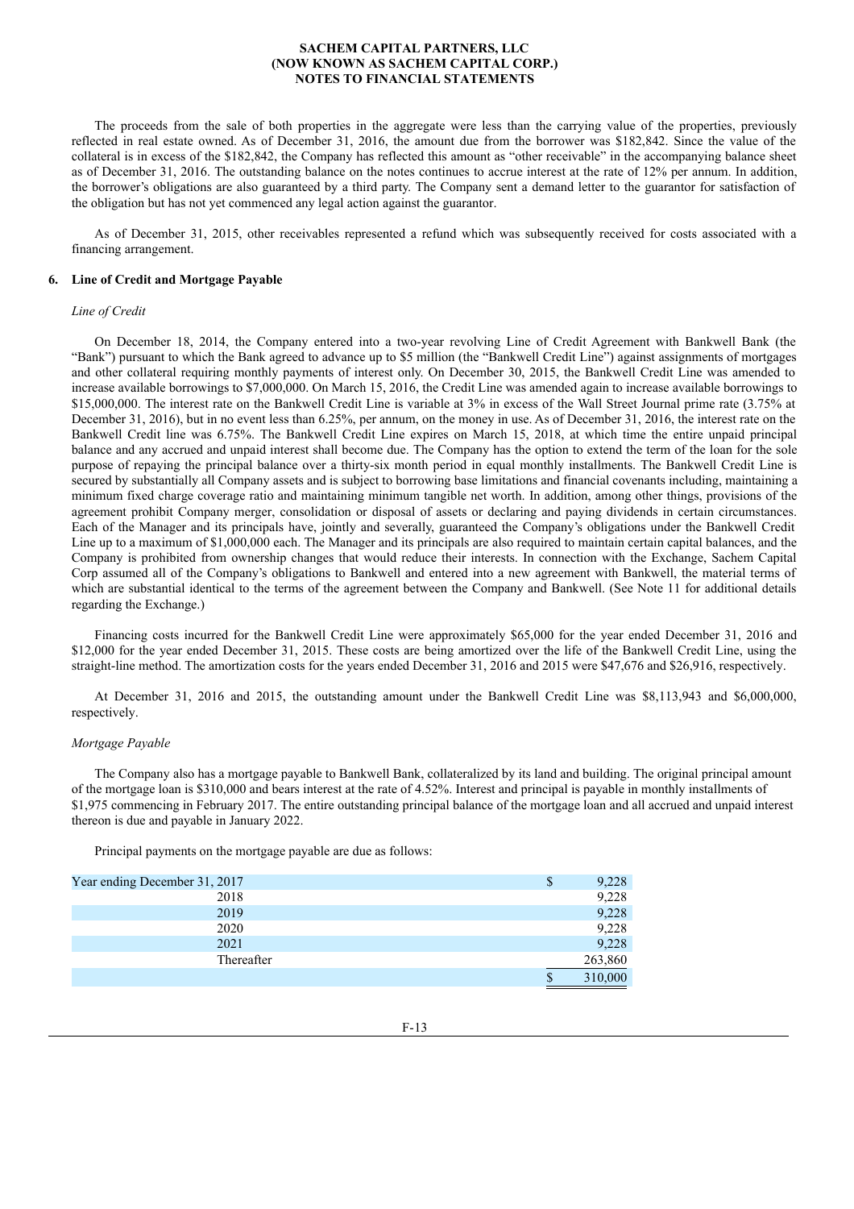**SACHEM CAPITAL PARTNERS, LLC**
**(NOW KNOWN AS SACHEM CAPITAL CORP.)**
**NOTES TO FINANCIAL STATEMENTS**

The proceeds from the sale of both properties in the aggregate were less than the carrying value of the properties, previously reflected in real estate owned. As of December 31, 2016, the amount due from the borrower was $182,842. Since the value of the collateral is in excess of the $182,842, the Company has reflected this amount as "other receivable" in the accompanying balance sheet as of December 31, 2016. The outstanding balance on the notes continues to accrue interest at the rate of 12% per annum. In addition, the borrower's obligations are also guaranteed by a third party. The Company sent a demand letter to the guarantor for satisfaction of the obligation but has not yet commenced any legal action against the guarantor.

As of December 31, 2015, other receivables represented a refund which was subsequently received for costs associated with a financing arrangement.

## 6. Line of Credit and Mortgage Payable

*Line of Credit*

On December 18, 2014, the Company entered into a two-year revolving Line of Credit Agreement with Bankwell Bank (the "Bank") pursuant to which the Bank agreed to advance up to $5 million (the "Bankwell Credit Line") against assignments of mortgages and other collateral requiring monthly payments of interest only. On December 30, 2015, the Bankwell Credit Line was amended to increase available borrowings to $7,000,000. On March 15, 2016, the Credit Line was amended again to increase available borrowings to $15,000,000. The interest rate on the Bankwell Credit Line is variable at 3% in excess of the Wall Street Journal prime rate (3.75% at December 31, 2016), but in no event less than 6.25%, per annum, on the money in use. As of December 31, 2016, the interest rate on the Bankwell Credit line was 6.75%. The Bankwell Credit Line expires on March 15, 2018, at which time the entire unpaid principal balance and any accrued and unpaid interest shall become due. The Company has the option to extend the term of the loan for the sole purpose of repaying the principal balance over a thirty-six month period in equal monthly installments. The Bankwell Credit Line is secured by substantially all Company assets and is subject to borrowing base limitations and financial covenants including, maintaining a minimum fixed charge coverage ratio and maintaining minimum tangible net worth. In addition, among other things, provisions of the agreement prohibit Company merger, consolidation or disposal of assets or declaring and paying dividends in certain circumstances. Each of the Manager and its principals have, jointly and severally, guaranteed the Company's obligations under the Bankwell Credit Line up to a maximum of $1,000,000 each. The Manager and its principals are also required to maintain certain capital balances, and the Company is prohibited from ownership changes that would reduce their interests. In connection with the Exchange, Sachem Capital Corp assumed all of the Company's obligations to Bankwell and entered into a new agreement with Bankwell, the material terms of which are substantial identical to the terms of the agreement between the Company and Bankwell. (See Note 11 for additional details regarding the Exchange.)

Financing costs incurred for the Bankwell Credit Line were approximately $65,000 for the year ended December 31, 2016 and $12,000 for the year ended December 31, 2015. These costs are being amortized over the life of the Bankwell Credit Line, using the straight-line method. The amortization costs for the years ended December 31, 2016 and 2015 were $47,676 and $26,916, respectively.

At December 31, 2016 and 2015, the outstanding amount under the Bankwell Credit Line was $8,113,943 and $6,000,000, respectively.

*Mortgage Payable*

The Company also has a mortgage payable to Bankwell Bank, collateralized by its land and building. The original principal amount of the mortgage loan is $310,000 and bears interest at the rate of 4.52%. Interest and principal is payable in monthly installments of $1,975 commencing in February 2017. The entire outstanding principal balance of the mortgage loan and all accrued and unpaid interest thereon is due and payable in January 2022.

Principal payments on the mortgage payable are due as follows:

| | |
|---|---|
| Year ending December 31, 2017 | $ 9,228 |
| 2018 | 9,228 |
| 2019 | 9,228 |
| 2020 | 9,228 |
| 2021 | 9,228 |
| Thereafter | 263,860 |
| | $ 310,000 |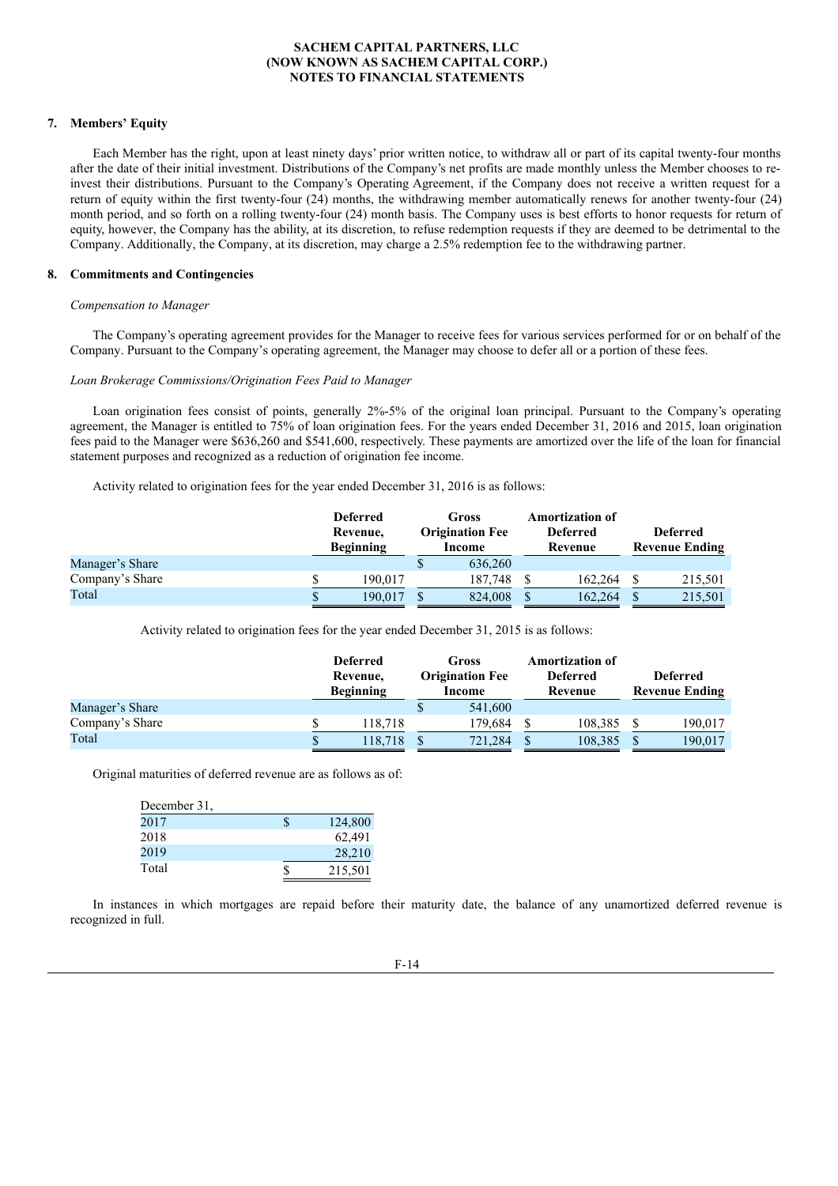**SACHEM CAPITAL PARTNERS, LLC**
**(NOW KNOWN AS SACHEM CAPITAL CORP.)**
**NOTES TO FINANCIAL STATEMENTS**

## 7. Members' Equity

Each Member has the right, upon at least ninety days' prior written notice, to withdraw all or part of its capital twenty-four months after the date of their initial investment. Distributions of the Company's net profits are made monthly unless the Member chooses to re-invest their distributions. Pursuant to the Company's Operating Agreement, if the Company does not receive a written request for a return of equity within the first twenty-four (24) months, the withdrawing member automatically renews for another twenty-four (24) month period, and so forth on a rolling twenty-four (24) month basis. The Company uses is best efforts to honor requests for return of equity, however, the Company has the ability, at its discretion, to refuse redemption requests if they are deemed to be detrimental to the Company. Additionally, the Company, at its discretion, may charge a 2.5% redemption fee to the withdrawing partner.

## 8. Commitments and Contingencies

*Compensation to Manager*

The Company's operating agreement provides for the Manager to receive fees for various services performed for or on behalf of the Company. Pursuant to the Company's operating agreement, the Manager may choose to defer all or a portion of these fees.

*Loan Brokerage Commissions/Origination Fees Paid to Manager*

Loan origination fees consist of points, generally 2%-5% of the original loan principal. Pursuant to the Company's operating agreement, the Manager is entitled to 75% of loan origination fees. For the years ended December 31, 2016 and 2015, loan origination fees paid to the Manager were $636,260 and $541,600, respectively. These payments are amortized over the life of the loan for financial statement purposes and recognized as a reduction of origination fee income.

Activity related to origination fees for the year ended December 31, 2016 is as follows:

| | Deferred Revenue, Beginning | Gross Origination Fee Income | Amortization of Deferred Revenue | Deferred Revenue Ending |
|---|---|---|---|---|
| Manager's Share | | $ 636,260 | | |
| Company's Share | $ 190,017 | 187,748 | $ 162,264 | $ 215,501 |
| Total | $ 190,017 | $ 824,008 | $ 162,264 | $ 215,501 |

Activity related to origination fees for the year ended December 31, 2015 is as follows:

| | Deferred Revenue, Beginning | Gross Origination Fee Income | Amortization of Deferred Revenue | Deferred Revenue Ending |
|---|---|---|---|---|
| Manager's Share | | $ 541,600 | | |
| Company's Share | $ 118,718 | 179,684 | $ 108,385 | $ 190,017 |
| Total | $ 118,718 | $ 721,284 | $ 108,385 | $ 190,017 |

Original maturities of deferred revenue are as follows as of:

| December 31, | |
|---|---|
| 2017 | $ 124,800 |
| 2018 | 62,491 |
| 2019 | 28,210 |
| Total | $ 215,501 |

In instances in which mortgages are repaid before their maturity date, the balance of any unamortized deferred revenue is recognized in full.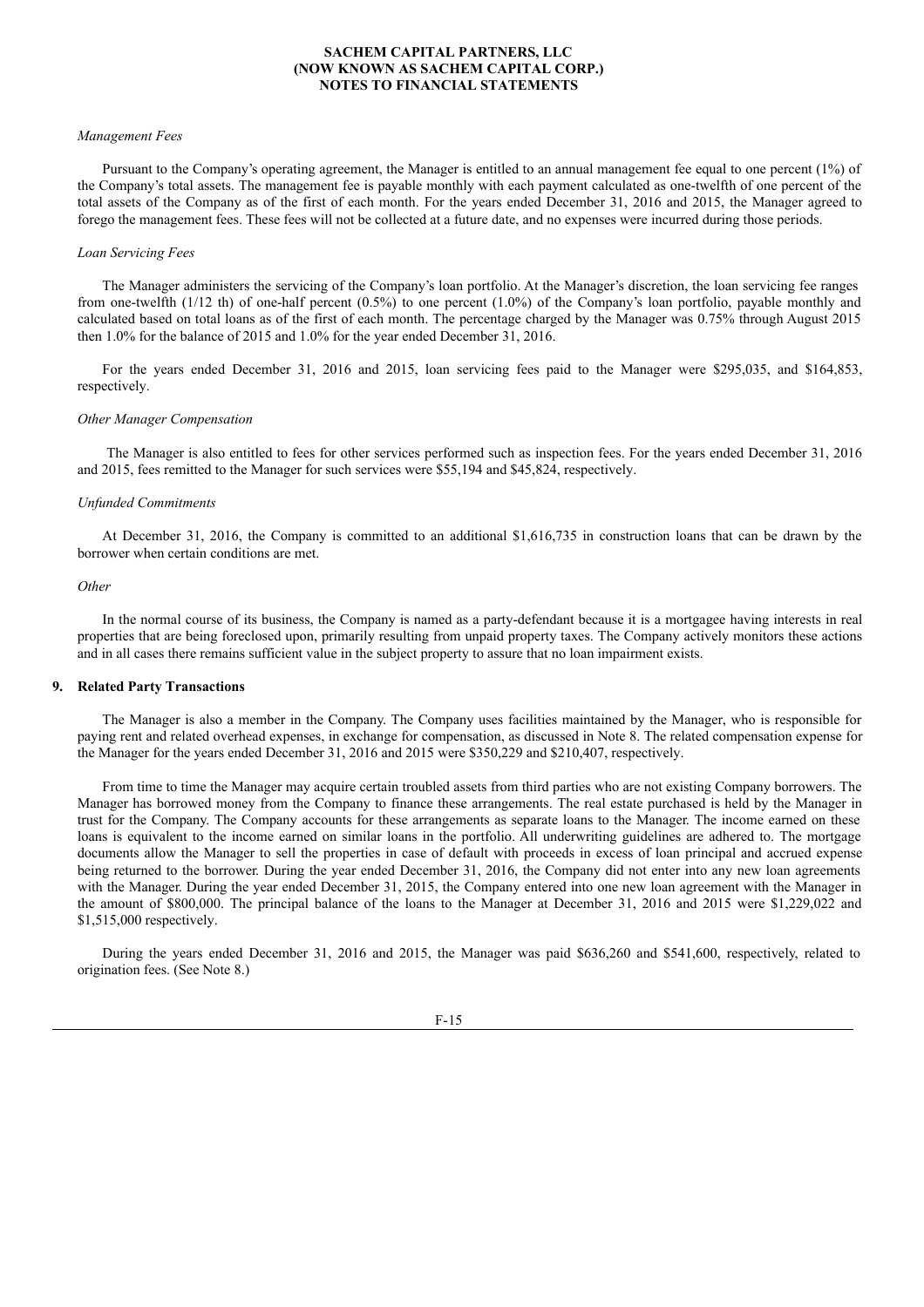*Management Fees*

Pursuant to the Company's operating agreement, the Manager is entitled to an annual management fee equal to one percent (1%) of the Company's total assets. The management fee is payable monthly with each payment calculated as one-twelfth of one percent of the total assets of the Company as of the first of each month. For the years ended December 31, 2016 and 2015, the Manager agreed to forego the management fees. These fees will not be collected at a future date, and no expenses were incurred during those periods.

*Loan Servicing Fees*

The Manager administers the servicing of the Company's loan portfolio. At the Manager's discretion, the loan servicing fee ranges from one-twelfth (1/12 th) of one-half percent (0.5%) to one percent (1.0%) of the Company's loan portfolio, payable monthly and calculated based on total loans as of the first of each month. The percentage charged by the Manager was 0.75% through August 2015 then 1.0% for the balance of 2015 and 1.0% for the year ended December 31, 2016.

For the years ended December 31, 2016 and 2015, loan servicing fees paid to the Manager were $295,035, and $164,853, respectively.

*Other Manager Compensation*

The Manager is also entitled to fees for other services performed such as inspection fees. For the years ended December 31, 2016 and 2015, fees remitted to the Manager for such services were $55,194 and $45,824, respectively.

*Unfunded Commitments*

At December 31, 2016, the Company is committed to an additional $1,616,735 in construction loans that can be drawn by the borrower when certain conditions are met.

*Other*

In the normal course of its business, the Company is named as a party-defendant because it is a mortgagee having interests in real properties that are being foreclosed upon, primarily resulting from unpaid property taxes. The Company actively monitors these actions and in all cases there remains sufficient value in the subject property to assure that no loan impairment exists.

## 9. Related Party Transactions

The Manager is also a member in the Company. The Company uses facilities maintained by the Manager, who is responsible for paying rent and related overhead expenses, in exchange for compensation, as discussed in Note 8. The related compensation expense for the Manager for the years ended December 31, 2016 and 2015 were $350,229 and $210,407, respectively.

From time to time the Manager may acquire certain troubled assets from third parties who are not existing Company borrowers. The Manager has borrowed money from the Company to finance these arrangements. The real estate purchased is held by the Manager in trust for the Company. The Company accounts for these arrangements as separate loans to the Manager. The income earned on these loans is equivalent to the income earned on similar loans in the portfolio. All underwriting guidelines are adhered to. The mortgage documents allow the Manager to sell the properties in case of default with proceeds in excess of loan principal and accrued expense being returned to the borrower. During the year ended December 31, 2016, the Company did not enter into any new loan agreements with the Manager. During the year ended December 31, 2015, the Company entered into one new loan agreement with the Manager in the amount of $800,000. The principal balance of the loans to the Manager at December 31, 2016 and 2015 were $1,229,022 and $1,515,000 respectively.

During the years ended December 31, 2016 and 2015, the Manager was paid $636,260 and $541,600, respectively, related to origination fees. (See Note 8.)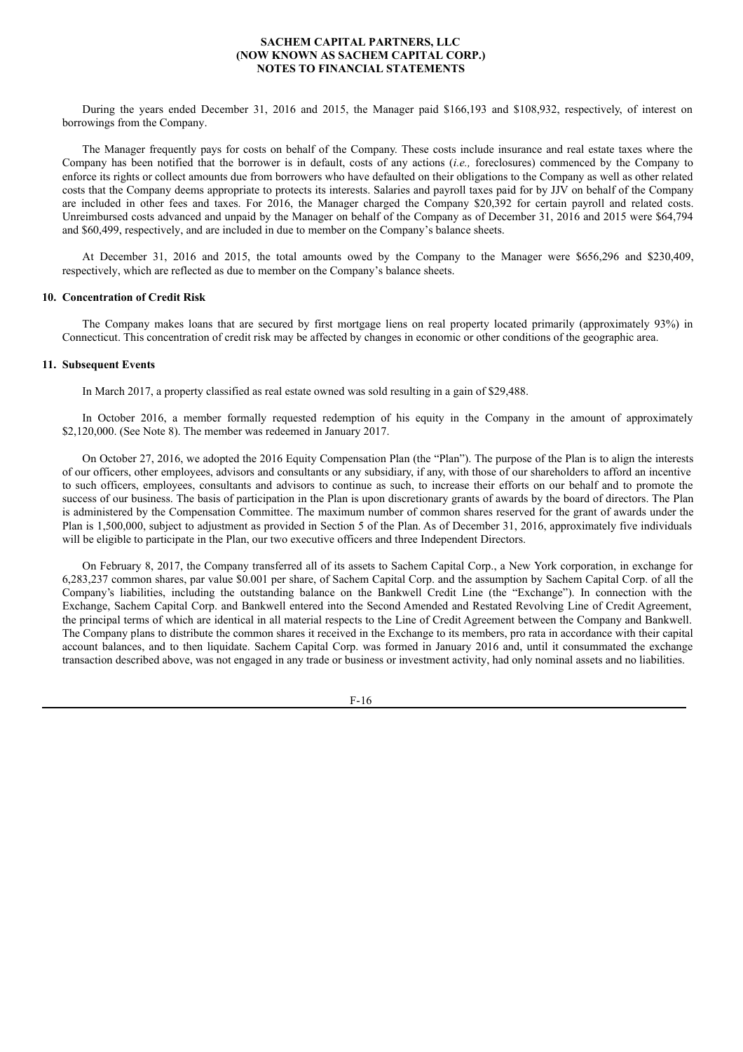During the years ended December 31, 2016 and 2015, the Manager paid $166,193 and $108,932, respectively, of interest on borrowings from the Company.

The Manager frequently pays for costs on behalf of the Company. These costs include insurance and real estate taxes where the Company has been notified that the borrower is in default, costs of any actions (*i.e.,* foreclosures) commenced by the Company to enforce its rights or collect amounts due from borrowers who have defaulted on their obligations to the Company as well as other related costs that the Company deems appropriate to protects its interests. Salaries and payroll taxes paid for by JJV on behalf of the Company are included in other fees and taxes. For 2016, the Manager charged the Company $20,392 for certain payroll and related costs. Unreimbursed costs advanced and unpaid by the Manager on behalf of the Company as of December 31, 2016 and 2015 were $64,794 and $60,499, respectively, and are included in due to member on the Company's balance sheets.

At December 31, 2016 and 2015, the total amounts owed by the Company to the Manager were $656,296 and $230,409, respectively, which are reflected as due to member on the Company's balance sheets.

## 10. Concentration of Credit Risk

The Company makes loans that are secured by first mortgage liens on real property located primarily (approximately 93%) in Connecticut. This concentration of credit risk may be affected by changes in economic or other conditions of the geographic area.

## 11. Subsequent Events

In March 2017, a property classified as real estate owned was sold resulting in a gain of $29,488.

In October 2016, a member formally requested redemption of his equity in the Company in the amount of approximately $2,120,000. (See Note 8). The member was redeemed in January 2017.

On October 27, 2016, we adopted the 2016 Equity Compensation Plan (the "Plan"). The purpose of the Plan is to align the interests of our officers, other employees, advisors and consultants or any subsidiary, if any, with those of our shareholders to afford an incentive to such officers, employees, consultants and advisors to continue as such, to increase their efforts on our behalf and to promote the success of our business. The basis of participation in the Plan is upon discretionary grants of awards by the board of directors. The Plan is administered by the Compensation Committee. The maximum number of common shares reserved for the grant of awards under the Plan is 1,500,000, subject to adjustment as provided in Section 5 of the Plan. As of December 31, 2016, approximately five individuals will be eligible to participate in the Plan, our two executive officers and three Independent Directors.

On February 8, 2017, the Company transferred all of its assets to Sachem Capital Corp., a New York corporation, in exchange for 6,283,237 common shares, par value $0.001 per share, of Sachem Capital Corp. and the assumption by Sachem Capital Corp. of all the Company's liabilities, including the outstanding balance on the Bankwell Credit Line (the "Exchange"). In connection with the Exchange, Sachem Capital Corp. and Bankwell entered into the Second Amended and Restated Revolving Line of Credit Agreement, the principal terms of which are identical in all material respects to the Line of Credit Agreement between the Company and Bankwell. The Company plans to distribute the common shares it received in the Exchange to its members, pro rata in accordance with their capital account balances, and to then liquidate. Sachem Capital Corp. was formed in January 2016 and, until it consummated the exchange transaction described above, was not engaged in any trade or business or investment activity, had only nominal assets and no liabilities.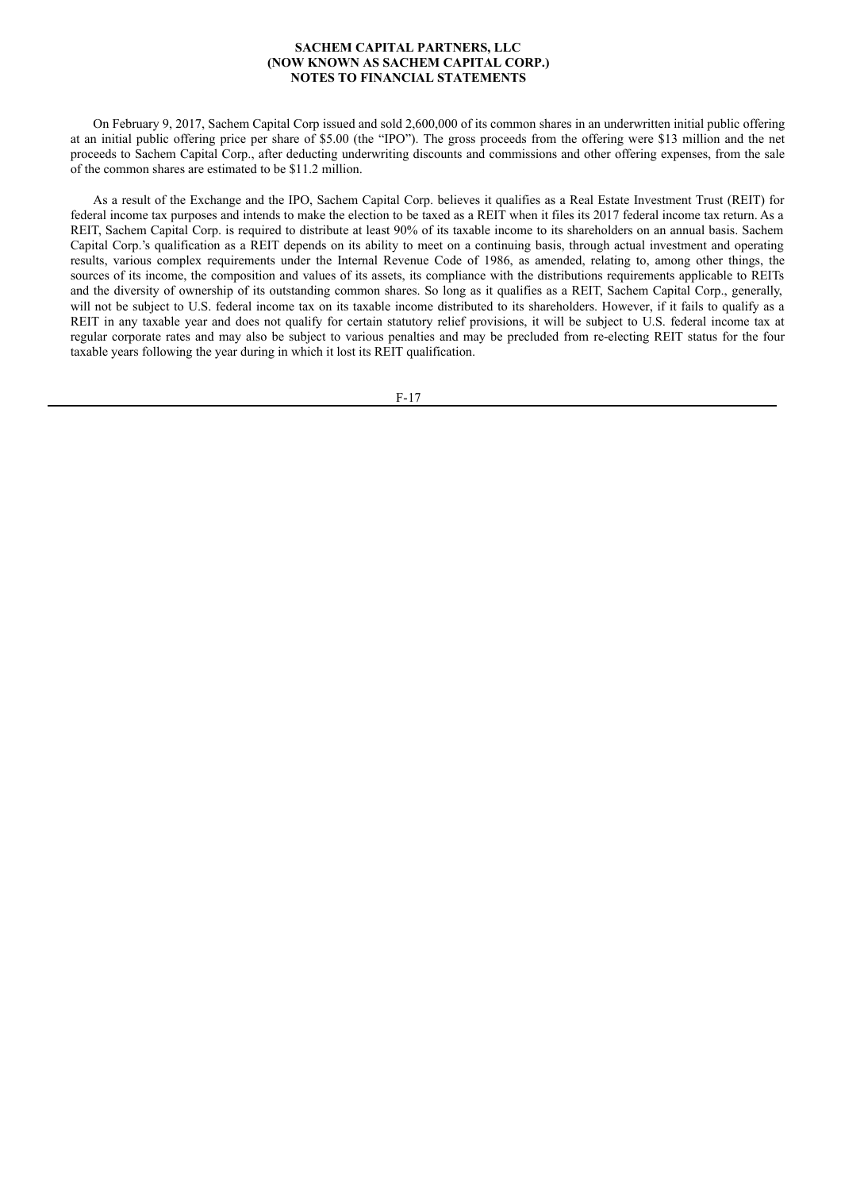**SACHEM CAPITAL PARTNERS, LLC**
**(NOW KNOWN AS SACHEM CAPITAL CORP.)**
**NOTES TO FINANCIAL STATEMENTS**

On February 9, 2017, Sachem Capital Corp issued and sold 2,600,000 of its common shares in an underwritten initial public offering at an initial public offering price per share of $5.00 (the "IPO"). The gross proceeds from the offering were $13 million and the net proceeds to Sachem Capital Corp., after deducting underwriting discounts and commissions and other offering expenses, from the sale of the common shares are estimated to be $11.2 million.

As a result of the Exchange and the IPO, Sachem Capital Corp. believes it qualifies as a Real Estate Investment Trust (REIT) for federal income tax purposes and intends to make the election to be taxed as a REIT when it files its 2017 federal income tax return. As a REIT, Sachem Capital Corp. is required to distribute at least 90% of its taxable income to its shareholders on an annual basis. Sachem Capital Corp.'s qualification as a REIT depends on its ability to meet on a continuing basis, through actual investment and operating results, various complex requirements under the Internal Revenue Code of 1986, as amended, relating to, among other things, the sources of its income, the composition and values of its assets, its compliance with the distributions requirements applicable to REITs and the diversity of ownership of its outstanding common shares. So long as it qualifies as a REIT, Sachem Capital Corp., generally, will not be subject to U.S. federal income tax on its taxable income distributed to its shareholders. However, if it fails to qualify as a REIT in any taxable year and does not qualify for certain statutory relief provisions, it will be subject to U.S. federal income tax at regular corporate rates and may also be subject to various penalties and may be precluded from re-electing REIT status for the four taxable years following the year during in which it lost its REIT qualification.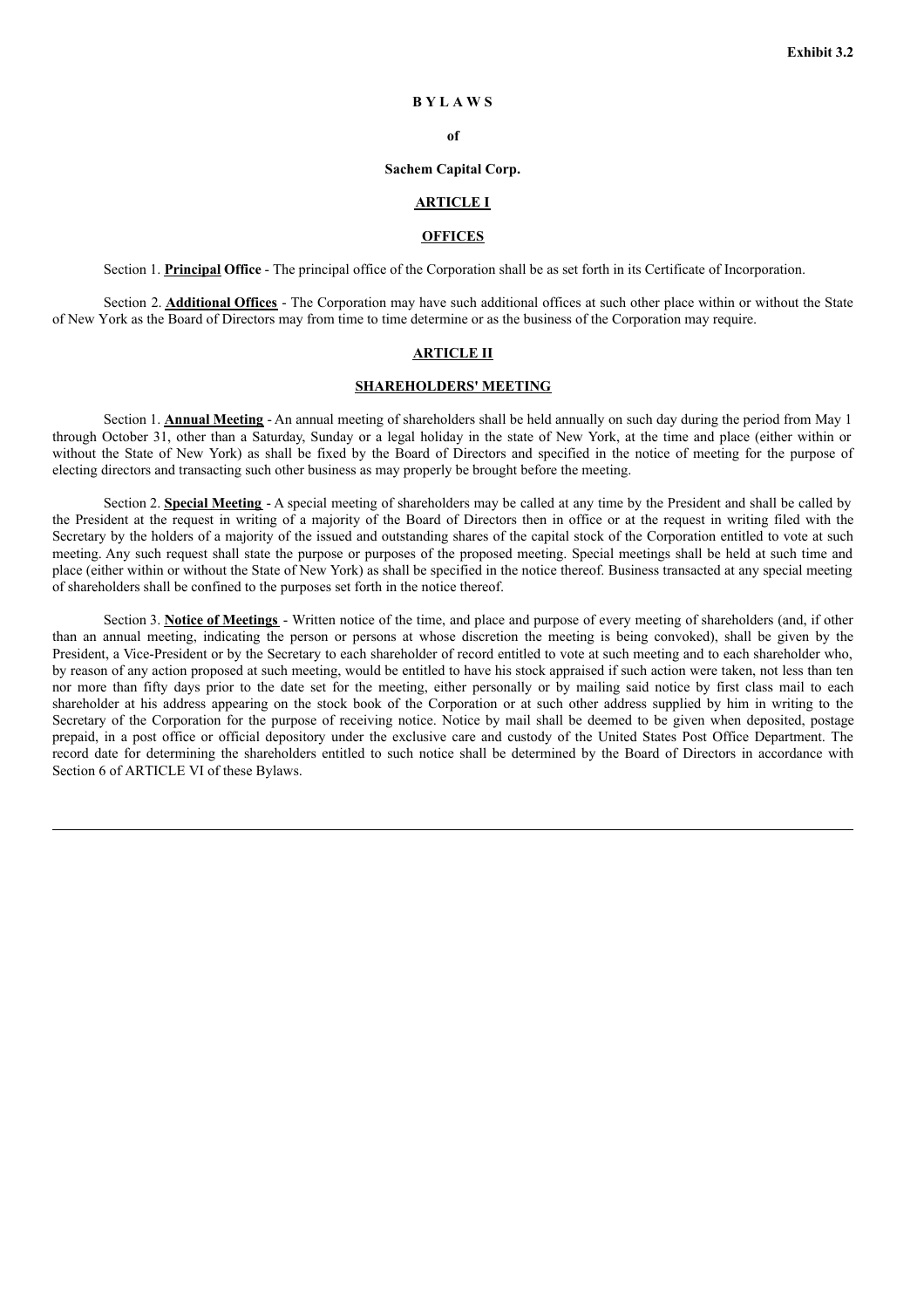Exhibit 3.2

# B Y L A W S

**of**

**Sachem Capital Corp.**

## ARTICLE I

## OFFICES

Section 1. **Principal Office** - The principal office of the Corporation shall be as set forth in its Certificate of Incorporation.

Section 2. **Additional Offices** - The Corporation may have such additional offices at such other place within or without the State of New York as the Board of Directors may from time to time determine or as the business of the Corporation may require.

## ARTICLE II

## SHAREHOLDERS' MEETING

Section 1. **Annual Meeting** - An annual meeting of shareholders shall be held annually on such day during the period from May 1 through October 31, other than a Saturday, Sunday or a legal holiday in the state of New York, at the time and place (either within or without the State of New York) as shall be fixed by the Board of Directors and specified in the notice of meeting for the purpose of electing directors and transacting such other business as may properly be brought before the meeting.

Section 2. **Special Meeting** - A special meeting of shareholders may be called at any time by the President and shall be called by the President at the request in writing of a majority of the Board of Directors then in office or at the request in writing filed with the Secretary by the holders of a majority of the issued and outstanding shares of the capital stock of the Corporation entitled to vote at such meeting. Any such request shall state the purpose or purposes of the proposed meeting. Special meetings shall be held at such time and place (either within or without the State of New York) as shall be specified in the notice thereof. Business transacted at any special meeting of shareholders shall be confined to the purposes set forth in the notice thereof.

Section 3. **Notice of Meetings** - Written notice of the time, and place and purpose of every meeting of shareholders (and, if other than an annual meeting, indicating the person or persons at whose discretion the meeting is being convoked), shall be given by the President, a Vice-President or by the Secretary to each shareholder of record entitled to vote at such meeting and to each shareholder who, by reason of any action proposed at such meeting, would be entitled to have his stock appraised if such action were taken, not less than ten nor more than fifty days prior to the date set for the meeting, either personally or by mailing said notice by first class mail to each shareholder at his address appearing on the stock book of the Corporation or at such other address supplied by him in writing to the Secretary of the Corporation for the purpose of receiving notice. Notice by mail shall be deemed to be given when deposited, postage prepaid, in a post office or official depository under the exclusive care and custody of the United States Post Office Department. The record date for determining the shareholders entitled to such notice shall be determined by the Board of Directors in accordance with Section 6 of ARTICLE VI of these Bylaws.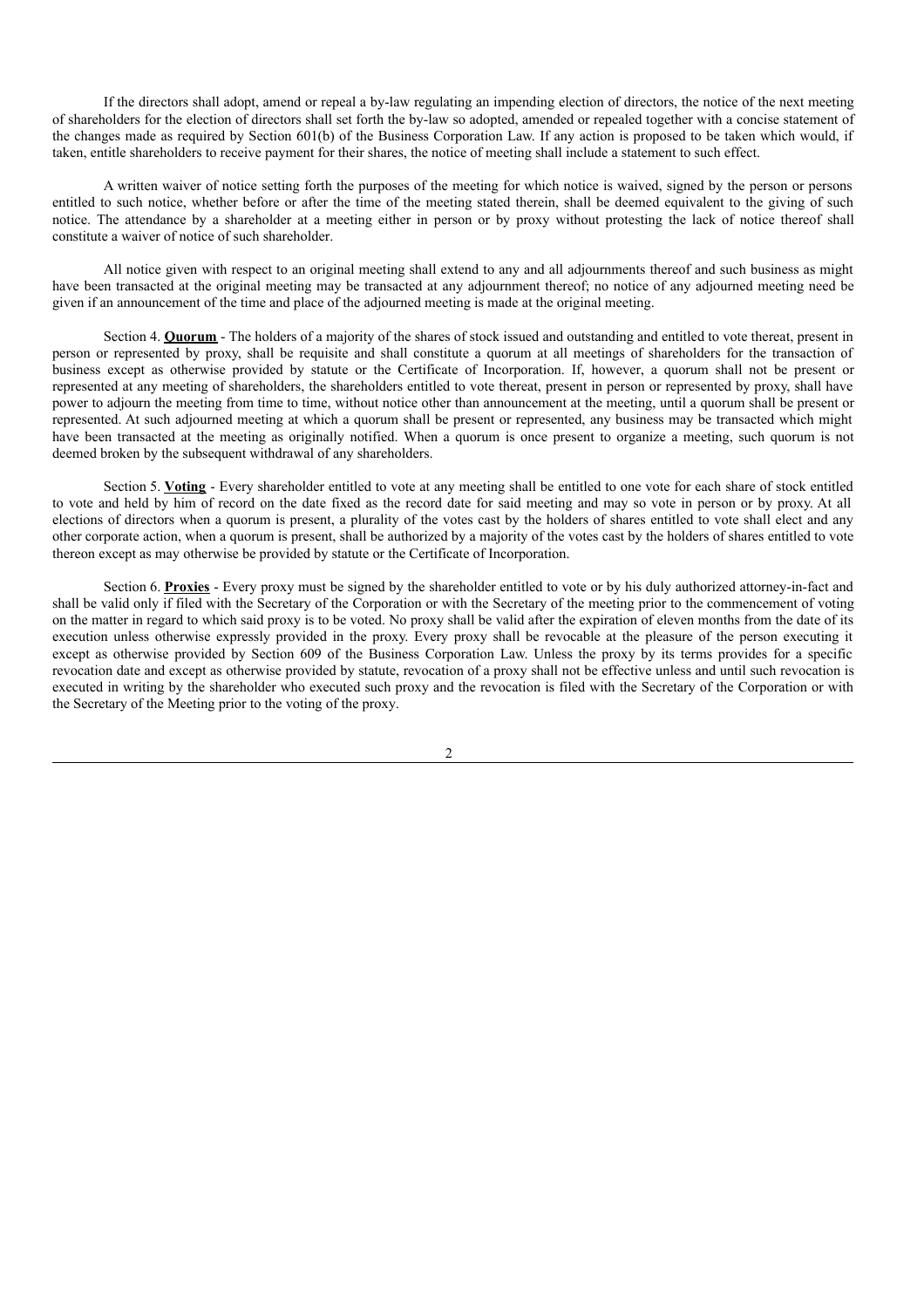If the directors shall adopt, amend or repeal a by-law regulating an impending election of directors, the notice of the next meeting of shareholders for the election of directors shall set forth the by-law so adopted, amended or repealed together with a concise statement of the changes made as required by Section 601(b) of the Business Corporation Law. If any action is proposed to be taken which would, if taken, entitle shareholders to receive payment for their shares, the notice of meeting shall include a statement to such effect.

A written waiver of notice setting forth the purposes of the meeting for which notice is waived, signed by the person or persons entitled to such notice, whether before or after the time of the meeting stated therein, shall be deemed equivalent to the giving of such notice. The attendance by a shareholder at a meeting either in person or by proxy without protesting the lack of notice thereof shall constitute a waiver of notice of such shareholder.

All notice given with respect to an original meeting shall extend to any and all adjournments thereof and such business as might have been transacted at the original meeting may be transacted at any adjournment thereof; no notice of any adjourned meeting need be given if an announcement of the time and place of the adjourned meeting is made at the original meeting.

Section 4. **Quorum** - The holders of a majority of the shares of stock issued and outstanding and entitled to vote thereat, present in person or represented by proxy, shall be requisite and shall constitute a quorum at all meetings of shareholders for the transaction of business except as otherwise provided by statute or the Certificate of Incorporation. If, however, a quorum shall not be present or represented at any meeting of shareholders, the shareholders entitled to vote thereat, present in person or represented by proxy, shall have power to adjourn the meeting from time to time, without notice other than announcement at the meeting, until a quorum shall be present or represented. At such adjourned meeting at which a quorum shall be present or represented, any business may be transacted which might have been transacted at the meeting as originally notified. When a quorum is once present to organize a meeting, such quorum is not deemed broken by the subsequent withdrawal of any shareholders.

Section 5. **Voting** - Every shareholder entitled to vote at any meeting shall be entitled to one vote for each share of stock entitled to vote and held by him of record on the date fixed as the record date for said meeting and may so vote in person or by proxy. At all elections of directors when a quorum is present, a plurality of the votes cast by the holders of shares entitled to vote shall elect and any other corporate action, when a quorum is present, shall be authorized by a majority of the votes cast by the holders of shares entitled to vote thereon except as may otherwise be provided by statute or the Certificate of Incorporation.

Section 6. **Proxies** - Every proxy must be signed by the shareholder entitled to vote or by his duly authorized attorney-in-fact and shall be valid only if filed with the Secretary of the Corporation or with the Secretary of the meeting prior to the commencement of voting on the matter in regard to which said proxy is to be voted. No proxy shall be valid after the expiration of eleven months from the date of its execution unless otherwise expressly provided in the proxy. Every proxy shall be revocable at the pleasure of the person executing it except as otherwise provided by Section 609 of the Business Corporation Law. Unless the proxy by its terms provides for a specific revocation date and except as otherwise provided by statute, revocation of a proxy shall not be effective unless and until such revocation is executed in writing by the shareholder who executed such proxy and the revocation is filed with the Secretary of the Corporation or with the Secretary of the Meeting prior to the voting of the proxy.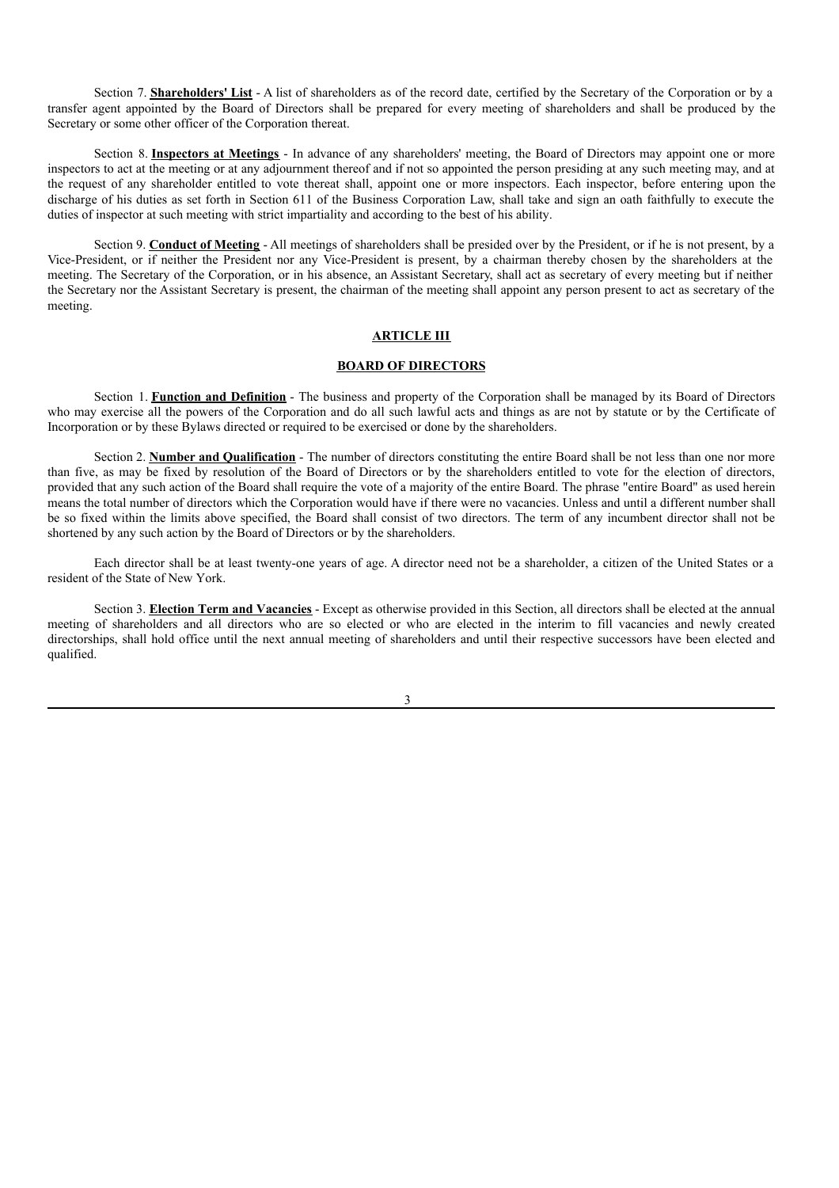Section 7. **Shareholders' List** - A list of shareholders as of the record date, certified by the Secretary of the Corporation or by a transfer agent appointed by the Board of Directors shall be prepared for every meeting of shareholders and shall be produced by the Secretary or some other officer of the Corporation thereat.

Section 8. **Inspectors at Meetings** - In advance of any shareholders' meeting, the Board of Directors may appoint one or more inspectors to act at the meeting or at any adjournment thereof and if not so appointed the person presiding at any such meeting may, and at the request of any shareholder entitled to vote thereat shall, appoint one or more inspectors. Each inspector, before entering upon the discharge of his duties as set forth in Section 611 of the Business Corporation Law, shall take and sign an oath faithfully to execute the duties of inspector at such meeting with strict impartiality and according to the best of his ability.

Section 9. **Conduct of Meeting** - All meetings of shareholders shall be presided over by the President, or if he is not present, by a Vice-President, or if neither the President nor any Vice-President is present, by a chairman thereby chosen by the shareholders at the meeting. The Secretary of the Corporation, or in his absence, an Assistant Secretary, shall act as secretary of every meeting but if neither the Secretary nor the Assistant Secretary is present, the chairman of the meeting shall appoint any person present to act as secretary of the meeting.

## ARTICLE III

## BOARD OF DIRECTORS

Section 1. **Function and Definition** - The business and property of the Corporation shall be managed by its Board of Directors who may exercise all the powers of the Corporation and do all such lawful acts and things as are not by statute or by the Certificate of Incorporation or by these Bylaws directed or required to be exercised or done by the shareholders.

Section 2. **Number and Qualification** - The number of directors constituting the entire Board shall be not less than one nor more than five, as may be fixed by resolution of the Board of Directors or by the shareholders entitled to vote for the election of directors, provided that any such action of the Board shall require the vote of a majority of the entire Board. The phrase "entire Board" as used herein means the total number of directors which the Corporation would have if there were no vacancies. Unless and until a different number shall be so fixed within the limits above specified, the Board shall consist of two directors. The term of any incumbent director shall not be shortened by any such action by the Board of Directors or by the shareholders.

Each director shall be at least twenty-one years of age. A director need not be a shareholder, a citizen of the United States or a resident of the State of New York.

Section 3. **Election Term and Vacancies** - Except as otherwise provided in this Section, all directors shall be elected at the annual meeting of shareholders and all directors who are so elected or who are elected in the interim to fill vacancies and newly created directorships, shall hold office until the next annual meeting of shareholders and until their respective successors have been elected and qualified.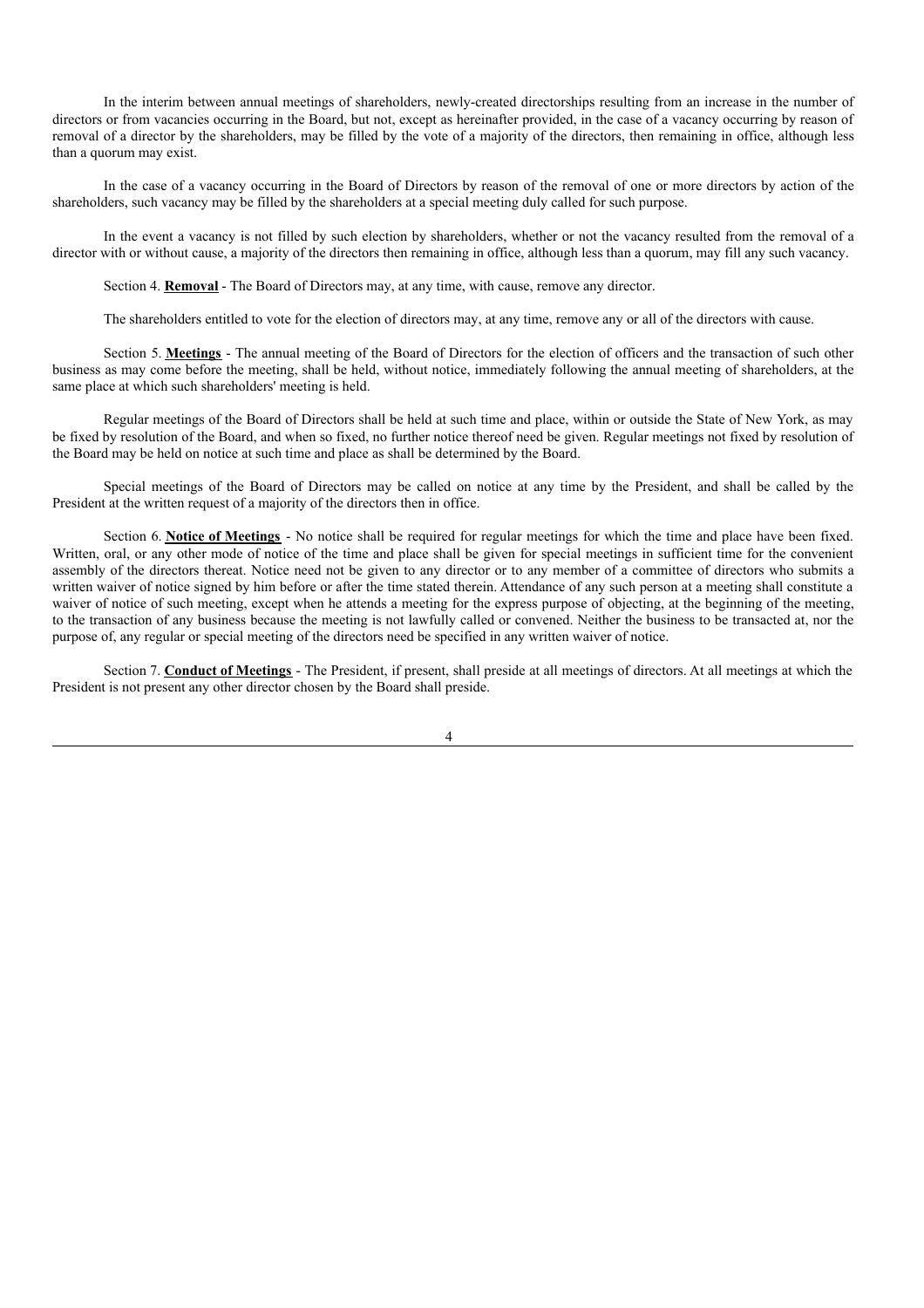In the interim between annual meetings of shareholders, newly-created directorships resulting from an increase in the number of directors or from vacancies occurring in the Board, but not, except as hereinafter provided, in the case of a vacancy occurring by reason of removal of a director by the shareholders, may be filled by the vote of a majority of the directors, then remaining in office, although less than a quorum may exist.

In the case of a vacancy occurring in the Board of Directors by reason of the removal of one or more directors by action of the shareholders, such vacancy may be filled by the shareholders at a special meeting duly called for such purpose.

In the event a vacancy is not filled by such election by shareholders, whether or not the vacancy resulted from the removal of a director with or without cause, a majority of the directors then remaining in office, although less than a quorum, may fill any such vacancy.

Section 4. **Removal** - The Board of Directors may, at any time, with cause, remove any director.

The shareholders entitled to vote for the election of directors may, at any time, remove any or all of the directors with cause.

Section 5. **Meetings** - The annual meeting of the Board of Directors for the election of officers and the transaction of such other business as may come before the meeting, shall be held, without notice, immediately following the annual meeting of shareholders, at the same place at which such shareholders' meeting is held.

Regular meetings of the Board of Directors shall be held at such time and place, within or outside the State of New York, as may be fixed by resolution of the Board, and when so fixed, no further notice thereof need be given. Regular meetings not fixed by resolution of the Board may be held on notice at such time and place as shall be determined by the Board.

Special meetings of the Board of Directors may be called on notice at any time by the President, and shall be called by the President at the written request of a majority of the directors then in office.

Section 6. **Notice of Meetings** - No notice shall be required for regular meetings for which the time and place have been fixed. Written, oral, or any other mode of notice of the time and place shall be given for special meetings in sufficient time for the convenient assembly of the directors thereat. Notice need not be given to any director or to any member of a committee of directors who submits a written waiver of notice signed by him before or after the time stated therein. Attendance of any such person at a meeting shall constitute a waiver of notice of such meeting, except when he attends a meeting for the express purpose of objecting, at the beginning of the meeting, to the transaction of any business because the meeting is not lawfully called or convened. Neither the business to be transacted at, nor the purpose of, any regular or special meeting of the directors need be specified in any written waiver of notice.

Section 7. **Conduct of Meetings** - The President, if present, shall preside at all meetings of directors. At all meetings at which the President is not present any other director chosen by the Board shall preside.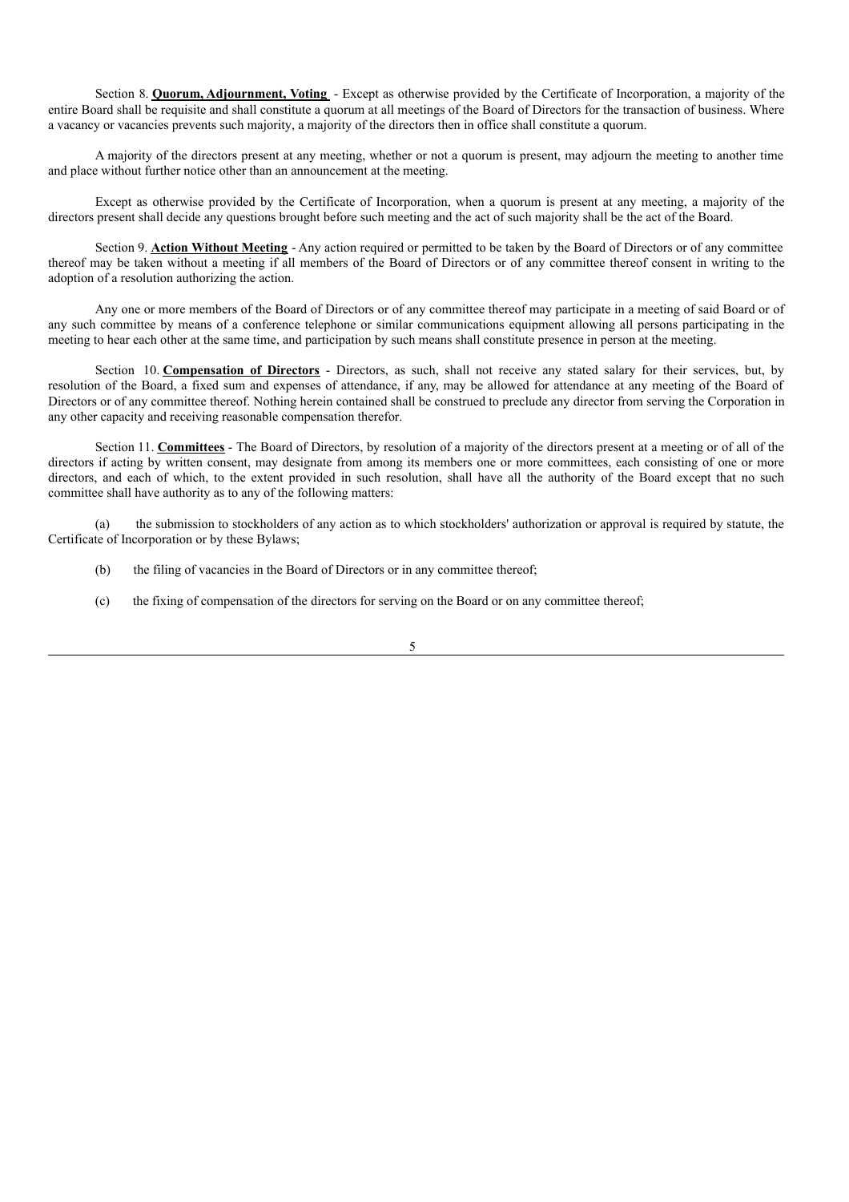Section 8. **Quorum, Adjournment, Voting** - Except as otherwise provided by the Certificate of Incorporation, a majority of the entire Board shall be requisite and shall constitute a quorum at all meetings of the Board of Directors for the transaction of business. Where a vacancy or vacancies prevents such majority, a majority of the directors then in office shall constitute a quorum.

A majority of the directors present at any meeting, whether or not a quorum is present, may adjourn the meeting to another time and place without further notice other than an announcement at the meeting.

Except as otherwise provided by the Certificate of Incorporation, when a quorum is present at any meeting, a majority of the directors present shall decide any questions brought before such meeting and the act of such majority shall be the act of the Board.

Section 9. **Action Without Meeting** - Any action required or permitted to be taken by the Board of Directors or of any committee thereof may be taken without a meeting if all members of the Board of Directors or of any committee thereof consent in writing to the adoption of a resolution authorizing the action.

Any one or more members of the Board of Directors or of any committee thereof may participate in a meeting of said Board or of any such committee by means of a conference telephone or similar communications equipment allowing all persons participating in the meeting to hear each other at the same time, and participation by such means shall constitute presence in person at the meeting.

Section 10. **Compensation of Directors** - Directors, as such, shall not receive any stated salary for their services, but, by resolution of the Board, a fixed sum and expenses of attendance, if any, may be allowed for attendance at any meeting of the Board of Directors or of any committee thereof. Nothing herein contained shall be construed to preclude any director from serving the Corporation in any other capacity and receiving reasonable compensation therefor.

Section 11. **Committees** - The Board of Directors, by resolution of a majority of the directors present at a meeting or of all of the directors if acting by written consent, may designate from among its members one or more committees, each consisting of one or more directors, and each of which, to the extent provided in such resolution, shall have all the authority of the Board except that no such committee shall have authority as to any of the following matters:

(a) the submission to stockholders of any action as to which stockholders' authorization or approval is required by statute, the Certificate of Incorporation or by these Bylaws;

(b) the filing of vacancies in the Board of Directors or in any committee thereof;

(c) the fixing of compensation of the directors for serving on the Board or on any committee thereof;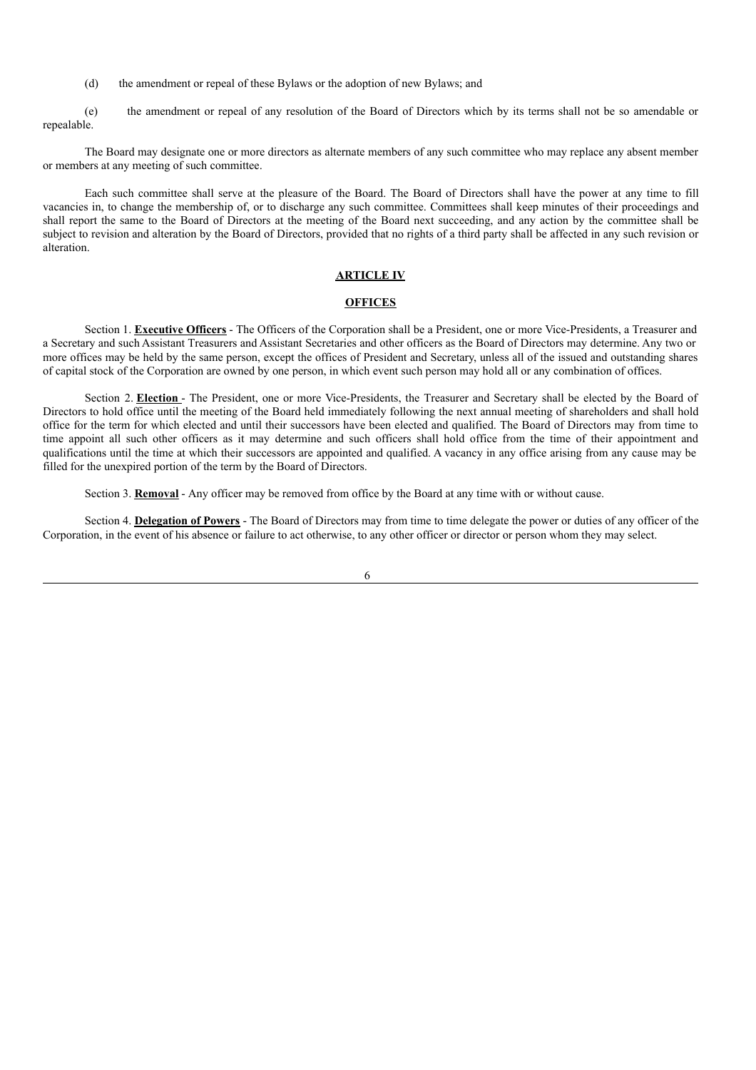(d) the amendment or repeal of these Bylaws or the adoption of new Bylaws; and

(e) the amendment or repeal of any resolution of the Board of Directors which by its terms shall not be so amendable or repealable.

The Board may designate one or more directors as alternate members of any such committee who may replace any absent member or members at any meeting of such committee.

Each such committee shall serve at the pleasure of the Board. The Board of Directors shall have the power at any time to fill vacancies in, to change the membership of, or to discharge any such committee. Committees shall keep minutes of their proceedings and shall report the same to the Board of Directors at the meeting of the Board next succeeding, and any action by the committee shall be subject to revision and alteration by the Board of Directors, provided that no rights of a third party shall be affected in any such revision or alteration.

## ARTICLE IV

## OFFICES

Section 1. **Executive Officers** - The Officers of the Corporation shall be a President, one or more Vice-Presidents, a Treasurer and a Secretary and such Assistant Treasurers and Assistant Secretaries and other officers as the Board of Directors may determine. Any two or more offices may be held by the same person, except the offices of President and Secretary, unless all of the issued and outstanding shares of capital stock of the Corporation are owned by one person, in which event such person may hold all or any combination of offices.

Section 2. **Election** - The President, one or more Vice-Presidents, the Treasurer and Secretary shall be elected by the Board of Directors to hold office until the meeting of the Board held immediately following the next annual meeting of shareholders and shall hold office for the term for which elected and until their successors have been elected and qualified. The Board of Directors may from time to time appoint all such other officers as it may determine and such officers shall hold office from the time of their appointment and qualifications until the time at which their successors are appointed and qualified. A vacancy in any office arising from any cause may be filled for the unexpired portion of the term by the Board of Directors.

Section 3. **Removal** - Any officer may be removed from office by the Board at any time with or without cause.

Section 4. **Delegation of Powers** - The Board of Directors may from time to time delegate the power or duties of any officer of the Corporation, in the event of his absence or failure to act otherwise, to any other officer or director or person whom they may select.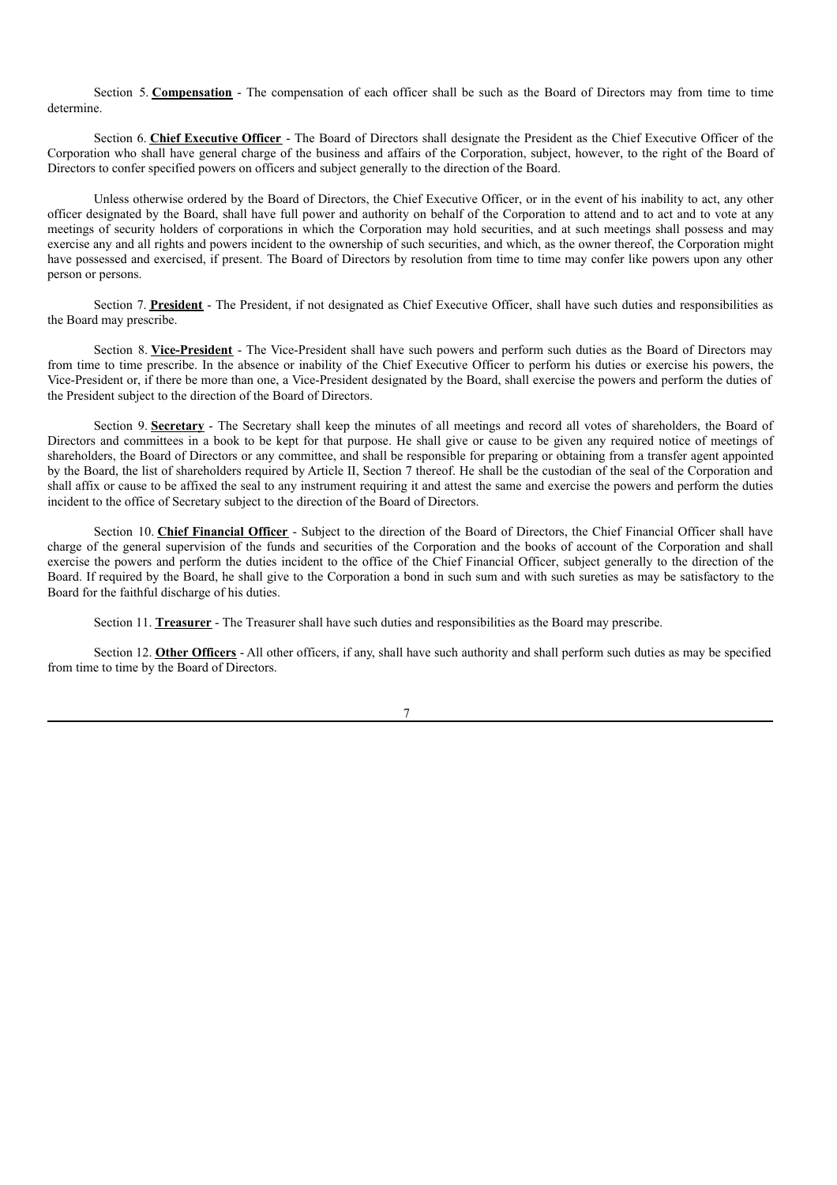Section 5. **Compensation** - The compensation of each officer shall be such as the Board of Directors may from time to time determine.

Section 6. **Chief Executive Officer** - The Board of Directors shall designate the President as the Chief Executive Officer of the Corporation who shall have general charge of the business and affairs of the Corporation, subject, however, to the right of the Board of Directors to confer specified powers on officers and subject generally to the direction of the Board.

Unless otherwise ordered by the Board of Directors, the Chief Executive Officer, or in the event of his inability to act, any other officer designated by the Board, shall have full power and authority on behalf of the Corporation to attend and to act and to vote at any meetings of security holders of corporations in which the Corporation may hold securities, and at such meetings shall possess and may exercise any and all rights and powers incident to the ownership of such securities, and which, as the owner thereof, the Corporation might have possessed and exercised, if present. The Board of Directors by resolution from time to time may confer like powers upon any other person or persons.

Section 7. **President** - The President, if not designated as Chief Executive Officer, shall have such duties and responsibilities as the Board may prescribe.

Section 8. **Vice-President** - The Vice-President shall have such powers and perform such duties as the Board of Directors may from time to time prescribe. In the absence or inability of the Chief Executive Officer to perform his duties or exercise his powers, the Vice-President or, if there be more than one, a Vice-President designated by the Board, shall exercise the powers and perform the duties of the President subject to the direction of the Board of Directors.

Section 9. **Secretary** - The Secretary shall keep the minutes of all meetings and record all votes of shareholders, the Board of Directors and committees in a book to be kept for that purpose. He shall give or cause to be given any required notice of meetings of shareholders, the Board of Directors or any committee, and shall be responsible for preparing or obtaining from a transfer agent appointed by the Board, the list of shareholders required by Article II, Section 7 thereof. He shall be the custodian of the seal of the Corporation and shall affix or cause to be affixed the seal to any instrument requiring it and attest the same and exercise the powers and perform the duties incident to the office of Secretary subject to the direction of the Board of Directors.

Section 10. **Chief Financial Officer** - Subject to the direction of the Board of Directors, the Chief Financial Officer shall have charge of the general supervision of the funds and securities of the Corporation and the books of account of the Corporation and shall exercise the powers and perform the duties incident to the office of the Chief Financial Officer, subject generally to the direction of the Board. If required by the Board, he shall give to the Corporation a bond in such sum and with such sureties as may be satisfactory to the Board for the faithful discharge of his duties.

Section 11. **Treasurer** - The Treasurer shall have such duties and responsibilities as the Board may prescribe.

Section 12. **Other Officers** - All other officers, if any, shall have such authority and shall perform such duties as may be specified from time to time by the Board of Directors.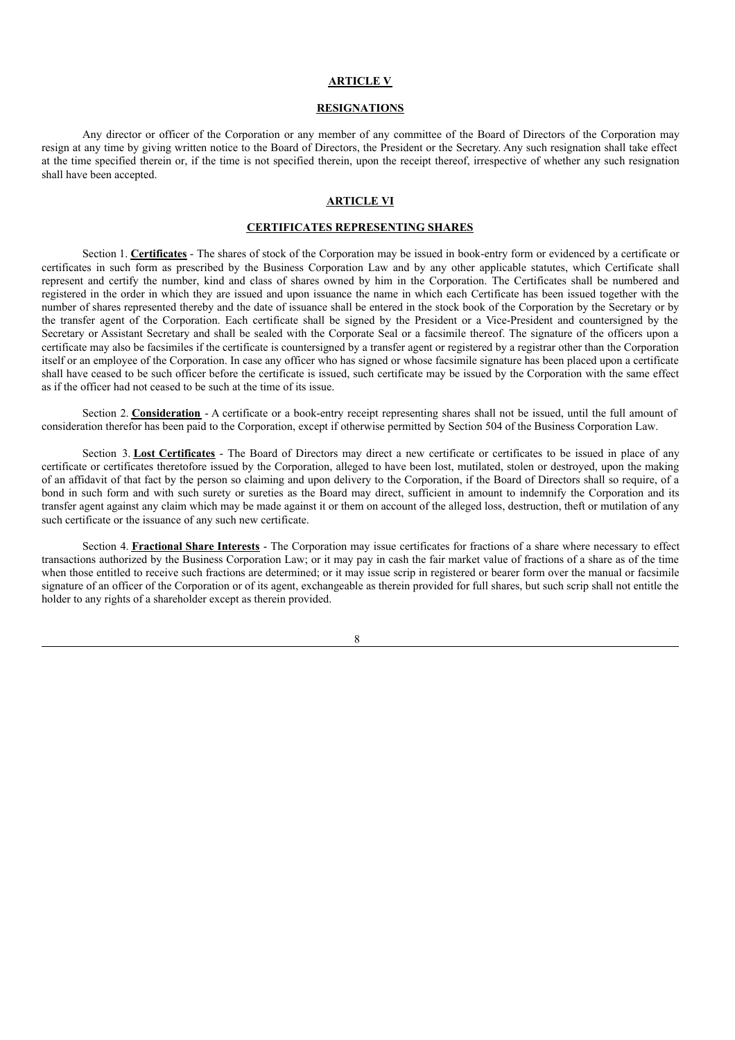## ARTICLE V

## RESIGNATIONS

Any director or officer of the Corporation or any member of any committee of the Board of Directors of the Corporation may resign at any time by giving written notice to the Board of Directors, the President or the Secretary. Any such resignation shall take effect at the time specified therein or, if the time is not specified therein, upon the receipt thereof, irrespective of whether any such resignation shall have been accepted.

## ARTICLE VI

## CERTIFICATES REPRESENTING SHARES

Section 1. **Certificates** - The shares of stock of the Corporation may be issued in book-entry form or evidenced by a certificate or certificates in such form as prescribed by the Business Corporation Law and by any other applicable statutes, which Certificate shall represent and certify the number, kind and class of shares owned by him in the Corporation. The Certificates shall be numbered and registered in the order in which they are issued and upon issuance the name in which each Certificate has been issued together with the number of shares represented thereby and the date of issuance shall be entered in the stock book of the Corporation by the Secretary or by the transfer agent of the Corporation. Each certificate shall be signed by the President or a Vice-President and countersigned by the Secretary or Assistant Secretary and shall be sealed with the Corporate Seal or a facsimile thereof. The signature of the officers upon a certificate may also be facsimiles if the certificate is countersigned by a transfer agent or registered by a registrar other than the Corporation itself or an employee of the Corporation. In case any officer who has signed or whose facsimile signature has been placed upon a certificate shall have ceased to be such officer before the certificate is issued, such certificate may be issued by the Corporation with the same effect as if the officer had not ceased to be such at the time of its issue.

Section 2. **Consideration** - A certificate or a book-entry receipt representing shares shall not be issued, until the full amount of consideration therefor has been paid to the Corporation, except if otherwise permitted by Section 504 of the Business Corporation Law.

Section 3. **Lost Certificates** - The Board of Directors may direct a new certificate or certificates to be issued in place of any certificate or certificates theretofore issued by the Corporation, alleged to have been lost, mutilated, stolen or destroyed, upon the making of an affidavit of that fact by the person so claiming and upon delivery to the Corporation, if the Board of Directors shall so require, of a bond in such form and with such surety or sureties as the Board may direct, sufficient in amount to indemnify the Corporation and its transfer agent against any claim which may be made against it or them on account of the alleged loss, destruction, theft or mutilation of any such certificate or the issuance of any such new certificate.

Section 4. **Fractional Share Interests** - The Corporation may issue certificates for fractions of a share where necessary to effect transactions authorized by the Business Corporation Law; or it may pay in cash the fair market value of fractions of a share as of the time when those entitled to receive such fractions are determined; or it may issue scrip in registered or bearer form over the manual or facsimile signature of an officer of the Corporation or of its agent, exchangeable as therein provided for full shares, but such scrip shall not entitle the holder to any rights of a shareholder except as therein provided.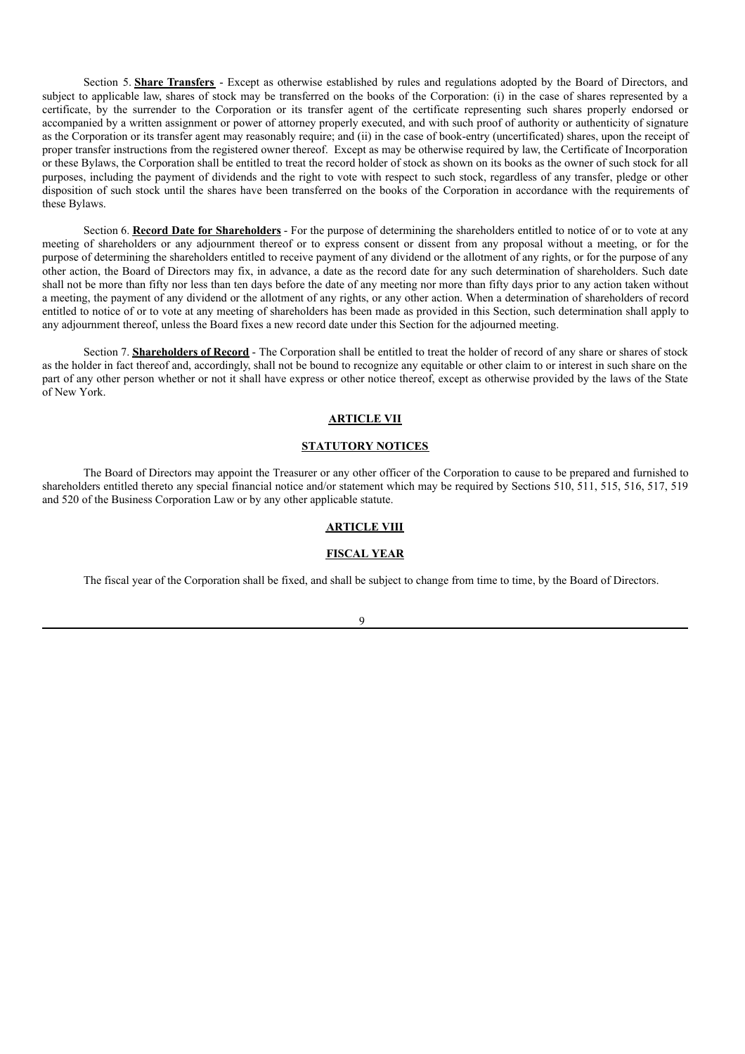Section 5. **Share Transfers** - Except as otherwise established by rules and regulations adopted by the Board of Directors, and subject to applicable law, shares of stock may be transferred on the books of the Corporation: (i) in the case of shares represented by a certificate, by the surrender to the Corporation or its transfer agent of the certificate representing such shares properly endorsed or accompanied by a written assignment or power of attorney properly executed, and with such proof of authority or authenticity of signature as the Corporation or its transfer agent may reasonably require; and (ii) in the case of book-entry (uncertificated) shares, upon the receipt of proper transfer instructions from the registered owner thereof. Except as may be otherwise required by law, the Certificate of Incorporation or these Bylaws, the Corporation shall be entitled to treat the record holder of stock as shown on its books as the owner of such stock for all purposes, including the payment of dividends and the right to vote with respect to such stock, regardless of any transfer, pledge or other disposition of such stock until the shares have been transferred on the books of the Corporation in accordance with the requirements of these Bylaws.

Section 6. **Record Date for Shareholders** - For the purpose of determining the shareholders entitled to notice of or to vote at any meeting of shareholders or any adjournment thereof or to express consent or dissent from any proposal without a meeting, or for the purpose of determining the shareholders entitled to receive payment of any dividend or the allotment of any rights, or for the purpose of any other action, the Board of Directors may fix, in advance, a date as the record date for any such determination of shareholders. Such date shall not be more than fifty nor less than ten days before the date of any meeting nor more than fifty days prior to any action taken without a meeting, the payment of any dividend or the allotment of any rights, or any other action. When a determination of shareholders of record entitled to notice of or to vote at any meeting of shareholders has been made as provided in this Section, such determination shall apply to any adjournment thereof, unless the Board fixes a new record date under this Section for the adjourned meeting.

Section 7. **Shareholders of Record** - The Corporation shall be entitled to treat the holder of record of any share or shares of stock as the holder in fact thereof and, accordingly, shall not be bound to recognize any equitable or other claim to or interest in such share on the part of any other person whether or not it shall have express or other notice thereof, except as otherwise provided by the laws of the State of New York.

## ARTICLE VII

## STATUTORY NOTICES

The Board of Directors may appoint the Treasurer or any other officer of the Corporation to cause to be prepared and furnished to shareholders entitled thereto any special financial notice and/or statement which may be required by Sections 510, 511, 515, 516, 517, 519 and 520 of the Business Corporation Law or by any other applicable statute.

## ARTICLE VIII

## FISCAL YEAR

The fiscal year of the Corporation shall be fixed, and shall be subject to change from time to time, by the Board of Directors.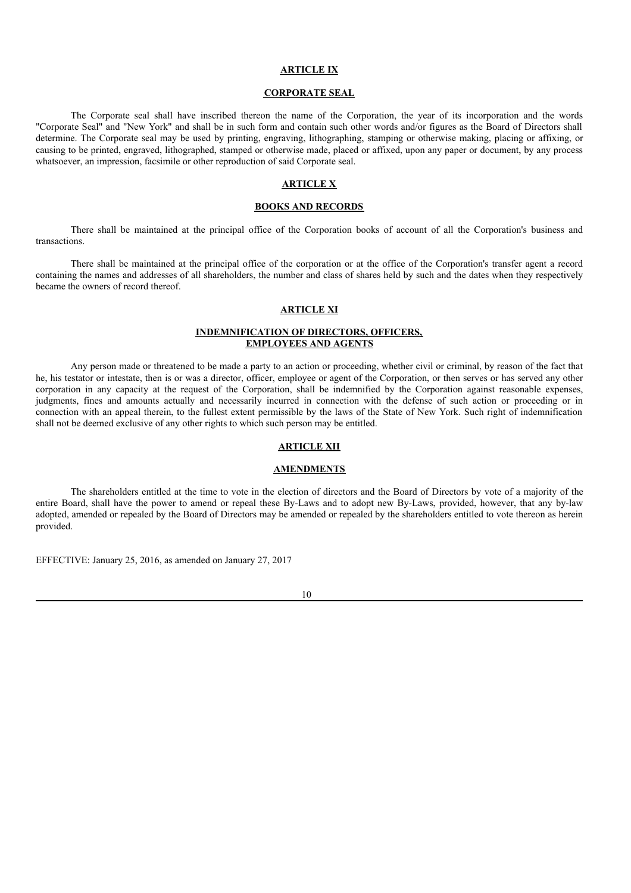## ARTICLE IX

## CORPORATE SEAL

The Corporate seal shall have inscribed thereon the name of the Corporation, the year of its incorporation and the words "Corporate Seal" and "New York" and shall be in such form and contain such other words and/or figures as the Board of Directors shall determine. The Corporate seal may be used by printing, engraving, lithographing, stamping or otherwise making, placing or affixing, or causing to be printed, engraved, lithographed, stamped or otherwise made, placed or affixed, upon any paper or document, by any process whatsoever, an impression, facsimile or other reproduction of said Corporate seal.

## ARTICLE X

## BOOKS AND RECORDS

There shall be maintained at the principal office of the Corporation books of account of all the Corporation's business and transactions.

There shall be maintained at the principal office of the corporation or at the office of the Corporation's transfer agent a record containing the names and addresses of all shareholders, the number and class of shares held by such and the dates when they respectively became the owners of record thereof.

## ARTICLE XI

## INDEMNIFICATION OF DIRECTORS, OFFICERS, EMPLOYEES AND AGENTS

Any person made or threatened to be made a party to an action or proceeding, whether civil or criminal, by reason of the fact that he, his testator or intestate, then is or was a director, officer, employee or agent of the Corporation, or then serves or has served any other corporation in any capacity at the request of the Corporation, shall be indemnified by the Corporation against reasonable expenses, judgments, fines and amounts actually and necessarily incurred in connection with the defense of such action or proceeding or in connection with an appeal therein, to the fullest extent permissible by the laws of the State of New York. Such right of indemnification shall not be deemed exclusive of any other rights to which such person may be entitled.

## ARTICLE XII

## AMENDMENTS

The shareholders entitled at the time to vote in the election of directors and the Board of Directors by vote of a majority of the entire Board, shall have the power to amend or repeal these By-Laws and to adopt new By-Laws, provided, however, that any by-law adopted, amended or repealed by the Board of Directors may be amended or repealed by the shareholders entitled to vote thereon as herein provided.

EFFECTIVE: January 25, 2016, as amended on January 27, 2017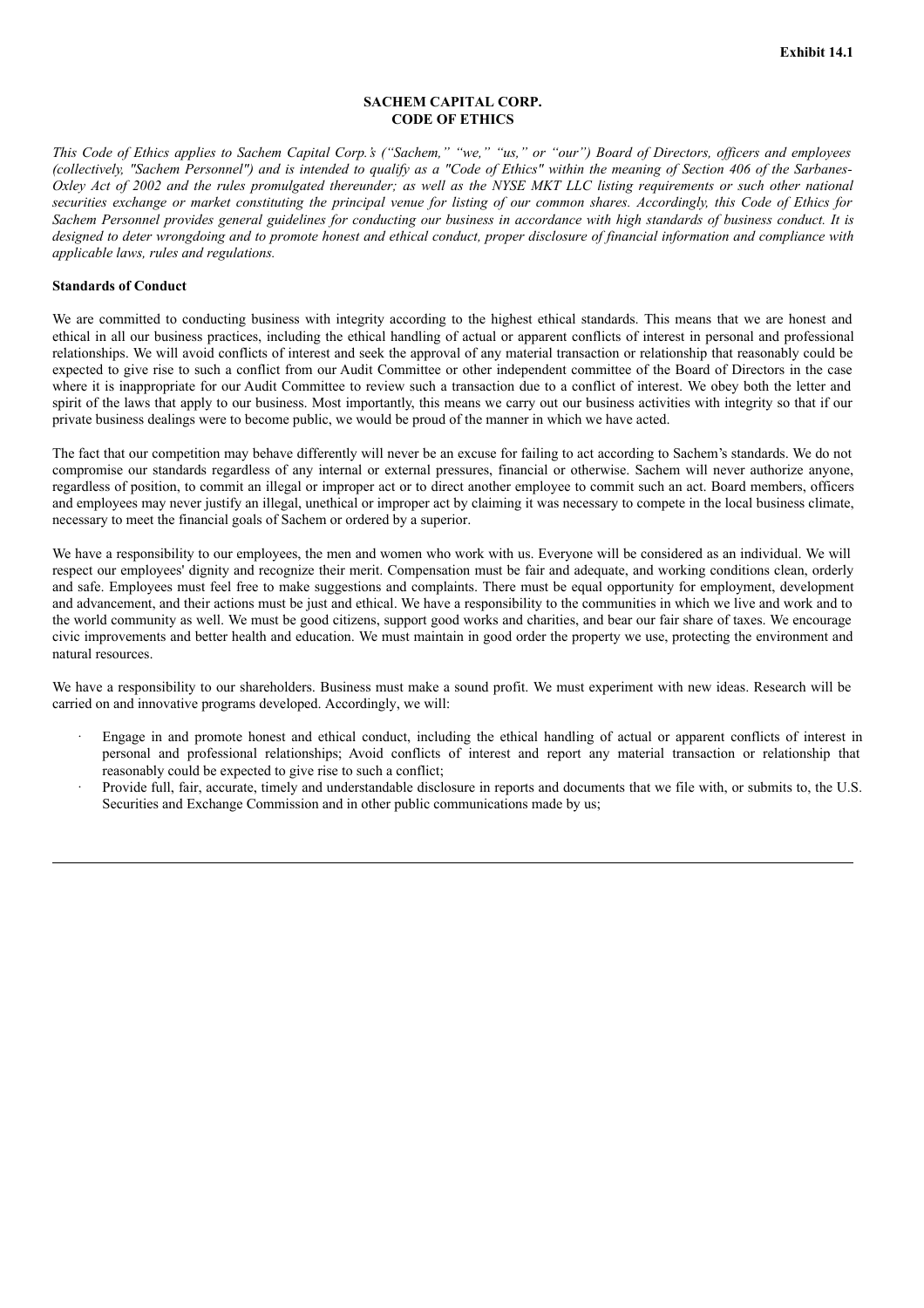**Exhibit 14.1**

# SACHEM CAPITAL CORP.
# CODE OF ETHICS

*This Code of Ethics applies to Sachem Capital Corp.'s ("Sachem," "we," "us," or "our") Board of Directors, officers and employees (collectively, "Sachem Personnel") and is intended to qualify as a "Code of Ethics" within the meaning of Section 406 of the Sarbanes-Oxley Act of 2002 and the rules promulgated thereunder; as well as the NYSE MKT LLC listing requirements or such other national securities exchange or market constituting the principal venue for listing of our common shares. Accordingly, this Code of Ethics for Sachem Personnel provides general guidelines for conducting our business in accordance with high standards of business conduct. It is designed to deter wrongdoing and to promote honest and ethical conduct, proper disclosure of financial information and compliance with applicable laws, rules and regulations.*

**Standards of Conduct**

We are committed to conducting business with integrity according to the highest ethical standards. This means that we are honest and ethical in all our business practices, including the ethical handling of actual or apparent conflicts of interest in personal and professional relationships. We will avoid conflicts of interest and seek the approval of any material transaction or relationship that reasonably could be expected to give rise to such a conflict from our Audit Committee or other independent committee of the Board of Directors in the case where it is inappropriate for our Audit Committee to review such a transaction due to a conflict of interest. We obey both the letter and spirit of the laws that apply to our business. Most importantly, this means we carry out our business activities with integrity so that if our private business dealings were to become public, we would be proud of the manner in which we have acted.

The fact that our competition may behave differently will never be an excuse for failing to act according to Sachem's standards. We do not compromise our standards regardless of any internal or external pressures, financial or otherwise. Sachem will never authorize anyone, regardless of position, to commit an illegal or improper act or to direct another employee to commit such an act. Board members, officers and employees may never justify an illegal, unethical or improper act by claiming it was necessary to compete in the local business climate, necessary to meet the financial goals of Sachem or ordered by a superior.

We have a responsibility to our employees, the men and women who work with us. Everyone will be considered as an individual. We will respect our employees' dignity and recognize their merit. Compensation must be fair and adequate, and working conditions clean, orderly and safe. Employees must feel free to make suggestions and complaints. There must be equal opportunity for employment, development and advancement, and their actions must be just and ethical. We have a responsibility to the communities in which we live and work and to the world community as well. We must be good citizens, support good works and charities, and bear our fair share of taxes. We encourage civic improvements and better health and education. We must maintain in good order the property we use, protecting the environment and natural resources.

We have a responsibility to our shareholders. Business must make a sound profit. We must experiment with new ideas. Research will be carried on and innovative programs developed. Accordingly, we will:

- Engage in and promote honest and ethical conduct, including the ethical handling of actual or apparent conflicts of interest in personal and professional relationships; Avoid conflicts of interest and report any material transaction or relationship that reasonably could be expected to give rise to such a conflict;
- Provide full, fair, accurate, timely and understandable disclosure in reports and documents that we file with, or submits to, the U.S. Securities and Exchange Commission and in other public communications made by us;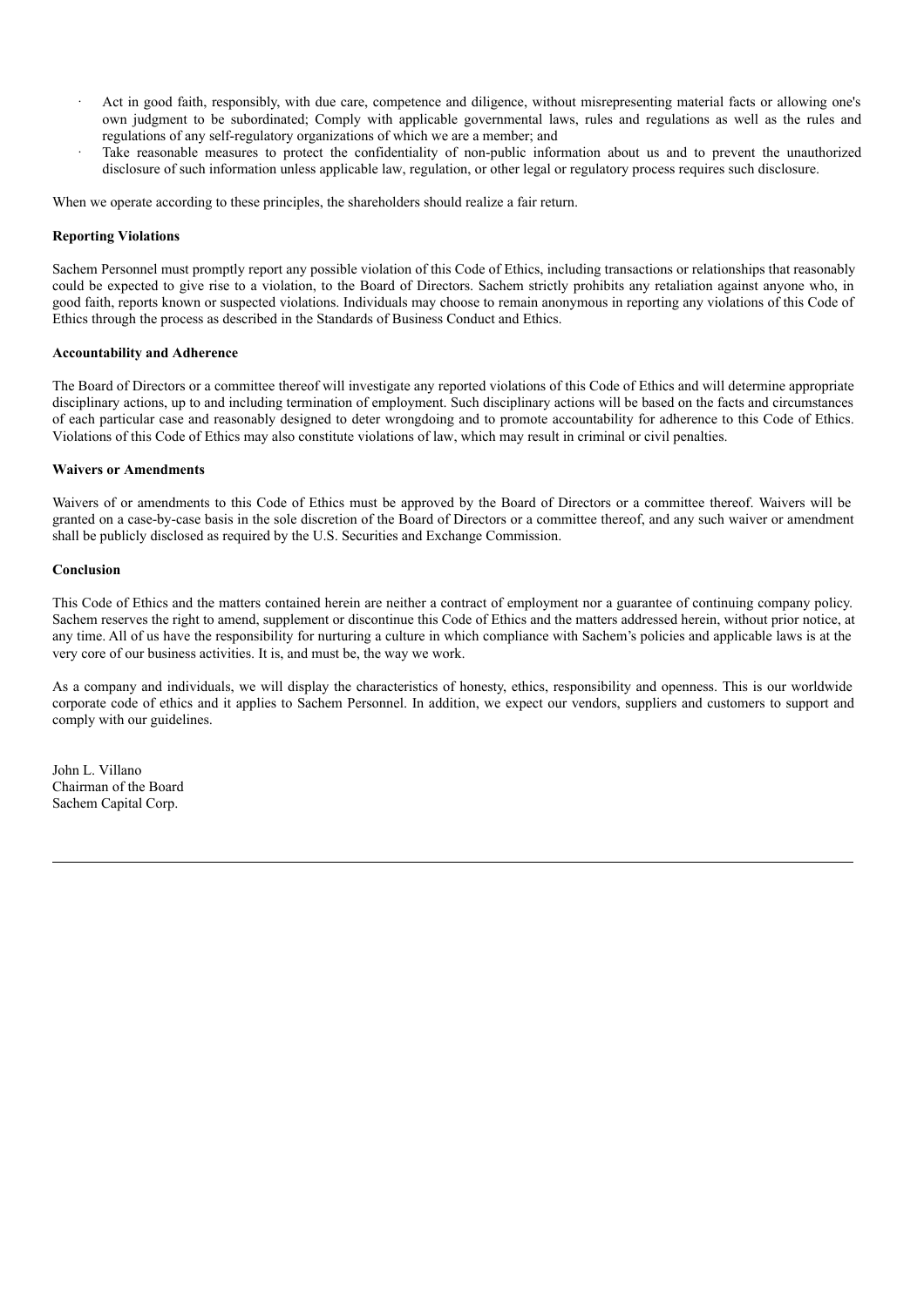- Act in good faith, responsibly, with due care, competence and diligence, without misrepresenting material facts or allowing one's own judgment to be subordinated; Comply with applicable governmental laws, rules and regulations as well as the rules and regulations of any self-regulatory organizations of which we are a member; and
- Take reasonable measures to protect the confidentiality of non-public information about us and to prevent the unauthorized disclosure of such information unless applicable law, regulation, or other legal or regulatory process requires such disclosure.

When we operate according to these principles, the shareholders should realize a fair return.

**Reporting Violations**

Sachem Personnel must promptly report any possible violation of this Code of Ethics, including transactions or relationships that reasonably could be expected to give rise to a violation, to the Board of Directors. Sachem strictly prohibits any retaliation against anyone who, in good faith, reports known or suspected violations. Individuals may choose to remain anonymous in reporting any violations of this Code of Ethics through the process as described in the Standards of Business Conduct and Ethics.

**Accountability and Adherence**

The Board of Directors or a committee thereof will investigate any reported violations of this Code of Ethics and will determine appropriate disciplinary actions, up to and including termination of employment. Such disciplinary actions will be based on the facts and circumstances of each particular case and reasonably designed to deter wrongdoing and to promote accountability for adherence to this Code of Ethics. Violations of this Code of Ethics may also constitute violations of law, which may result in criminal or civil penalties.

**Waivers or Amendments**

Waivers of or amendments to this Code of Ethics must be approved by the Board of Directors or a committee thereof. Waivers will be granted on a case-by-case basis in the sole discretion of the Board of Directors or a committee thereof, and any such waiver or amendment shall be publicly disclosed as required by the U.S. Securities and Exchange Commission.

**Conclusion**

This Code of Ethics and the matters contained herein are neither a contract of employment nor a guarantee of continuing company policy. Sachem reserves the right to amend, supplement or discontinue this Code of Ethics and the matters addressed herein, without prior notice, at any time. All of us have the responsibility for nurturing a culture in which compliance with Sachem's policies and applicable laws is at the very core of our business activities. It is, and must be, the way we work.

As a company and individuals, we will display the characteristics of honesty, ethics, responsibility and openness. This is our worldwide corporate code of ethics and it applies to Sachem Personnel. In addition, we expect our vendors, suppliers and customers to support and comply with our guidelines.

John L. Villano
Chairman of the Board
Sachem Capital Corp.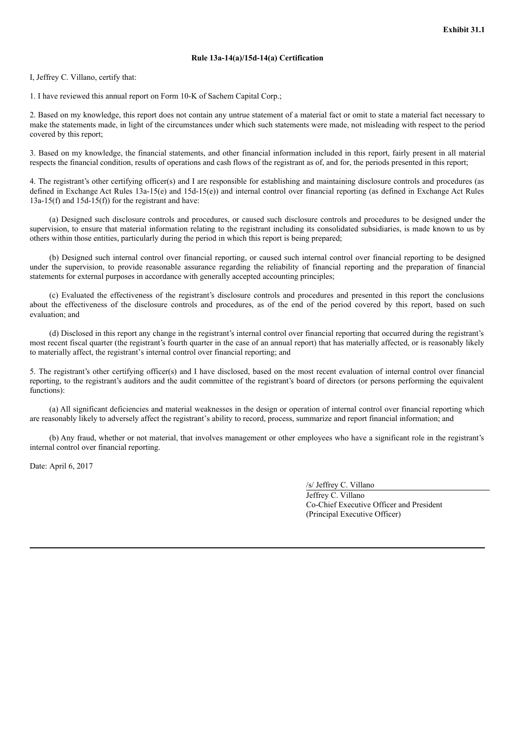**Exhibit 31.1**

**Rule 13a-14(a)/15d-14(a) Certification**

I, Jeffrey C. Villano, certify that:

1. I have reviewed this annual report on Form 10-K of Sachem Capital Corp.;

2. Based on my knowledge, this report does not contain any untrue statement of a material fact or omit to state a material fact necessary to make the statements made, in light of the circumstances under which such statements were made, not misleading with respect to the period covered by this report;

3. Based on my knowledge, the financial statements, and other financial information included in this report, fairly present in all material respects the financial condition, results of operations and cash flows of the registrant as of, and for, the periods presented in this report;

4. The registrant's other certifying officer(s) and I are responsible for establishing and maintaining disclosure controls and procedures (as defined in Exchange Act Rules 13a-15(e) and 15d-15(e)) and internal control over financial reporting (as defined in Exchange Act Rules 13a-15(f) and 15d-15(f)) for the registrant and have:

(a) Designed such disclosure controls and procedures, or caused such disclosure controls and procedures to be designed under the supervision, to ensure that material information relating to the registrant including its consolidated subsidiaries, is made known to us by others within those entities, particularly during the period in which this report is being prepared;

(b) Designed such internal control over financial reporting, or caused such internal control over financial reporting to be designed under the supervision, to provide reasonable assurance regarding the reliability of financial reporting and the preparation of financial statements for external purposes in accordance with generally accepted accounting principles;

(c) Evaluated the effectiveness of the registrant's disclosure controls and procedures and presented in this report the conclusions about the effectiveness of the disclosure controls and procedures, as of the end of the period covered by this report, based on such evaluation; and

(d) Disclosed in this report any change in the registrant's internal control over financial reporting that occurred during the registrant's most recent fiscal quarter (the registrant's fourth quarter in the case of an annual report) that has materially affected, or is reasonably likely to materially affect, the registrant's internal control over financial reporting; and

5. The registrant's other certifying officer(s) and I have disclosed, based on the most recent evaluation of internal control over financial reporting, to the registrant's auditors and the audit committee of the registrant's board of directors (or persons performing the equivalent functions):

(a) All significant deficiencies and material weaknesses in the design or operation of internal control over financial reporting which are reasonably likely to adversely affect the registrant's ability to record, process, summarize and report financial information; and

(b) Any fraud, whether or not material, that involves management or other employees who have a significant role in the registrant's internal control over financial reporting.

Date: April 6, 2017

/s/ Jeffrey C. Villano
Jeffrey C. Villano
Co-Chief Executive Officer and President
(Principal Executive Officer)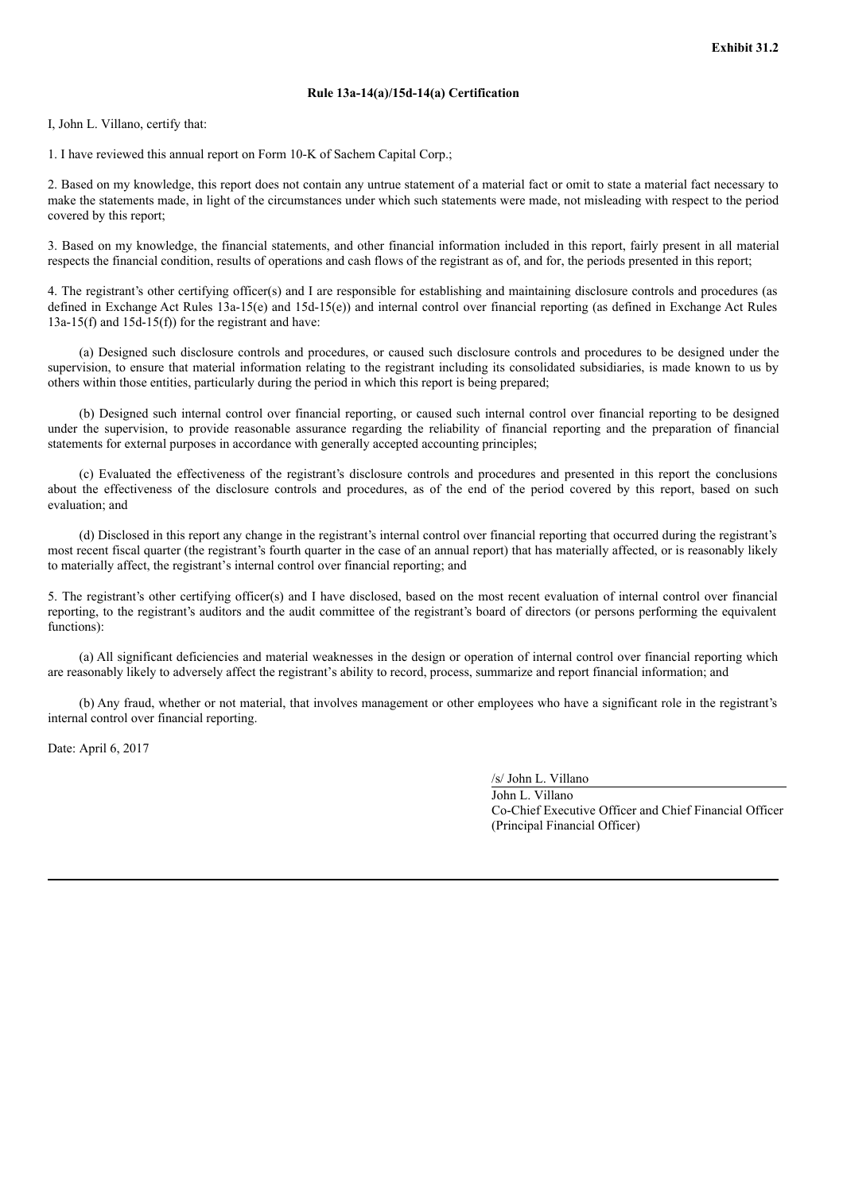**Exhibit 31.2**

**Rule 13a-14(a)/15d-14(a) Certification**

I, John L. Villano, certify that:

1. I have reviewed this annual report on Form 10-K of Sachem Capital Corp.;

2. Based on my knowledge, this report does not contain any untrue statement of a material fact or omit to state a material fact necessary to make the statements made, in light of the circumstances under which such statements were made, not misleading with respect to the period covered by this report;

3. Based on my knowledge, the financial statements, and other financial information included in this report, fairly present in all material respects the financial condition, results of operations and cash flows of the registrant as of, and for, the periods presented in this report;

4. The registrant's other certifying officer(s) and I are responsible for establishing and maintaining disclosure controls and procedures (as defined in Exchange Act Rules 13a-15(e) and 15d-15(e)) and internal control over financial reporting (as defined in Exchange Act Rules 13a-15(f) and 15d-15(f)) for the registrant and have:

(a) Designed such disclosure controls and procedures, or caused such disclosure controls and procedures to be designed under the supervision, to ensure that material information relating to the registrant including its consolidated subsidiaries, is made known to us by others within those entities, particularly during the period in which this report is being prepared;

(b) Designed such internal control over financial reporting, or caused such internal control over financial reporting to be designed under the supervision, to provide reasonable assurance regarding the reliability of financial reporting and the preparation of financial statements for external purposes in accordance with generally accepted accounting principles;

(c) Evaluated the effectiveness of the registrant's disclosure controls and procedures and presented in this report the conclusions about the effectiveness of the disclosure controls and procedures, as of the end of the period covered by this report, based on such evaluation; and

(d) Disclosed in this report any change in the registrant's internal control over financial reporting that occurred during the registrant's most recent fiscal quarter (the registrant's fourth quarter in the case of an annual report) that has materially affected, or is reasonably likely to materially affect, the registrant's internal control over financial reporting; and

5. The registrant's other certifying officer(s) and I have disclosed, based on the most recent evaluation of internal control over financial reporting, to the registrant's auditors and the audit committee of the registrant's board of directors (or persons performing the equivalent functions):

(a) All significant deficiencies and material weaknesses in the design or operation of internal control over financial reporting which are reasonably likely to adversely affect the registrant's ability to record, process, summarize and report financial information; and

(b) Any fraud, whether or not material, that involves management or other employees who have a significant role in the registrant's internal control over financial reporting.

Date: April 6, 2017

/s/ John L. Villano

John L. Villano
Co-Chief Executive Officer and Chief Financial Officer
(Principal Financial Officer)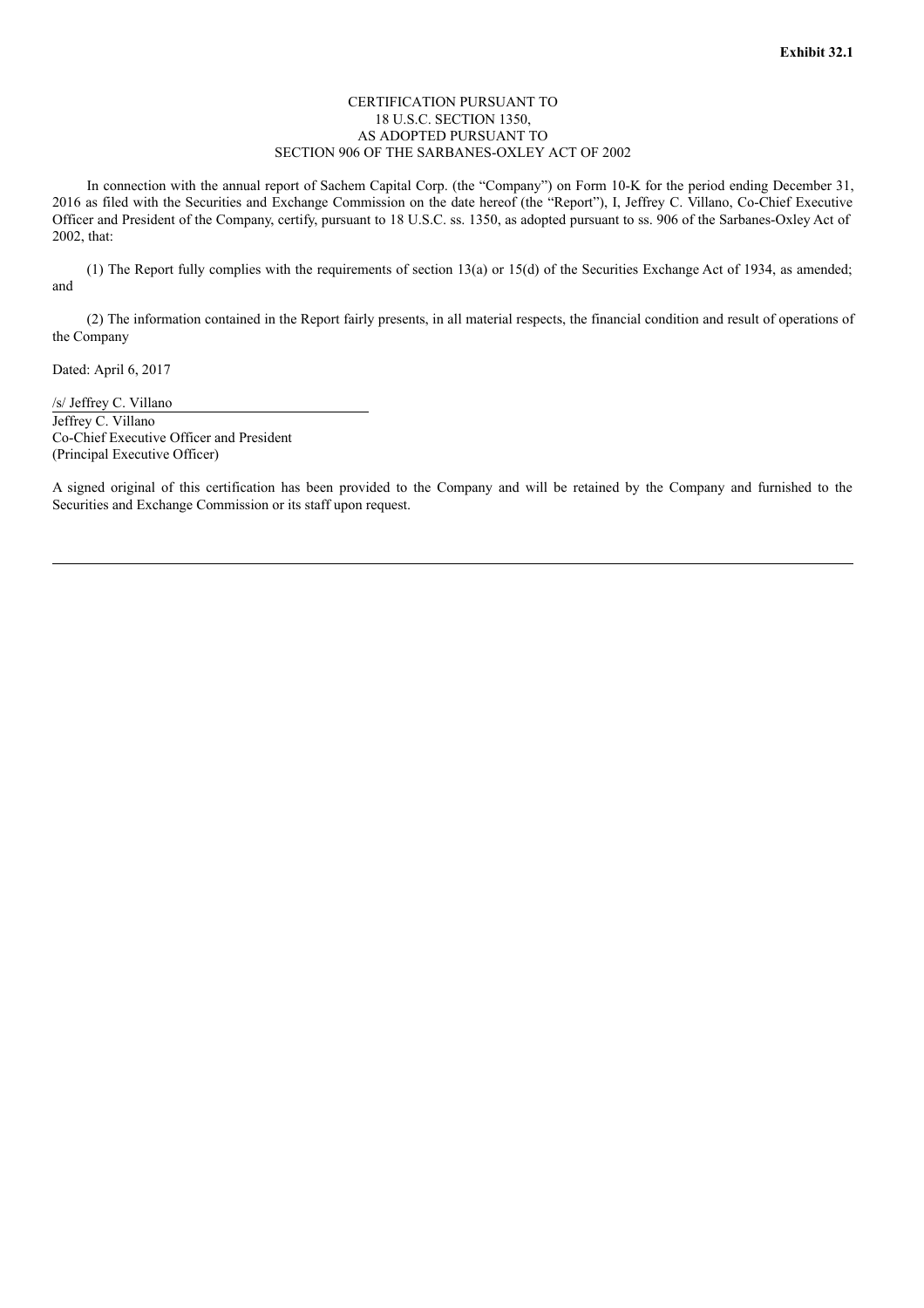**Exhibit 32.1**

CERTIFICATION PURSUANT TO
18 U.S.C. SECTION 1350,
AS ADOPTED PURSUANT TO
SECTION 906 OF THE SARBANES-OXLEY ACT OF 2002

In connection with the annual report of Sachem Capital Corp. (the "Company") on Form 10-K for the period ending December 31, 2016 as filed with the Securities and Exchange Commission on the date hereof (the "Report"), I, Jeffrey C. Villano, Co-Chief Executive Officer and President of the Company, certify, pursuant to 18 U.S.C. ss. 1350, as adopted pursuant to ss. 906 of the Sarbanes-Oxley Act of 2002, that:

(1) The Report fully complies with the requirements of section 13(a) or 15(d) of the Securities Exchange Act of 1934, as amended; and

(2) The information contained in the Report fairly presents, in all material respects, the financial condition and result of operations of the Company

Dated: April 6, 2017

/s/ Jeffrey C. Villano
Jeffrey C. Villano
Co-Chief Executive Officer and President
(Principal Executive Officer)

A signed original of this certification has been provided to the Company and will be retained by the Company and furnished to the Securities and Exchange Commission or its staff upon request.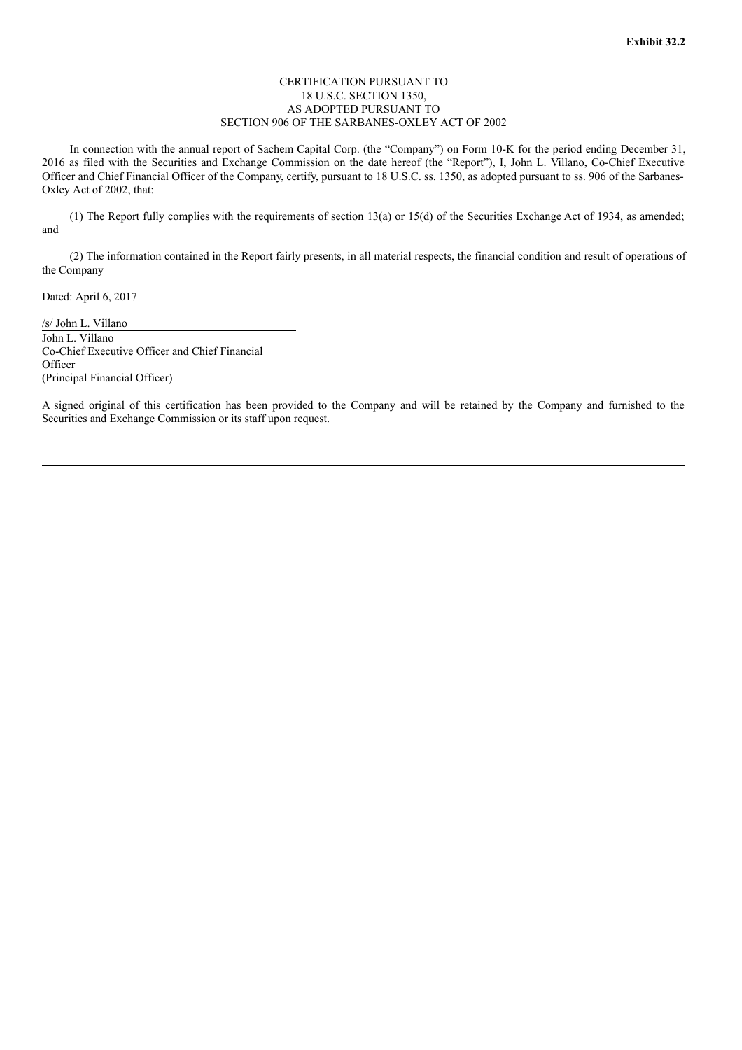**Exhibit 32.2**

CERTIFICATION PURSUANT TO
18 U.S.C. SECTION 1350,
AS ADOPTED PURSUANT TO
SECTION 906 OF THE SARBANES-OXLEY ACT OF 2002

In connection with the annual report of Sachem Capital Corp. (the "Company") on Form 10-K for the period ending December 31, 2016 as filed with the Securities and Exchange Commission on the date hereof (the "Report"), I, John L. Villano, Co-Chief Executive Officer and Chief Financial Officer of the Company, certify, pursuant to 18 U.S.C. ss. 1350, as adopted pursuant to ss. 906 of the Sarbanes-Oxley Act of 2002, that:

(1) The Report fully complies with the requirements of section 13(a) or 15(d) of the Securities Exchange Act of 1934, as amended; and

(2) The information contained in the Report fairly presents, in all material respects, the financial condition and result of operations of the Company

Dated: April 6, 2017

/s/ John L. Villano
John L. Villano
Co-Chief Executive Officer and Chief Financial Officer
(Principal Financial Officer)

A signed original of this certification has been provided to the Company and will be retained by the Company and furnished to the Securities and Exchange Commission or its staff upon request.